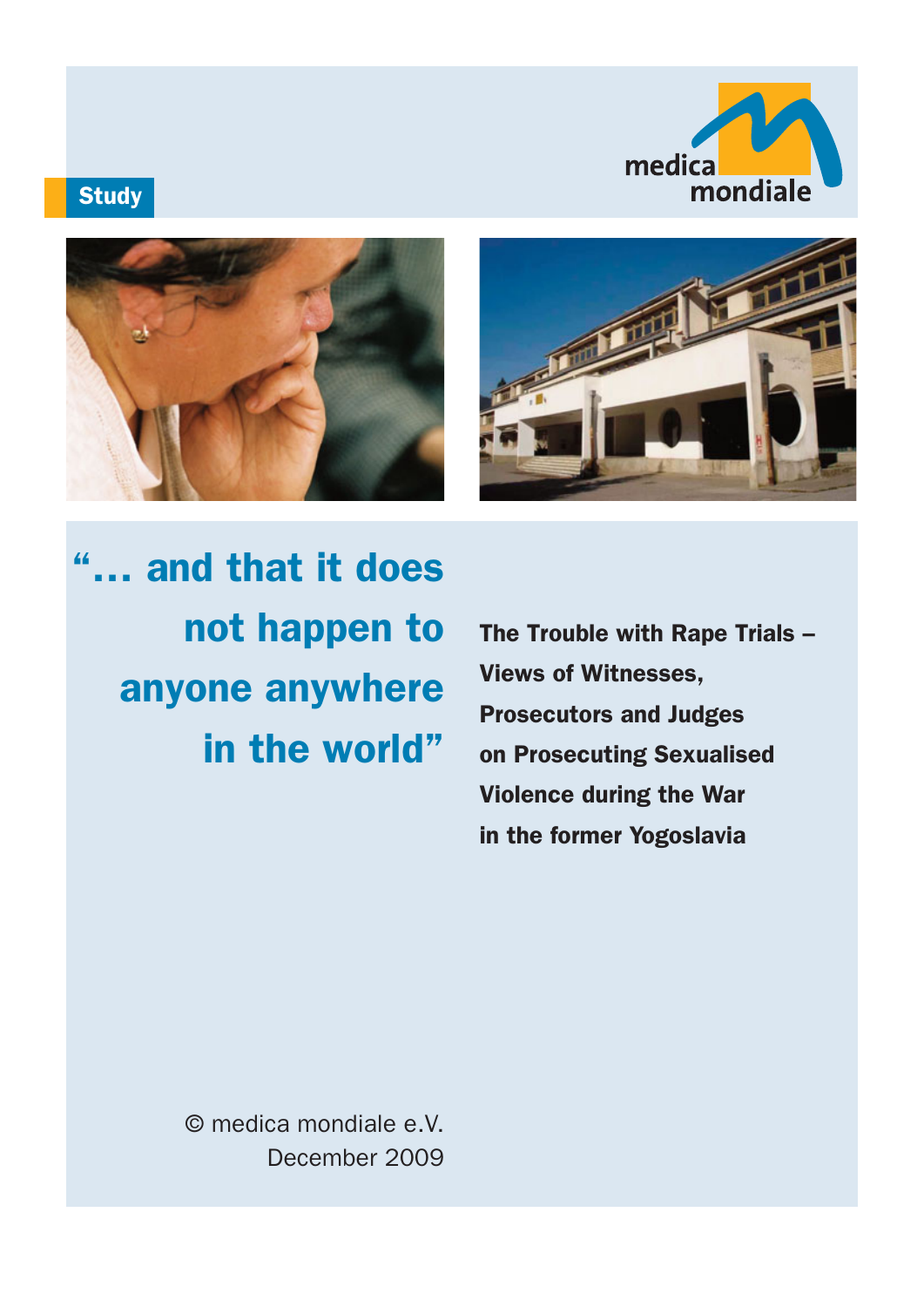Study

medica mondiale

# "... and that it does not happen to anyone anywhere in the world"

## The Trouble with Rape Trials – Views of Witnesses, Prosecutors and Judges on Prosecuting Sexualised Violence during the War in the former Yogoslavia

© medica mondiale e.V.
December 2009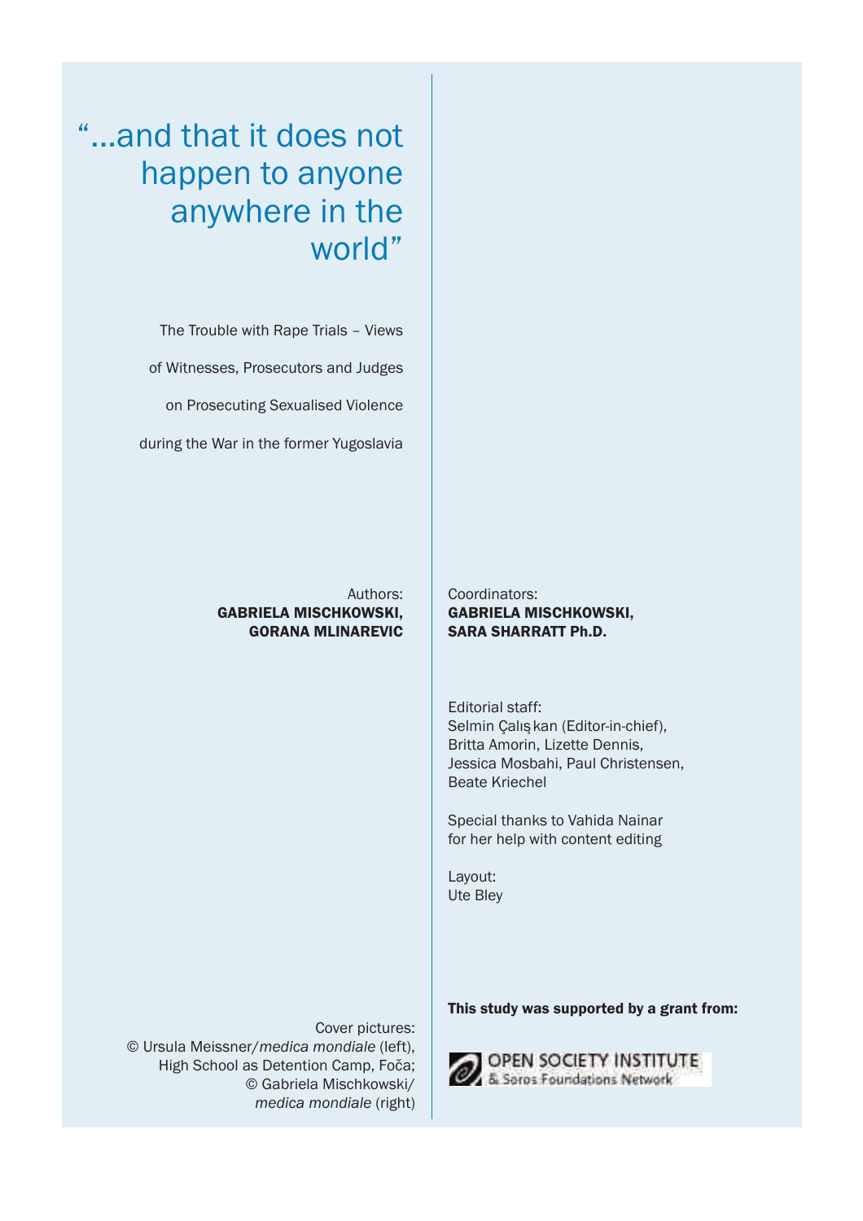# "...and that it does not happen to anyone anywhere in the world"

The Trouble with Rape Trials – Views of Witnesses, Prosecutors and Judges on Prosecuting Sexualised Violence during the War in the former Yugoslavia

Authors:
**GABRIELA MISCHKOWSKI, GORANA MLINAREVIC**

Coordinators:
**GABRIELA MISCHKOWSKI, SARA SHARRATT Ph.D.**

Editorial staff:
Selmin Çalışkan (Editor-in-chief), Britta Amorin, Lizette Dennis, Jessica Mosbahi, Paul Christensen, Beate Kriechel

Special thanks to Vahida Nainar for her help with content editing

Layout:
Ute Bley

Cover pictures:
© Ursula Meissner/*medica mondiale* (left), High School as Detention Camp, Foča; © Gabriela Mischkowski/ *medica mondiale* (right)

**This study was supported by a grant from:**

OPEN SOCIETY INSTITUTE & Soros Foundations Network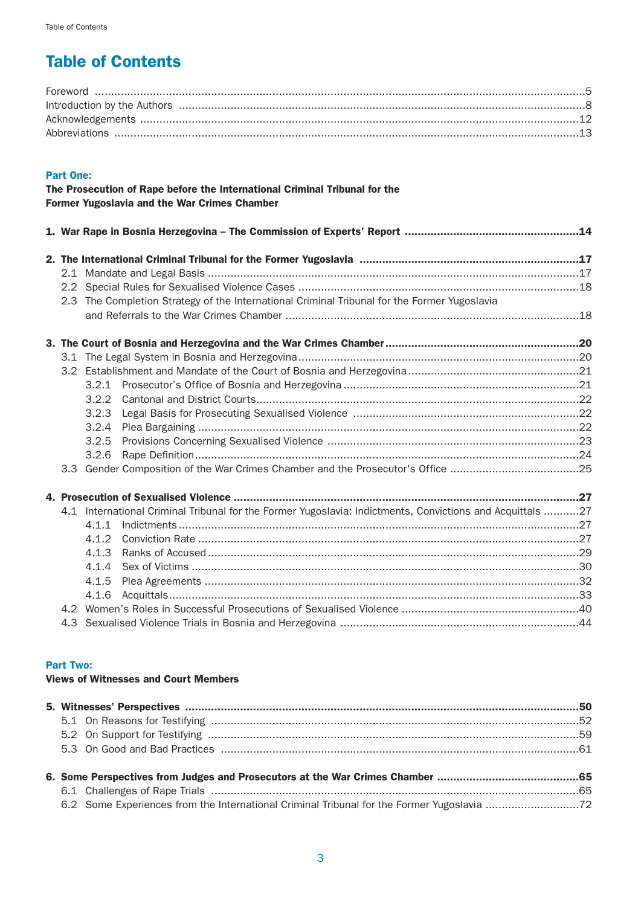# Table of Contents

Foreword ....5
Introduction by the Authors ....8
Acknowledgements ....12
Abbreviations ....13

**Part One:**
**The Prosecution of Rape before the International Criminal Tribunal for the Former Yugoslavia and the War Crimes Chamber**

**1. War Rape in Bosnia Herzegovina – The Commission of Experts' Report ....14**

**2. The International Criminal Tribunal for the Former Yugoslavia ....17**
- 2.1 Mandate and Legal Basis ....17
- 2.2 Special Rules for Sexualised Violence Cases ....18
- 2.3 The Completion Strategy of the International Criminal Tribunal for the Former Yugoslavia and Referrals to the War Crimes Chamber ....18

**3. The Court of Bosnia and Herzegovina and the War Crimes Chamber ....20**
- 3.1 The Legal System in Bosnia and Herzegovina ....20
- 3.2 Establishment and Mandate of the Court of Bosnia and Herzegovina ....21
  - 3.2.1 Prosecutor's Office of Bosnia and Herzegovina ....21
  - 3.2.2 Cantonal and District Courts ....22
  - 3.2.3 Legal Basis for Prosecuting Sexualised Violence ....22
  - 3.2.4 Plea Bargaining ....22
  - 3.2.5 Provisions Concerning Sexualised Violence ....23
  - 3.2.6 Rape Definition ....24
- 3.3 Gender Composition of the War Crimes Chamber and the Prosecutor's Office ....25

**4. Prosecution of Sexualised Violence ....27**
- 4.1 International Criminal Tribunal for the Former Yugoslavia: Indictments, Convictions and Acquittals ....27
  - 4.1.1 Indictments ....27
  - 4.1.2 Conviction Rate ....27
  - 4.1.3 Ranks of Accused ....29
  - 4.1.4 Sex of Victims ....30
  - 4.1.5 Plea Agreements ....32
  - 4.1.6 Acquittals ....33
- 4.2 Women's Roles in Successful Prosecutions of Sexualised Violence ....40
- 4.3 Sexualised Violence Trials in Bosnia and Herzegovina ....44

**Part Two:**
**Views of Witnesses and Court Members**

**5. Witnesses' Perspectives ....50**
- 5.1 On Reasons for Testifying ....52
- 5.2 On Support for Testifying ....59
- 5.3 On Good and Bad Practices ....61

**6. Some Perspectives from Judges and Prosecutors at the War Crimes Chamber ....65**
- 6.1 Challenges of Rape Trials ....65
- 6.2 Some Experiences from the International Criminal Tribunal for the Former Yugoslavia ....72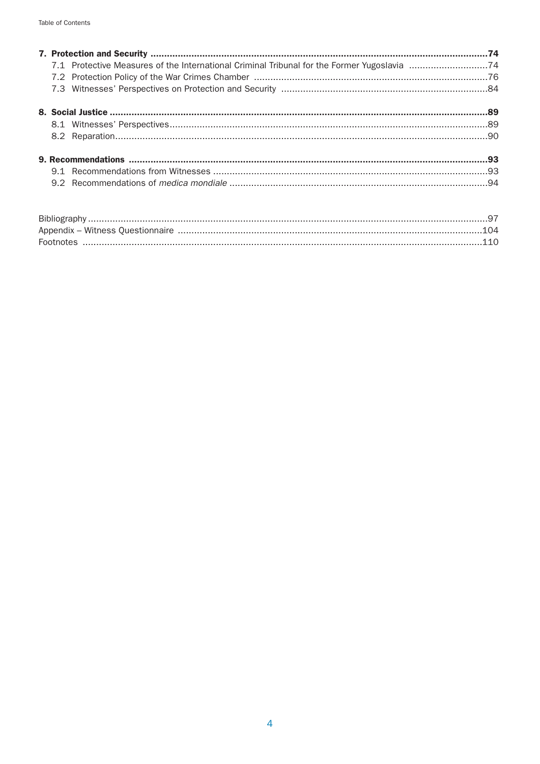**7. Protection and Security** ..... **74**

7.1 Protective Measures of the International Criminal Tribunal for the Former Yugoslavia ..... 74

7.2 Protection Policy of the War Crimes Chamber ..... 76

7.3 Witnesses' Perspectives on Protection and Security ..... 84

**8. Social Justice** ..... **89**

8.1 Witnesses' Perspectives ..... 89

8.2 Reparation ..... 90

**9. Recommendations** ..... **93**

9.1 Recommendations from Witnesses ..... 93

9.2 Recommendations of *medica mondiale* ..... 94

Bibliography ..... 97

Appendix – Witness Questionnaire ..... 104

Footnotes ..... 110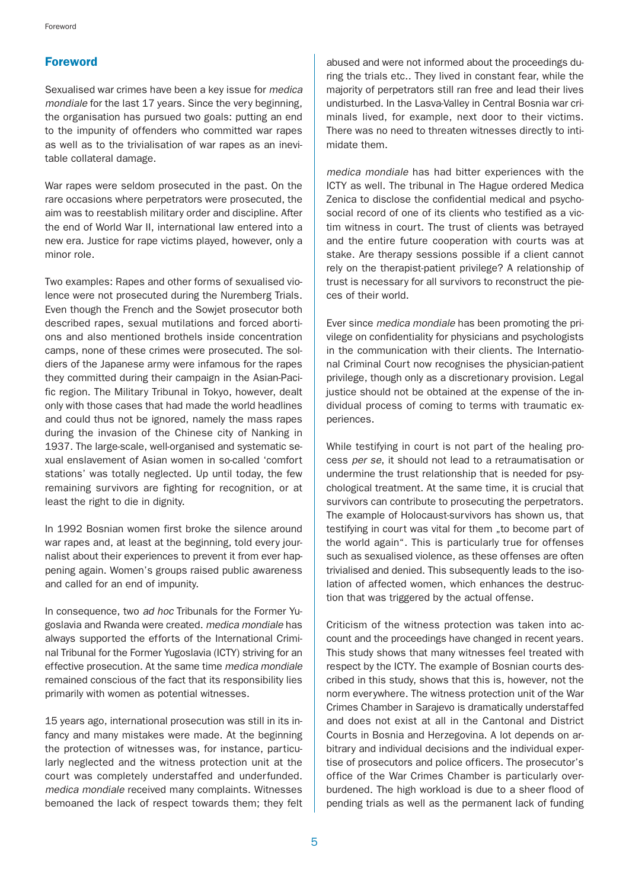## Foreword

Sexualised war crimes have been a key issue for *medica mondiale* for the last 17 years. Since the very beginning, the organisation has pursued two goals: putting an end to the impunity of offenders who committed war rapes as well as to the trivialisation of war rapes as an inevitable collateral damage.

War rapes were seldom prosecuted in the past. On the rare occasions where perpetrators were prosecuted, the aim was to reestablish military order and discipline. After the end of World War II, international law entered into a new era. Justice for rape victims played, however, only a minor role.

Two examples: Rapes and other forms of sexualised violence were not prosecuted during the Nuremberg Trials. Even though the French and the Sowjet prosecutor both described rapes, sexual mutilations and forced abortions and also mentioned brothels inside concentration camps, none of these crimes were prosecuted. The soldiers of the Japanese army were infamous for the rapes they committed during their campaign in the Asian-Pacific region. The Military Tribunal in Tokyo, however, dealt only with those cases that had made the world headlines and could thus not be ignored, namely the mass rapes during the invasion of the Chinese city of Nanking in 1937. The large-scale, well-organised and systematic sexual enslavement of Asian women in so-called 'comfort stations' was totally neglected. Up until today, the few remaining survivors are fighting for recognition, or at least the right to die in dignity.

In 1992 Bosnian women first broke the silence around war rapes and, at least at the beginning, told every journalist about their experiences to prevent it from ever happening again. Women's groups raised public awareness and called for an end of impunity.

In consequence, two *ad hoc* Tribunals for the Former Yugoslavia and Rwanda were created. *medica mondiale* has always supported the efforts of the International Criminal Tribunal for the Former Yugoslavia (ICTY) striving for an effective prosecution. At the same time *medica mondiale* remained conscious of the fact that its responsibility lies primarily with women as potential witnesses.

15 years ago, international prosecution was still in its infancy and many mistakes were made. At the beginning the protection of witnesses was, for instance, particularly neglected and the witness protection unit at the court was completely understaffed and underfunded. *medica mondiale* received many complaints. Witnesses bemoaned the lack of respect towards them; they felt abused and were not informed about the proceedings during the trials etc.. They lived in constant fear, while the majority of perpetrators still ran free and lead their lives undisturbed. In the Lasva-Valley in Central Bosnia war criminals lived, for example, next door to their victims. There was no need to threaten witnesses directly to intimidate them.

*medica mondiale* has had bitter experiences with the ICTY as well. The tribunal in The Hague ordered Medica Zenica to disclose the confidential medical and psychosocial record of one of its clients who testified as a victim witness in court. The trust of clients was betrayed and the entire future cooperation with courts was at stake. Are therapy sessions possible if a client cannot rely on the therapist-patient privilege? A relationship of trust is necessary for all survivors to reconstruct the pieces of their world.

Ever since *medica mondiale* has been promoting the privilege on confidentiality for physicians and psychologists in the communication with their clients. The International Criminal Court now recognises the physician-patient privilege, though only as a discretionary provision. Legal justice should not be obtained at the expense of the individual process of coming to terms with traumatic experiences.

While testifying in court is not part of the healing process *per se*, it should not lead to a retraumatisation or undermine the trust relationship that is needed for psychological treatment. At the same time, it is crucial that survivors can contribute to prosecuting the perpetrators. The example of Holocaust-survivors has shown us, that testifying in court was vital for them „to become part of the world again". This is particularly true for offenses such as sexualised violence, as these offenses are often trivialised and denied. This subsequently leads to the isolation of affected women, which enhances the destruction that was triggered by the actual offense.

Criticism of the witness protection was taken into account and the proceedings have changed in recent years. This study shows that many witnesses feel treated with respect by the ICTY. The example of Bosnian courts described in this study, shows that this is, however, not the norm everywhere. The witness protection unit of the War Crimes Chamber in Sarajevo is dramatically understaffed and does not exist at all in the Cantonal and District Courts in Bosnia and Herzegovina. A lot depends on arbitrary and individual decisions and the individual expertise of prosecutors and police officers. The prosecutor's office of the War Crimes Chamber is particularly overburdened. The high workload is due to a sheer flood of pending trials as well as the permanent lack of funding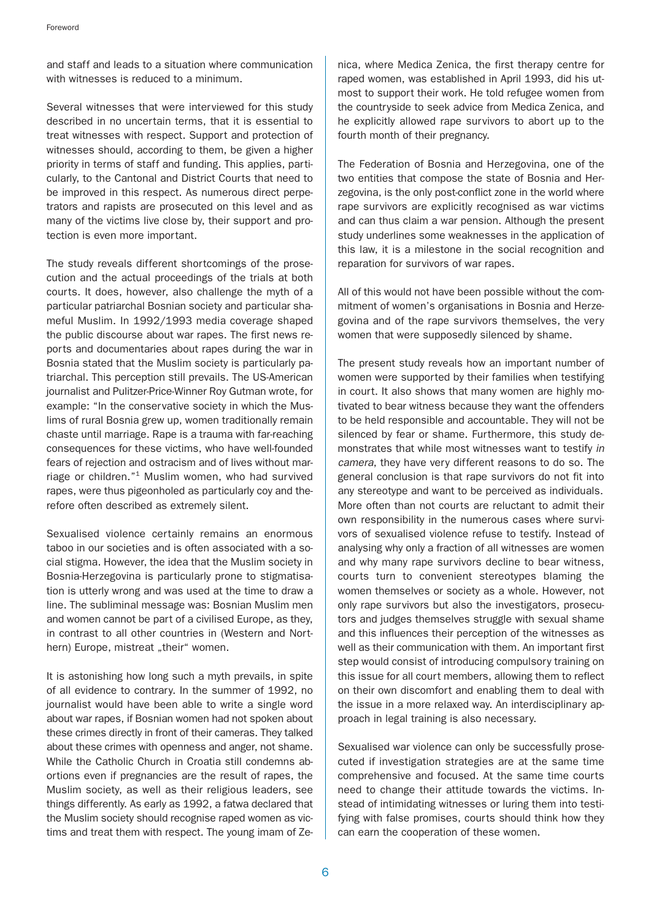and staff and leads to a situation where communication with witnesses is reduced to a minimum.

Several witnesses that were interviewed for this study described in no uncertain terms, that it is essential to treat witnesses with respect. Support and protection of witnesses should, according to them, be given a higher priority in terms of staff and funding. This applies, particularly, to the Cantonal and District Courts that need to be improved in this respect. As numerous direct perpetrators and rapists are prosecuted on this level and as many of the victims live close by, their support and protection is even more important.

The study reveals different shortcomings of the prosecution and the actual proceedings of the trials at both courts. It does, however, also challenge the myth of a particular patriarchal Bosnian society and particular shameful Muslim. In 1992/1993 media coverage shaped the public discourse about war rapes. The first news reports and documentaries about rapes during the war in Bosnia stated that the Muslim society is particularly patriarchal. This perception still prevails. The US-American journalist and Pulitzer-Price-Winner Roy Gutman wrote, for example: "In the conservative society in which the Muslims of rural Bosnia grew up, women traditionally remain chaste until marriage. Rape is a trauma with far-reaching consequences for these victims, who have well-founded fears of rejection and ostracism and of lives without marriage or children."[1] Muslim women, who had survived rapes, were thus pigeonholed as particularly coy and therefore often described as extremely silent.

Sexualised violence certainly remains an enormous taboo in our societies and is often associated with a social stigma. However, the idea that the Muslim society in Bosnia-Herzegovina is particularly prone to stigmatisation is utterly wrong and was used at the time to draw a line. The subliminal message was: Bosnian Muslim men and women cannot be part of a civilised Europe, as they, in contrast to all other countries in (Western and Northern) Europe, mistreat „their" women.

It is astonishing how long such a myth prevails, in spite of all evidence to contrary. In the summer of 1992, no journalist would have been able to write a single word about war rapes, if Bosnian women had not spoken about these crimes directly in front of their cameras. They talked about these crimes with openness and anger, not shame. While the Catholic Church in Croatia still condemns abortions even if pregnancies are the result of rapes, the Muslim society, as well as their religious leaders, see things differently. As early as 1992, a fatwa declared that the Muslim society should recognise raped women as victims and treat them with respect. The young imam of Zenica, where Medica Zenica, the first therapy centre for raped women, was established in April 1993, did his utmost to support their work. He told refugee women from the countryside to seek advice from Medica Zenica, and he explicitly allowed rape survivors to abort up to the fourth month of their pregnancy.

The Federation of Bosnia and Herzegovina, one of the two entities that compose the state of Bosnia and Herzegovina, is the only post-conflict zone in the world where rape survivors are explicitly recognised as war victims and can thus claim a war pension. Although the present study underlines some weaknesses in the application of this law, it is a milestone in the social recognition and reparation for survivors of war rapes.

All of this would not have been possible without the commitment of women's organisations in Bosnia and Herzegovina and of the rape survivors themselves, the very women that were supposedly silenced by shame.

The present study reveals how an important number of women were supported by their families when testifying in court. It also shows that many women are highly motivated to bear witness because they want the offenders to be held responsible and accountable. They will not be silenced by fear or shame. Furthermore, this study demonstrates that while most witnesses want to testify *in camera*, they have very different reasons to do so. The general conclusion is that rape survivors do not fit into any stereotype and want to be perceived as individuals. More often than not courts are reluctant to admit their own responsibility in the numerous cases where survivors of sexualised violence refuse to testify. Instead of analysing why only a fraction of all witnesses are women and why many rape survivors decline to bear witness, courts turn to convenient stereotypes blaming the women themselves or society as a whole. However, not only rape survivors but also the investigators, prosecutors and judges themselves struggle with sexual shame and this influences their perception of the witnesses as well as their communication with them. An important first step would consist of introducing compulsory training on this issue for all court members, allowing them to reflect on their own discomfort and enabling them to deal with the issue in a more relaxed way. An interdisciplinary approach in legal training is also necessary.

Sexualised war violence can only be successfully prosecuted if investigation strategies are at the same time comprehensive and focused. At the same time courts need to change their attitude towards the victims. Instead of intimidating witnesses or luring them into testifying with false promises, courts should think how they can earn the cooperation of these women.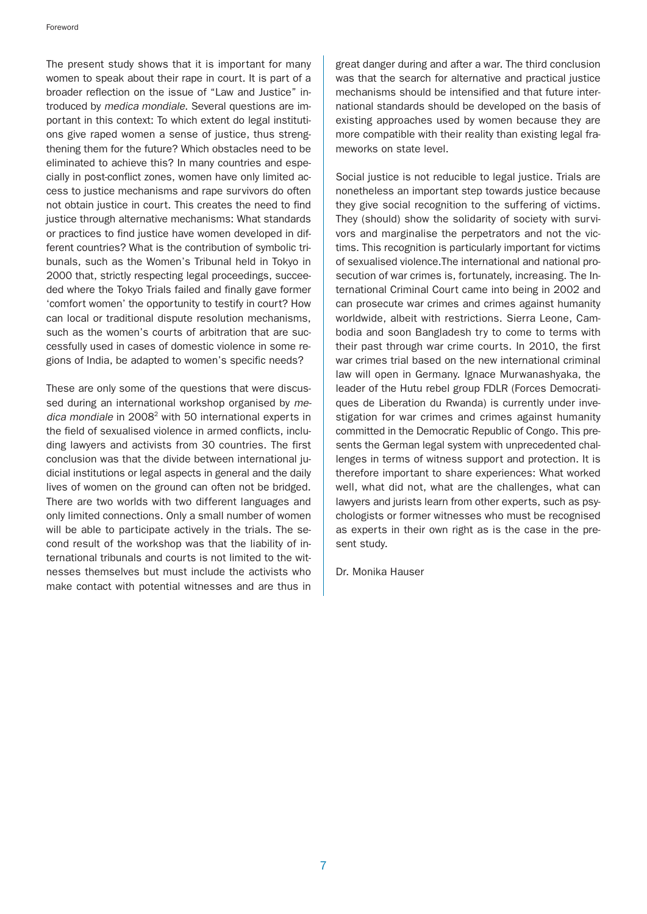The present study shows that it is important for many women to speak about their rape in court. It is part of a broader reflection on the issue of "Law and Justice" introduced by *medica mondiale*. Several questions are important in this context: To which extent do legal institutions give raped women a sense of justice, thus strengthening them for the future? Which obstacles need to be eliminated to achieve this? In many countries and especially in post-conflict zones, women have only limited access to justice mechanisms and rape survivors do often not obtain justice in court. This creates the need to find justice through alternative mechanisms: What standards or practices to find justice have women developed in different countries? What is the contribution of symbolic tribunals, such as the Women's Tribunal held in Tokyo in 2000 that, strictly respecting legal proceedings, succeeded where the Tokyo Trials failed and finally gave former 'comfort women' the opportunity to testify in court? How can local or traditional dispute resolution mechanisms, such as the women's courts of arbitration that are successfully used in cases of domestic violence in some regions of India, be adapted to women's specific needs?

These are only some of the questions that were discussed during an international workshop organised by *medica mondiale* in 2008[2] with 50 international experts in the field of sexualised violence in armed conflicts, including lawyers and activists from 30 countries. The first conclusion was that the divide between international judicial institutions or legal aspects in general and the daily lives of women on the ground can often not be bridged. There are two worlds with two different languages and only limited connections. Only a small number of women will be able to participate actively in the trials. The second result of the workshop was that the liability of international tribunals and courts is not limited to the witnesses themselves but must include the activists who make contact with potential witnesses and are thus in great danger during and after a war. The third conclusion was that the search for alternative and practical justice mechanisms should be intensified and that future international standards should be developed on the basis of existing approaches used by women because they are more compatible with their reality than existing legal frameworks on state level.

Social justice is not reducible to legal justice. Trials are nonetheless an important step towards justice because they give social recognition to the suffering of victims. They (should) show the solidarity of society with survivors and marginalise the perpetrators and not the victims. This recognition is particularly important for victims of sexualised violence.The international and national prosecution of war crimes is, fortunately, increasing. The International Criminal Court came into being in 2002 and can prosecute war crimes and crimes against humanity worldwide, albeit with restrictions. Sierra Leone, Cambodia and soon Bangladesh try to come to terms with their past through war crime courts. In 2010, the first war crimes trial based on the new international criminal law will open in Germany. Ignace Murwanashyaka, the leader of the Hutu rebel group FDLR (Forces Democratiques de Liberation du Rwanda) is currently under investigation for war crimes and crimes against humanity committed in the Democratic Republic of Congo. This presents the German legal system with unprecedented challenges in terms of witness support and protection. It is therefore important to share experiences: What worked well, what did not, what are the challenges, what can lawyers and jurists learn from other experts, such as psychologists or former witnesses who must be recognised as experts in their own right as is the case in the present study.

Dr. Monika Hauser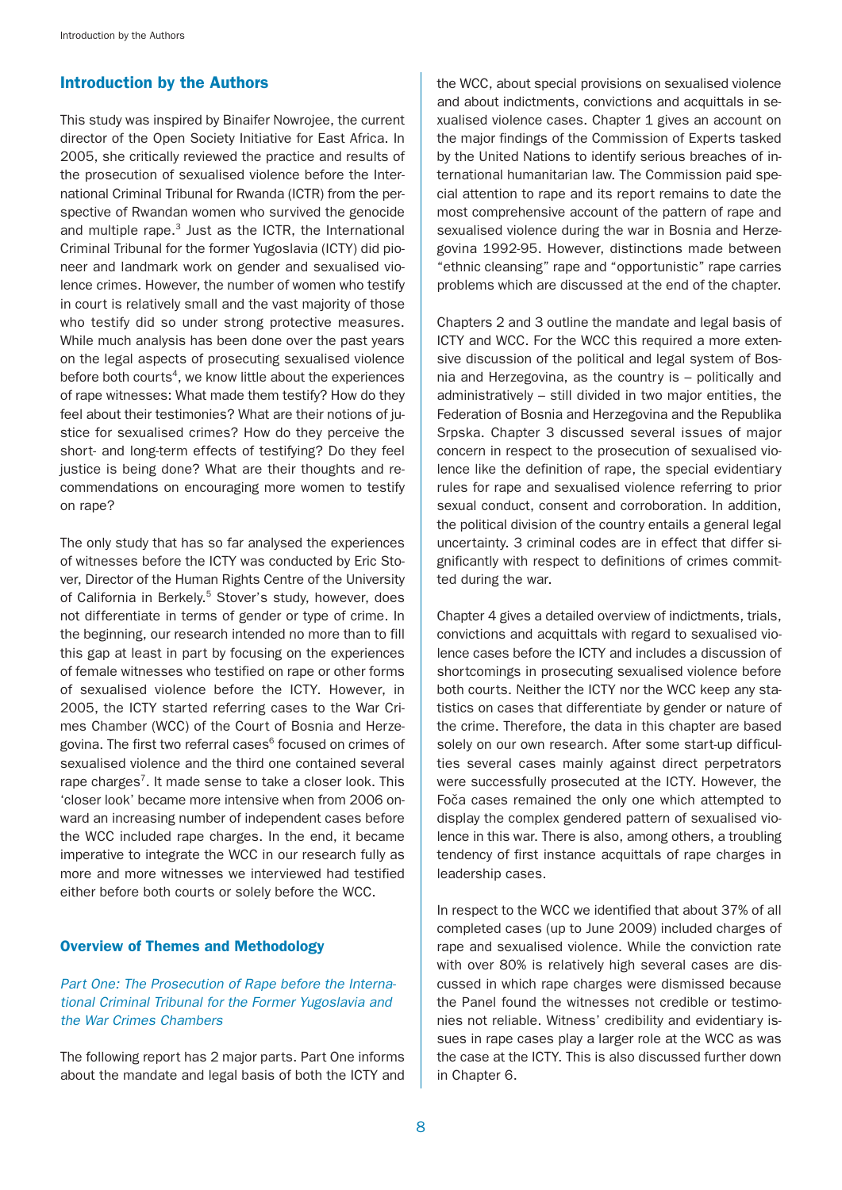## Introduction by the Authors

This study was inspired by Binaifer Nowrojee, the current director of the Open Society Initiative for East Africa. In 2005, she critically reviewed the practice and results of the prosecution of sexualised violence before the International Criminal Tribunal for Rwanda (ICTR) from the perspective of Rwandan women who survived the genocide and multiple rape.[3] Just as the ICTR, the International Criminal Tribunal for the former Yugoslavia (ICTY) did pioneer and landmark work on gender and sexualised violence crimes. However, the number of women who testify in court is relatively small and the vast majority of those who testify did so under strong protective measures. While much analysis has been done over the past years on the legal aspects of prosecuting sexualised violence before both courts[4], we know little about the experiences of rape witnesses: What made them testify? How do they feel about their testimonies? What are their notions of justice for sexualised crimes? How do they perceive the short- and long-term effects of testifying? Do they feel justice is being done? What are their thoughts and recommendations on encouraging more women to testify on rape?

The only study that has so far analysed the experiences of witnesses before the ICTY was conducted by Eric Stover, Director of the Human Rights Centre of the University of California in Berkely.[5] Stover's study, however, does not differentiate in terms of gender or type of crime. In the beginning, our research intended no more than to fill this gap at least in part by focusing on the experiences of female witnesses who testified on rape or other forms of sexualised violence before the ICTY. However, in 2005, the ICTY started referring cases to the War Crimes Chamber (WCC) of the Court of Bosnia and Herzegovina. The first two referral cases[6] focused on crimes of sexualised violence and the third one contained several rape charges[7]. It made sense to take a closer look. This 'closer look' became more intensive when from 2006 onward an increasing number of independent cases before the WCC included rape charges. In the end, it became imperative to integrate the WCC in our research fully as more and more witnesses we interviewed had testified either before both courts or solely before the WCC.

### Overview of Themes and Methodology

*Part One: The Prosecution of Rape before the International Criminal Tribunal for the Former Yugoslavia and the War Crimes Chambers*

The following report has 2 major parts. Part One informs about the mandate and legal basis of both the ICTY and the WCC, about special provisions on sexualised violence and about indictments, convictions and acquittals in sexualised violence cases. Chapter 1 gives an account on the major findings of the Commission of Experts tasked by the United Nations to identify serious breaches of international humanitarian law. The Commission paid special attention to rape and its report remains to date the most comprehensive account of the pattern of rape and sexualised violence during the war in Bosnia and Herzegovina 1992-95. However, distinctions made between "ethnic cleansing" rape and "opportunistic" rape carries problems which are discussed at the end of the chapter.

Chapters 2 and 3 outline the mandate and legal basis of ICTY and WCC. For the WCC this required a more extensive discussion of the political and legal system of Bosnia and Herzegovina, as the country is – politically and administratively – still divided in two major entities, the Federation of Bosnia and Herzegovina and the Republika Srpska. Chapter 3 discussed several issues of major concern in respect to the prosecution of sexualised violence like the definition of rape, the special evidentiary rules for rape and sexualised violence referring to prior sexual conduct, consent and corroboration. In addition, the political division of the country entails a general legal uncertainty. 3 criminal codes are in effect that differ significantly with respect to definitions of crimes committed during the war.

Chapter 4 gives a detailed overview of indictments, trials, convictions and acquittals with regard to sexualised violence cases before the ICTY and includes a discussion of shortcomings in prosecuting sexualised violence before both courts. Neither the ICTY nor the WCC keep any statistics on cases that differentiate by gender or nature of the crime. Therefore, the data in this chapter are based solely on our own research. After some start-up difficulties several cases mainly against direct perpetrators were successfully prosecuted at the ICTY. However, the Foča cases remained the only one which attempted to display the complex gendered pattern of sexualised violence in this war. There is also, among others, a troubling tendency of first instance acquittals of rape charges in leadership cases.

In respect to the WCC we identified that about 37% of all completed cases (up to June 2009) included charges of rape and sexualised violence. While the conviction rate with over 80% is relatively high several cases are discussed in which rape charges were dismissed because the Panel found the witnesses not credible or testimonies not reliable. Witness' credibility and evidentiary issues in rape cases play a larger role at the WCC as was the case at the ICTY. This is also discussed further down in Chapter 6.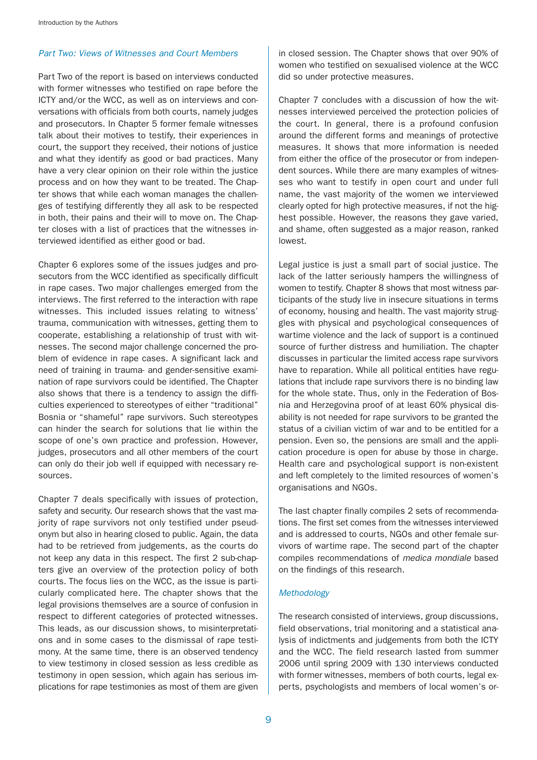*Part Two: Views of Witnesses and Court Members*

Part Two of the report is based on interviews conducted with former witnesses who testified on rape before the ICTY and/or the WCC, as well as on interviews and conversations with officials from both courts, namely judges and prosecutors. In Chapter 5 former female witnesses talk about their motives to testify, their experiences in court, the support they received, their notions of justice and what they identify as good or bad practices. Many have a very clear opinion on their role within the justice process and on how they want to be treated. The Chapter shows that while each woman manages the challenges of testifying differently they all ask to be respected in both, their pains and their will to move on. The Chapter closes with a list of practices that the witnesses interviewed identified as either good or bad.

Chapter 6 explores some of the issues judges and prosecutors from the WCC identified as specifically difficult in rape cases. Two major challenges emerged from the interviews. The first referred to the interaction with rape witnesses. This included issues relating to witness' trauma, communication with witnesses, getting them to cooperate, establishing a relationship of trust with witnesses. The second major challenge concerned the problem of evidence in rape cases. A significant lack and need of training in trauma- and gender-sensitive examination of rape survivors could be identified. The Chapter also shows that there is a tendency to assign the difficulties experienced to stereotypes of either "traditional" Bosnia or "shameful" rape survivors. Such stereotypes can hinder the search for solutions that lie within the scope of one's own practice and profession. However, judges, prosecutors and all other members of the court can only do their job well if equipped with necessary resources.

Chapter 7 deals specifically with issues of protection, safety and security. Our research shows that the vast majority of rape survivors not only testified under pseudonym but also in hearing closed to public. Again, the data had to be retrieved from judgements, as the courts do not keep any data in this respect. The first 2 sub-chapters give an overview of the protection policy of both courts. The focus lies on the WCC, as the issue is particularly complicated here. The chapter shows that the legal provisions themselves are a source of confusion in respect to different categories of protected witnesses. This leads, as our discussion shows, to misinterpretations and in some cases to the dismissal of rape testimony. At the same time, there is an observed tendency to view testimony in closed session as less credible as testimony in open session, which again has serious implications for rape testimonies as most of them are given in closed session. The Chapter shows that over 90% of women who testified on sexualised violence at the WCC did so under protective measures.

Chapter 7 concludes with a discussion of how the witnesses interviewed perceived the protection policies of the court. In general, there is a profound confusion around the different forms and meanings of protective measures. It shows that more information is needed from either the office of the prosecutor or from independent sources. While there are many examples of witnesses who want to testify in open court and under full name, the vast majority of the women we interviewed clearly opted for high protective measures, if not the highest possible. However, the reasons they gave varied, and shame, often suggested as a major reason, ranked lowest.

Legal justice is just a small part of social justice. The lack of the latter seriously hampers the willingness of women to testify. Chapter 8 shows that most witness participants of the study live in insecure situations in terms of economy, housing and health. The vast majority struggles with physical and psychological consequences of wartime violence and the lack of support is a continued source of further distress and humiliation. The chapter discusses in particular the limited access rape survivors have to reparation. While all political entities have regulations that include rape survivors there is no binding law for the whole state. Thus, only in the Federation of Bosnia and Herzegovina proof of at least 60% physical disability is not needed for rape survivors to be granted the status of a civilian victim of war and to be entitled for a pension. Even so, the pensions are small and the application procedure is open for abuse by those in charge. Health care and psychological support is non-existent and left completely to the limited resources of women's organisations and NGOs.

The last chapter finally compiles 2 sets of recommendations. The first set comes from the witnesses interviewed and is addressed to courts, NGOs and other female survivors of wartime rape. The second part of the chapter compiles recommendations of *medica mondiale* based on the findings of this research.

*Methodology*

The research consisted of interviews, group discussions, field observations, trial monitoring and a statistical analysis of indictments and judgements from both the ICTY and the WCC. The field research lasted from summer 2006 until spring 2009 with 130 interviews conducted with former witnesses, members of both courts, legal experts, psychologists and members of local women's or-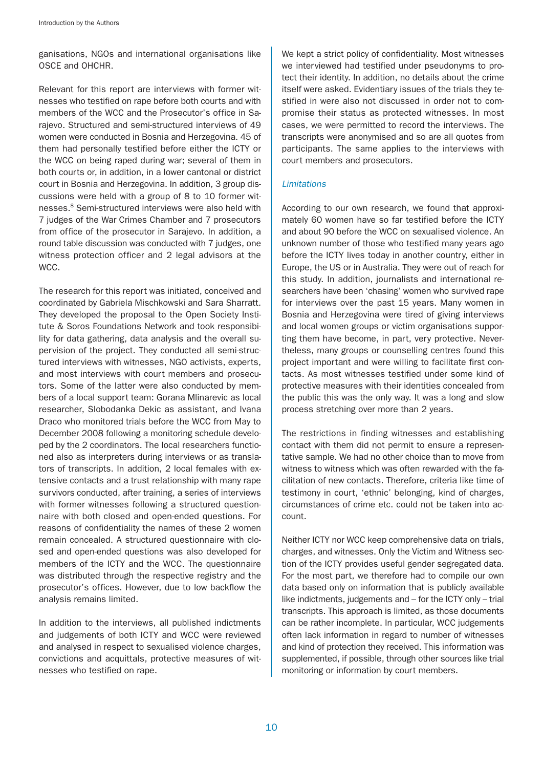ganisations, NGOs and international organisations like OSCE and OHCHR.

Relevant for this report are interviews with former witnesses who testified on rape before both courts and with members of the WCC and the Prosecutor's office in Sarajevo. Structured and semi-structured interviews of 49 women were conducted in Bosnia and Herzegovina. 45 of them had personally testified before either the ICTY or the WCC on being raped during war; several of them in both courts or, in addition, in a lower cantonal or district court in Bosnia and Herzegovina. In addition, 3 group discussions were held with a group of 8 to 10 former witnesses.[8] Semi-structured interviews were also held with 7 judges of the War Crimes Chamber and 7 prosecutors from office of the prosecutor in Sarajevo. In addition, a round table discussion was conducted with 7 judges, one witness protection officer and 2 legal advisors at the WCC.

The research for this report was initiated, conceived and coordinated by Gabriela Mischkowski and Sara Sharratt. They developed the proposal to the Open Society Institute & Soros Foundations Network and took responsibility for data gathering, data analysis and the overall supervision of the project. They conducted all semi-structured interviews with witnesses, NGO activists, experts, and most interviews with court members and prosecutors. Some of the latter were also conducted by members of a local support team: Gorana Mlinarevic as local researcher, Slobodanka Dekic as assistant, and Ivana Draco who monitored trials before the WCC from May to December 2008 following a monitoring schedule developed by the 2 coordinators. The local researchers functioned also as interpreters during interviews or as translators of transcripts. In addition, 2 local females with extensive contacts and a trust relationship with many rape survivors conducted, after training, a series of interviews with former witnesses following a structured questionnaire with both closed and open-ended questions. For reasons of confidentiality the names of these 2 women remain concealed. A structured questionnaire with closed and open-ended questions was also developed for members of the ICTY and the WCC. The questionnaire was distributed through the respective registry and the prosecutor's offices. However, due to low backflow the analysis remains limited.

In addition to the interviews, all published indictments and judgements of both ICTY and WCC were reviewed and analysed in respect to sexualised violence charges, convictions and acquittals, protective measures of witnesses who testified on rape.

We kept a strict policy of confidentiality. Most witnesses we interviewed had testified under pseudonyms to protect their identity. In addition, no details about the crime itself were asked. Evidentiary issues of the trials they testified in were also not discussed in order not to compromise their status as protected witnesses. In most cases, we were permitted to record the interviews. The transcripts were anonymised and so are all quotes from participants. The same applies to the interviews with court members and prosecutors.

*Limitations*

According to our own research, we found that approximately 60 women have so far testified before the ICTY and about 90 before the WCC on sexualised violence. An unknown number of those who testified many years ago before the ICTY lives today in another country, either in Europe, the US or in Australia. They were out of reach for this study. In addition, journalists and international researchers have been 'chasing' women who survived rape for interviews over the past 15 years. Many women in Bosnia and Herzegovina were tired of giving interviews and local women groups or victim organisations supporting them have become, in part, very protective. Nevertheless, many groups or counselling centres found this project important and were willing to facilitate first contacts. As most witnesses testified under some kind of protective measures with their identities concealed from the public this was the only way. It was a long and slow process stretching over more than 2 years.

The restrictions in finding witnesses and establishing contact with them did not permit to ensure a representative sample. We had no other choice than to move from witness to witness which was often rewarded with the facilitation of new contacts. Therefore, criteria like time of testimony in court, 'ethnic' belonging, kind of charges, circumstances of crime etc. could not be taken into account.

Neither ICTY nor WCC keep comprehensive data on trials, charges, and witnesses. Only the Victim and Witness section of the ICTY provides useful gender segregated data. For the most part, we therefore had to compile our own data based only on information that is publicly available like indictments, judgements and – for the ICTY only – trial transcripts. This approach is limited, as those documents can be rather incomplete. In particular, WCC judgements often lack information in regard to number of witnesses and kind of protection they received. This information was supplemented, if possible, through other sources like trial monitoring or information by court members.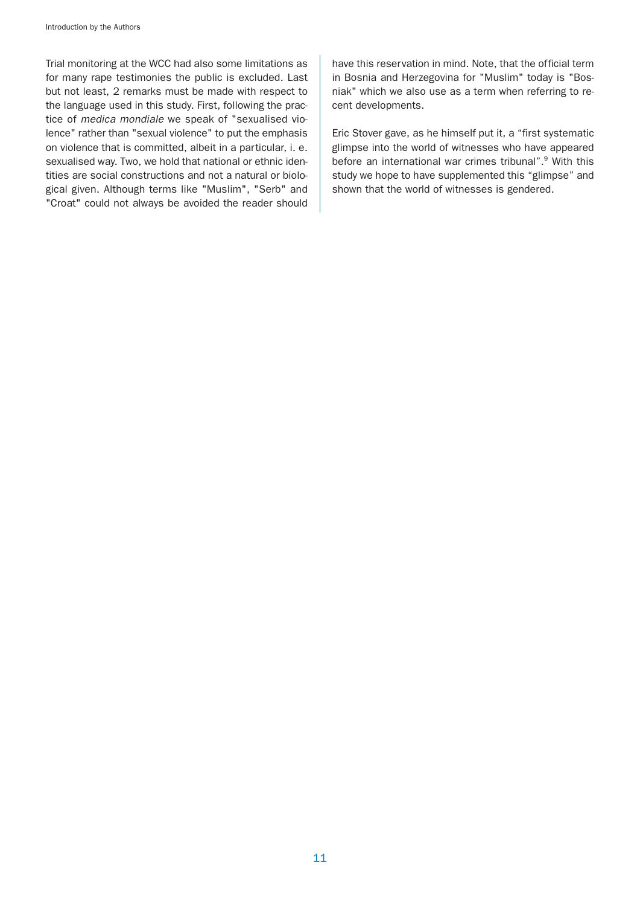Trial monitoring at the WCC had also some limitations as for many rape testimonies the public is excluded. Last but not least, 2 remarks must be made with respect to the language used in this study. First, following the practice of *medica mondiale* we speak of "sexualised violence" rather than "sexual violence" to put the emphasis on violence that is committed, albeit in a particular, i. e. sexualised way. Two, we hold that national or ethnic identities are social constructions and not a natural or biological given. Although terms like "Muslim", "Serb" and "Croat" could not always be avoided the reader should have this reservation in mind. Note, that the official term in Bosnia and Herzegovina for "Muslim" today is "Bosniak" which we also use as a term when referring to recent developments.

Eric Stover gave, as he himself put it, a "first systematic glimpse into the world of witnesses who have appeared before an international war crimes tribunal".[9] With this study we hope to have supplemented this "glimpse" and shown that the world of witnesses is gendered.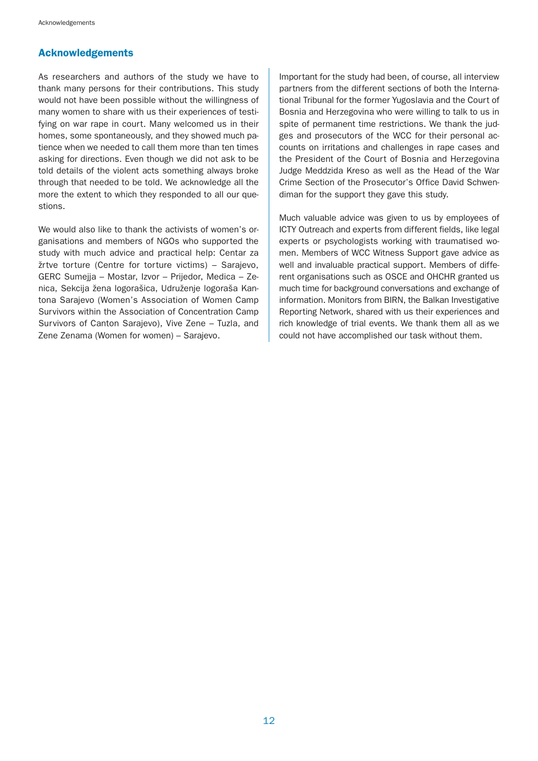## Acknowledgements

As researchers and authors of the study we have to thank many persons for their contributions. This study would not have been possible without the willingness of many women to share with us their experiences of testifying on war rape in court. Many welcomed us in their homes, some spontaneously, and they showed much patience when we needed to call them more than ten times asking for directions. Even though we did not ask to be told details of the violent acts something always broke through that needed to be told. We acknowledge all the more the extent to which they responded to all our questions.

We would also like to thank the activists of women's organisations and members of NGOs who supported the study with much advice and practical help: Centar za žrtve torture (Centre for torture victims) – Sarajevo, GERC Sumejja – Mostar, Izvor – Prijedor, Medica – Zenica, Sekcija žena logorašica, Udruženje logoraša Kantona Sarajevo (Women's Association of Women Camp Survivors within the Association of Concentration Camp Survivors of Canton Sarajevo), Vive Zene – Tuzla, and Zene Zenama (Women for women) – Sarajevo.

Important for the study had been, of course, all interview partners from the different sections of both the International Tribunal for the former Yugoslavia and the Court of Bosnia and Herzegovina who were willing to talk to us in spite of permanent time restrictions. We thank the judges and prosecutors of the WCC for their personal accounts on irritations and challenges in rape cases and the President of the Court of Bosnia and Herzegovina Judge Meddzida Kreso as well as the Head of the War Crime Section of the Prosecutor's Office David Schwendiman for the support they gave this study.

Much valuable advice was given to us by employees of ICTY Outreach and experts from different fields, like legal experts or psychologists working with traumatised women. Members of WCC Witness Support gave advice as well and invaluable practical support. Members of different organisations such as OSCE and OHCHR granted us much time for background conversations and exchange of information. Monitors from BIRN, the Balkan Investigative Reporting Network, shared with us their experiences and rich knowledge of trial events. We thank them all as we could not have accomplished our task without them.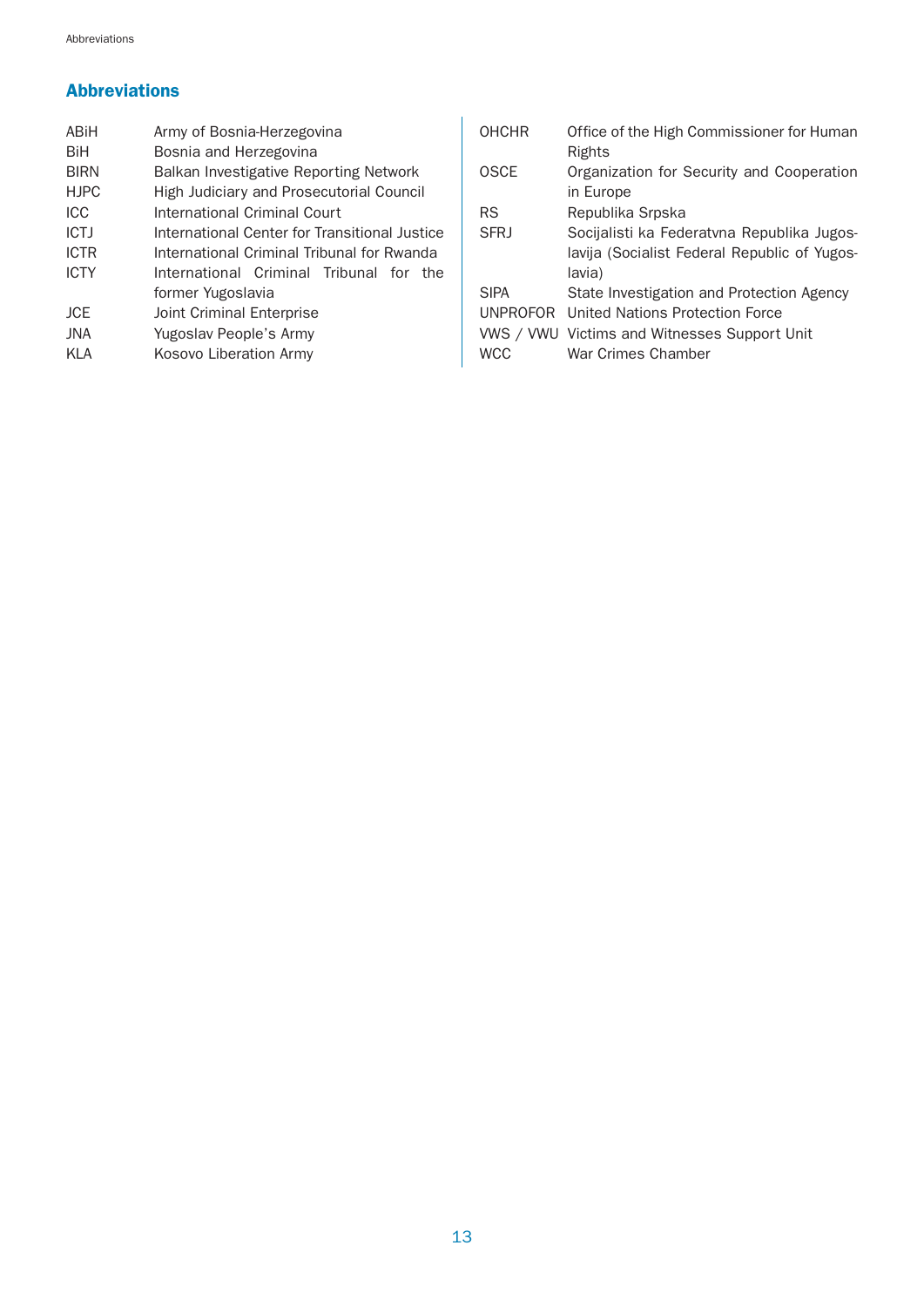## Abbreviations

| | |
|---|---|
| ABiH | Army of Bosnia-Herzegovina |
| BiH | Bosnia and Herzegovina |
| BIRN | Balkan Investigative Reporting Network |
| HJPC | High Judiciary and Prosecutorial Council |
| ICC | International Criminal Court |
| ICTJ | International Center for Transitional Justice |
| ICTR | International Criminal Tribunal for Rwanda |
| ICTY | International Criminal Tribunal for the former Yugoslavia |
| JCE | Joint Criminal Enterprise |
| JNA | Yugoslav People's Army |
| KLA | Kosovo Liberation Army |
| OHCHR | Office of the High Commissioner for Human Rights |
| OSCE | Organization for Security and Cooperation in Europe |
| RS | Republika Srpska |
| SFRJ | Socijalisti ka Federatvna Republika Jugoslavija (Socialist Federal Republic of Yugoslavia) |
| SIPA | State Investigation and Protection Agency |
| UNPROFOR | United Nations Protection Force |
| VWS / VWU | Victims and Witnesses Support Unit |
| WCC | War Crimes Chamber |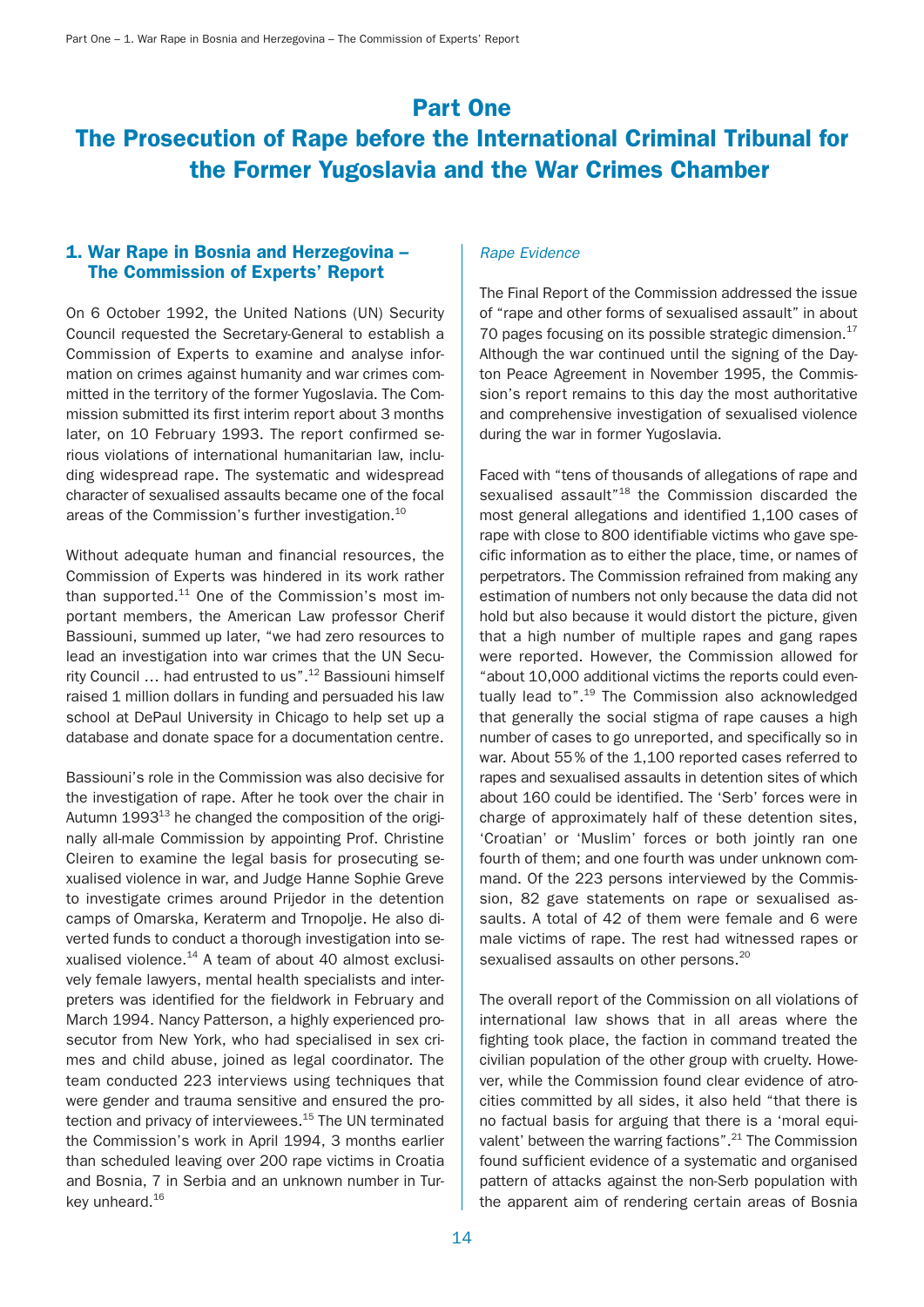# Part One

# The Prosecution of Rape before the International Criminal Tribunal for the Former Yugoslavia and the War Crimes Chamber

## 1. War Rape in Bosnia and Herzegovina – The Commission of Experts' Report

On 6 October 1992, the United Nations (UN) Security Council requested the Secretary-General to establish a Commission of Experts to examine and analyse information on crimes against humanity and war crimes committed in the territory of the former Yugoslavia. The Commission submitted its first interim report about 3 months later, on 10 February 1993. The report confirmed serious violations of international humanitarian law, including widespread rape. The systematic and widespread character of sexualised assaults became one of the focal areas of the Commission's further investigation.[10]

Without adequate human and financial resources, the Commission of Experts was hindered in its work rather than supported.[11] One of the Commission's most important members, the American Law professor Cherif Bassiouni, summed up later, "we had zero resources to lead an investigation into war crimes that the UN Security Council … had entrusted to us".[12] Bassiouni himself raised 1 million dollars in funding and persuaded his law school at DePaul University in Chicago to help set up a database and donate space for a documentation centre.

Bassiouni's role in the Commission was also decisive for the investigation of rape. After he took over the chair in Autumn 1993[13] he changed the composition of the originally all-male Commission by appointing Prof. Christine Cleiren to examine the legal basis for prosecuting sexualised violence in war, and Judge Hanne Sophie Greve to investigate crimes around Prijedor in the detention camps of Omarska, Keraterm and Trnopolje. He also diverted funds to conduct a thorough investigation into sexualised violence.[14] A team of about 40 almost exclusively female lawyers, mental health specialists and interpreters was identified for the fieldwork in February and March 1994. Nancy Patterson, a highly experienced prosecutor from New York, who had specialised in sex crimes and child abuse, joined as legal coordinator. The team conducted 223 interviews using techniques that were gender and trauma sensitive and ensured the protection and privacy of interviewees.[15] The UN terminated the Commission's work in April 1994, 3 months earlier than scheduled leaving over 200 rape victims in Croatia and Bosnia, 7 in Serbia and an unknown number in Turkey unheard.[16]

*Rape Evidence*

The Final Report of the Commission addressed the issue of "rape and other forms of sexualised assault" in about 70 pages focusing on its possible strategic dimension.[17] Although the war continued until the signing of the Dayton Peace Agreement in November 1995, the Commission's report remains to this day the most authoritative and comprehensive investigation of sexualised violence during the war in former Yugoslavia.

Faced with "tens of thousands of allegations of rape and sexualised assault"[18] the Commission discarded the most general allegations and identified 1,100 cases of rape with close to 800 identifiable victims who gave specific information as to either the place, time, or names of perpetrators. The Commission refrained from making any estimation of numbers not only because the data did not hold but also because it would distort the picture, given that a high number of multiple rapes and gang rapes were reported. However, the Commission allowed for "about 10,000 additional victims the reports could eventually lead to".[19] The Commission also acknowledged that generally the social stigma of rape causes a high number of cases to go unreported, and specifically so in war. About 55% of the 1,100 reported cases referred to rapes and sexualised assaults in detention sites of which about 160 could be identified. The 'Serb' forces were in charge of approximately half of these detention sites, 'Croatian' or 'Muslim' forces or both jointly ran one fourth of them; and one fourth was under unknown command. Of the 223 persons interviewed by the Commission, 82 gave statements on rape or sexualised assaults. A total of 42 of them were female and 6 were male victims of rape. The rest had witnessed rapes or sexualised assaults on other persons.[20]

The overall report of the Commission on all violations of international law shows that in all areas where the fighting took place, the faction in command treated the civilian population of the other group with cruelty. However, while the Commission found clear evidence of atrocities committed by all sides, it also held "that there is no factual basis for arguing that there is a 'moral equivalent' between the warring factions".[21] The Commission found sufficient evidence of a systematic and organised pattern of attacks against the non-Serb population with the apparent aim of rendering certain areas of Bosnia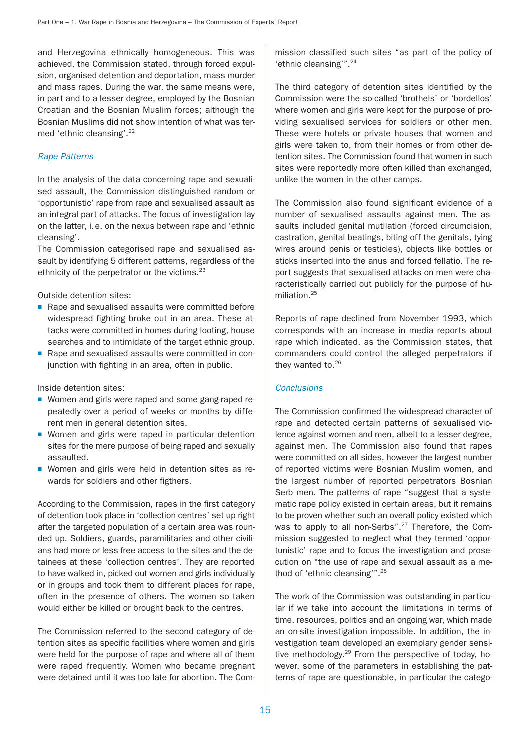and Herzegovina ethnically homogeneous. This was achieved, the Commission stated, through forced expulsion, organised detention and deportation, mass murder and mass rapes. During the war, the same means were, in part and to a lesser degree, employed by the Bosnian Croatian and the Bosnian Muslim forces; although the Bosnian Muslims did not show intention of what was termed 'ethnic cleansing'.[22]

### *Rape Patterns*

In the analysis of the data concerning rape and sexualised assault, the Commission distinguished random or 'opportunistic' rape from rape and sexualised assault as an integral part of attacks. The focus of investigation lay on the latter, i. e. on the nexus between rape and 'ethnic cleansing'.
The Commission categorised rape and sexualised assault by identifying 5 different patterns, regardless of the ethnicity of the perpetrator or the victims.[23]

Outside detention sites:

- Rape and sexualised assaults were committed before widespread fighting broke out in an area. These attacks were committed in homes during looting, house searches and to intimidate of the target ethnic group.
- Rape and sexualised assaults were committed in conjunction with fighting in an area, often in public.

Inside detention sites:

- Women and girls were raped and some gang-raped repeatedly over a period of weeks or months by different men in general detention sites.
- Women and girls were raped in particular detention sites for the mere purpose of being raped and sexually assaulted.
- Women and girls were held in detention sites as rewards for soldiers and other figthers.

According to the Commission, rapes in the first category of detention took place in 'collection centres' set up right after the targeted population of a certain area was rounded up. Soldiers, guards, paramilitaries and other civilians had more or less free access to the sites and the detainees at these 'collection centres'. They are reported to have walked in, picked out women and girls individually or in groups and took them to different places for rape, often in the presence of others. The women so taken would either be killed or brought back to the centres.

The Commission referred to the second category of detention sites as specific facilities where women and girls were held for the purpose of rape and where all of them were raped frequently. Women who became pregnant were detained until it was too late for abortion. The Commission classified such sites "as part of the policy of 'ethnic cleansing'".[24]

The third category of detention sites identified by the Commission were the so-called 'brothels' or 'bordellos' where women and girls were kept for the purpose of providing sexualised services for soldiers or other men. These were hotels or private houses that women and girls were taken to, from their homes or from other detention sites. The Commission found that women in such sites were reportedly more often killed than exchanged, unlike the women in the other camps.

The Commission also found significant evidence of a number of sexualised assaults against men. The assaults included genital mutilation (forced circumcision, castration, genital beatings, biting off the genitals, tying wires around penis or testicles), objects like bottles or sticks inserted into the anus and forced fellatio. The report suggests that sexualised attacks on men were characteristically carried out publicly for the purpose of humiliation.[25]

Reports of rape declined from November 1993, which corresponds with an increase in media reports about rape which indicated, as the Commission states, that commanders could control the alleged perpetrators if they wanted to.[26]

### *Conclusions*

The Commission confirmed the widespread character of rape and detected certain patterns of sexualised violence against women and men, albeit to a lesser degree, against men. The Commission also found that rapes were committed on all sides, however the largest number of reported victims were Bosnian Muslim women, and the largest number of reported perpetrators Bosnian Serb men. The patterns of rape "suggest that a systematic rape policy existed in certain areas, but it remains to be proven whether such an overall policy existed which was to apply to all non-Serbs".[27] Therefore, the Commission suggested to neglect what they termed 'opportunistic' rape and to focus the investigation and prosecution on "the use of rape and sexual assault as a method of 'ethnic cleansing'".[28]

The work of the Commission was outstanding in particular if we take into account the limitations in terms of time, resources, politics and an ongoing war, which made an on-site investigation impossible. In addition, the investigation team developed an exemplary gender sensitive methodology.[29] From the perspective of today, however, some of the parameters in establishing the patterns of rape are questionable, in particular the catego-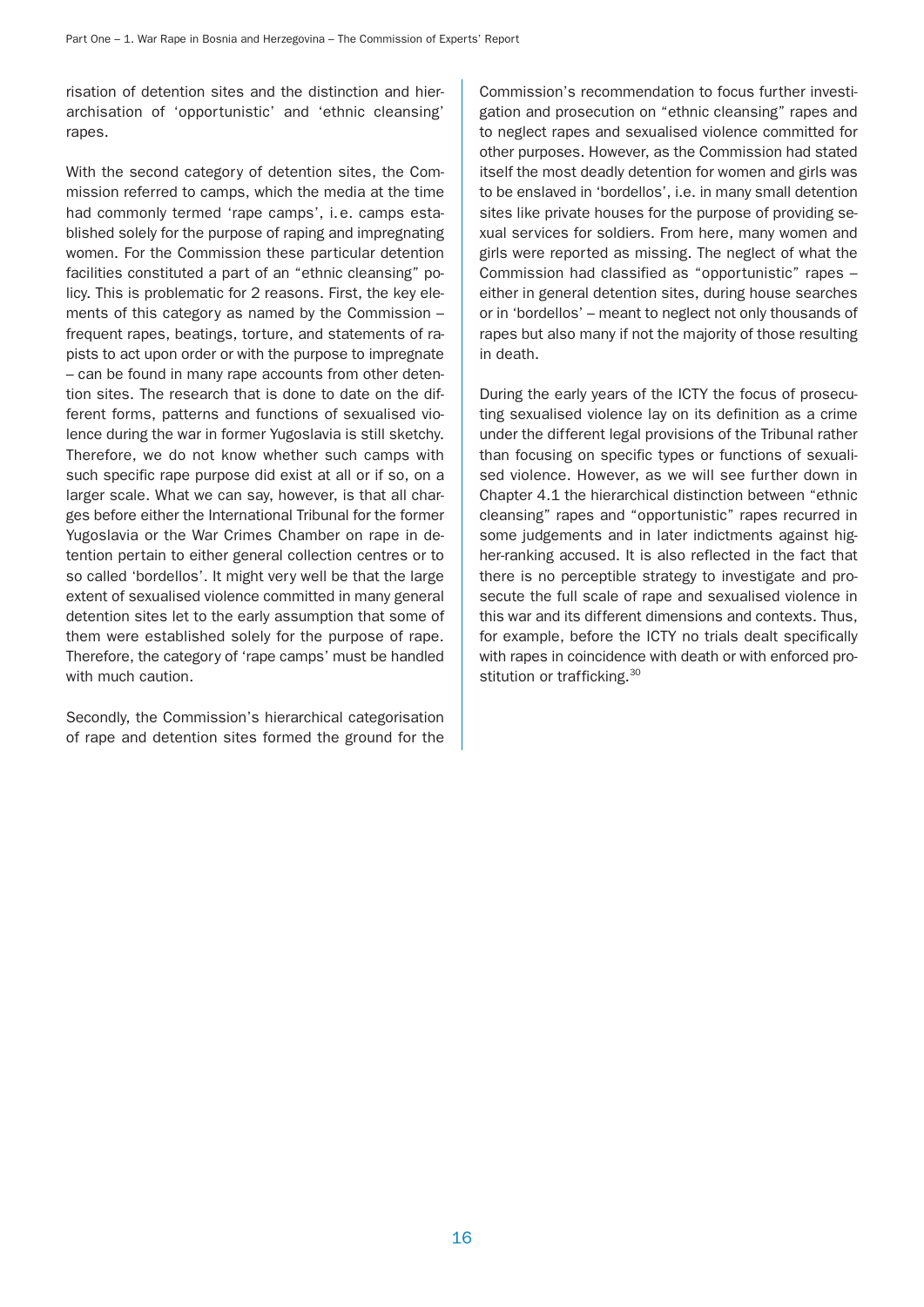risation of detention sites and the distinction and hierarchisation of 'opportunistic' and 'ethnic cleansing' rapes.

With the second category of detention sites, the Commission referred to camps, which the media at the time had commonly termed 'rape camps', i.e. camps established solely for the purpose of raping and impregnating women. For the Commission these particular detention facilities constituted a part of an "ethnic cleansing" policy. This is problematic for 2 reasons. First, the key elements of this category as named by the Commission – frequent rapes, beatings, torture, and statements of rapists to act upon order or with the purpose to impregnate – can be found in many rape accounts from other detention sites. The research that is done to date on the different forms, patterns and functions of sexualised violence during the war in former Yugoslavia is still sketchy. Therefore, we do not know whether such camps with such specific rape purpose did exist at all or if so, on a larger scale. What we can say, however, is that all charges before either the International Tribunal for the former Yugoslavia or the War Crimes Chamber on rape in detention pertain to either general collection centres or to so called 'bordellos'. It might very well be that the large extent of sexualised violence committed in many general detention sites let to the early assumption that some of them were established solely for the purpose of rape. Therefore, the category of 'rape camps' must be handled with much caution.

Secondly, the Commission's hierarchical categorisation of rape and detention sites formed the ground for the Commission's recommendation to focus further investigation and prosecution on "ethnic cleansing" rapes and to neglect rapes and sexualised violence committed for other purposes. However, as the Commission had stated itself the most deadly detention for women and girls was to be enslaved in 'bordellos', i.e. in many small detention sites like private houses for the purpose of providing sexual services for soldiers. From here, many women and girls were reported as missing. The neglect of what the Commission had classified as "opportunistic" rapes – either in general detention sites, during house searches or in 'bordellos' – meant to neglect not only thousands of rapes but also many if not the majority of those resulting in death.

During the early years of the ICTY the focus of prosecuting sexualised violence lay on its definition as a crime under the different legal provisions of the Tribunal rather than focusing on specific types or functions of sexualised violence. However, as we will see further down in Chapter 4.1 the hierarchical distinction between "ethnic cleansing" rapes and "opportunistic" rapes recurred in some judgements and in later indictments against higher-ranking accused. It is also reflected in the fact that there is no perceptible strategy to investigate and prosecute the full scale of rape and sexualised violence in this war and its different dimensions and contexts. Thus, for example, before the ICTY no trials dealt specifically with rapes in coincidence with death or with enforced prostitution or trafficking.[30]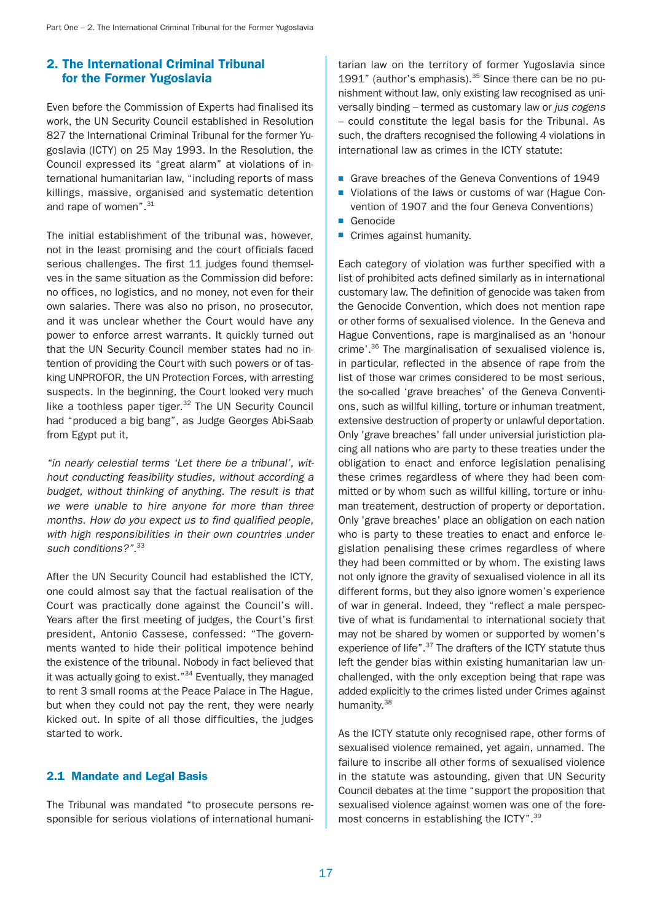## 2. The International Criminal Tribunal for the Former Yugoslavia

Even before the Commission of Experts had finalised its work, the UN Security Council established in Resolution 827 the International Criminal Tribunal for the former Yugoslavia (ICTY) on 25 May 1993. In the Resolution, the Council expressed its "great alarm" at violations of international humanitarian law, "including reports of mass killings, massive, organised and systematic detention and rape of women".[31]

The initial establishment of the tribunal was, however, not in the least promising and the court officials faced serious challenges. The first 11 judges found themselves in the same situation as the Commission did before: no offices, no logistics, and no money, not even for their own salaries. There was also no prison, no prosecutor, and it was unclear whether the Court would have any power to enforce arrest warrants. It quickly turned out that the UN Security Council member states had no intention of providing the Court with such powers or of tasking UNPROFOR, the UN Protection Forces, with arresting suspects. In the beginning, the Court looked very much like a toothless paper tiger.[32] The UN Security Council had "produced a big bang", as Judge Georges Abi-Saab from Egypt put it,

*"in nearly celestial terms 'Let there be a tribunal', without conducting feasibility studies, without according a budget, without thinking of anything. The result is that we were unable to hire anyone for more than three months. How do you expect us to find qualified people, with high responsibilities in their own countries under such conditions?".*[33]

After the UN Security Council had established the ICTY, one could almost say that the factual realisation of the Court was practically done against the Council's will. Years after the first meeting of judges, the Court's first president, Antonio Cassese, confessed: "The governments wanted to hide their political impotence behind the existence of the tribunal. Nobody in fact believed that it was actually going to exist."[34] Eventually, they managed to rent 3 small rooms at the Peace Palace in The Hague, but when they could not pay the rent, they were nearly kicked out. In spite of all those difficulties, the judges started to work.

### 2.1 Mandate and Legal Basis

The Tribunal was mandated "to prosecute persons responsible for serious violations of international humanitarian law on the territory of former Yugoslavia since 1991" (author's emphasis).[35] Since there can be no punishment without law, only existing law recognised as universally binding – termed as customary law or *jus cogens* – could constitute the legal basis for the Tribunal. As such, the drafters recognised the following 4 violations in international law as crimes in the ICTY statute:

- Grave breaches of the Geneva Conventions of 1949
- Violations of the laws or customs of war (Hague Convention of 1907 and the four Geneva Conventions)
- Genocide
- Crimes against humanity.

Each category of violation was further specified with a list of prohibited acts defined similarly as in international customary law. The definition of genocide was taken from the Genocide Convention, which does not mention rape or other forms of sexualised violence. In the Geneva and Hague Conventions, rape is marginalised as an 'honour crime'.[36] The marginalisation of sexualised violence is, in particular, reflected in the absence of rape from the list of those war crimes considered to be most serious, the so-called 'grave breaches' of the Geneva Conventions, such as willful killing, torture or inhuman treatment, extensive destruction of property or unlawful deportation. Only 'grave breaches' fall under universal juristiction placing all nations who are party to these treaties under the obligation to enact and enforce legislation penalising these crimes regardless of where they had been committed or by whom such as willful killing, torture or inhuman treatement, destruction of property or deportation. Only 'grave breaches' place an obligation on each nation who is party to these treaties to enact and enforce legislation penalising these crimes regardless of where they had been committed or by whom. The existing laws not only ignore the gravity of sexualised violence in all its different forms, but they also ignore women's experience of war in general. Indeed, they "reflect a male perspective of what is fundamental to international society that may not be shared by women or supported by women's experience of life".[37] The drafters of the ICTY statute thus left the gender bias within existing humanitarian law unchallenged, with the only exception being that rape was added explicitly to the crimes listed under Crimes against humanity.[38]

As the ICTY statute only recognised rape, other forms of sexualised violence remained, yet again, unnamed. The failure to inscribe all other forms of sexualised violence in the statute was astounding, given that UN Security Council debates at the time "support the proposition that sexualised violence against women was one of the foremost concerns in establishing the ICTY".[39]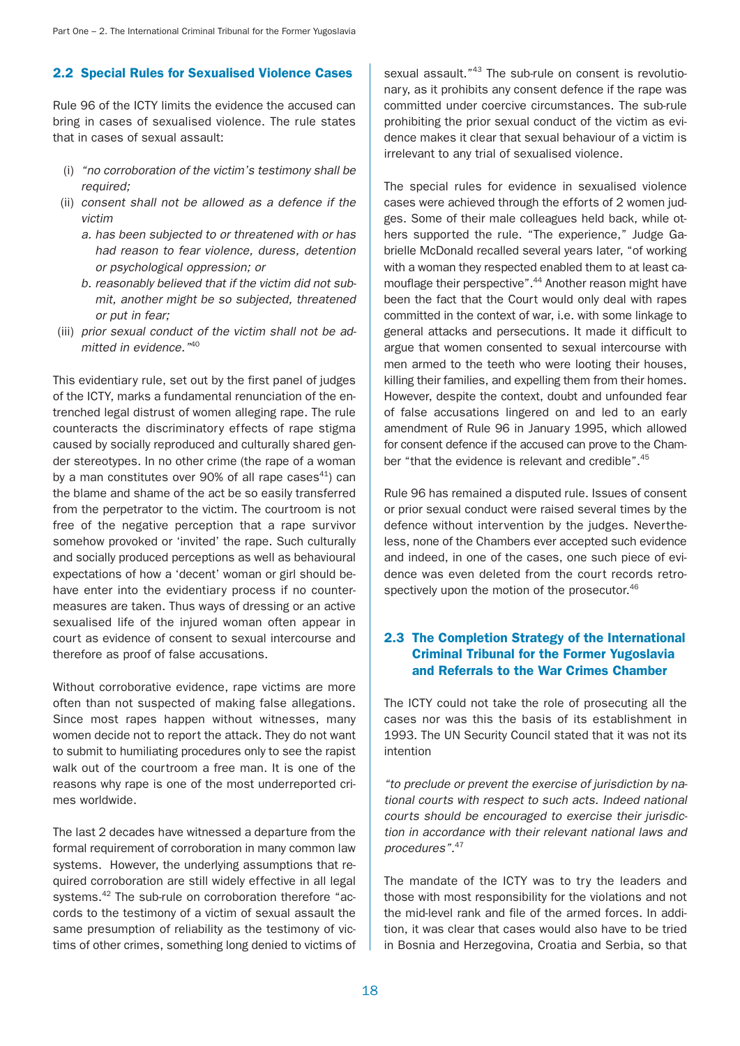## 2.2 Special Rules for Sexualised Violence Cases

Rule 96 of the ICTY limits the evidence the accused can bring in cases of sexualised violence. The rule states that in cases of sexual assault:

(i) *"no corroboration of the victim's testimony shall be required;*

(ii) *consent shall not be allowed as a defence if the victim*

  a. *has been subjected to or threatened with or has had reason to fear violence, duress, detention or psychological oppression; or*

  b. *reasonably believed that if the victim did not submit, another might be so subjected, threatened or put in fear;*

(iii) *prior sexual conduct of the victim shall not be admitted in evidence."*[40]

This evidentiary rule, set out by the first panel of judges of the ICTY, marks a fundamental renunciation of the entrenched legal distrust of women alleging rape. The rule counteracts the discriminatory effects of rape stigma caused by socially reproduced and culturally shared gender stereotypes. In no other crime (the rape of a woman by a man constitutes over 90% of all rape cases[41]) can the blame and shame of the act be so easily transferred from the perpetrator to the victim. The courtroom is not free of the negative perception that a rape survivor somehow provoked or 'invited' the rape. Such culturally and socially produced perceptions as well as behavioural expectations of how a 'decent' woman or girl should behave enter into the evidentiary process if no countermeasures are taken. Thus ways of dressing or an active sexualised life of the injured woman often appear in court as evidence of consent to sexual intercourse and therefore as proof of false accusations.

Without corroborative evidence, rape victims are more often than not suspected of making false allegations. Since most rapes happen without witnesses, many women decide not to report the attack. They do not want to submit to humiliating procedures only to see the rapist walk out of the courtroom a free man. It is one of the reasons why rape is one of the most underreported crimes worldwide.

The last 2 decades have witnessed a departure from the formal requirement of corroboration in many common law systems. However, the underlying assumptions that required corroboration are still widely effective in all legal systems.[42] The sub-rule on corroboration therefore "accords to the testimony of a victim of sexual assault the same presumption of reliability as the testimony of victims of other crimes, something long denied to victims of sexual assault."[43] The sub-rule on consent is revolutionary, as it prohibits any consent defence if the rape was committed under coercive circumstances. The sub-rule prohibiting the prior sexual conduct of the victim as evidence makes it clear that sexual behaviour of a victim is irrelevant to any trial of sexualised violence.

The special rules for evidence in sexualised violence cases were achieved through the efforts of 2 women judges. Some of their male colleagues held back, while others supported the rule. "The experience," Judge Gabrielle McDonald recalled several years later, "of working with a woman they respected enabled them to at least camouflage their perspective".[44] Another reason might have been the fact that the Court would only deal with rapes committed in the context of war, i.e. with some linkage to general attacks and persecutions. It made it difficult to argue that women consented to sexual intercourse with men armed to the teeth who were looting their houses, killing their families, and expelling them from their homes. However, despite the context, doubt and unfounded fear of false accusations lingered on and led to an early amendment of Rule 96 in January 1995, which allowed for consent defence if the accused can prove to the Chamber "that the evidence is relevant and credible".[45]

Rule 96 has remained a disputed rule. Issues of consent or prior sexual conduct were raised several times by the defence without intervention by the judges. Nevertheless, none of the Chambers ever accepted such evidence and indeed, in one of the cases, one such piece of evidence was even deleted from the court records retrospectively upon the motion of the prosecutor.[46]

## 2.3 The Completion Strategy of the International Criminal Tribunal for the Former Yugoslavia and Referrals to the War Crimes Chamber

The ICTY could not take the role of prosecuting all the cases nor was this the basis of its establishment in 1993. The UN Security Council stated that it was not its intention

*"to preclude or prevent the exercise of jurisdiction by national courts with respect to such acts. Indeed national courts should be encouraged to exercise their jurisdiction in accordance with their relevant national laws and procedures".*[47]

The mandate of the ICTY was to try the leaders and those with most responsibility for the violations and not the mid-level rank and file of the armed forces. In addition, it was clear that cases would also have to be tried in Bosnia and Herzegovina, Croatia and Serbia, so that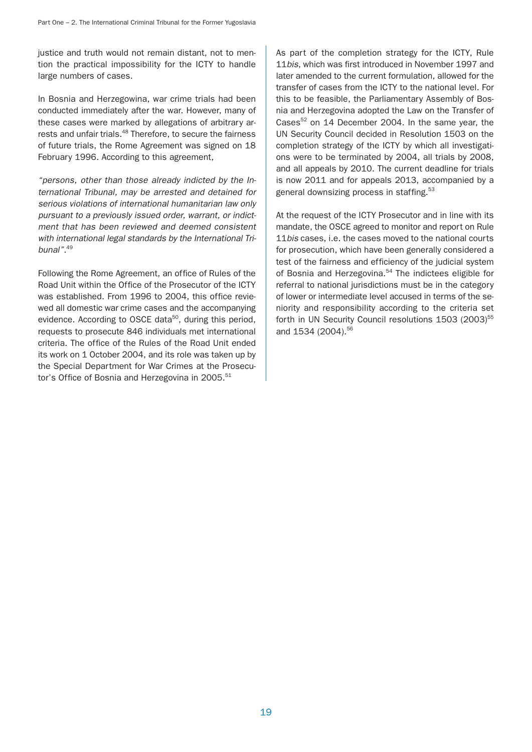justice and truth would not remain distant, not to mention the practical impossibility for the ICTY to handle large numbers of cases.

In Bosnia and Herzegowina, war crime trials had been conducted immediately after the war. However, many of these cases were marked by allegations of arbitrary arrests and unfair trials.[48] Therefore, to secure the fairness of future trials, the Rome Agreement was signed on 18 February 1996. According to this agreement,

*"persons, other than those already indicted by the International Tribunal, may be arrested and detained for serious violations of international humanitarian law only pursuant to a previously issued order, warrant, or indictment that has been reviewed and deemed consistent with international legal standards by the International Tribunal".*[49]

Following the Rome Agreement, an office of Rules of the Road Unit within the Office of the Prosecutor of the ICTY was established. From 1996 to 2004, this office reviewed all domestic war crime cases and the accompanying evidence. According to OSCE data[50], during this period, requests to prosecute 846 individuals met international criteria. The office of the Rules of the Road Unit ended its work on 1 October 2004, and its role was taken up by the Special Department for War Crimes at the Prosecutor's Office of Bosnia and Herzegovina in 2005.[51]

As part of the completion strategy for the ICTY, Rule 11*bis*, which was first introduced in November 1997 and later amended to the current formulation, allowed for the transfer of cases from the ICTY to the national level. For this to be feasible, the Parliamentary Assembly of Bosnia and Herzegovina adopted the Law on the Transfer of Cases[52] on 14 December 2004. In the same year, the UN Security Council decided in Resolution 1503 on the completion strategy of the ICTY by which all investigations were to be terminated by 2004, all trials by 2008, and all appeals by 2010. The current deadline for trials is now 2011 and for appeals 2013, accompanied by a general downsizing process in staffing.[53]

At the request of the ICTY Prosecutor and in line with its mandate, the OSCE agreed to monitor and report on Rule 11*bis* cases, i.e. the cases moved to the national courts for prosecution, which have been generally considered a test of the fairness and efficiency of the judicial system of Bosnia and Herzegovina.[54] The indictees eligible for referral to national jurisdictions must be in the category of lower or intermediate level accused in terms of the seniority and responsibility according to the criteria set forth in UN Security Council resolutions 1503 (2003)[55] and 1534 (2004).[56]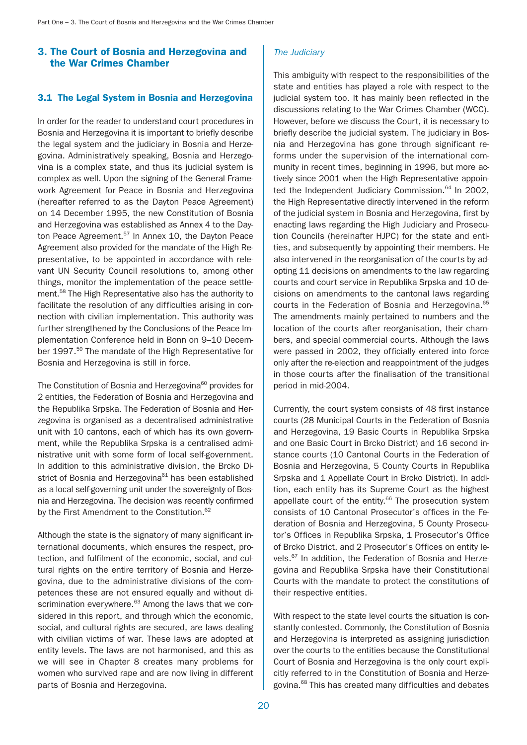## 3. The Court of Bosnia and Herzegovina and the War Crimes Chamber

### 3.1 The Legal System in Bosnia and Herzegovina

In order for the reader to understand court procedures in Bosnia and Herzegovina it is important to briefly describe the legal system and the judiciary in Bosnia and Herzegovina. Administratively speaking, Bosnia and Herzegovina is a complex state, and thus its judicial system is complex as well. Upon the signing of the General Framework Agreement for Peace in Bosnia and Herzegovina (hereafter referred to as the Dayton Peace Agreement) on 14 December 1995, the new Constitution of Bosnia and Herzegovina was established as Annex 4 to the Dayton Peace Agreement.[57] In Annex 10, the Dayton Peace Agreement also provided for the mandate of the High Representative, to be appointed in accordance with relevant UN Security Council resolutions to, among other things, monitor the implementation of the peace settlement.[58] The High Representative also has the authority to facilitate the resolution of any difficulties arising in connection with civilian implementation. This authority was further strengthened by the Conclusions of the Peace Implementation Conference held in Bonn on 9–10 December 1997.[59] The mandate of the High Representative for Bosnia and Herzegovina is still in force.

The Constitution of Bosnia and Herzegovina[60] provides for 2 entities, the Federation of Bosnia and Herzegovina and the Republika Srpska. The Federation of Bosnia and Herzegovina is organised as a decentralised administrative unit with 10 cantons, each of which has its own government, while the Republika Srpska is a centralised administrative unit with some form of local self-government. In addition to this administrative division, the Brcko District of Bosnia and Herzegovina[61] has been established as a local self-governing unit under the sovereignty of Bosnia and Herzegovina. The decision was recently confirmed by the First Amendment to the Constitution.[62]

Although the state is the signatory of many significant international documents, which ensures the respect, protection, and fulfilment of the economic, social, and cultural rights on the entire territory of Bosnia and Herzegovina, due to the administrative divisions of the competences these are not ensured equally and without discrimination everywhere.[63] Among the laws that we considered in this report, and through which the economic, social, and cultural rights are secured, are laws dealing with civilian victims of war. These laws are adopted at entity levels. The laws are not harmonised, and this as we will see in Chapter 8 creates many problems for women who survived rape and are now living in different parts of Bosnia and Herzegovina.

*The Judiciary*

This ambiguity with respect to the responsibilities of the state and entities has played a role with respect to the judicial system too. It has mainly been reflected in the discussions relating to the War Crimes Chamber (WCC). However, before we discuss the Court, it is necessary to briefly describe the judicial system. The judiciary in Bosnia and Herzegovina has gone through significant reforms under the supervision of the international community in recent times, beginning in 1996, but more actively since 2001 when the High Representative appointed the Independent Judiciary Commission.[64] In 2002, the High Representative directly intervened in the reform of the judicial system in Bosnia and Herzegovina, first by enacting laws regarding the High Judiciary and Prosecution Councils (hereinafter HJPC) for the state and entities, and subsequently by appointing their members. He also intervened in the reorganisation of the courts by adopting 11 decisions on amendments to the law regarding courts and court service in Republika Srpska and 10 decisions on amendments to the cantonal laws regarding courts in the Federation of Bosnia and Herzegovina.[65] The amendments mainly pertained to numbers and the location of the courts after reorganisation, their chambers, and special commercial courts. Although the laws were passed in 2002, they officially entered into force only after the re-election and reappointment of the judges in those courts after the finalisation of the transitional period in mid-2004.

Currently, the court system consists of 48 first instance courts (28 Municipal Courts in the Federation of Bosnia and Herzegovina, 19 Basic Courts in Republika Srpska and one Basic Court in Brcko District) and 16 second instance courts (10 Cantonal Courts in the Federation of Bosnia and Herzegovina, 5 County Courts in Republika Srpska and 1 Appellate Court in Brcko District). In addition, each entity has its Supreme Court as the highest appellate court of the entity.[66] The prosecution system consists of 10 Cantonal Prosecutor's offices in the Federation of Bosnia and Herzegovina, 5 County Prosecutor's Offices in Republika Srpska, 1 Prosecutor's Office of Brcko District, and 2 Prosecutor's Offices on entity levels.[67] In addition, the Federation of Bosnia and Herzegovina and Republika Srpska have their Constitutional Courts with the mandate to protect the constitutions of their respective entities.

With respect to the state level courts the situation is constantly contested. Commonly, the Constitution of Bosnia and Herzegovina is interpreted as assigning jurisdiction over the courts to the entities because the Constitutional Court of Bosnia and Herzegovina is the only court explicitly referred to in the Constitution of Bosnia and Herzegovina.[68] This has created many difficulties and debates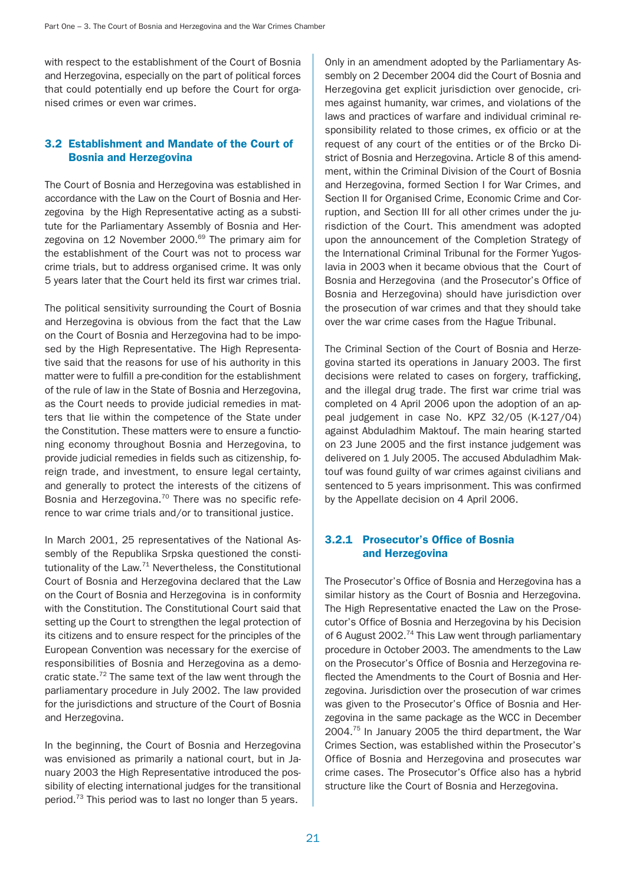with respect to the establishment of the Court of Bosnia and Herzegovina, especially on the part of political forces that could potentially end up before the Court for organised crimes or even war crimes.

## 3.2 Establishment and Mandate of the Court of Bosnia and Herzegovina

The Court of Bosnia and Herzegovina was established in accordance with the Law on the Court of Bosnia and Herzegovina by the High Representative acting as a substitute for the Parliamentary Assembly of Bosnia and Herzegovina on 12 November 2000.[69] The primary aim for the establishment of the Court was not to process war crime trials, but to address organised crime. It was only 5 years later that the Court held its first war crimes trial.

The political sensitivity surrounding the Court of Bosnia and Herzegovina is obvious from the fact that the Law on the Court of Bosnia and Herzegovina had to be imposed by the High Representative. The High Representative said that the reasons for use of his authority in this matter were to fulfill a pre-condition for the establishment of the rule of law in the State of Bosnia and Herzegovina, as the Court needs to provide judicial remedies in matters that lie within the competence of the State under the Constitution. These matters were to ensure a functioning economy throughout Bosnia and Herzegovina, to provide judicial remedies in fields such as citizenship, foreign trade, and investment, to ensure legal certainty, and generally to protect the interests of the citizens of Bosnia and Herzegovina.[70] There was no specific reference to war crime trials and/or to transitional justice.

In March 2001, 25 representatives of the National Assembly of the Republika Srpska questioned the constitutionality of the Law.[71] Nevertheless, the Constitutional Court of Bosnia and Herzegovina declared that the Law on the Court of Bosnia and Herzegovina is in conformity with the Constitution. The Constitutional Court said that setting up the Court to strengthen the legal protection of its citizens and to ensure respect for the principles of the European Convention was necessary for the exercise of responsibilities of Bosnia and Herzegovina as a democratic state.[72] The same text of the law went through the parliamentary procedure in July 2002. The law provided for the jurisdictions and structure of the Court of Bosnia and Herzegovina.

In the beginning, the Court of Bosnia and Herzegovina was envisioned as primarily a national court, but in January 2003 the High Representative introduced the possibility of electing international judges for the transitional period.[73] This period was to last no longer than 5 years.

Only in an amendment adopted by the Parliamentary Assembly on 2 December 2004 did the Court of Bosnia and Herzegovina get explicit jurisdiction over genocide, crimes against humanity, war crimes, and violations of the laws and practices of warfare and individual criminal responsibility related to those crimes, ex officio or at the request of any court of the entities or of the Brcko District of Bosnia and Herzegovina. Article 8 of this amendment, within the Criminal Division of the Court of Bosnia and Herzegovina, formed Section I for War Crimes, and Section II for Organised Crime, Economic Crime and Corruption, and Section III for all other crimes under the jurisdiction of the Court. This amendment was adopted upon the announcement of the Completion Strategy of the International Criminal Tribunal for the Former Yugoslavia in 2003 when it became obvious that the Court of Bosnia and Herzegovina (and the Prosecutor's Office of Bosnia and Herzegovina) should have jurisdiction over the prosecution of war crimes and that they should take over the war crime cases from the Hague Tribunal.

The Criminal Section of the Court of Bosnia and Herzegovina started its operations in January 2003. The first decisions were related to cases on forgery, trafficking, and the illegal drug trade. The first war crime trial was completed on 4 April 2006 upon the adoption of an appeal judgement in case No. KPZ 32/05 (K-127/04) against Abduladhim Maktouf. The main hearing started on 23 June 2005 and the first instance judgement was delivered on 1 July 2005. The accused Abduladhim Maktouf was found guilty of war crimes against civilians and sentenced to 5 years imprisonment. This was confirmed by the Appellate decision on 4 April 2006.

### 3.2.1 Prosecutor's Office of Bosnia and Herzegovina

The Prosecutor's Office of Bosnia and Herzegovina has a similar history as the Court of Bosnia and Herzegovina. The High Representative enacted the Law on the Prosecutor's Office of Bosnia and Herzegovina by his Decision of 6 August 2002.[74] This Law went through parliamentary procedure in October 2003. The amendments to the Law on the Prosecutor's Office of Bosnia and Herzegovina reflected the Amendments to the Court of Bosnia and Herzegovina. Jurisdiction over the prosecution of war crimes was given to the Prosecutor's Office of Bosnia and Herzegovina in the same package as the WCC in December 2004.[75] In January 2005 the third department, the War Crimes Section, was established within the Prosecutor's Office of Bosnia and Herzegovina and prosecutes war crime cases. The Prosecutor's Office also has a hybrid structure like the Court of Bosnia and Herzegovina.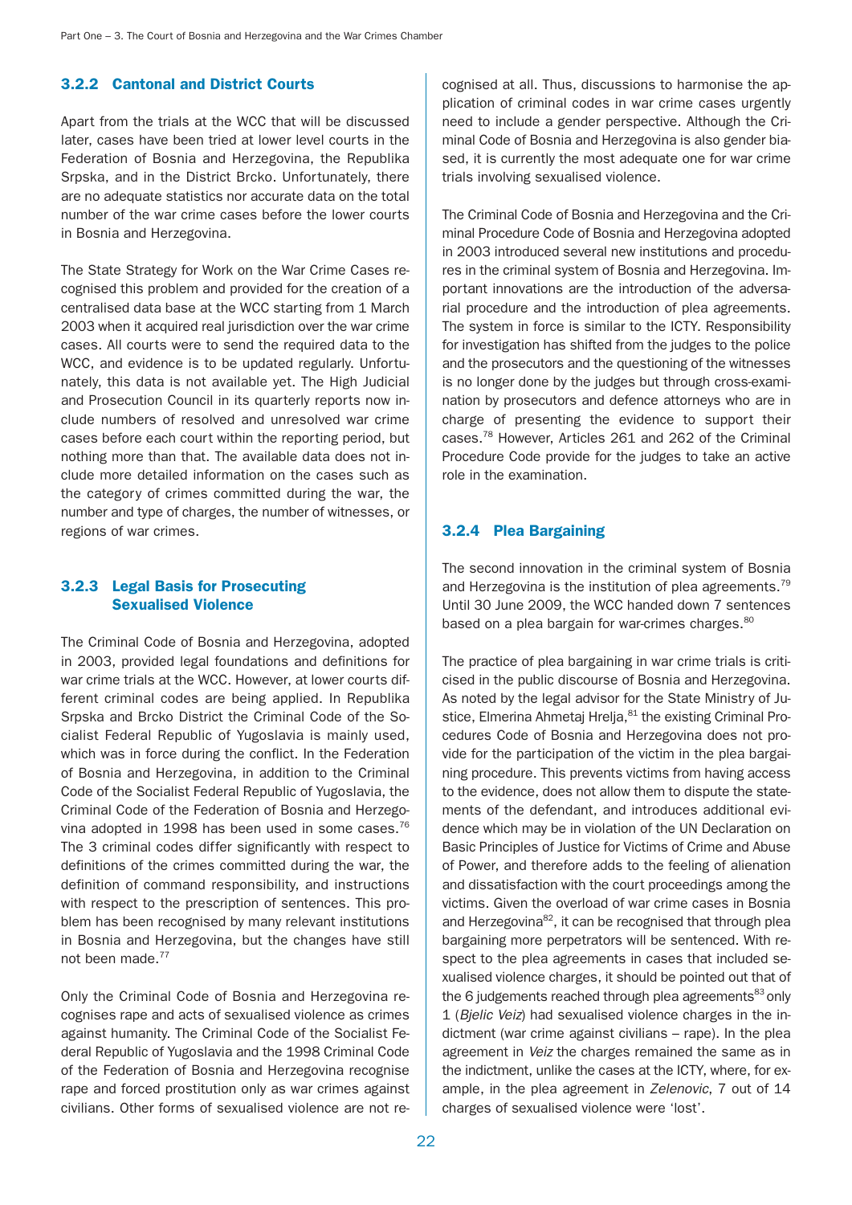### 3.2.2 Cantonal and District Courts

Apart from the trials at the WCC that will be discussed later, cases have been tried at lower level courts in the Federation of Bosnia and Herzegovina, the Republika Srpska, and in the District Brcko. Unfortunately, there are no adequate statistics nor accurate data on the total number of the war crime cases before the lower courts in Bosnia and Herzegovina.

The State Strategy for Work on the War Crime Cases recognised this problem and provided for the creation of a centralised data base at the WCC starting from 1 March 2003 when it acquired real jurisdiction over the war crime cases. All courts were to send the required data to the WCC, and evidence is to be updated regularly. Unfortunately, this data is not available yet. The High Judicial and Prosecution Council in its quarterly reports now include numbers of resolved and unresolved war crime cases before each court within the reporting period, but nothing more than that. The available data does not include more detailed information on the cases such as the category of crimes committed during the war, the number and type of charges, the number of witnesses, or regions of war crimes.

### 3.2.3 Legal Basis for Prosecuting Sexualised Violence

The Criminal Code of Bosnia and Herzegovina, adopted in 2003, provided legal foundations and definitions for war crime trials at the WCC. However, at lower courts different criminal codes are being applied. In Republika Srpska and Brcko District the Criminal Code of the Socialist Federal Republic of Yugoslavia is mainly used, which was in force during the conflict. In the Federation of Bosnia and Herzegovina, in addition to the Criminal Code of the Socialist Federal Republic of Yugoslavia, the Criminal Code of the Federation of Bosnia and Herzegovina adopted in 1998 has been used in some cases.[76] The 3 criminal codes differ significantly with respect to definitions of the crimes committed during the war, the definition of command responsibility, and instructions with respect to the prescription of sentences. This problem has been recognised by many relevant institutions in Bosnia and Herzegovina, but the changes have still not been made.[77]

Only the Criminal Code of Bosnia and Herzegovina recognises rape and acts of sexualised violence as crimes against humanity. The Criminal Code of the Socialist Federal Republic of Yugoslavia and the 1998 Criminal Code of the Federation of Bosnia and Herzegovina recognise rape and forced prostitution only as war crimes against civilians. Other forms of sexualised violence are not recognised at all. Thus, discussions to harmonise the application of criminal codes in war crime cases urgently need to include a gender perspective. Although the Criminal Code of Bosnia and Herzegovina is also gender biased, it is currently the most adequate one for war crime trials involving sexualised violence.

The Criminal Code of Bosnia and Herzegovina and the Criminal Procedure Code of Bosnia and Herzegovina adopted in 2003 introduced several new institutions and procedures in the criminal system of Bosnia and Herzegovina. Important innovations are the introduction of the adversarial procedure and the introduction of plea agreements. The system in force is similar to the ICTY. Responsibility for investigation has shifted from the judges to the police and the prosecutors and the questioning of the witnesses is no longer done by the judges but through cross-examination by prosecutors and defence attorneys who are in charge of presenting the evidence to support their cases.[78] However, Articles 261 and 262 of the Criminal Procedure Code provide for the judges to take an active role in the examination.

### 3.2.4 Plea Bargaining

The second innovation in the criminal system of Bosnia and Herzegovina is the institution of plea agreements.[79] Until 30 June 2009, the WCC handed down 7 sentences based on a plea bargain for war-crimes charges.[80]

The practice of plea bargaining in war crime trials is criticised in the public discourse of Bosnia and Herzegovina. As noted by the legal advisor for the State Ministry of Justice, Elmerina Ahmetaj Hrelja,[81] the existing Criminal Procedures Code of Bosnia and Herzegovina does not provide for the participation of the victim in the plea bargaining procedure. This prevents victims from having access to the evidence, does not allow them to dispute the statements of the defendant, and introduces additional evidence which may be in violation of the UN Declaration on Basic Principles of Justice for Victims of Crime and Abuse of Power, and therefore adds to the feeling of alienation and dissatisfaction with the court proceedings among the victims. Given the overload of war crime cases in Bosnia and Herzegovina[82], it can be recognised that through plea bargaining more perpetrators will be sentenced. With respect to the plea agreements in cases that included sexualised violence charges, it should be pointed out that of the 6 judgements reached through plea agreements[83] only 1 (*Bjelic Veiz*) had sexualised violence charges in the indictment (war crime against civilians – rape). In the plea agreement in *Veiz* the charges remained the same as in the indictment, unlike the cases at the ICTY, where, for example, in the plea agreement in *Zelenovic,* 7 out of 14 charges of sexualised violence were 'lost'.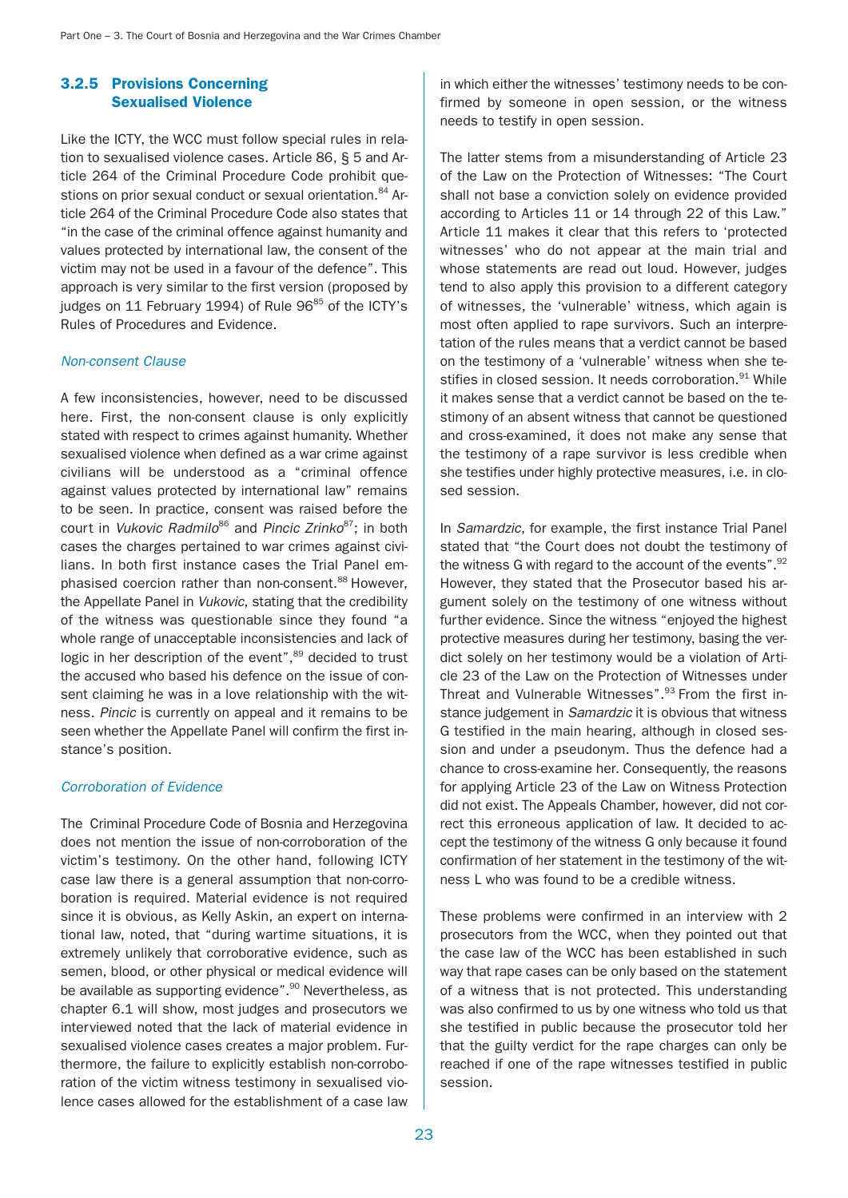### 3.2.5 Provisions Concerning Sexualised Violence

Like the ICTY, the WCC must follow special rules in relation to sexualised violence cases. Article 86, § 5 and Article 264 of the Criminal Procedure Code prohibit questions on prior sexual conduct or sexual orientation.[84] Article 264 of the Criminal Procedure Code also states that "in the case of the criminal offence against humanity and values protected by international law, the consent of the victim may not be used in a favour of the defence". This approach is very similar to the first version (proposed by judges on 11 February 1994) of Rule 96[85] of the ICTY's Rules of Procedures and Evidence.

*Non-consent Clause*

A few inconsistencies, however, need to be discussed here. First, the non-consent clause is only explicitly stated with respect to crimes against humanity. Whether sexualised violence when defined as a war crime against civilians will be understood as a "criminal offence against values protected by international law" remains to be seen. In practice, consent was raised before the court in *Vukovic Radmilo*[86] and *Pincic Zrinko*[87]; in both cases the charges pertained to war crimes against civilians. In both first instance cases the Trial Panel emphasised coercion rather than non-consent.[88] However, the Appellate Panel in *Vukovic*, stating that the credibility of the witness was questionable since they found "a whole range of unacceptable inconsistencies and lack of logic in her description of the event",[89] decided to trust the accused who based his defence on the issue of consent claiming he was in a love relationship with the witness. *Pincic* is currently on appeal and it remains to be seen whether the Appellate Panel will confirm the first instance's position.

*Corroboration of Evidence*

The Criminal Procedure Code of Bosnia and Herzegovina does not mention the issue of non-corroboration of the victim's testimony. On the other hand, following ICTY case law there is a general assumption that non-corroboration is required. Material evidence is not required since it is obvious, as Kelly Askin, an expert on international law, noted, that "during wartime situations, it is extremely unlikely that corroborative evidence, such as semen, blood, or other physical or medical evidence will be available as supporting evidence".[90] Nevertheless, as chapter 6.1 will show, most judges and prosecutors we interviewed noted that the lack of material evidence in sexualised violence cases creates a major problem. Furthermore, the failure to explicitly establish non-corroboration of the victim witness testimony in sexualised violence cases allowed for the establishment of a case law in which either the witnesses' testimony needs to be confirmed by someone in open session, or the witness needs to testify in open session.

The latter stems from a misunderstanding of Article 23 of the Law on the Protection of Witnesses: "The Court shall not base a conviction solely on evidence provided according to Articles 11 or 14 through 22 of this Law." Article 11 makes it clear that this refers to 'protected witnesses' who do not appear at the main trial and whose statements are read out loud. However, judges tend to also apply this provision to a different category of witnesses, the 'vulnerable' witness, which again is most often applied to rape survivors. Such an interpretation of the rules means that a verdict cannot be based on the testimony of a 'vulnerable' witness when she testifies in closed session. It needs corroboration.[91] While it makes sense that a verdict cannot be based on the testimony of an absent witness that cannot be questioned and cross-examined, it does not make any sense that the testimony of a rape survivor is less credible when she testifies under highly protective measures, i.e. in closed session.

In *Samardzic*, for example, the first instance Trial Panel stated that "the Court does not doubt the testimony of the witness G with regard to the account of the events".[92] However, they stated that the Prosecutor based his argument solely on the testimony of one witness without further evidence. Since the witness "enjoyed the highest protective measures during her testimony, basing the verdict solely on her testimony would be a violation of Article 23 of the Law on the Protection of Witnesses under Threat and Vulnerable Witnesses".[93] From the first instance judgement in *Samardzic* it is obvious that witness G testified in the main hearing, although in closed session and under a pseudonym. Thus the defence had a chance to cross-examine her. Consequently, the reasons for applying Article 23 of the Law on Witness Protection did not exist. The Appeals Chamber, however, did not correct this erroneous application of law. It decided to accept the testimony of the witness G only because it found confirmation of her statement in the testimony of the witness L who was found to be a credible witness.

These problems were confirmed in an interview with 2 prosecutors from the WCC, when they pointed out that the case law of the WCC has been established in such way that rape cases can be only based on the statement of a witness that is not protected. This understanding was also confirmed to us by one witness who told us that she testified in public because the prosecutor told her that the guilty verdict for the rape charges can only be reached if one of the rape witnesses testified in public session.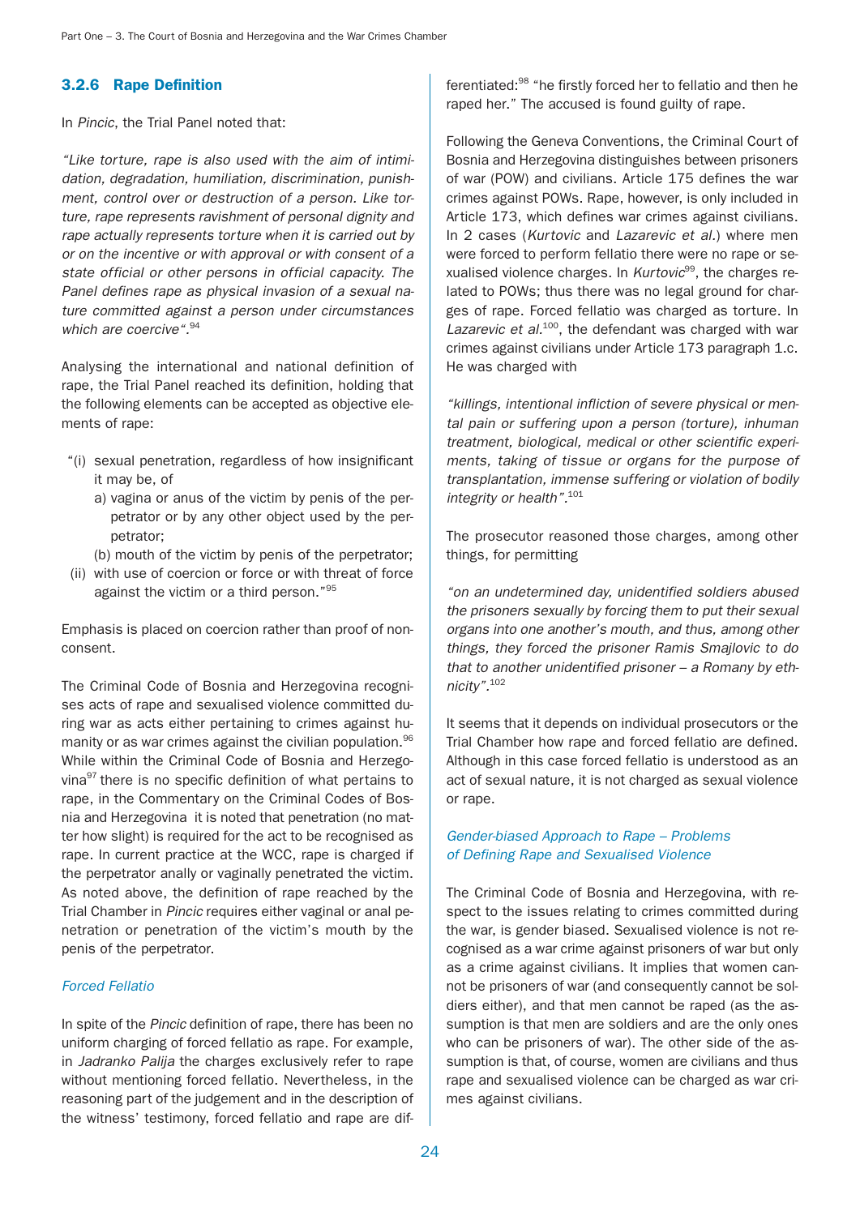### 3.2.6 Rape Definition

In *Pincic*, the Trial Panel noted that:

*"Like torture, rape is also used with the aim of intimidation, degradation, humiliation, discrimination, punishment, control over or destruction of a person. Like torture, rape represents ravishment of personal dignity and rape actually represents torture when it is carried out by or on the incentive or with approval or with consent of a state official or other persons in official capacity. The Panel defines rape as physical invasion of a sexual nature committed against a person under circumstances which are coercive".*[94]

Analysing the international and national definition of rape, the Trial Panel reached its definition, holding that the following elements can be accepted as objective elements of rape:

"(i) sexual penetration, regardless of how insignificant it may be, of
   a) vagina or anus of the victim by penis of the perpetrator or by any other object used by the perpetrator;
   (b) mouth of the victim by penis of the perpetrator;
(ii) with use of coercion or force or with threat of force against the victim or a third person."[95]

Emphasis is placed on coercion rather than proof of non-consent.

The Criminal Code of Bosnia and Herzegovina recognises acts of rape and sexualised violence committed during war as acts either pertaining to crimes against humanity or as war crimes against the civilian population.[96] While within the Criminal Code of Bosnia and Herzegovina[97] there is no specific definition of what pertains to rape, in the Commentary on the Criminal Codes of Bosnia and Herzegovina it is noted that penetration (no matter how slight) is required for the act to be recognised as rape. In current practice at the WCC, rape is charged if the perpetrator anally or vaginally penetrated the victim. As noted above, the definition of rape reached by the Trial Chamber in *Pincic* requires either vaginal or anal penetration or penetration of the victim's mouth by the penis of the perpetrator.

#### *Forced Fellatio*

In spite of the *Pincic* definition of rape, there has been no uniform charging of forced fellatio as rape. For example, in *Jadranko Palija* the charges exclusively refer to rape without mentioning forced fellatio. Nevertheless, in the reasoning part of the judgement and in the description of the witness' testimony, forced fellatio and rape are differentiated:[98] "he firstly forced her to fellatio and then he raped her." The accused is found guilty of rape.

Following the Geneva Conventions, the Criminal Court of Bosnia and Herzegovina distinguishes between prisoners of war (POW) and civilians. Article 175 defines the war crimes against POWs. Rape, however, is only included in Article 173, which defines war crimes against civilians. In 2 cases (*Kurtovic* and *Lazarevic et al.*) where men were forced to perform fellatio there were no rape or sexualised violence charges. In *Kurtovic*[99], the charges related to POWs; thus there was no legal ground for charges of rape. Forced fellatio was charged as torture. In *Lazarevic et al.*[100], the defendant was charged with war crimes against civilians under Article 173 paragraph 1.c. He was charged with

*"killings, intentional infliction of severe physical or mental pain or suffering upon a person (torture), inhuman treatment, biological, medical or other scientific experiments, taking of tissue or organs for the purpose of transplantation, immense suffering or violation of bodily integrity or health".*[101]

The prosecutor reasoned those charges, among other things, for permitting

*"on an undetermined day, unidentified soldiers abused the prisoners sexually by forcing them to put their sexual organs into one another's mouth, and thus, among other things, they forced the prisoner Ramis Smajlovic to do that to another unidentified prisoner – a Romany by ethnicity".*[102]

It seems that it depends on individual prosecutors or the Trial Chamber how rape and forced fellatio are defined. Although in this case forced fellatio is understood as an act of sexual nature, it is not charged as sexual violence or rape.

#### *Gender-biased Approach to Rape – Problems of Defining Rape and Sexualised Violence*

The Criminal Code of Bosnia and Herzegovina, with respect to the issues relating to crimes committed during the war, is gender biased. Sexualised violence is not recognised as a war crime against prisoners of war but only as a crime against civilians. It implies that women cannot be prisoners of war (and consequently cannot be soldiers either), and that men cannot be raped (as the assumption is that men are soldiers and are the only ones who can be prisoners of war). The other side of the assumption is that, of course, women are civilians and thus rape and sexualised violence can be charged as war crimes against civilians.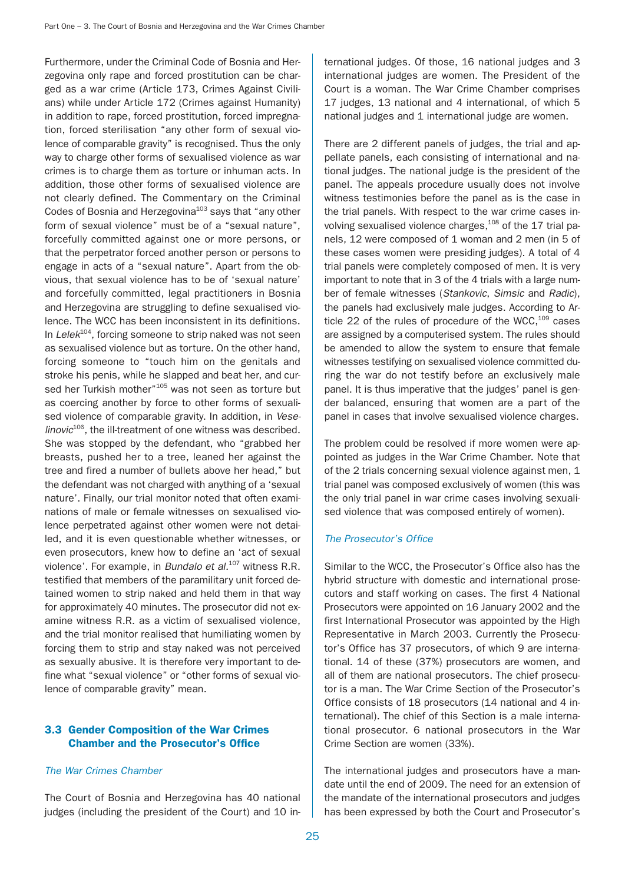Furthermore, under the Criminal Code of Bosnia and Herzegovina only rape and forced prostitution can be charged as a war crime (Article 173, Crimes Against Civilians) while under Article 172 (Crimes against Humanity) in addition to rape, forced prostitution, forced impregnation, forced sterilisation "any other form of sexual violence of comparable gravity" is recognised. Thus the only way to charge other forms of sexualised violence as war crimes is to charge them as torture or inhuman acts. In addition, those other forms of sexualised violence are not clearly defined. The Commentary on the Criminal Codes of Bosnia and Herzegovina[103] says that "any other form of sexual violence" must be of a "sexual nature", forcefully committed against one or more persons, or that the perpetrator forced another person or persons to engage in acts of a "sexual nature". Apart from the obvious, that sexual violence has to be of 'sexual nature' and forcefully committed, legal practitioners in Bosnia and Herzegovina are struggling to define sexualised violence. The WCC has been inconsistent in its definitions. In *Lelek*[104], forcing someone to strip naked was not seen as sexualised violence but as torture. On the other hand, forcing someone to "touch him on the genitals and stroke his penis, while he slapped and beat her, and cursed her Turkish mother"[105] was not seen as torture but as coercing another by force to other forms of sexualised violence of comparable gravity. In addition, in *Veselinovic*[106], the ill-treatment of one witness was described. She was stopped by the defendant, who "grabbed her breasts, pushed her to a tree, leaned her against the tree and fired a number of bullets above her head," but the defendant was not charged with anything of a 'sexual nature'. Finally, our trial monitor noted that often examinations of male or female witnesses on sexualised violence perpetrated against other women were not detailed, and it is even questionable whether witnesses, or even prosecutors, knew how to define an 'act of sexual violence'. For example, in *Bundalo et al.*[107] witness R.R. testified that members of the paramilitary unit forced detained women to strip naked and held them in that way for approximately 40 minutes. The prosecutor did not examine witness R.R. as a victim of sexualised violence, and the trial monitor realised that humiliating women by forcing them to strip and stay naked was not perceived as sexually abusive. It is therefore very important to define what "sexual violence" or "other forms of sexual violence of comparable gravity" mean.

### 3.3 Gender Composition of the War Crimes Chamber and the Prosecutor's Office

*The War Crimes Chamber*

The Court of Bosnia and Herzegovina has 40 national judges (including the president of the Court) and 10 international judges. Of those, 16 national judges and 3 international judges are women. The President of the Court is a woman. The War Crime Chamber comprises 17 judges, 13 national and 4 international, of which 5 national judges and 1 international judge are women.

There are 2 different panels of judges, the trial and appellate panels, each consisting of international and national judges. The national judge is the president of the panel. The appeals procedure usually does not involve witness testimonies before the panel as is the case in the trial panels. With respect to the war crime cases involving sexualised violence charges,[108] of the 17 trial panels, 12 were composed of 1 woman and 2 men (in 5 of these cases women were presiding judges). A total of 4 trial panels were completely composed of men. It is very important to note that in 3 of the 4 trials with a large number of female witnesses (*Stankovic*, *Simsic* and *Radic*), the panels had exclusively male judges. According to Article 22 of the rules of procedure of the WCC,[109] cases are assigned by a computerised system. The rules should be amended to allow the system to ensure that female witnesses testifying on sexualised violence committed during the war do not testify before an exclusively male panel. It is thus imperative that the judges' panel is gender balanced, ensuring that women are a part of the panel in cases that involve sexualised violence charges.

The problem could be resolved if more women were appointed as judges in the War Crime Chamber. Note that of the 2 trials concerning sexual violence against men, 1 trial panel was composed exclusively of women (this was the only trial panel in war crime cases involving sexualised violence that was composed entirely of women).

*The Prosecutor's Office*

Similar to the WCC, the Prosecutor's Office also has the hybrid structure with domestic and international prosecutors and staff working on cases. The first 4 National Prosecutors were appointed on 16 January 2002 and the first International Prosecutor was appointed by the High Representative in March 2003. Currently the Prosecutor's Office has 37 prosecutors, of which 9 are international. 14 of these (37%) prosecutors are women, and all of them are national prosecutors. The chief prosecutor is a man. The War Crime Section of the Prosecutor's Office consists of 18 prosecutors (14 national and 4 international). The chief of this Section is a male international prosecutor. 6 national prosecutors in the War Crime Section are women (33%).

The international judges and prosecutors have a mandate until the end of 2009. The need for an extension of the mandate of the international prosecutors and judges has been expressed by both the Court and Prosecutor's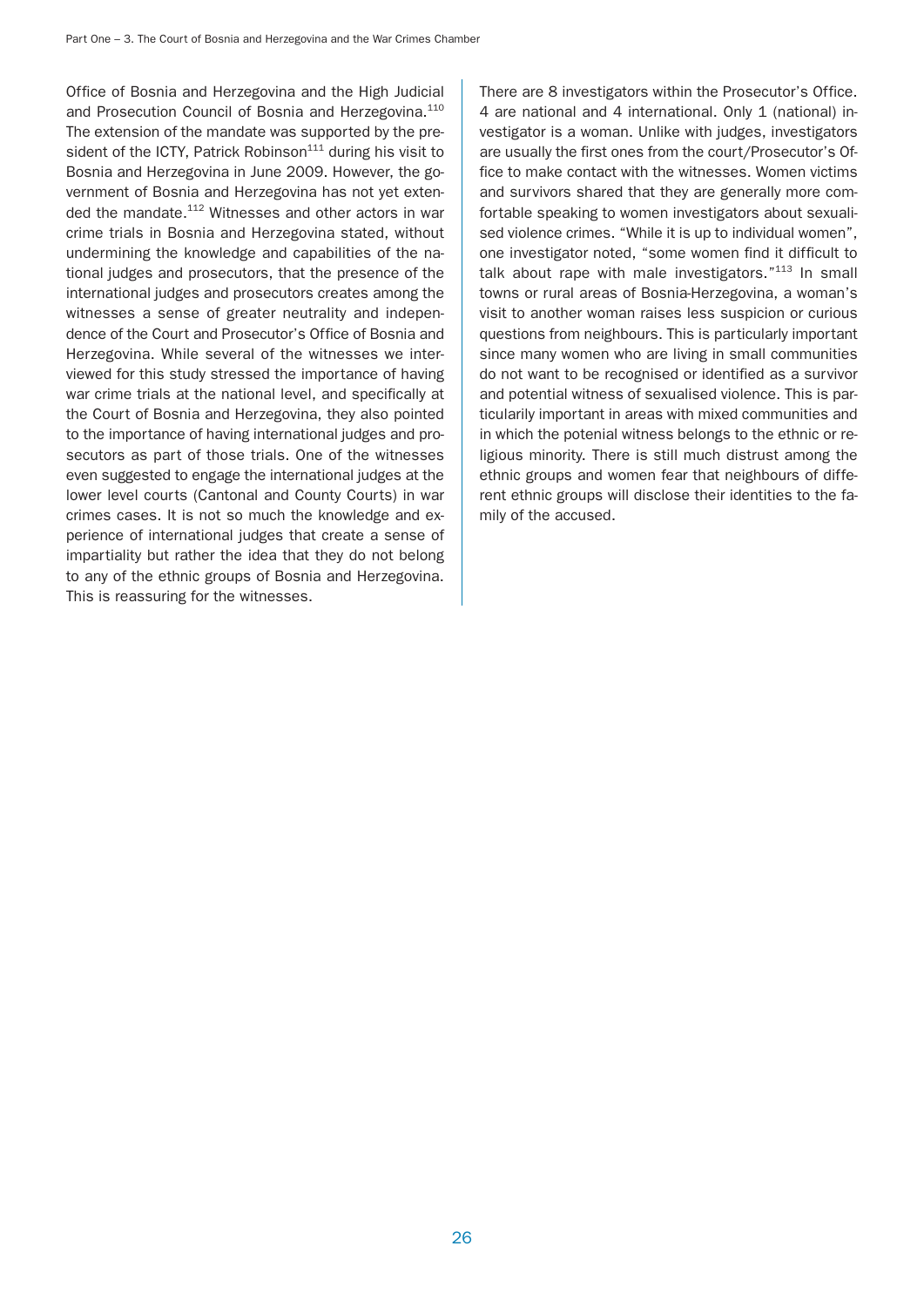Office of Bosnia and Herzegovina and the High Judicial and Prosecution Council of Bosnia and Herzegovina.[110] The extension of the mandate was supported by the president of the ICTY, Patrick Robinson[111] during his visit to Bosnia and Herzegovina in June 2009. However, the government of Bosnia and Herzegovina has not yet extended the mandate.[112] Witnesses and other actors in war crime trials in Bosnia and Herzegovina stated, without undermining the knowledge and capabilities of the national judges and prosecutors, that the presence of the international judges and prosecutors creates among the witnesses a sense of greater neutrality and independence of the Court and Prosecutor's Office of Bosnia and Herzegovina. While several of the witnesses we interviewed for this study stressed the importance of having war crime trials at the national level, and specifically at the Court of Bosnia and Herzegovina, they also pointed to the importance of having international judges and prosecutors as part of those trials. One of the witnesses even suggested to engage the international judges at the lower level courts (Cantonal and County Courts) in war crimes cases. It is not so much the knowledge and experience of international judges that create a sense of impartiality but rather the idea that they do not belong to any of the ethnic groups of Bosnia and Herzegovina. This is reassuring for the witnesses.

There are 8 investigators within the Prosecutor's Office. 4 are national and 4 international. Only 1 (national) investigator is a woman. Unlike with judges, investigators are usually the first ones from the court/Prosecutor's Office to make contact with the witnesses. Women victims and survivors shared that they are generally more comfortable speaking to women investigators about sexualised violence crimes. "While it is up to individual women", one investigator noted, "some women find it difficult to talk about rape with male investigators."[113] In small towns or rural areas of Bosnia-Herzegovina, a woman's visit to another woman raises less suspicion or curious questions from neighbours. This is particularly important since many women who are living in small communities do not want to be recognised or identified as a survivor and potential witness of sexualised violence. This is particularily important in areas with mixed communities and in which the potenial witness belongs to the ethnic or religious minority. There is still much distrust among the ethnic groups and women fear that neighbours of different ethnic groups will disclose their identities to the family of the accused.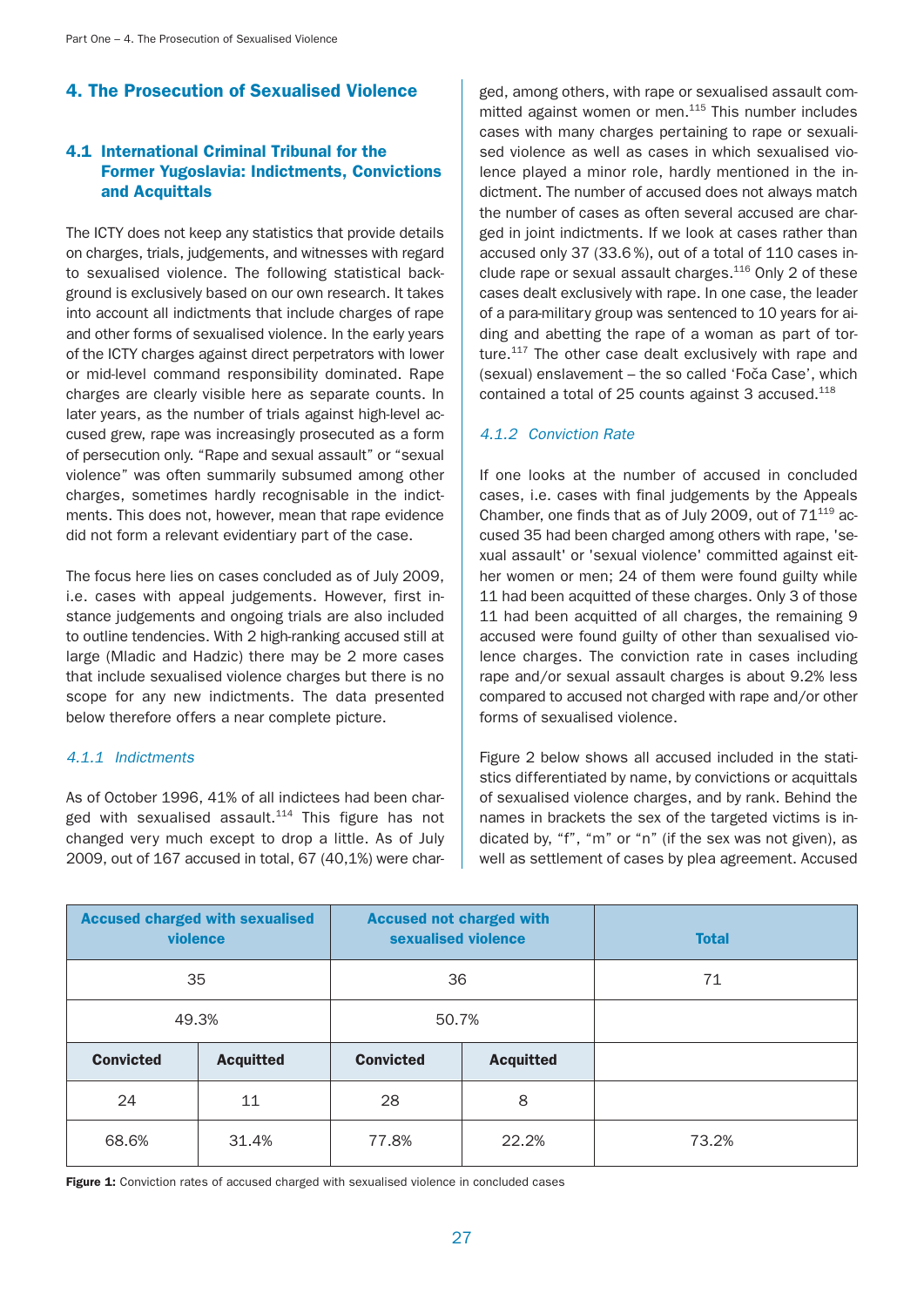## 4. The Prosecution of Sexualised Violence

### 4.1 International Criminal Tribunal for the Former Yugoslavia: Indictments, Convictions and Acquittals

The ICTY does not keep any statistics that provide details on charges, trials, judgements, and witnesses with regard to sexualised violence. The following statistical background is exclusively based on our own research. It takes into account all indictments that include charges of rape and other forms of sexualised violence. In the early years of the ICTY charges against direct perpetrators with lower or mid-level command responsibility dominated. Rape charges are clearly visible here as separate counts. In later years, as the number of trials against high-level accused grew, rape was increasingly prosecuted as a form of persecution only. "Rape and sexual assault" or "sexual violence" was often summarily subsumed among other charges, sometimes hardly recognisable in the indictments. This does not, however, mean that rape evidence did not form a relevant evidentiary part of the case.

The focus here lies on cases concluded as of July 2009, i.e. cases with appeal judgements. However, first instance judgements and ongoing trials are also included to outline tendencies. With 2 high-ranking accused still at large (Mladic and Hadzic) there may be 2 more cases that include sexualised violence charges but there is no scope for any new indictments. The data presented below therefore offers a near complete picture.

#### *4.1.1 Indictments*

As of October 1996, 41% of all indictees had been charged with sexualised assault.[114] This figure has not changed very much except to drop a little. As of July 2009, out of 167 accused in total, 67 (40,1%) were charged, among others, with rape or sexualised assault committed against women or men.[115] This number includes cases with many charges pertaining to rape or sexualised violence as well as cases in which sexualised violence played a minor role, hardly mentioned in the indictment. The number of accused does not always match the number of cases as often several accused are charged in joint indictments. If we look at cases rather than accused only 37 (33.6 %), out of a total of 110 cases include rape or sexual assault charges.[116] Only 2 of these cases dealt exclusively with rape. In one case, the leader of a para-military group was sentenced to 10 years for aiding and abetting the rape of a woman as part of torture.[117] The other case dealt exclusively with rape and (sexual) enslavement – the so called 'Foča Case', which contained a total of 25 counts against 3 accused.[118]

#### *4.1.2 Conviction Rate*

If one looks at the number of accused in concluded cases, i.e. cases with final judgements by the Appeals Chamber, one finds that as of July 2009, out of 71[119] accused 35 had been charged among others with rape, 'sexual assault' or 'sexual violence' committed against either women or men; 24 of them were found guilty while 11 had been acquitted of these charges. Only 3 of those 11 had been acquitted of all charges, the remaining 9 accused were found guilty of other than sexualised violence charges. The conviction rate in cases including rape and/or sexual assault charges is about 9.2% less compared to accused not charged with rape and/or other forms of sexualised violence.

Figure 2 below shows all accused included in the statistics differentiated by name, by convictions or acquittals of sexualised violence charges, and by rank. Behind the names in brackets the sex of the targeted victims is indicated by, "f", "m" or "n" (if the sex was not given), as well as settlement of cases by plea agreement. Accused

| Accused charged with sexualised violence | | Accused not charged with sexualised violence | | Total |
|---|---|---|---|---|
| 35 | | 36 | | 71 |
| 49.3% | | 50.7% | | |
| **Convicted** | **Acquitted** | **Convicted** | **Acquitted** | |
| 24 | 11 | 28 | 8 | |
| 68.6% | 31.4% | 77.8% | 22.2% | 73.2% |

**Figure 1:** Conviction rates of accused charged with sexualised violence in concluded cases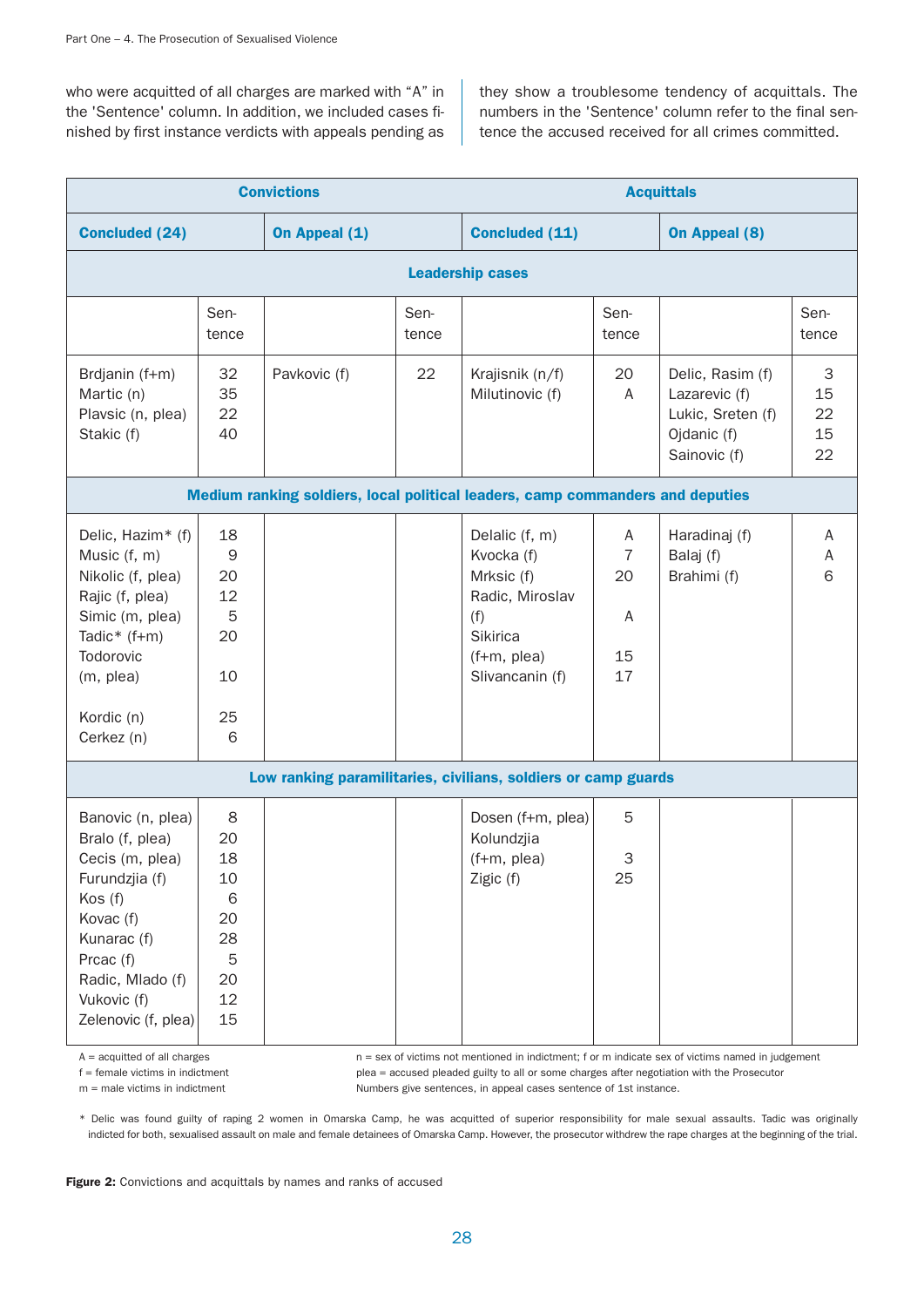who were acquitted of all charges are marked with "A" in the 'Sentence' column. In addition, we included cases finished by first instance verdicts with appeals pending as they show a troublesome tendency of acquittals. The numbers in the 'Sentence' column refer to the final sentence the accused received for all crimes committed.

| Convictions | | | | Acquittals | | | |
|---|---|---|---|---|---|---|---|
| **Concluded (24)** | | **On Appeal (1)** | | **Concluded (11)** | | **On Appeal (8)** | |
| **Leadership cases** | | | | | | | |
| | Sentence | | Sentence | | Sentence | | Sentence |
| Brdjanin (f+m)<br>Martic (n)<br>Plavsic (n, plea)<br>Stakic (f) | 32<br>35<br>22<br>40 | Pavkovic (f) | 22 | Krajisnik (n/f)<br>Milutinovic (f) | 20<br>A | Delic, Rasim (f)<br>Lazarevic (f)<br>Lukic, Sreten (f)<br>Ojdanic (f)<br>Sainovic (f) | 3<br>15<br>22<br>15<br>22 |
| **Medium ranking soldiers, local political leaders, camp commanders and deputies** | | | | | | | |
| Delic, Hazim* (f)<br>Music (f, m)<br>Nikolic (f, plea)<br>Rajic (f, plea)<br>Simic (m, plea)<br>Tadic* (f+m)<br>Todorovic (m, plea)<br>Kordic (n)<br>Cerkez (n) | 18<br>9<br>20<br>12<br>5<br>20<br>10<br>25<br>6 | | | Delalic (f, m)<br>Kvocka (f)<br>Mrksic (f)<br>Radic, Miroslav (f)<br>Sikirica (f+m, plea)<br>Slivancanin (f) | A<br>7<br>20<br>A<br>15<br>17 | Haradinaj (f)<br>Balaj (f)<br>Brahimi (f) | A<br>A<br>6 |
| **Low ranking paramilitaries, civilians, soldiers or camp guards** | | | | | | | |
| Banovic (n, plea)<br>Bralo (f, plea)<br>Cecis (m, plea)<br>Furundzjia (f)<br>Kos (f)<br>Kovac (f)<br>Kunarac (f)<br>Prcac (f)<br>Radic, Mlado (f)<br>Vukovic (f)<br>Zelenovic (f, plea) | 8<br>20<br>18<br>10<br>6<br>20<br>28<br>5<br>20<br>12<br>15 | | | Dosen (f+m, plea)<br>Kolundzjia (f+m, plea)<br>Zigic (f) | 5<br>3<br>25 | | |

A = acquitted of all charges
f = female victims in indictment
m = male victims in indictment
n = sex of victims not mentioned in indictment; f or m indicate sex of victims named in judgement
plea = accused pleaded guilty to all or some charges after negotiation with the Prosecutor
Numbers give sentences, in appeal cases sentence of 1st instance.

\* Delic was found guilty of raping 2 women in Omarska Camp, he was acquitted of superior responsibility for male sexual assaults. Tadic was originally indicted for both, sexualised assault on male and female detainees of Omarska Camp. However, the prosecutor withdrew the rape charges at the beginning of the trial.

**Figure 2:** Convictions and acquittals by names and ranks of accused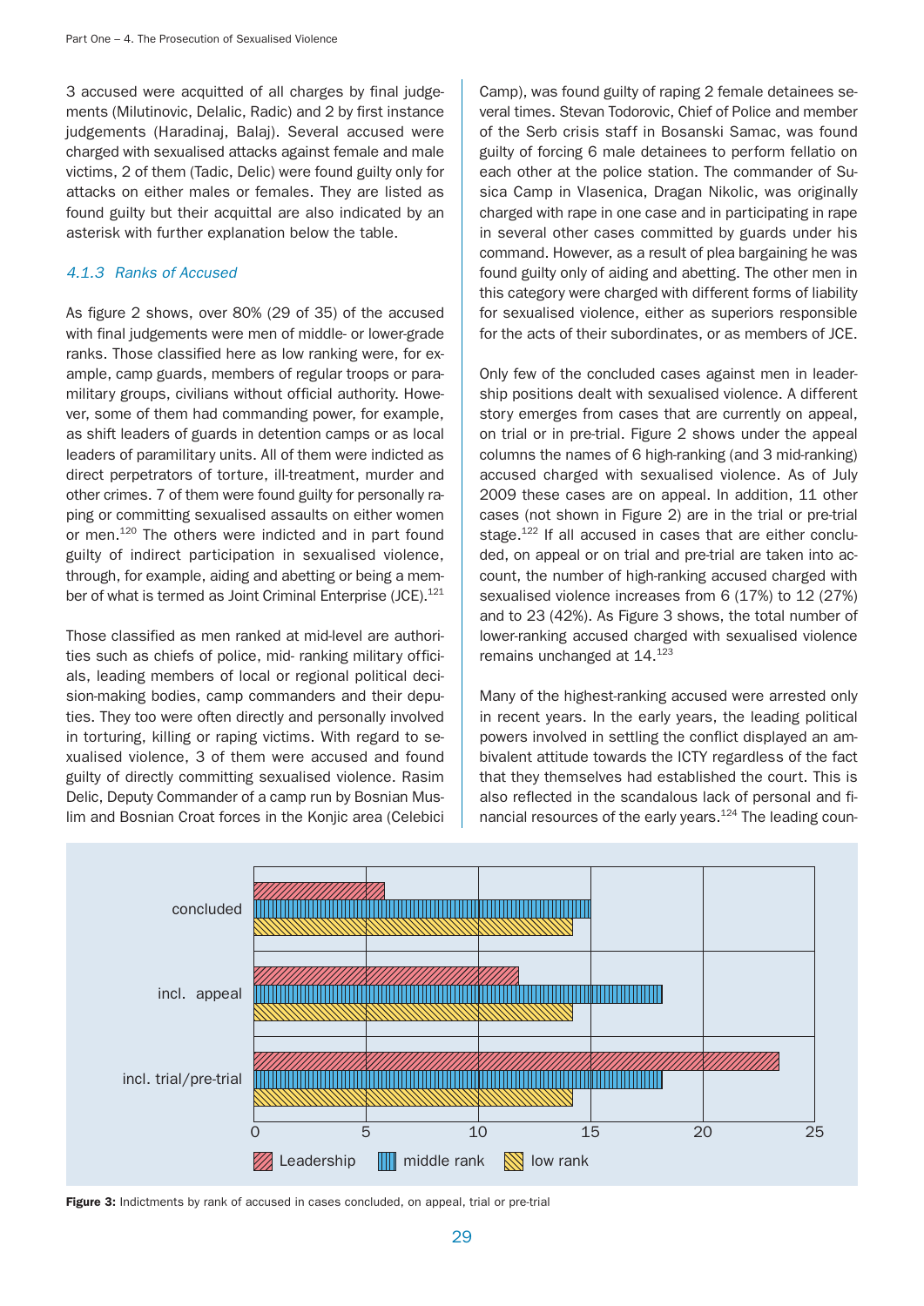3 accused were acquitted of all charges by final judgements (Milutinovic, Delalic, Radic) and 2 by first instance judgements (Haradinaj, Balaj). Several accused were charged with sexualised attacks against female and male victims, 2 of them (Tadic, Delic) were found guilty only for attacks on either males or females. They are listed as found guilty but their acquittal are also indicated by an asterisk with further explanation below the table.

### *4.1.3 Ranks of Accused*

As figure 2 shows, over 80% (29 of 35) of the accused with final judgements were men of middle- or lower-grade ranks. Those classified here as low ranking were, for example, camp guards, members of regular troops or paramilitary groups, civilians without official authority. However, some of them had commanding power, for example, as shift leaders of guards in detention camps or as local leaders of paramilitary units. All of them were indicted as direct perpetrators of torture, ill-treatment, murder and other crimes. 7 of them were found guilty for personally raping or committing sexualised assaults on either women or men.[120] The others were indicted and in part found guilty of indirect participation in sexualised violence, through, for example, aiding and abetting or being a member of what is termed as Joint Criminal Enterprise (JCE).[121]

Those classified as men ranked at mid-level are authorities such as chiefs of police, mid- ranking military officials, leading members of local or regional political decision-making bodies, camp commanders and their deputies. They too were often directly and personally involved in torturing, killing or raping victims. With regard to sexualised violence, 3 of them were accused and found guilty of directly committing sexualised violence. Rasim Delic, Deputy Commander of a camp run by Bosnian Muslim and Bosnian Croat forces in the Konjic area (Celebici Camp), was found guilty of raping 2 female detainees several times. Stevan Todorovic, Chief of Police and member of the Serb crisis staff in Bosanski Samac, was found guilty of forcing 6 male detainees to perform fellatio on each other at the police station. The commander of Susica Camp in Vlasenica, Dragan Nikolic, was originally charged with rape in one case and in participating in rape in several other cases committed by guards under his command. However, as a result of plea bargaining he was found guilty only of aiding and abetting. The other men in this category were charged with different forms of liability for sexualised violence, either as superiors responsible for the acts of their subordinates, or as members of JCE.

Only few of the concluded cases against men in leadership positions dealt with sexualised violence. A different story emerges from cases that are currently on appeal, on trial or in pre-trial. Figure 2 shows under the appeal columns the names of 6 high-ranking (and 3 mid-ranking) accused charged with sexualised violence. As of July 2009 these cases are on appeal. In addition, 11 other cases (not shown in Figure 2) are in the trial or pre-trial stage.[122] If all accused in cases that are either concluded, on appeal or on trial and pre-trial are taken into account, the number of high-ranking accused charged with sexualised violence increases from 6 (17%) to 12 (27%) and to 23 (42%). As Figure 3 shows, the total number of lower-ranking accused charged with sexualised violence remains unchanged at 14.[123]

Many of the highest-ranking accused were arrested only in recent years. In the early years, the leading political powers involved in settling the conflict displayed an ambivalent attitude towards the ICTY regardless of the fact that they themselves had established the court. This is also reflected in the scandalous lack of personal and financial resources of the early years.[124] The leading coun-

**Figure 3:** Indictments by rank of accused in cases concluded, on appeal, trial or pre-trial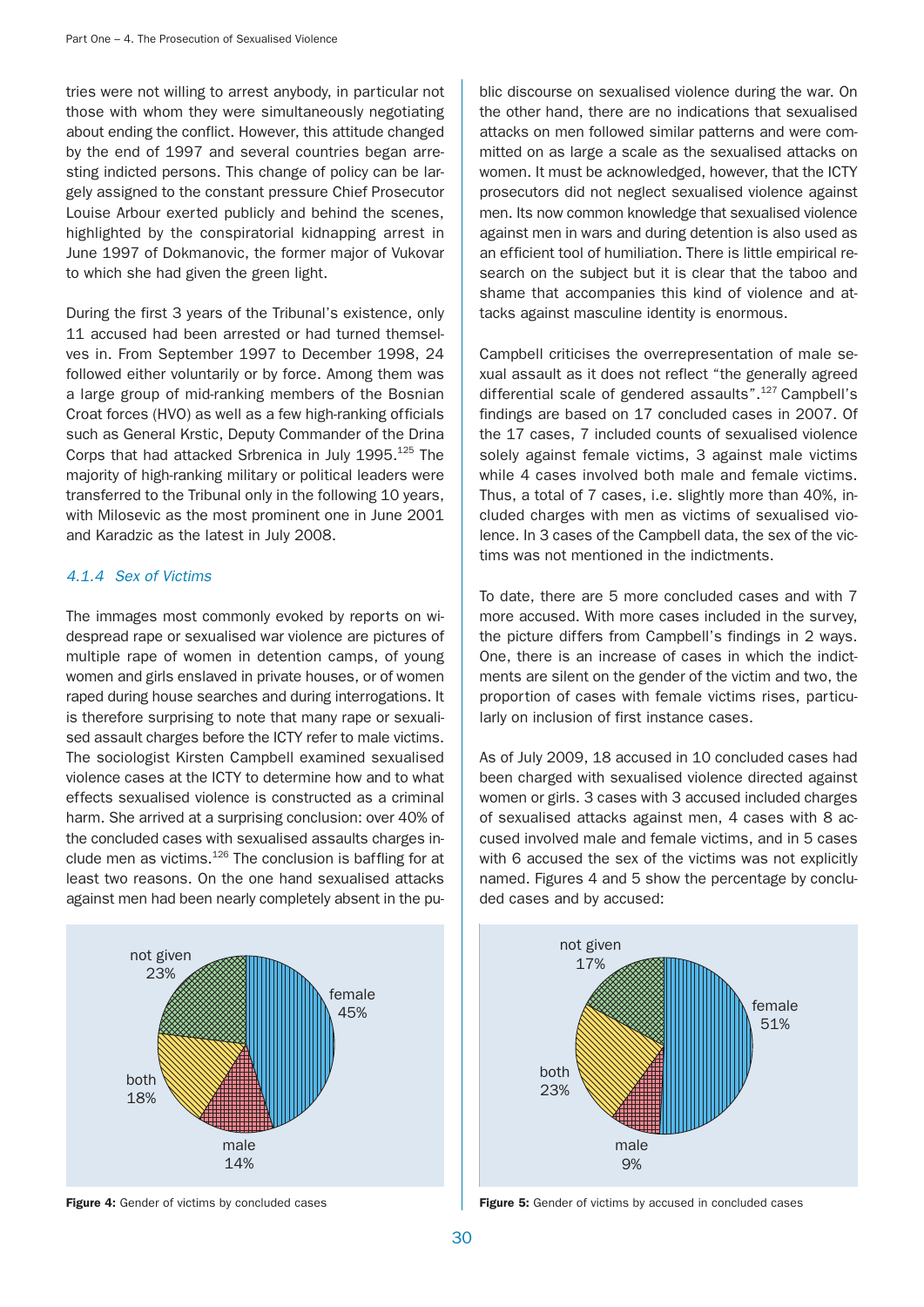tries were not willing to arrest anybody, in particular not those with whom they were simultaneously negotiating about ending the conflict. However, this attitude changed by the end of 1997 and several countries began arresting indicted persons. This change of policy can be largely assigned to the constant pressure Chief Prosecutor Louise Arbour exerted publicly and behind the scenes, highlighted by the conspiratorial kidnapping arrest in June 1997 of Dokmanovic, the former major of Vukovar to which she had given the green light.

During the first 3 years of the Tribunal's existence, only 11 accused had been arrested or had turned themselves in. From September 1997 to December 1998, 24 followed either voluntarily or by force. Among them was a large group of mid-ranking members of the Bosnian Croat forces (HVO) as well as a few high-ranking officials such as General Krstic, Deputy Commander of the Drina Corps that had attacked Srbrenica in July 1995.[125] The majority of high-ranking military or political leaders were transferred to the Tribunal only in the following 10 years, with Milosevic as the most prominent one in June 2001 and Karadzic as the latest in July 2008.

### *4.1.4 Sex of Victims*

The images most commonly evoked by reports on widespread rape or sexualised war violence are pictures of multiple rape of women in detention camps, of young women and girls enslaved in private houses, or of women raped during house searches and during interrogations. It is therefore surprising to note that many rape or sexualised assault charges before the ICTY refer to male victims. The sociologist Kirsten Campbell examined sexualised violence cases at the ICTY to determine how and to what effects sexualised violence is constructed as a criminal harm. She arrived at a surprising conclusion: over 40% of the concluded cases with sexualised assaults charges include men as victims.[126] The conclusion is baffling for at least two reasons. On the one hand sexualised attacks against men had been nearly completely absent in the public discourse on sexualised violence during the war. On the other hand, there are no indications that sexualised attacks on men followed similar patterns and were committed on as large a scale as the sexualised attacks on women. It must be acknowledged, however, that the ICTY prosecutors did not neglect sexualised violence against men. Its now common knowledge that sexualised violence against men in wars and during detention is also used as an efficient tool of humiliation. There is little empirical research on the subject but it is clear that the taboo and shame that accompanies this kind of violence and attacks against masculine identity is enormous.

Campbell criticises the overrepresentation of male sexual assault as it does not reflect "the generally agreed differential scale of gendered assaults".[127] Campbell's findings are based on 17 concluded cases in 2007. Of the 17 cases, 7 included counts of sexualised violence solely against female victims, 3 against male victims while 4 cases involved both male and female victims. Thus, a total of 7 cases, i.e. slightly more than 40%, included charges with men as victims of sexualised violence. In 3 cases of the Campbell data, the sex of the victims was not mentioned in the indictments.

To date, there are 5 more concluded cases and with 7 more accused. With more cases included in the survey, the picture differs from Campbell's findings in 2 ways. One, there is an increase of cases in which the indictments are silent on the gender of the victim and two, the proportion of cases with female victims rises, particularly on inclusion of first instance cases.

As of July 2009, 18 accused in 10 concluded cases had been charged with sexualised violence directed against women or girls. 3 cases with 3 accused included charges of sexualised attacks against men, 4 cases with 8 accused involved male and female victims, and in 5 cases with 6 accused the sex of the victims was not explicitly named. Figures 4 and 5 show the percentage by concluded cases and by accused:

| Gender of victims | Percentage |
|---|---|
| female | 45% |
| male | 14% |
| both | 18% |
| not given | 23% |

**Figure 4:** Gender of victims by concluded cases

| Gender of victims | Percentage |
|---|---|
| female | 51% |
| male | 9% |
| both | 23% |
| not given | 17% |

**Figure 5:** Gender of victims by accused in concluded cases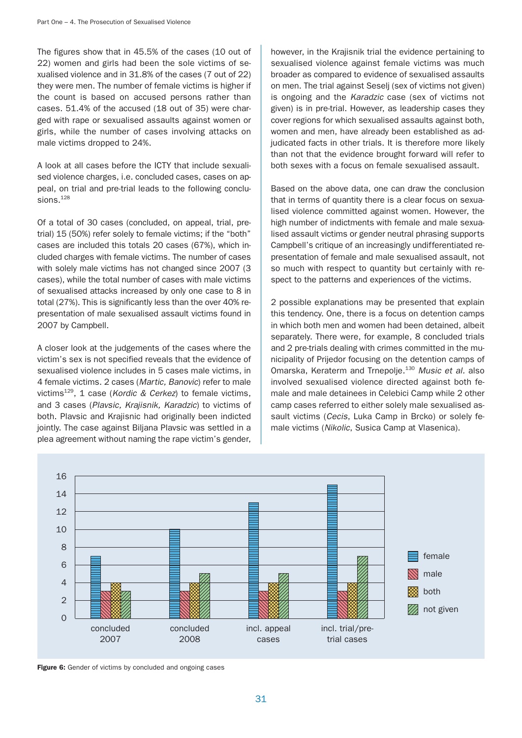The figures show that in 45.5% of the cases (10 out of 22) women and girls had been the sole victims of sexualised violence and in 31.8% of the cases (7 out of 22) they were men. The number of female victims is higher if the count is based on accused persons rather than cases. 51.4% of the accused (18 out of 35) were charged with rape or sexualised assaults against women or girls, while the number of cases involving attacks on male victims dropped to 24%.

A look at all cases before the ICTY that include sexualised violence charges, i.e. concluded cases, cases on appeal, on trial and pre-trial leads to the following conclusions.[128]

Of a total of 30 cases (concluded, on appeal, trial, pretrial) 15 (50%) refer solely to female victims; if the "both" cases are included this totals 20 cases (67%), which included charges with female victims. The number of cases with solely male victims has not changed since 2007 (3 cases), while the total number of cases with male victims of sexualised attacks increased by only one case to 8 in total (27%). This is significantly less than the over 40% representation of male sexualised assault victims found in 2007 by Campbell.

A closer look at the judgements of the cases where the victim's sex is not specified reveals that the evidence of sexualised violence includes in 5 cases male victims, in 4 female victims. 2 cases (*Martic, Banovic*) refer to male victims[129], 1 case (*Kordic & Cerkez*) to female victims, and 3 cases (*Plavsic, Krajisnik, Karadzic*) to victims of both. Plavsic and Krajisnik had originally been indicted jointly. The case against Biljana Plavsic was settled in a plea agreement without naming the rape victim's gender, however, in the Krajisnik trial the evidence pertaining to sexualised violence against female victims was much broader as compared to evidence of sexualised assaults on men. The trial against Seselj (sex of victims not given) is ongoing and the *Karadzic* case (sex of victims not given) is in pre-trial. However, as leadership cases they cover regions for which sexualised assaults against both, women and men, have already been established as adjudicated facts in other trials. It is therefore more likely than not that the evidence brought forward will refer to both sexes with a focus on female sexualised assault.

Based on the above data, one can draw the conclusion that in terms of quantity there is a clear focus on sexualised violence committed against women. However, the high number of indictments with female and male sexualised assault victims or gender neutral phrasing supports Campbell's critique of an increasingly undifferentiated representation of female and male sexualised assault, not so much with respect to quantity but certainly with respect to the patterns and experiences of the victims.

2 possible explanations may be presented that explain this tendency. One, there is a focus on detention camps in which both men and women had been detained, albeit separately. There were, for example, 8 concluded trials and 2 pre-trials dealing with crimes committed in the municipality of Prijedor focusing on the detention camps of Omarska, Keraterm and Trnepolje.[130] *Music et al.* also involved sexualised violence directed against both female and male detainees in Celebici Camp while 2 other camp cases referred to either solely male sexualised assault victims (*Cecis*, Luka Camp in Brcko) or solely female victims (*Nikolic*, Susica Camp at Vlasenica).

| | female | male | both | not given |
|---|---|---|---|---|
| concluded 2007 | 7 | 3 | 4 | 3 |
| concluded 2008 | 10 | 3 | 4 | 5 |
| incl. appeal cases | 13 | 3 | 4 | 5 |
| incl. trial/pre-trial cases | 15 | 3 | 4 | 7 |

**Figure 6:** Gender of victims by concluded and ongoing cases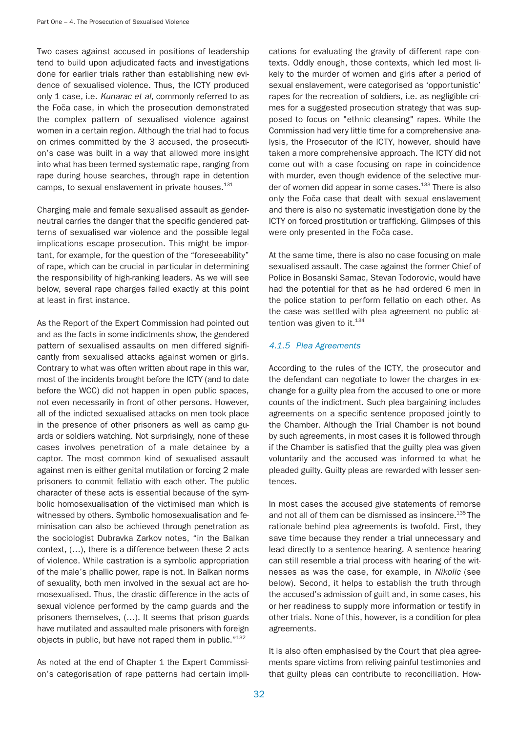Two cases against accused in positions of leadership tend to build upon adjudicated facts and investigations done for earlier trials rather than establishing new evidence of sexualised violence. Thus, the ICTY produced only 1 case, i.e. *Kunarac et al*, commonly referred to as the Foča case, in which the prosecution demonstrated the complex pattern of sexualised violence against women in a certain region. Although the trial had to focus on crimes committed by the 3 accused, the prosecution's case was built in a way that allowed more insight into what has been termed systematic rape, ranging from rape during house searches, through rape in detention camps, to sexual enslavement in private houses.[131]

Charging male and female sexualised assault as gender-neutral carries the danger that the specific gendered patterns of sexualised war violence and the possible legal implications escape prosecution. This might be important, for example, for the question of the "foreseeability" of rape, which can be crucial in particular in determining the responsibility of high-ranking leaders. As we will see below, several rape charges failed exactly at this point at least in first instance.

As the Report of the Expert Commission had pointed out and as the facts in some indictments show, the gendered pattern of sexualised assaults on men differed significantly from sexualised attacks against women or girls. Contrary to what was often written about rape in this war, most of the incidents brought before the ICTY (and to date before the WCC) did not happen in open public spaces, not even necessarily in front of other persons. However, all of the indicted sexualised attacks on men took place in the presence of other prisoners as well as camp guards or soldiers watching. Not surprisingly, none of these cases involves penetration of a male detainee by a captor. The most common kind of sexualised assault against men is either genital mutilation or forcing 2 male prisoners to commit fellatio with each other. The public character of these acts is essential because of the symbolic homosexualisation of the victimised man which is witnessed by others. Symbolic homosexualisation and feminisation can also be achieved through penetration as the sociologist Dubravka Zarkov notes, "in the Balkan context, (…), there is a difference between these 2 acts of violence. While castration is a symbolic appropriation of the male's phallic power, rape is not. In Balkan norms of sexuality, both men involved in the sexual act are homosexualised. Thus, the drastic difference in the acts of sexual violence performed by the camp guards and the prisoners themselves, (…). It seems that prison guards have mutilated and assaulted male prisoners with foreign objects in public, but have not raped them in public."[132]

As noted at the end of Chapter 1 the Expert Commission's categorisation of rape patterns had certain implications for evaluating the gravity of different rape contexts. Oddly enough, those contexts, which led most likely to the murder of women and girls after a period of sexual enslavement, were categorised as 'opportunistic' rapes for the recreation of soldiers, i.e. as negligible crimes for a suggested prosecution strategy that was supposed to focus on "ethnic cleansing" rapes. While the Commission had very little time for a comprehensive analysis, the Prosecutor of the ICTY, however, should have taken a more comprehensive approach. The ICTY did not come out with a case focusing on rape in coincidence with murder, even though evidence of the selective murder of women did appear in some cases.[133] There is also only the Foča case that dealt with sexual enslavement and there is also no systematic investigation done by the ICTY on forced prostitution or trafficking. Glimpses of this were only presented in the Foča case.

At the same time, there is also no case focusing on male sexualised assault. The case against the former Chief of Police in Bosanski Samac, Stevan Todorovic, would have had the potential for that as he had ordered 6 men in the police station to perform fellatio on each other. As the case was settled with plea agreement no public attention was given to it.[134]

#### *4.1.5 Plea Agreements*

According to the rules of the ICTY, the prosecutor and the defendant can negotiate to lower the charges in exchange for a guilty plea from the accused to one or more counts of the indictment. Such plea bargaining includes agreements on a specific sentence proposed jointly to the Chamber. Although the Trial Chamber is not bound by such agreements, in most cases it is followed through if the Chamber is satisfied that the guilty plea was given voluntarily and the accused was informed to what he pleaded guilty. Guilty pleas are rewarded with lesser sentences.

In most cases the accused give statements of remorse and not all of them can be dismissed as insincere.[135] The rationale behind plea agreements is twofold. First, they save time because they render a trial unnecessary and lead directly to a sentence hearing. A sentence hearing can still resemble a trial process with hearing of the witnesses as was the case, for example, in *Nikolic* (see below). Second, it helps to establish the truth through the accused's admission of guilt and, in some cases, his or her readiness to supply more information or testify in other trials. None of this, however, is a condition for plea agreements.

It is also often emphasised by the Court that plea agreements spare victims from reliving painful testimonies and that guilty pleas can contribute to reconciliation. How-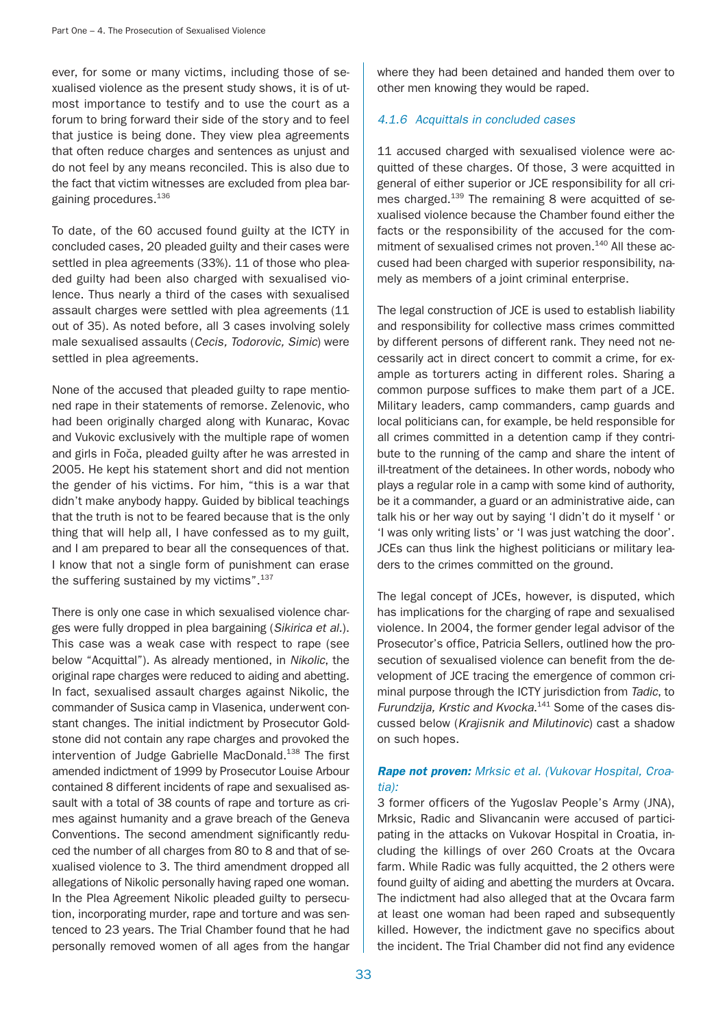ever, for some or many victims, including those of sexualised violence as the present study shows, it is of utmost importance to testify and to use the court as a forum to bring forward their side of the story and to feel that justice is being done. They view plea agreements that often reduce charges and sentences as unjust and do not feel by any means reconciled. This is also due to the fact that victim witnesses are excluded from plea bargaining procedures.[136]

To date, of the 60 accused found guilty at the ICTY in concluded cases, 20 pleaded guilty and their cases were settled in plea agreements (33%). 11 of those who pleaded guilty had been also charged with sexualised violence. Thus nearly a third of the cases with sexualised assault charges were settled with plea agreements (11 out of 35). As noted before, all 3 cases involving solely male sexualised assaults (*Cecis, Todorovic, Simic*) were settled in plea agreements.

None of the accused that pleaded guilty to rape mentioned rape in their statements of remorse. Zelenovic, who had been originally charged along with Kunarac, Kovac and Vukovic exclusively with the multiple rape of women and girls in Foča, pleaded guilty after he was arrested in 2005. He kept his statement short and did not mention the gender of his victims. For him, "this is a war that didn't make anybody happy. Guided by biblical teachings that the truth is not to be feared because that is the only thing that will help all, I have confessed as to my guilt, and I am prepared to bear all the consequences of that. I know that not a single form of punishment can erase the suffering sustained by my victims".[137]

There is only one case in which sexualised violence charges were fully dropped in plea bargaining (*Sikirica et al.*). This case was a weak case with respect to rape (see below "Acquittal"). As already mentioned, in *Nikolic*, the original rape charges were reduced to aiding and abetting. In fact, sexualised assault charges against Nikolic, the commander of Susica camp in Vlasenica, underwent constant changes. The initial indictment by Prosecutor Goldstone did not contain any rape charges and provoked the intervention of Judge Gabrielle MacDonald.[138] The first amended indictment of 1999 by Prosecutor Louise Arbour contained 8 different incidents of rape and sexualised assault with a total of 38 counts of rape and torture as crimes against humanity and a grave breach of the Geneva Conventions. The second amendment significantly reduced the number of all charges from 80 to 8 and that of sexualised violence to 3. The third amendment dropped all allegations of Nikolic personally having raped one woman. In the Plea Agreement Nikolic pleaded guilty to persecution, incorporating murder, rape and torture and was sentenced to 23 years. The Trial Chamber found that he had personally removed women of all ages from the hangar where they had been detained and handed them over to other men knowing they would be raped.

#### *4.1.6 Acquittals in concluded cases*

11 accused charged with sexualised violence were acquitted of these charges. Of those, 3 were acquitted in general of either superior or JCE responsibility for all crimes charged.[139] The remaining 8 were acquitted of sexualised violence because the Chamber found either the facts or the responsibility of the accused for the commitment of sexualised crimes not proven.[140] All these accused had been charged with superior responsibility, namely as members of a joint criminal enterprise.

The legal construction of JCE is used to establish liability and responsibility for collective mass crimes committed by different persons of different rank. They need not necessarily act in direct concert to commit a crime, for example as torturers acting in different roles. Sharing a common purpose suffices to make them part of a JCE. Military leaders, camp commanders, camp guards and local politicians can, for example, be held responsible for all crimes committed in a detention camp if they contribute to the running of the camp and share the intent of ill-treatment of the detainees. In other words, nobody who plays a regular role in a camp with some kind of authority, be it a commander, a guard or an administrative aide, can talk his or her way out by saying 'I didn't do it myself ' or 'I was only writing lists' or 'I was just watching the door'. JCEs can thus link the highest politicians or military leaders to the crimes committed on the ground.

The legal concept of JCEs, however, is disputed, which has implications for the charging of rape and sexualised violence. In 2004, the former gender legal advisor of the Prosecutor's office, Patricia Sellers, outlined how the prosecution of sexualised violence can benefit from the development of JCE tracing the emergence of common criminal purpose through the ICTY jurisdiction from *Tadic*, to *Furundzija, Krstic and Kvocka*.[141] Some of the cases discussed below (*Krajisnik and Milutinovic*) cast a shadow on such hopes.

***Rape not proven:*** *Mrksic et al. (Vukovar Hospital, Croatia):*
3 former officers of the Yugoslav People's Army (JNA), Mrksic, Radic and Slivancanin were accused of participating in the attacks on Vukovar Hospital in Croatia, including the killings of over 260 Croats at the Ovcara farm. While Radic was fully acquitted, the 2 others were found guilty of aiding and abetting the murders at Ovcara. The indictment had also alleged that at the Ovcara farm at least one woman had been raped and subsequently killed. However, the indictment gave no specifics about the incident. The Trial Chamber did not find any evidence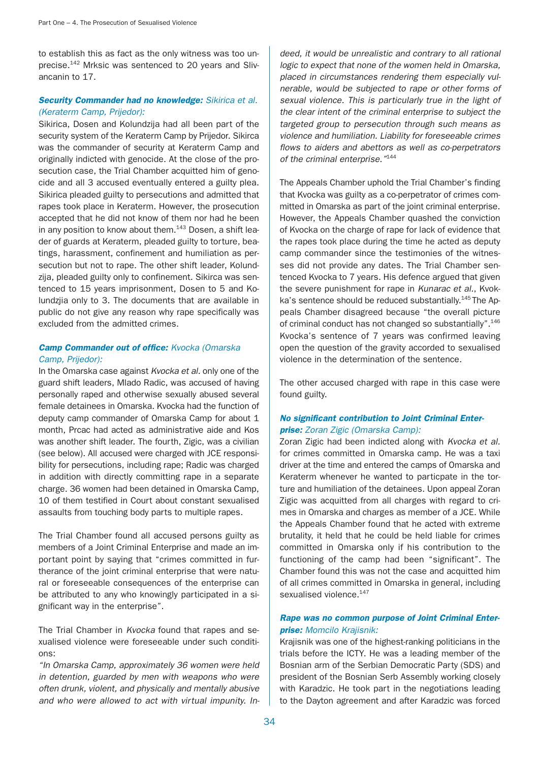to establish this as fact as the only witness was too unprecise.[142] Mrksic was sentenced to 20 years and Slivancanin to 17.

***Security Commander had no knowledge:*** *Sikirica et al. (Keraterm Camp, Prijedor):*

Sikirica, Dosen and Kolundzija had all been part of the security system of the Keraterm Camp by Prijedor. Sikirca was the commander of security at Keraterm Camp and originally indicted with genocide. At the close of the prosecution case, the Trial Chamber acquitted him of genocide and all 3 accused eventually entered a guilty plea. Sikirica pleaded guilty to persecutions and admitted that rapes took place in Keraterm. However, the prosecution accepted that he did not know of them nor had he been in any position to know about them.[143] Dosen, a shift leader of guards at Keraterm, pleaded guilty to torture, beatings, harassment, confinement and humiliation as persecution but not to rape. The other shift leader, Kolundzija, pleaded guilty only to confinement. Sikirca was sentenced to 15 years imprisonment, Dosen to 5 and Kolundzjia only to 3. The documents that are available in public do not give any reason why rape specifically was excluded from the admitted crimes.

***Camp Commander out of office:*** *Kvocka (Omarska Camp, Prijedor):*

In the Omarska case against *Kvocka et al.* only one of the guard shift leaders, Mlado Radic, was accused of having personally raped and otherwise sexually abused several female detainees in Omarska. Kvocka had the function of deputy camp commander of Omarska Camp for about 1 month, Prcac had acted as administrative aide and Kos was another shift leader. The fourth, Zigic, was a civilian (see below). All accused were charged with JCE responsibility for persecutions, including rape; Radic was charged in addition with directly committing rape in a separate charge. 36 women had been detained in Omarska Camp, 10 of them testified in Court about constant sexualised assaults from touching body parts to multiple rapes.

The Trial Chamber found all accused persons guilty as members of a Joint Criminal Enterprise and made an important point by saying that "crimes committed in furtherance of the joint criminal enterprise that were natural or foreseeable consequences of the enterprise can be attributed to any who knowingly participated in a significant way in the enterprise".

The Trial Chamber in *Kvocka* found that rapes and sexualised violence were foreseeable under such conditions:

*"In Omarska Camp, approximately 36 women were held in detention, guarded by men with weapons who were often drunk, violent, and physically and mentally abusive and who were allowed to act with virtual impunity. Indeed, it would be unrealistic and contrary to all rational logic to expect that none of the women held in Omarska, placed in circumstances rendering them especially vulnerable, would be subjected to rape or other forms of sexual violence. This is particularly true in the light of the clear intent of the criminal enterprise to subject the targeted group to persecution through such means as violence and humiliation. Liability for foreseeable crimes flows to aiders and abettors as well as co-perpetrators of the criminal enterprise."*[144]

The Appeals Chamber uphold the Trial Chamber's finding that Kvocka was guilty as a co-perpetrator of crimes committed in Omarska as part of the joint criminal enterprise. However, the Appeals Chamber quashed the conviction of Kvocka on the charge of rape for lack of evidence that the rapes took place during the time he acted as deputy camp commander since the testimonies of the witnesses did not provide any dates. The Trial Chamber sentenced Kvocka to 7 years. His defence argued that given the severe punishment for rape in *Kunarac et al.*, Kvocka's sentence should be reduced substantially.[145] The Appeals Chamber disagreed because "the overall picture of criminal conduct has not changed so substantially".[146] Kvocka's sentence of 7 years was confirmed leaving open the question of the gravity accorded to sexualised violence in the determination of the sentence.

The other accused charged with rape in this case were found guilty.

***No significant contribution to Joint Criminal Enterprise:*** *Zoran Zigic (Omarska Camp):*

Zoran Zigic had been indicted along with *Kvocka et al.* for crimes committed in Omarska camp. He was a taxi driver at the time and entered the camps of Omarska and Keraterm whenever he wanted to particpate in the torture and humiliation of the detainees. Upon appeal Zoran Zigic was acquitted from all charges with regard to crimes in Omarska and charges as member of a JCE. While the Appeals Chamber found that he acted with extreme brutality, it held that he could be held liable for crimes committed in Omarska only if his contribution to the functioning of the camp had been "significant". The Chamber found this was not the case and acquitted him of all crimes committed in Omarska in general, including sexualised violence.[147]

***Rape was no common purpose of Joint Criminal Enterprise:*** *Momcilo Krajisnik:*

Krajisnik was one of the highest-ranking politicians in the trials before the ICTY. He was a leading member of the Bosnian arm of the Serbian Democratic Party (SDS) and president of the Bosnian Serb Assembly working closely with Karadzic. He took part in the negotiations leading to the Dayton agreement and after Karadzic was forced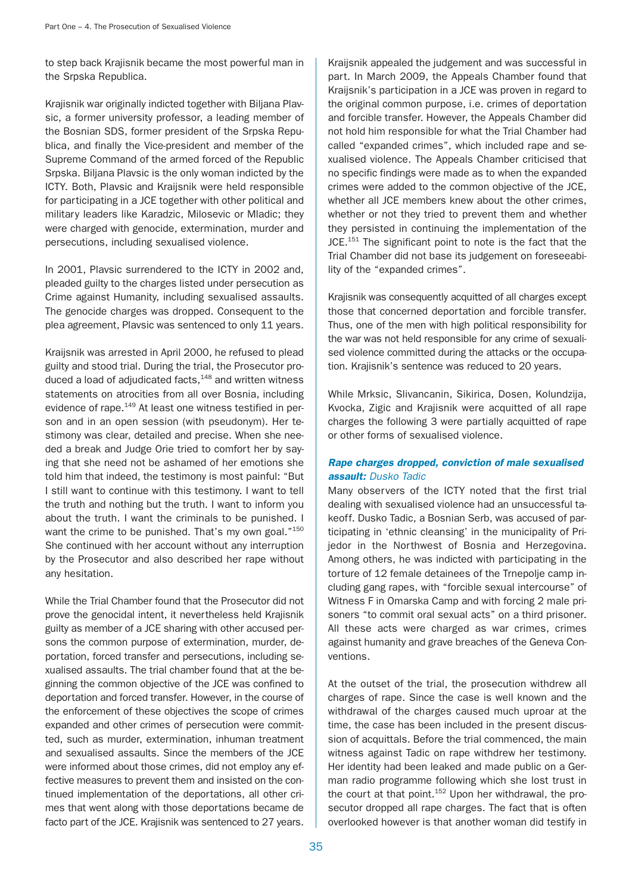to step back Krajisnik became the most powerful man in the Srpska Republica.

Krajisnik war originally indicted together with Biljana Plavsic, a former university professor, a leading member of the Bosnian SDS, former president of the Srpska Republica, and finally the Vice-president and member of the Supreme Command of the armed forced of the Republic Srpska. Biljana Plavsic is the only woman indicted by the ICTY. Both, Plavsic and Kraijsnik were held responsible for participating in a JCE together with other political and military leaders like Karadzic, Milosevic or Mladic; they were charged with genocide, extermination, murder and persecutions, including sexualised violence.

In 2001, Plavsic surrendered to the ICTY in 2002 and, pleaded guilty to the charges listed under persecution as Crime against Humanity, including sexualised assaults. The genocide charges was dropped. Consequent to the plea agreement, Plavsic was sentenced to only 11 years.

Kraijsnik was arrested in April 2000, he refused to plead guilty and stood trial. During the trial, the Prosecutor produced a load of adjudicated facts,[148] and written witness statements on atrocities from all over Bosnia, including evidence of rape.[149] At least one witness testified in person and in an open session (with pseudonym). Her testimony was clear, detailed and precise. When she needed a break and Judge Orie tried to comfort her by saying that she need not be ashamed of her emotions she told him that indeed, the testimony is most painful: "But I still want to continue with this testimony. I want to tell the truth and nothing but the truth. I want to inform you about the truth. I want the criminals to be punished. I want the crime to be punished. That's my own goal."[150] She continued with her account without any interruption by the Prosecutor and also described her rape without any hesitation.

While the Trial Chamber found that the Prosecutor did not prove the genocidal intent, it nevertheless held Krajisnik guilty as member of a JCE sharing with other accused persons the common purpose of extermination, murder, deportation, forced transfer and persecutions, including sexualised assaults. The trial chamber found that at the beginning the common objective of the JCE was confined to deportation and forced transfer. However, in the course of the enforcement of these objectives the scope of crimes expanded and other crimes of persecution were committed, such as murder, extermination, inhuman treatment and sexualised assaults. Since the members of the JCE were informed about those crimes, did not employ any effective measures to prevent them and insisted on the continued implementation of the deportations, all other crimes that went along with those deportations became de facto part of the JCE. Krajisnik was sentenced to 27 years.

Kraijsnik appealed the judgement and was successful in part. In March 2009, the Appeals Chamber found that Kraijsnik's participation in a JCE was proven in regard to the original common purpose, i.e. crimes of deportation and forcible transfer. However, the Appeals Chamber did not hold him responsible for what the Trial Chamber had called "expanded crimes", which included rape and sexualised violence. The Appeals Chamber criticised that no specific findings were made as to when the expanded crimes were added to the common objective of the JCE, whether all JCE members knew about the other crimes, whether or not they tried to prevent them and whether they persisted in continuing the implementation of the JCE.[151] The significant point to note is the fact that the Trial Chamber did not base its judgement on foreseeability of the "expanded crimes".

Krajisnik was consequently acquitted of all charges except those that concerned deportation and forcible transfer. Thus, one of the men with high political responsibility for the war was not held responsible for any crime of sexualised violence committed during the attacks or the occupation. Krajisnik's sentence was reduced to 20 years.

While Mrksic, Slivancanin, Sikirica, Dosen, Kolundzija, Kvocka, Zigic and Krajisnik were acquitted of all rape charges the following 3 were partially acquitted of rape or other forms of sexualised violence.

### *Rape charges dropped, conviction of male sexualised assault:* Dusko Tadic

Many observers of the ICTY noted that the first trial dealing with sexualised violence had an unsuccessful takeoff. Dusko Tadic, a Bosnian Serb, was accused of participating in 'ethnic cleansing' in the municipality of Prijedor in the Northwest of Bosnia and Herzegovina. Among others, he was indicted with participating in the torture of 12 female detainees of the Trnepolje camp including gang rapes, with "forcible sexual intercourse" of Witness F in Omarska Camp and with forcing 2 male prisoners "to commit oral sexual acts" on a third prisoner. All these acts were charged as war crimes, crimes against humanity and grave breaches of the Geneva Conventions.

At the outset of the trial, the prosecution withdrew all charges of rape. Since the case is well known and the withdrawal of the charges caused much uproar at the time, the case has been included in the present discussion of acquittals. Before the trial commenced, the main witness against Tadic on rape withdrew her testimony. Her identity had been leaked and made public on a German radio programme following which she lost trust in the court at that point.[152] Upon her withdrawal, the prosecutor dropped all rape charges. The fact that is often overlooked however is that another woman did testify in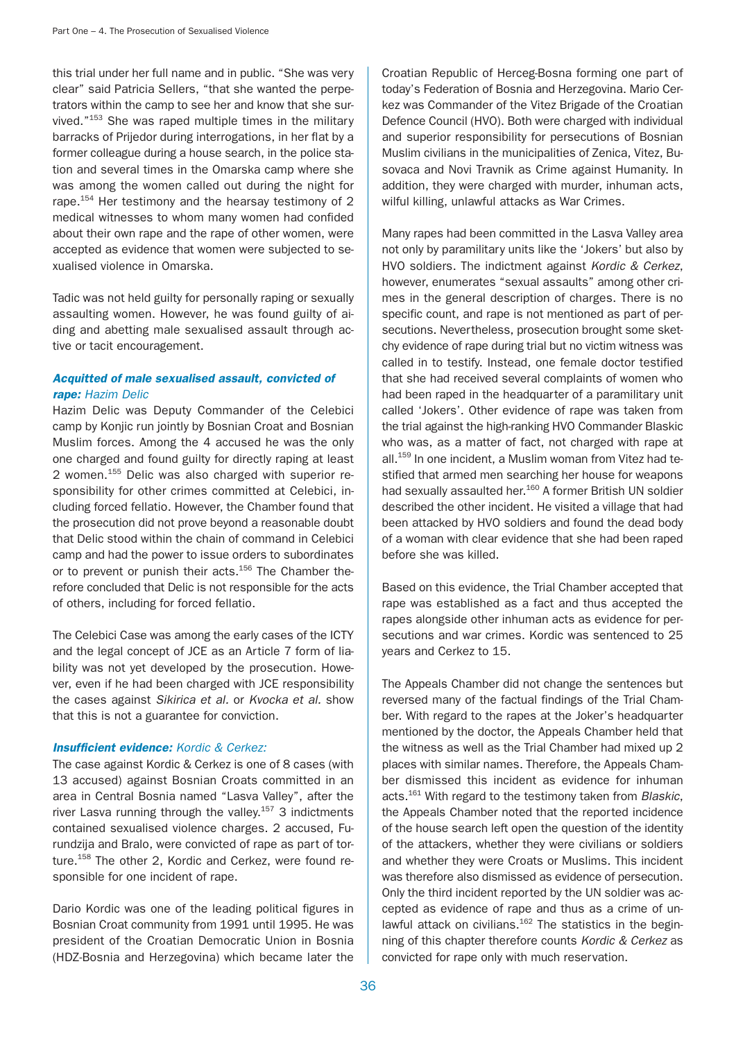this trial under her full name and in public. "She was very clear" said Patricia Sellers, "that she wanted the perpetrators within the camp to see her and know that she survived."[153] She was raped multiple times in the military barracks of Prijedor during interrogations, in her flat by a former colleague during a house search, in the police station and several times in the Omarska camp where she was among the women called out during the night for rape.[154] Her testimony and the hearsay testimony of 2 medical witnesses to whom many women had confided about their own rape and the rape of other women, were accepted as evidence that women were subjected to sexualised violence in Omarska.

Tadic was not held guilty for personally raping or sexually assaulting women. However, he was found guilty of aiding and abetting male sexualised assault through active or tacit encouragement.

#### ***Acquitted of male sexualised assault, convicted of rape:*** *Hazim Delic*

Hazim Delic was Deputy Commander of the Celebici camp by Konjic run jointly by Bosnian Croat and Bosnian Muslim forces. Among the 4 accused he was the only one charged and found guilty for directly raping at least 2 women.[155] Delic was also charged with superior responsibility for other crimes committed at Celebici, including forced fellatio. However, the Chamber found that the prosecution did not prove beyond a reasonable doubt that Delic stood within the chain of command in Celebici camp and had the power to issue orders to subordinates or to prevent or punish their acts.[156] The Chamber therefore concluded that Delic is not responsible for the acts of others, including for forced fellatio.

The Celebici Case was among the early cases of the ICTY and the legal concept of JCE as an Article 7 form of liability was not yet developed by the prosecution. However, even if he had been charged with JCE responsibility the cases against *Sikirica et al.* or *Kvocka et al.* show that this is not a guarantee for conviction.

#### ***Insufficient evidence:*** *Kordic & Cerkez:*

The case against Kordic & Cerkez is one of 8 cases (with 13 accused) against Bosnian Croats committed in an area in Central Bosnia named "Lasva Valley", after the river Lasva running through the valley.[157] 3 indictments contained sexualised violence charges. 2 accused, Furundzija and Bralo, were convicted of rape as part of torture.[158] The other 2, Kordic and Cerkez, were found responsible for one incident of rape.

Dario Kordic was one of the leading political figures in Bosnian Croat community from 1991 until 1995. He was president of the Croatian Democratic Union in Bosnia (HDZ-Bosnia and Herzegovina) which became later the Croatian Republic of Herceg-Bosna forming one part of today's Federation of Bosnia and Herzegovina. Mario Cerkez was Commander of the Vitez Brigade of the Croatian Defence Council (HVO). Both were charged with individual and superior responsibility for persecutions of Bosnian Muslim civilians in the municipalities of Zenica, Vitez, Busovaca and Novi Travnik as Crime against Humanity. In addition, they were charged with murder, inhuman acts, wilful killing, unlawful attacks as War Crimes.

Many rapes had been committed in the Lasva Valley area not only by paramilitary units like the 'Jokers' but also by HVO soldiers. The indictment against *Kordic & Cerkez*, however, enumerates "sexual assaults" among other crimes in the general description of charges. There is no specific count, and rape is not mentioned as part of persecutions. Nevertheless, prosecution brought some sketchy evidence of rape during trial but no victim witness was called in to testify. Instead, one female doctor testified that she had received several complaints of women who had been raped in the headquarter of a paramilitary unit called 'Jokers'. Other evidence of rape was taken from the trial against the high-ranking HVO Commander Blaskic who was, as a matter of fact, not charged with rape at all.[159] In one incident, a Muslim woman from Vitez had testified that armed men searching her house for weapons had sexually assaulted her.[160] A former British UN soldier described the other incident. He visited a village that had been attacked by HVO soldiers and found the dead body of a woman with clear evidence that she had been raped before she was killed.

Based on this evidence, the Trial Chamber accepted that rape was established as a fact and thus accepted the rapes alongside other inhuman acts as evidence for persecutions and war crimes. Kordic was sentenced to 25 years and Cerkez to 15.

The Appeals Chamber did not change the sentences but reversed many of the factual findings of the Trial Chamber. With regard to the rapes at the Joker's headquarter mentioned by the doctor, the Appeals Chamber held that the witness as well as the Trial Chamber had mixed up 2 places with similar names. Therefore, the Appeals Chamber dismissed this incident as evidence for inhuman acts.[161] With regard to the testimony taken from *Blaskic*, the Appeals Chamber noted that the reported incidence of the house search left open the question of the identity of the attackers, whether they were civilians or soldiers and whether they were Croats or Muslims. This incident was therefore also dismissed as evidence of persecution. Only the third incident reported by the UN soldier was accepted as evidence of rape and thus as a crime of unlawful attack on civilians.[162] The statistics in the beginning of this chapter therefore counts *Kordic & Cerkez* as convicted for rape only with much reservation.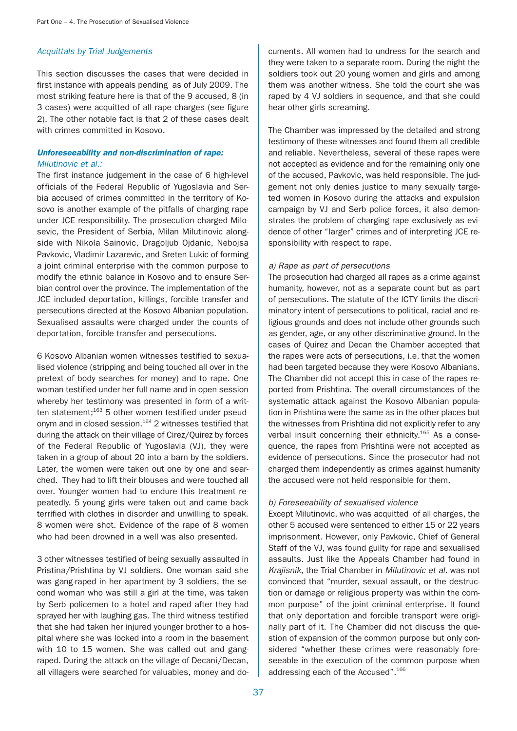*Acquittals by Trial Judgements*

This section discusses the cases that were decided in first instance with appeals pending as of July 2009. The most striking feature here is that of the 9 accused, 8 (in 3 cases) were acquitted of all rape charges (see figure 2). The other notable fact is that 2 of these cases dealt with crimes committed in Kosovo.

***Unforeseeability and non-discrimination of rape:*** *Milutinovic et al.:*

The first instance judgement in the case of 6 high-level officials of the Federal Republic of Yugoslavia and Serbia accused of crimes committed in the territory of Kosovo is another example of the pitfalls of charging rape under JCE responsibility. The prosecution charged Milosevic, the President of Serbia, Milan Milutinovic alongside with Nikola Sainovic, Dragoljub Ojdanic, Nebojsa Pavkovic, Vladimir Lazarevic, and Sreten Lukic of forming a joint criminal enterprise with the common purpose to modify the ethnic balance in Kosovo and to ensure Serbian control over the province. The implementation of the JCE included deportation, killings, forcible transfer and persecutions directed at the Kosovo Albanian population. Sexualised assaults were charged under the counts of deportation, forcible transfer and persecutions.

6 Kosovo Albanian women witnesses testified to sexualised violence (stripping and being touched all over in the pretext of body searches for money) and to rape. One woman testified under her full name and in open session whereby her testimony was presented in form of a written statement;[163] 5 other women testified under pseudonym and in closed session.[164] 2 witnesses testified that during the attack on their village of Cirez/Quirez by forces of the Federal Republic of Yugoslavia (VJ), they were taken in a group of about 20 into a barn by the soldiers. Later, the women were taken out one by one and searched. They had to lift their blouses and were touched all over. Younger women had to endure this treatment repeatedly. 5 young girls were taken out and came back terrified with clothes in disorder and unwilling to speak. 8 women were shot. Evidence of the rape of 8 women who had been drowned in a well was also presented.

3 other witnesses testified of being sexually assaulted in Pristina/Prishtina by VJ soldiers. One woman said she was gang-raped in her apartment by 3 soldiers, the second woman who was still a girl at the time, was taken by Serb policemen to a hotel and raped after they had sprayed her with laughing gas. The third witness testified that she had taken her injured younger brother to a hospital where she was locked into a room in the basement with 10 to 15 women. She was called out and gang-raped. During the attack on the village of Decani/Decan, all villagers were searched for valuables, money and documents. All women had to undress for the search and they were taken to a separate room. During the night the soldiers took out 20 young women and girls and among them was another witness. She told the court she was raped by 4 VJ soldiers in sequence, and that she could hear other girls screaming.

The Chamber was impressed by the detailed and strong testimony of these witnesses and found them all credible and reliable. Nevertheless, several of these rapes were not accepted as evidence and for the remaining only one of the accused, Pavkovic, was held responsible. The judgement not only denies justice to many sexually targeted women in Kosovo during the attacks and expulsion campaign by VJ and Serb police forces, it also demonstrates the problem of charging rape exclusively as evidence of other "larger" crimes and of interpreting JCE responsibility with respect to rape.

*a) Rape as part of persecutions*

The prosecution had charged all rapes as a crime against humanity, however, not as a separate count but as part of persecutions. The statute of the ICTY limits the discriminatory intent of persecutions to political, racial and religious grounds and does not include other grounds such as gender, age, or any other discriminative ground. In the cases of Quirez and Decan the Chamber accepted that the rapes were acts of persecutions, i.e. that the women had been targeted because they were Kosovo Albanians. The Chamber did not accept this in case of the rapes reported from Prishtina. The overall circumstances of the systematic attack against the Kosovo Albanian population in Prishtina were the same as in the other places but the witnesses from Prishtina did not explicitly refer to any verbal insult concerning their ethnicity.[165] As a consequence, the rapes from Prishtina were not accepted as evidence of persecutions. Since the prosecutor had not charged them independently as crimes against humanity the accused were not held responsible for them.

*b) Foreseeability of sexualised violence*

Except Milutinovic, who was acquitted of all charges, the other 5 accused were sentenced to either 15 or 22 years imprisonment. However, only Pavkovic, Chief of General Staff of the VJ, was found guilty for rape and sexualised assaults. Just like the Appeals Chamber had found in *Krajisnik*, the Trial Chamber in *Milutinovic et al.* was not convinced that "murder, sexual assault, or the destruction or damage or religious property was within the common purpose" of the joint criminal enterprise. It found that only deportation and forcible transport were originally part of it. The Chamber did not discuss the question of expansion of the common purpose but only considered "whether these crimes were reasonably foreseeable in the execution of the common purpose when addressing each of the Accused".[166]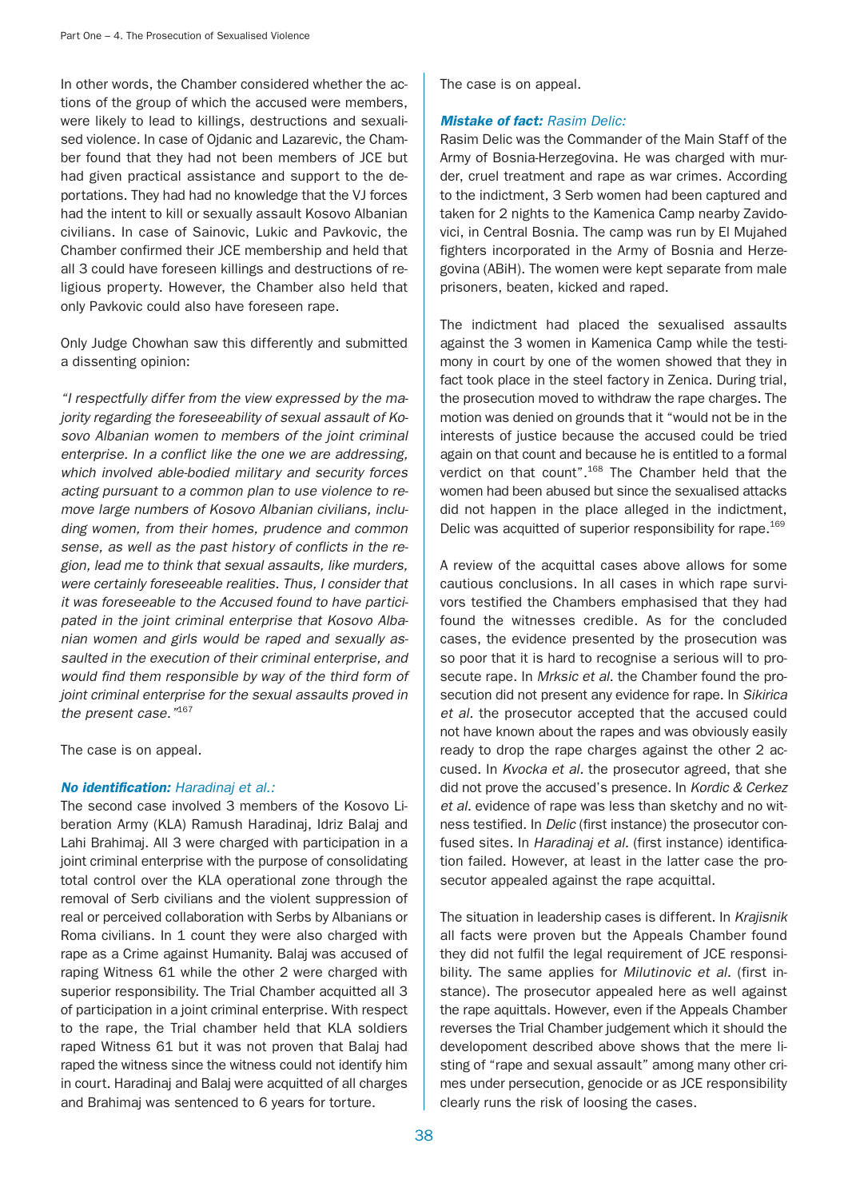In other words, the Chamber considered whether the actions of the group of which the accused were members, were likely to lead to killings, destructions and sexualised violence. In case of Ojdanic and Lazarevic, the Chamber found that they had not been members of JCE but had given practical assistance and support to the deportations. They had had no knowledge that the VJ forces had the intent to kill or sexually assault Kosovo Albanian civilians. In case of Sainovic, Lukic and Pavkovic, the Chamber confirmed their JCE membership and held that all 3 could have foreseen killings and destructions of religious property. However, the Chamber also held that only Pavkovic could also have foreseen rape.

Only Judge Chowhan saw this differently and submitted a dissenting opinion:

*"I respectfully differ from the view expressed by the majority regarding the foreseeability of sexual assault of Kosovo Albanian women to members of the joint criminal enterprise. In a conflict like the one we are addressing, which involved able-bodied military and security forces acting pursuant to a common plan to use violence to remove large numbers of Kosovo Albanian civilians, including women, from their homes, prudence and common sense, as well as the past history of conflicts in the region, lead me to think that sexual assaults, like murders, were certainly foreseeable realities. Thus, I consider that it was foreseeable to the Accused found to have participated in the joint criminal enterprise that Kosovo Albanian women and girls would be raped and sexually assaulted in the execution of their criminal enterprise, and would find them responsible by way of the third form of joint criminal enterprise for the sexual assaults proved in the present case."*[167]

The case is on appeal.

***No identification:*** *Haradinaj et al.:*

The second case involved 3 members of the Kosovo Liberation Army (KLA) Ramush Haradinaj, Idriz Balaj and Lahi Brahimaj. All 3 were charged with participation in a joint criminal enterprise with the purpose of consolidating total control over the KLA operational zone through the removal of Serb civilians and the violent suppression of real or perceived collaboration with Serbs by Albanians or Roma civilians. In 1 count they were also charged with rape as a Crime against Humanity. Balaj was accused of raping Witness 61 while the other 2 were charged with superior responsibility. The Trial Chamber acquitted all 3 of participation in a joint criminal enterprise. With respect to the rape, the Trial chamber held that KLA soldiers raped Witness 61 but it was not proven that Balaj had raped the witness since the witness could not identify him in court. Haradinaj and Balaj were acquitted of all charges and Brahimaj was sentenced to 6 years for torture.

The case is on appeal.

***Mistake of fact:*** *Rasim Delic:*

Rasim Delic was the Commander of the Main Staff of the Army of Bosnia-Herzegovina. He was charged with murder, cruel treatment and rape as war crimes. According to the indictment, 3 Serb women had been captured and taken for 2 nights to the Kamenica Camp nearby Zavidovici, in Central Bosnia. The camp was run by El Mujahed fighters incorporated in the Army of Bosnia and Herzegovina (ABiH). The women were kept separate from male prisoners, beaten, kicked and raped.

The indictment had placed the sexualised assaults against the 3 women in Kamenica Camp while the testimony in court by one of the women showed that they in fact took place in the steel factory in Zenica. During trial, the prosecution moved to withdraw the rape charges. The motion was denied on grounds that it "would not be in the interests of justice because the accused could be tried again on that count and because he is entitled to a formal verdict on that count".[168] The Chamber held that the women had been abused but since the sexualised attacks did not happen in the place alleged in the indictment, Delic was acquitted of superior responsibility for rape.[169]

A review of the acquittal cases above allows for some cautious conclusions. In all cases in which rape survivors testified the Chambers emphasised that they had found the witnesses credible. As for the concluded cases, the evidence presented by the prosecution was so poor that it is hard to recognise a serious will to prosecute rape. In *Mrksic et al.* the Chamber found the prosecution did not present any evidence for rape. In *Sikirica et al.* the prosecutor accepted that the accused could not have known about the rapes and was obviously easily ready to drop the rape charges against the other 2 accused. In *Kvocka et al.* the prosecutor agreed, that she did not prove the accused's presence. In *Kordic & Cerkez et al.* evidence of rape was less than sketchy and no witness testified. In *Delic* (first instance) the prosecutor confused sites. In *Haradinaj et al.* (first instance) identification failed. However, at least in the latter case the prosecutor appealed against the rape acquittal.

The situation in leadership cases is different. In *Krajisnik* all facts were proven but the Appeals Chamber found they did not fulfil the legal requirement of JCE responsibility. The same applies for *Milutinovic et al.* (first instance). The prosecutor appealed here as well against the rape aquittals. However, even if the Appeals Chamber reverses the Trial Chamber judgement which it should the developoment described above shows that the mere listing of "rape and sexual assault" among many other crimes under persecution, genocide or as JCE responsibility clearly runs the risk of loosing the cases.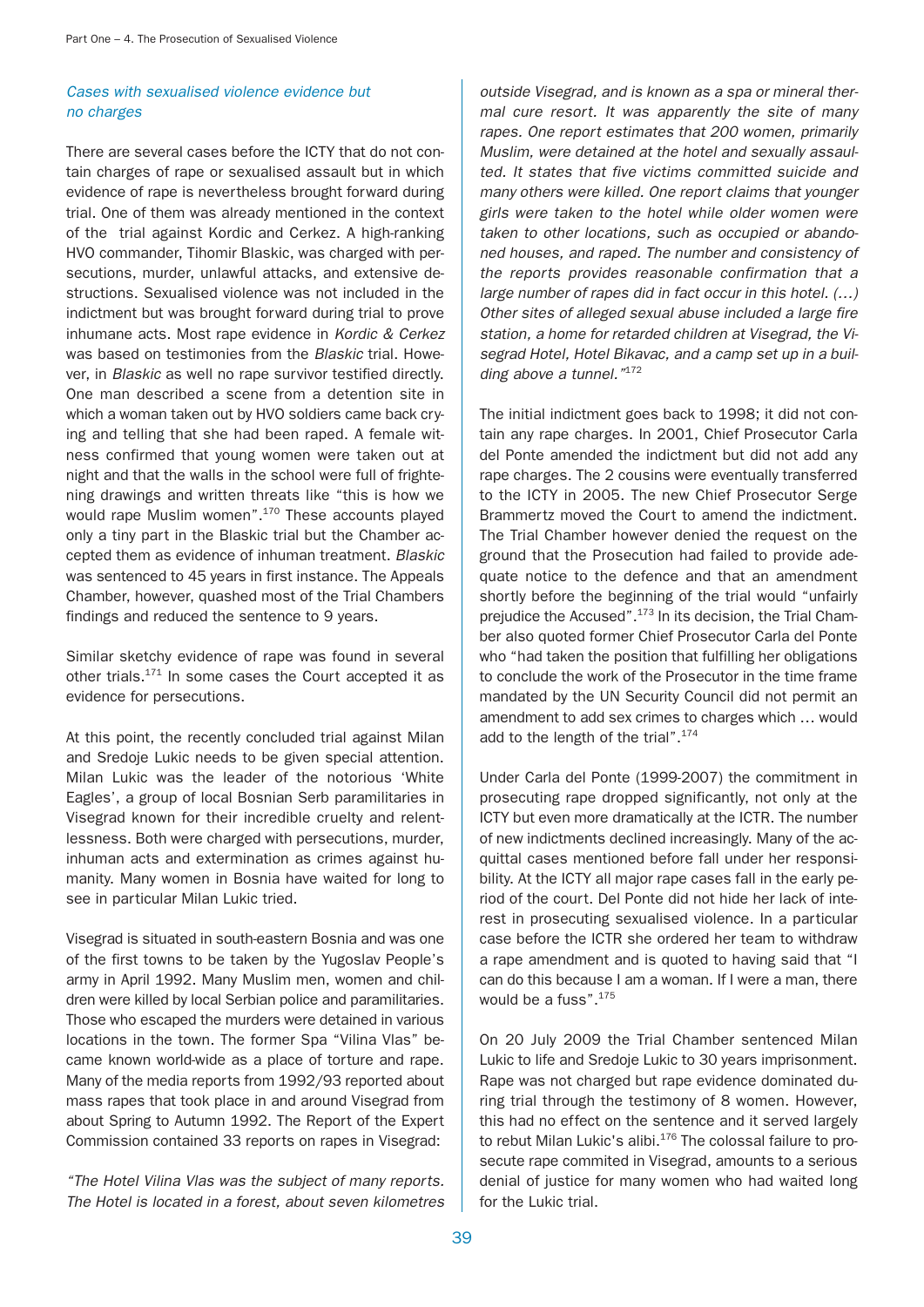### *Cases with sexualised violence evidence but no charges*

There are several cases before the ICTY that do not contain charges of rape or sexualised assault but in which evidence of rape is nevertheless brought forward during trial. One of them was already mentioned in the context of the trial against Kordic and Cerkez. A high-ranking HVO commander, Tihomir Blaskic, was charged with persecutions, murder, unlawful attacks, and extensive destructions. Sexualised violence was not included in the indictment but was brought forward during trial to prove inhumane acts. Most rape evidence in *Kordic & Cerkez* was based on testimonies from the *Blaskic* trial. However, in *Blaskic* as well no rape survivor testified directly. One man described a scene from a detention site in which a woman taken out by HVO soldiers came back crying and telling that she had been raped. A female witness confirmed that young women were taken out at night and that the walls in the school were full of frightening drawings and written threats like "this is how we would rape Muslim women".[170] These accounts played only a tiny part in the Blaskic trial but the Chamber accepted them as evidence of inhuman treatment. *Blaskic* was sentenced to 45 years in first instance. The Appeals Chamber, however, quashed most of the Trial Chambers findings and reduced the sentence to 9 years.

Similar sketchy evidence of rape was found in several other trials.[171] In some cases the Court accepted it as evidence for persecutions.

At this point, the recently concluded trial against Milan and Sredoje Lukic needs to be given special attention. Milan Lukic was the leader of the notorious 'White Eagles', a group of local Bosnian Serb paramilitaries in Visegrad known for their incredible cruelty and relentlessness. Both were charged with persecutions, murder, inhuman acts and extermination as crimes against humanity. Many women in Bosnia have waited for long to see in particular Milan Lukic tried.

Visegrad is situated in south-eastern Bosnia and was one of the first towns to be taken by the Yugoslav People's army in April 1992. Many Muslim men, women and children were killed by local Serbian police and paramilitaries. Those who escaped the murders were detained in various locations in the town. The former Spa "Vilina Vlas" became known world-wide as a place of torture and rape. Many of the media reports from 1992/93 reported about mass rapes that took place in and around Visegrad from about Spring to Autumn 1992. The Report of the Expert Commission contained 33 reports on rapes in Visegrad:

*"The Hotel Vilina Vlas was the subject of many reports. The Hotel is located in a forest, about seven kilometres outside Visegrad, and is known as a spa or mineral thermal cure resort. It was apparently the site of many rapes. One report estimates that 200 women, primarily Muslim, were detained at the hotel and sexually assaulted. It states that five victims committed suicide and many others were killed. One report claims that younger girls were taken to the hotel while older women were taken to other locations, such as occupied or abandoned houses, and raped. The number and consistency of the reports provides reasonable confirmation that a large number of rapes did in fact occur in this hotel. (…) Other sites of alleged sexual abuse included a large fire station, a home for retarded children at Visegrad, the Visegrad Hotel, Hotel Bikavac, and a camp set up in a building above a tunnel."*[172]

The initial indictment goes back to 1998; it did not contain any rape charges. In 2001, Chief Prosecutor Carla del Ponte amended the indictment but did not add any rape charges. The 2 cousins were eventually transferred to the ICTY in 2005. The new Chief Prosecutor Serge Brammertz moved the Court to amend the indictment. The Trial Chamber however denied the request on the ground that the Prosecution had failed to provide adequate notice to the defence and that an amendment shortly before the beginning of the trial would "unfairly prejudice the Accused".[173] In its decision, the Trial Chamber also quoted former Chief Prosecutor Carla del Ponte who "had taken the position that fulfilling her obligations to conclude the work of the Prosecutor in the time frame mandated by the UN Security Council did not permit an amendment to add sex crimes to charges which … would add to the length of the trial".[174]

Under Carla del Ponte (1999-2007) the commitment in prosecuting rape dropped significantly, not only at the ICTY but even more dramatically at the ICTR. The number of new indictments declined increasingly. Many of the acquittal cases mentioned before fall under her responsibility. At the ICTY all major rape cases fall in the early period of the court. Del Ponte did not hide her lack of interest in prosecuting sexualised violence. In a particular case before the ICTR she ordered her team to withdraw a rape amendment and is quoted to having said that "I can do this because I am a woman. If I were a man, there would be a fuss".[175]

On 20 July 2009 the Trial Chamber sentenced Milan Lukic to life and Sredoje Lukic to 30 years imprisonment. Rape was not charged but rape evidence dominated during trial through the testimony of 8 women. However, this had no effect on the sentence and it served largely to rebut Milan Lukic's alibi.[176] The colossal failure to prosecute rape commited in Visegrad, amounts to a serious denial of justice for many women who had waited long for the Lukic trial.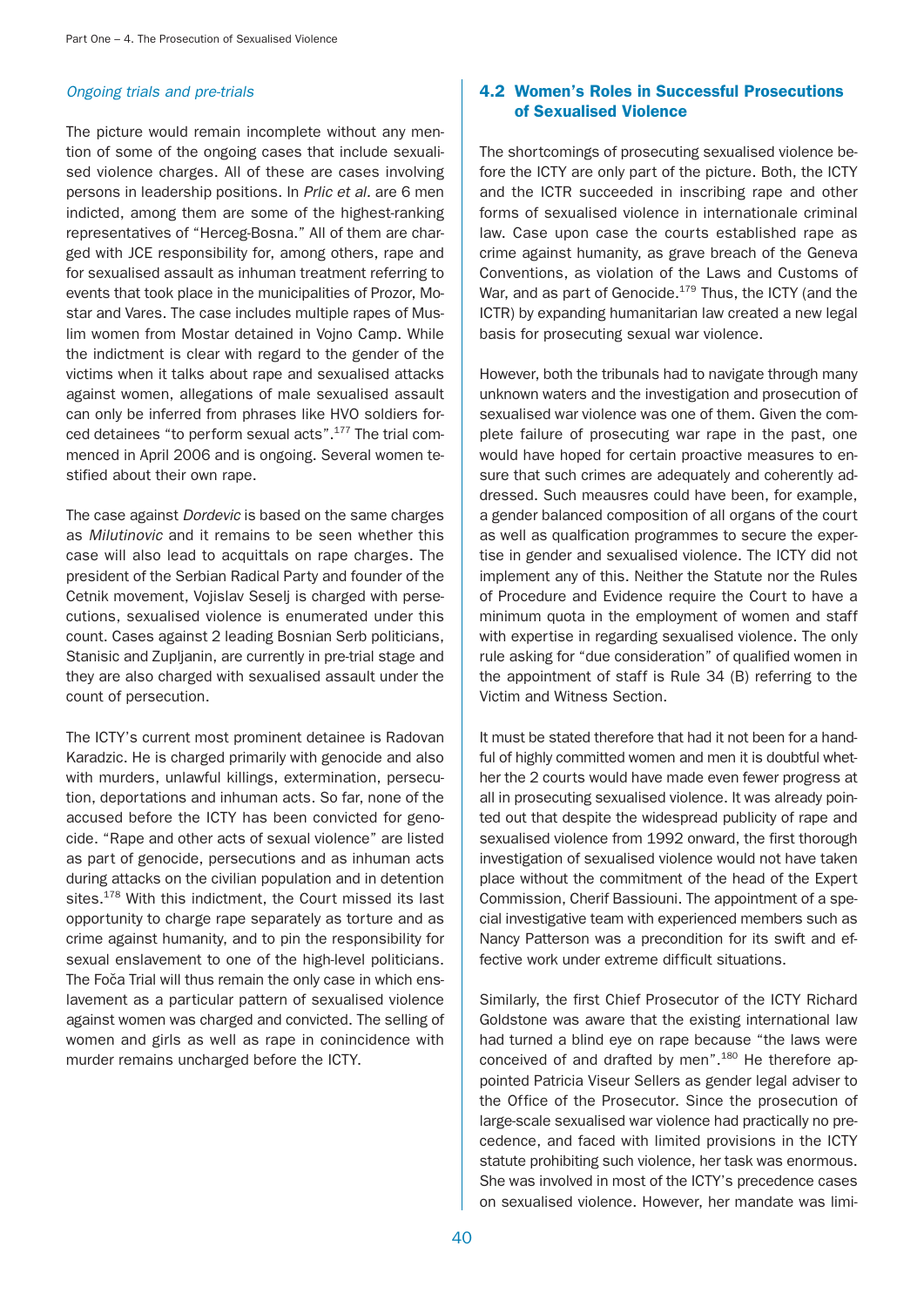*Ongoing trials and pre-trials*

The picture would remain incomplete without any mention of some of the ongoing cases that include sexualised violence charges. All of these are cases involving persons in leadership positions. In *Prlic et al.* are 6 men indicted, among them are some of the highest-ranking representatives of "Herceg-Bosna." All of them are charged with JCE responsibility for, among others, rape and for sexualised assault as inhuman treatment referring to events that took place in the municipalities of Prozor, Mostar and Vares. The case includes multiple rapes of Muslim women from Mostar detained in Vojno Camp. While the indictment is clear with regard to the gender of the victims when it talks about rape and sexualised attacks against women, allegations of male sexualised assault can only be inferred from phrases like HVO soldiers forced detainees "to perform sexual acts".[177] The trial commenced in April 2006 and is ongoing. Several women testified about their own rape.

The case against *Dordevic* is based on the same charges as *Milutinovic* and it remains to be seen whether this case will also lead to acquittals on rape charges. The president of the Serbian Radical Party and founder of the Cetnik movement, Vojislav Seselj is charged with persecutions, sexualised violence is enumerated under this count. Cases against 2 leading Bosnian Serb politicians, Stanisic and Zupljanin, are currently in pre-trial stage and they are also charged with sexualised assault under the count of persecution.

The ICTY's current most prominent detainee is Radovan Karadzic. He is charged primarily with genocide and also with murders, unlawful killings, extermination, persecution, deportations and inhuman acts. So far, none of the accused before the ICTY has been convicted for genocide. "Rape and other acts of sexual violence" are listed as part of genocide, persecutions and as inhuman acts during attacks on the civilian population and in detention sites.[178] With this indictment, the Court missed its last opportunity to charge rape separately as torture and as crime against humanity, and to pin the responsibility for sexual enslavement to one of the high-level politicians. The Foča Trial will thus remain the only case in which enslavement as a particular pattern of sexualised violence against women was charged and convicted. The selling of women and girls as well as rape in conincidence with murder remains uncharged before the ICTY.

## 4.2 Women's Roles in Successful Prosecutions of Sexualised Violence

The shortcomings of prosecuting sexualised violence before the ICTY are only part of the picture. Both, the ICTY and the ICTR succeeded in inscribing rape and other forms of sexualised violence in internationale criminal law. Case upon case the courts established rape as crime against humanity, as grave breach of the Geneva Conventions, as violation of the Laws and Customs of War, and as part of Genocide.[179] Thus, the ICTY (and the ICTR) by expanding humanitarian law created a new legal basis for prosecuting sexual war violence.

However, both the tribunals had to navigate through many unknown waters and the investigation and prosecution of sexualised war violence was one of them. Given the complete failure of prosecuting war rape in the past, one would have hoped for certain proactive measures to ensure that such crimes are adequately and coherently addressed. Such meausres could have been, for example, a gender balanced composition of all organs of the court as well as qualfication programmes to secure the expertise in gender and sexualised violence. The ICTY did not implement any of this. Neither the Statute nor the Rules of Procedure and Evidence require the Court to have a minimum quota in the employment of women and staff with expertise in regarding sexualised violence. The only rule asking for "due consideration" of qualified women in the appointment of staff is Rule 34 (B) referring to the Victim and Witness Section.

It must be stated therefore that had it not been for a handful of highly committed women and men it is doubtful whether the 2 courts would have made even fewer progress at all in prosecuting sexualised violence. It was already pointed out that despite the widespread publicity of rape and sexualised violence from 1992 onward, the first thorough investigation of sexualised violence would not have taken place without the commitment of the head of the Expert Commission, Cherif Bassiouni. The appointment of a special investigative team with experienced members such as Nancy Patterson was a precondition for its swift and effective work under extreme difficult situations.

Similarly, the first Chief Prosecutor of the ICTY Richard Goldstone was aware that the existing international law had turned a blind eye on rape because "the laws were conceived of and drafted by men".[180] He therefore appointed Patricia Viseur Sellers as gender legal adviser to the Office of the Prosecutor. Since the prosecution of large-scale sexualised war violence had practically no precedence, and faced with limited provisions in the ICTY statute prohibiting such violence, her task was enormous. She was involved in most of the ICTY's precedence cases on sexualised violence. However, her mandate was limi-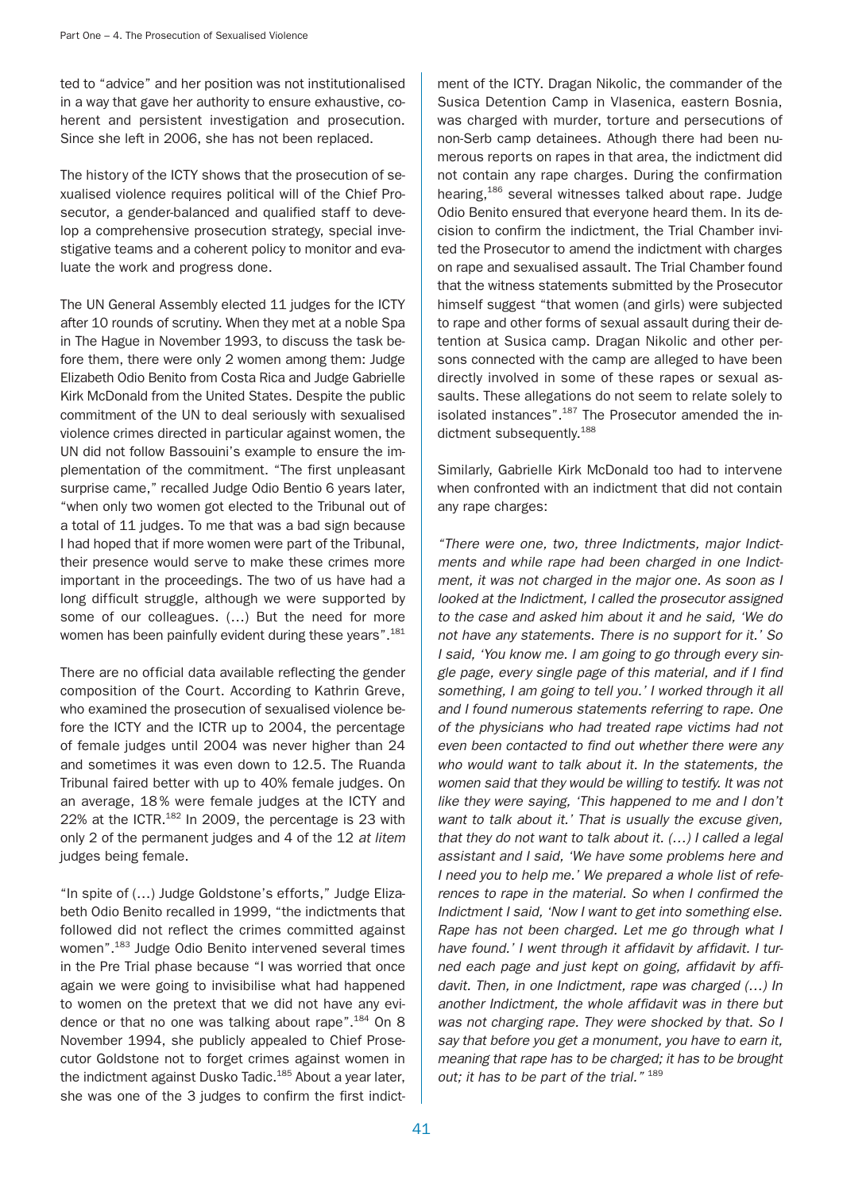ted to "advice" and her position was not institutionalised in a way that gave her authority to ensure exhaustive, coherent and persistent investigation and prosecution. Since she left in 2006, she has not been replaced.

The history of the ICTY shows that the prosecution of sexualised violence requires political will of the Chief Prosecutor, a gender-balanced and qualified staff to develop a comprehensive prosecution strategy, special investigative teams and a coherent policy to monitor and evaluate the work and progress done.

The UN General Assembly elected 11 judges for the ICTY after 10 rounds of scrutiny. When they met at a noble Spa in The Hague in November 1993, to discuss the task before them, there were only 2 women among them: Judge Elizabeth Odio Benito from Costa Rica and Judge Gabrielle Kirk McDonald from the United States. Despite the public commitment of the UN to deal seriously with sexualised violence crimes directed in particular against women, the UN did not follow Bassouini's example to ensure the implementation of the commitment. "The first unpleasant surprise came," recalled Judge Odio Bentio 6 years later, "when only two women got elected to the Tribunal out of a total of 11 judges. To me that was a bad sign because I had hoped that if more women were part of the Tribunal, their presence would serve to make these crimes more important in the proceedings. The two of us have had a long difficult struggle, although we were supported by some of our colleagues. (…) But the need for more women has been painfully evident during these years".[181]

There are no official data available reflecting the gender composition of the Court. According to Kathrin Greve, who examined the prosecution of sexualised violence before the ICTY and the ICTR up to 2004, the percentage of female judges until 2004 was never higher than 24 and sometimes it was even down to 12.5. The Ruanda Tribunal faired better with up to 40% female judges. On an average, 18 % were female judges at the ICTY and 22% at the ICTR.[182] In 2009, the percentage is 23 with only 2 of the permanent judges and 4 of the 12 *at litem* judges being female.

"In spite of (…) Judge Goldstone's efforts," Judge Elizabeth Odio Benito recalled in 1999, "the indictments that followed did not reflect the crimes committed against women".[183] Judge Odio Benito intervened several times in the Pre Trial phase because "I was worried that once again we were going to invisibilise what had happened to women on the pretext that we did not have any evidence or that no one was talking about rape".[184] On 8 November 1994, she publicly appealed to Chief Prosecutor Goldstone not to forget crimes against women in the indictment against Dusko Tadic.[185] About a year later, she was one of the 3 judges to confirm the first indictment of the ICTY. Dragan Nikolic, the commander of the Susica Detention Camp in Vlasenica, eastern Bosnia, was charged with murder, torture and persecutions of non-Serb camp detainees. Athough there had been numerous reports on rapes in that area, the indictment did not contain any rape charges. During the confirmation hearing,[186] several witnesses talked about rape. Judge Odio Benito ensured that everyone heard them. In its decision to confirm the indictment, the Trial Chamber invited the Prosecutor to amend the indictment with charges on rape and sexualised assault. The Trial Chamber found that the witness statements submitted by the Prosecutor himself suggest "that women (and girls) were subjected to rape and other forms of sexual assault during their detention at Susica camp. Dragan Nikolic and other persons connected with the camp are alleged to have been directly involved in some of these rapes or sexual assaults. These allegations do not seem to relate solely to isolated instances".[187] The Prosecutor amended the indictment subsequently.[188]

Similarly, Gabrielle Kirk McDonald too had to intervene when confronted with an indictment that did not contain any rape charges:

*"There were one, two, three Indictments, major Indictments and while rape had been charged in one Indictment, it was not charged in the major one. As soon as I looked at the Indictment, I called the prosecutor assigned to the case and asked him about it and he said, 'We do not have any statements. There is no support for it.' So I said, 'You know me. I am going to go through every single page, every single page of this material, and if I find something, I am going to tell you.' I worked through it all and I found numerous statements referring to rape. One of the physicians who had treated rape victims had not even been contacted to find out whether there were any who would want to talk about it. In the statements, the women said that they would be willing to testify. It was not like they were saying, 'This happened to me and I don't want to talk about it.' That is usually the excuse given, that they do not want to talk about it. (…) I called a legal assistant and I said, 'We have some problems here and I need you to help me.' We prepared a whole list of references to rape in the material. So when I confirmed the Indictment I said, 'Now I want to get into something else. Rape has not been charged. Let me go through what I have found.' I went through it affidavit by affidavit. I turned each page and just kept on going, affidavit by affidavit. Then, in one Indictment, rape was charged (…) In another Indictment, the whole affidavit was in there but was not charging rape. They were shocked by that. So I say that before you get a monument, you have to earn it, meaning that rape has to be charged; it has to be brought out; it has to be part of the trial."* [189]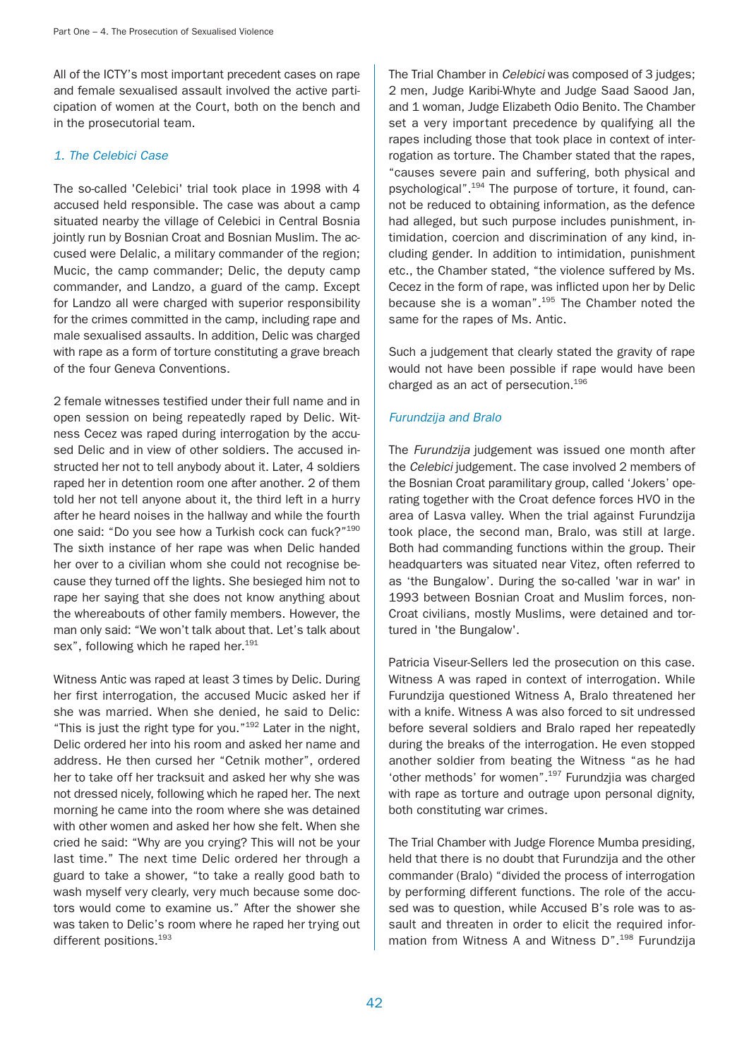All of the ICTY's most important precedent cases on rape and female sexualised assault involved the active participation of women at the Court, both on the bench and in the prosecutorial team.

### *1. The Celebici Case*

The so-called 'Celebici' trial took place in 1998 with 4 accused held responsible. The case was about a camp situated nearby the village of Celebici in Central Bosnia jointly run by Bosnian Croat and Bosnian Muslim. The accused were Delalic, a military commander of the region; Mucic, the camp commander; Delic, the deputy camp commander, and Landzo, a guard of the camp. Except for Landzo all were charged with superior responsibility for the crimes committed in the camp, including rape and male sexualised assaults. In addition, Delic was charged with rape as a form of torture constituting a grave breach of the four Geneva Conventions.

2 female witnesses testified under their full name and in open session on being repeatedly raped by Delic. Witness Cecez was raped during interrogation by the accused Delic and in view of other soldiers. The accused instructed her not to tell anybody about it. Later, 4 soldiers raped her in detention room one after another. 2 of them told her not tell anyone about it, the third left in a hurry after he heard noises in the hallway and while the fourth one said: "Do you see how a Turkish cock can fuck?"[190] The sixth instance of her rape was when Delic handed her over to a civilian whom she could not recognise because they turned off the lights. She besieged him not to rape her saying that she does not know anything about the whereabouts of other family members. However, the man only said: "We won't talk about that. Let's talk about sex", following which he raped her.[191]

Witness Antic was raped at least 3 times by Delic. During her first interrogation, the accused Mucic asked her if she was married. When she denied, he said to Delic: "This is just the right type for you."[192] Later in the night, Delic ordered her into his room and asked her name and address. He then cursed her "Cetnik mother", ordered her to take off her tracksuit and asked her why she was not dressed nicely, following which he raped her. The next morning he came into the room where she was detained with other women and asked her how she felt. When she cried he said: "Why are you crying? This will not be your last time." The next time Delic ordered her through a guard to take a shower, "to take a really good bath to wash myself very clearly, very much because some doctors would come to examine us." After the shower she was taken to Delic's room where he raped her trying out different positions.[193]

The Trial Chamber in *Celebici* was composed of 3 judges; 2 men, Judge Karibi-Whyte and Judge Saad Saood Jan, and 1 woman, Judge Elizabeth Odio Benito. The Chamber set a very important precedence by qualifying all the rapes including those that took place in context of interrogation as torture. The Chamber stated that the rapes, "causes severe pain and suffering, both physical and psychological".[194] The purpose of torture, it found, cannot be reduced to obtaining information, as the defence had alleged, but such purpose includes punishment, intimidation, coercion and discrimination of any kind, including gender. In addition to intimidation, punishment etc., the Chamber stated, "the violence suffered by Ms. Cecez in the form of rape, was inflicted upon her by Delic because she is a woman".[195] The Chamber noted the same for the rapes of Ms. Antic.

Such a judgement that clearly stated the gravity of rape would not have been possible if rape would have been charged as an act of persecution.[196]

### *Furundzija and Bralo*

The *Furundzija* judgement was issued one month after the *Celebici* judgement. The case involved 2 members of the Bosnian Croat paramilitary group, called 'Jokers' operating together with the Croat defence forces HVO in the area of Lasva valley. When the trial against Furundzija took place, the second man, Bralo, was still at large. Both had commanding functions within the group. Their headquarters was situated near Vitez, often referred to as 'the Bungalow'. During the so-called 'war in war' in 1993 between Bosnian Croat and Muslim forces, non-Croat civilians, mostly Muslims, were detained and tortured in 'the Bungalow'.

Patricia Viseur-Sellers led the prosecution on this case. Witness A was raped in context of interrogation. While Furundzija questioned Witness A, Bralo threatened her with a knife. Witness A was also forced to sit undressed before several soldiers and Bralo raped her repeatedly during the breaks of the interrogation. He even stopped another soldier from beating the Witness "as he had 'other methods' for women".[197] Furundzjia was charged with rape as torture and outrage upon personal dignity, both constituting war crimes.

The Trial Chamber with Judge Florence Mumba presiding, held that there is no doubt that Furundzija and the other commander (Bralo) "divided the process of interrogation by performing different functions. The role of the accused was to question, while Accused B's role was to assault and threaten in order to elicit the required information from Witness A and Witness D".[198] Furundzija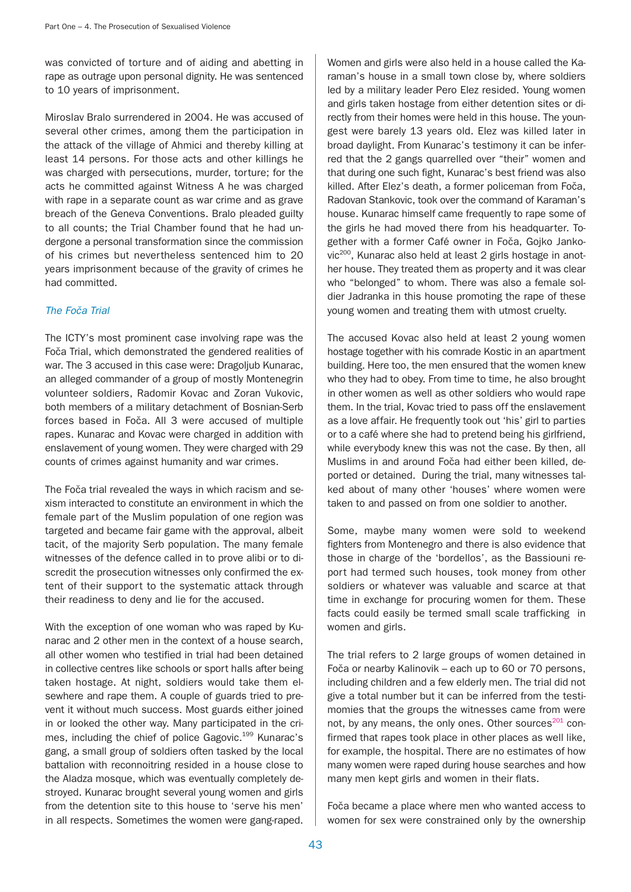was convicted of torture and of aiding and abetting in rape as outrage upon personal dignity. He was sentenced to 10 years of imprisonment.

Miroslav Bralo surrendered in 2004. He was accused of several other crimes, among them the participation in the attack of the village of Ahmici and thereby killing at least 14 persons. For those acts and other killings he was charged with persecutions, murder, torture; for the acts he committed against Witness A he was charged with rape in a separate count as war crime and as grave breach of the Geneva Conventions. Bralo pleaded guilty to all counts; the Trial Chamber found that he had undergone a personal transformation since the commission of his crimes but nevertheless sentenced him to 20 years imprisonment because of the gravity of crimes he had committed.

### *The Foča Trial*

The ICTY's most prominent case involving rape was the Foča Trial, which demonstrated the gendered realities of war. The 3 accused in this case were: Dragoljub Kunarac, an alleged commander of a group of mostly Montenegrin volunteer soldiers, Radomir Kovac and Zoran Vukovic, both members of a military detachment of Bosnian-Serb forces based in Foča. All 3 were accused of multiple rapes. Kunarac and Kovac were charged in addition with enslavement of young women. They were charged with 29 counts of crimes against humanity and war crimes.

The Foča trial revealed the ways in which racism and sexism interacted to constitute an environment in which the female part of the Muslim population of one region was targeted and became fair game with the approval, albeit tacit, of the majority Serb population. The many female witnesses of the defence called in to prove alibi or to discredit the prosecution witnesses only confirmed the extent of their support to the systematic attack through their readiness to deny and lie for the accused.

With the exception of one woman who was raped by Kunarac and 2 other men in the context of a house search, all other women who testified in trial had been detained in collective centres like schools or sport halls after being taken hostage. At night, soldiers would take them elsewhere and rape them. A couple of guards tried to prevent it without much success. Most guards either joined in or looked the other way. Many participated in the crimes, including the chief of police Gagovic.[199] Kunarac's gang, a small group of soldiers often tasked by the local battalion with reconnoitring resided in a house close to the Aladza mosque, which was eventually completely destroyed. Kunarac brought several young women and girls from the detention site to this house to 'serve his men' in all respects. Sometimes the women were gang-raped.

Women and girls were also held in a house called the Karaman's house in a small town close by, where soldiers led by a military leader Pero Elez resided. Young women and girls taken hostage from either detention sites or directly from their homes were held in this house. The youngest were barely 13 years old. Elez was killed later in broad daylight. From Kunarac's testimony it can be inferred that the 2 gangs quarrelled over "their" women and that during one such fight, Kunarac's best friend was also killed. After Elez's death, a former policeman from Foča, Radovan Stankovic, took over the command of Karaman's house. Kunarac himself came frequently to rape some of the girls he had moved there from his headquarter. Together with a former Café owner in Foča, Gojko Jankovic[200], Kunarac also held at least 2 girls hostage in another house. They treated them as property and it was clear who "belonged" to whom. There was also a female soldier Jadranka in this house promoting the rape of these young women and treating them with utmost cruelty.

The accused Kovac also held at least 2 young women hostage together with his comrade Kostic in an apartment building. Here too, the men ensured that the women knew who they had to obey. From time to time, he also brought in other women as well as other soldiers who would rape them. In the trial, Kovac tried to pass off the enslavement as a love affair. He frequently took out 'his' girl to parties or to a café where she had to pretend being his girlfriend, while everybody knew this was not the case. By then, all Muslims in and around Foča had either been killed, deported or detained. During the trial, many witnesses talked about of many other 'houses' where women were taken to and passed on from one soldier to another.

Some, maybe many women were sold to weekend fighters from Montenegro and there is also evidence that those in charge of the 'bordellos', as the Bassiouni report had termed such houses, took money from other soldiers or whatever was valuable and scarce at that time in exchange for procuring women for them. These facts could easily be termed small scale trafficking in women and girls.

The trial refers to 2 large groups of women detained in Foča or nearby Kalinovik – each up to 60 or 70 persons, including children and a few elderly men. The trial did not give a total number but it can be inferred from the testimonies that the groups the witnesses came from were not, by any means, the only ones. Other sources[201] confirmed that rapes took place in other places as well like, for example, the hospital. There are no estimates of how many women were raped during house searches and how many men kept girls and women in their flats.

Foča became a place where men who wanted access to women for sex were constrained only by the ownership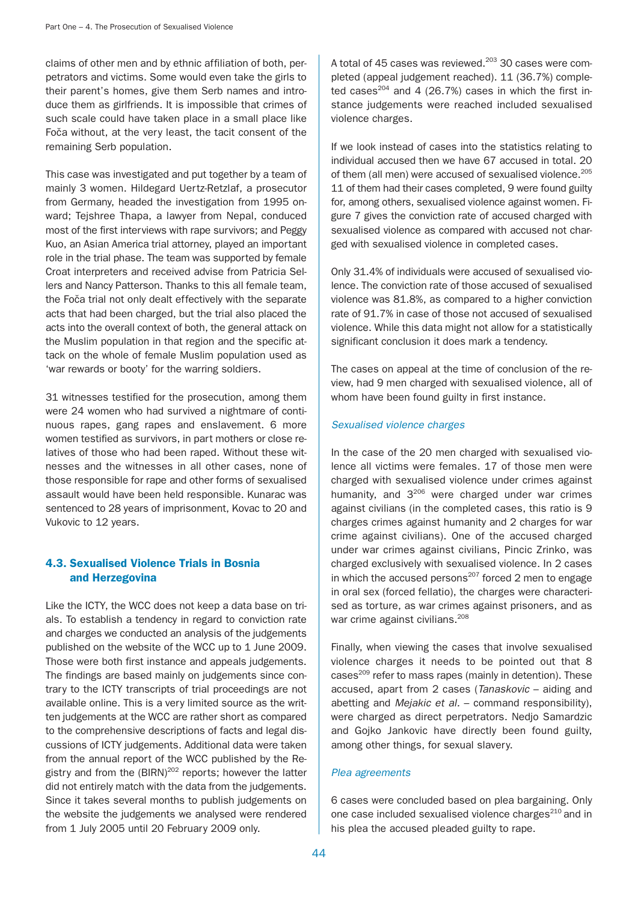claims of other men and by ethnic affiliation of both, perpetrators and victims. Some would even take the girls to their parent's homes, give them Serb names and introduce them as girlfriends. It is impossible that crimes of such scale could have taken place in a small place like Foča without, at the very least, the tacit consent of the remaining Serb population.

This case was investigated and put together by a team of mainly 3 women. Hildegard Uertz-Retzlaf, a prosecutor from Germany, headed the investigation from 1995 onward; Tejshree Thapa, a lawyer from Nepal, conduced most of the first interviews with rape survivors; and Peggy Kuo, an Asian America trial attorney, played an important role in the trial phase. The team was supported by female Croat interpreters and received advise from Patricia Sellers and Nancy Patterson. Thanks to this all female team, the Foča trial not only dealt effectively with the separate acts that had been charged, but the trial also placed the acts into the overall context of both, the general attack on the Muslim population in that region and the specific attack on the whole of female Muslim population used as 'war rewards or booty' for the warring soldiers.

31 witnesses testified for the prosecution, among them were 24 women who had survived a nightmare of continuous rapes, gang rapes and enslavement. 6 more women testified as survivors, in part mothers or close relatives of those who had been raped. Without these witnesses and the witnesses in all other cases, none of those responsible for rape and other forms of sexualised assault would have been held responsible. Kunarac was sentenced to 28 years of imprisonment, Kovac to 20 and Vukovic to 12 years.

### 4.3. Sexualised Violence Trials in Bosnia and Herzegovina

Like the ICTY, the WCC does not keep a data base on trials. To establish a tendency in regard to conviction rate and charges we conducted an analysis of the judgements published on the website of the WCC up to 1 June 2009. Those were both first instance and appeals judgements. The findings are based mainly on judgements since contrary to the ICTY transcripts of trial proceedings are not available online. This is a very limited source as the written judgements at the WCC are rather short as compared to the comprehensive descriptions of facts and legal discussions of ICTY judgements. Additional data were taken from the annual report of the WCC published by the Registry and from the (BIRN)[202] reports; however the latter did not entirely match with the data from the judgements. Since it takes several months to publish judgements on the website the judgements we analysed were rendered from 1 July 2005 until 20 February 2009 only.

A total of 45 cases was reviewed.[203] 30 cases were completed (appeal judgement reached). 11 (36.7%) completed cases[204] and 4 (26.7%) cases in which the first instance judgements were reached included sexualised violence charges.

If we look instead of cases into the statistics relating to individual accused then we have 67 accused in total. 20 of them (all men) were accused of sexualised violence.[205] 11 of them had their cases completed, 9 were found guilty for, among others, sexualised violence against women. Figure 7 gives the conviction rate of accused charged with sexualised violence as compared with accused not charged with sexualised violence in completed cases.

Only 31.4% of individuals were accused of sexualised violence. The conviction rate of those accused of sexualised violence was 81.8%, as compared to a higher conviction rate of 91.7% in case of those not accused of sexualised violence. While this data might not allow for a statistically significant conclusion it does mark a tendency.

The cases on appeal at the time of conclusion of the review, had 9 men charged with sexualised violence, all of whom have been found guilty in first instance.

*Sexualised violence charges*

In the case of the 20 men charged with sexualised violence all victims were females. 17 of those men were charged with sexualised violence under crimes against humanity, and 3[206] were charged under war crimes against civilians (in the completed cases, this ratio is 9 charges crimes against humanity and 2 charges for war crime against civilians). One of the accused charged under war crimes against civilians, Pincic Zrinko, was charged exclusively with sexualised violence. In 2 cases in which the accused persons[207] forced 2 men to engage in oral sex (forced fellatio), the charges were characterised as torture, as war crimes against prisoners, and as war crime against civilians.[208]

Finally, when viewing the cases that involve sexualised violence charges it needs to be pointed out that 8 cases[209] refer to mass rapes (mainly in detention). These accused, apart from 2 cases (*Tanaskovic* – aiding and abetting and *Mejakic et al.* – command responsibility), were charged as direct perpetrators. Nedjo Samardzic and Gojko Jankovic have directly been found guilty, among other things, for sexual slavery.

*Plea agreements*

6 cases were concluded based on plea bargaining. Only one case included sexualised violence charges[210] and in his plea the accused pleaded guilty to rape.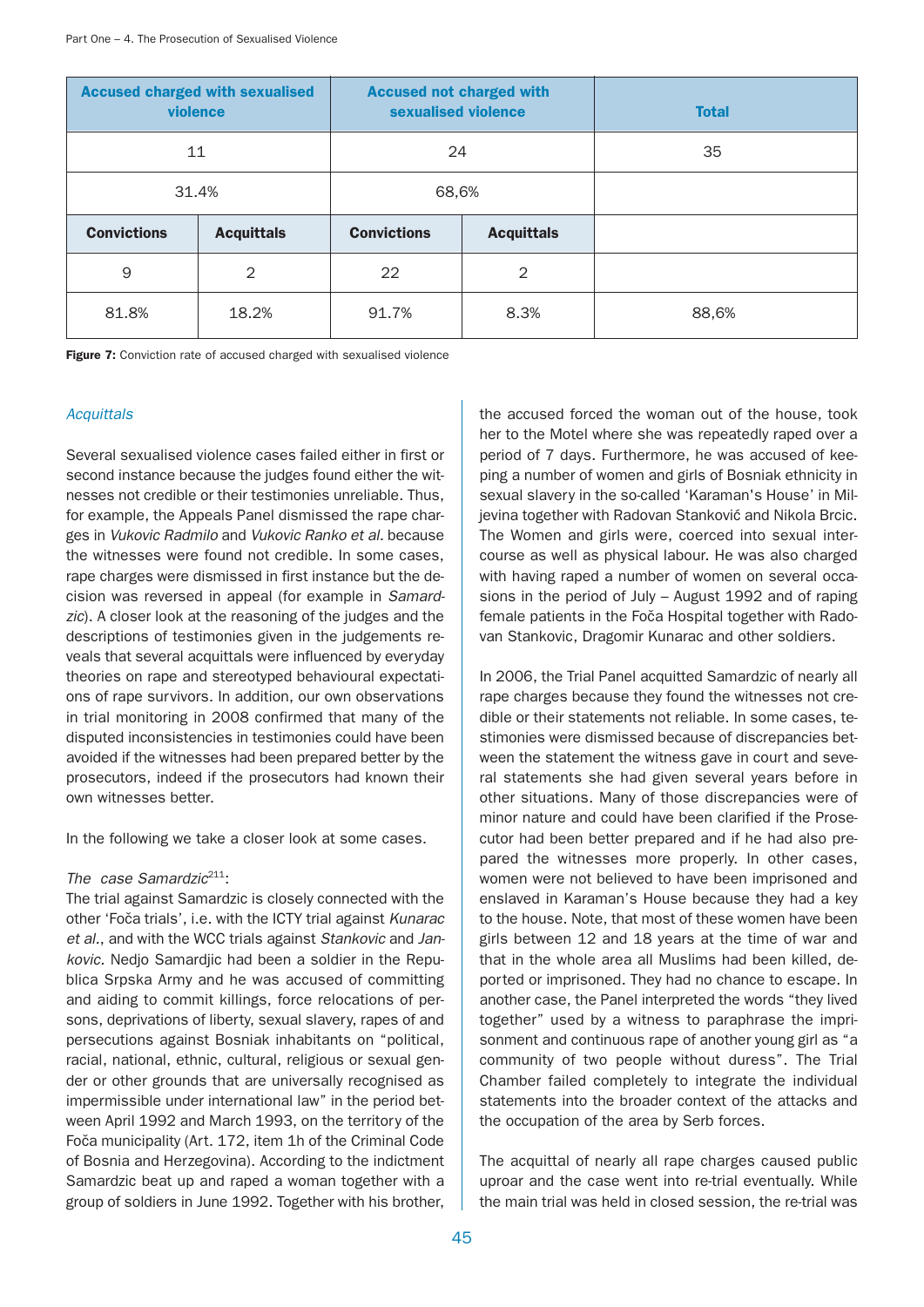| Accused charged with sexualised violence | | Accused not charged with sexualised violence | | Total |
|---|---|---|---|---|
| 11 | | 24 | | 35 |
| 31.4% | | 68,6% | | |
| **Convictions** | **Acquittals** | **Convictions** | **Acquittals** | |
| 9 | 2 | 22 | 2 | |
| 81.8% | 18.2% | 91.7% | 8.3% | 88,6% |

**Figure 7:** Conviction rate of accused charged with sexualised violence

*Acquittals*

Several sexualised violence cases failed either in first or second instance because the judges found either the witnesses not credible or their testimonies unreliable. Thus, for example, the Appeals Panel dismissed the rape charges in *Vukovic Radmilo* and *Vukovic Ranko et al.* because the witnesses were found not credible. In some cases, rape charges were dismissed in first instance but the decision was reversed in appeal (for example in *Samardzic*). A closer look at the reasoning of the judges and the descriptions of testimonies given in the judgements reveals that several acquittals were influenced by everyday theories on rape and stereotyped behavioural expectations of rape survivors. In addition, our own observations in trial monitoring in 2008 confirmed that many of the disputed inconsistencies in testimonies could have been avoided if the witnesses had been prepared better by the prosecutors, indeed if the prosecutors had known their own witnesses better.

In the following we take a closer look at some cases.

*The case Samardzic*[211]:

The trial against Samardzic is closely connected with the other 'Foča trials', i.e. with the ICTY trial against *Kunarac et al.*, and with the WCC trials against *Stankovic* and *Jankovic*. Nedjo Samardjic had been a soldier in the Republica Srpska Army and he was accused of committing and aiding to commit killings, force relocations of persons, deprivations of liberty, sexual slavery, rapes of and persecutions against Bosniak inhabitants on "political, racial, national, ethnic, cultural, religious or sexual gender or other grounds that are universally recognised as impermissible under international law" in the period between April 1992 and March 1993, on the territory of the Foča municipality (Art. 172, item 1h of the Criminal Code of Bosnia and Herzegovina). According to the indictment Samardzic beat up and raped a woman together with a group of soldiers in June 1992. Together with his brother, the accused forced the woman out of the house, took her to the Motel where she was repeatedly raped over a period of 7 days. Furthermore, he was accused of keeping a number of women and girls of Bosniak ethnicity in sexual slavery in the so-called 'Karaman's House' in Miljevina together with Radovan Stanković and Nikola Brcic. The Women and girls were, coerced into sexual intercourse as well as physical labour. He was also charged with having raped a number of women on several occasions in the period of July – August 1992 and of raping female patients in the Foča Hospital together with Radovan Stankovic, Dragomir Kunarac and other soldiers.

In 2006, the Trial Panel acquitted Samardzic of nearly all rape charges because they found the witnesses not credible or their statements not reliable. In some cases, testimonies were dismissed because of discrepancies between the statement the witness gave in court and several statements she had given several years before in other situations. Many of those discrepancies were of minor nature and could have been clarified if the Prosecutor had been better prepared and if he had also prepared the witnesses more properly. In other cases, women were not believed to have been imprisoned and enslaved in Karaman's House because they had a key to the house. Note, that most of these women have been girls between 12 and 18 years at the time of war and that in the whole area all Muslims had been killed, deported or imprisoned. They had no chance to escape. In another case, the Panel interpreted the words "they lived together" used by a witness to paraphrase the imprisonment and continuous rape of another young girl as "a community of two people without duress". The Trial Chamber failed completely to integrate the individual statements into the broader context of the attacks and the occupation of the area by Serb forces.

The acquittal of nearly all rape charges caused public uproar and the case went into re-trial eventually. While the main trial was held in closed session, the re-trial was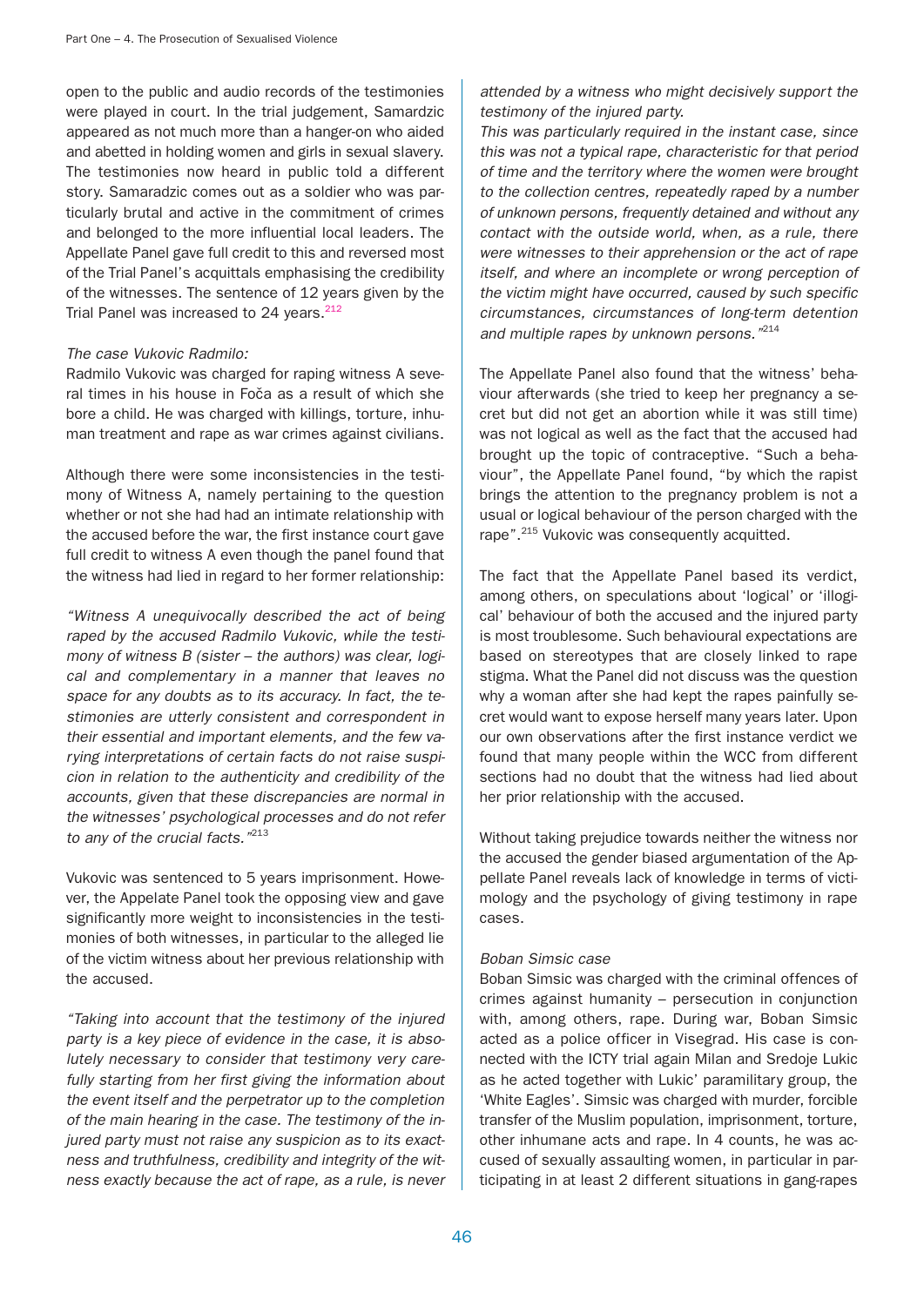open to the public and audio records of the testimonies were played in court. In the trial judgement, Samardzic appeared as not much more than a hanger-on who aided and abetted in holding women and girls in sexual slavery. The testimonies now heard in public told a different story. Samaradzic comes out as a soldier who was particularly brutal and active in the commitment of crimes and belonged to the more influential local leaders. The Appellate Panel gave full credit to this and reversed most of the Trial Panel's acquittals emphasising the credibility of the witnesses. The sentence of 12 years given by the Trial Panel was increased to 24 years.[212]

*The case Vukovic Radmilo:*

Radmilo Vukovic was charged for raping witness A several times in his house in Foča as a result of which she bore a child. He was charged with killings, torture, inhuman treatment and rape as war crimes against civilians.

Although there were some inconsistencies in the testimony of Witness A, namely pertaining to the question whether or not she had had an intimate relationship with the accused before the war, the first instance court gave full credit to witness A even though the panel found that the witness had lied in regard to her former relationship:

*"Witness A unequivocally described the act of being raped by the accused Radmilo Vukovic, while the testimony of witness B (sister – the authors) was clear, logical and complementary in a manner that leaves no space for any doubts as to its accuracy. In fact, the testimonies are utterly consistent and correspondent in their essential and important elements, and the few varying interpretations of certain facts do not raise suspicion in relation to the authenticity and credibility of the accounts, given that these discrepancies are normal in the witnesses' psychological processes and do not refer to any of the crucial facts."*[213]

Vukovic was sentenced to 5 years imprisonment. However, the Appelate Panel took the opposing view and gave significantly more weight to inconsistencies in the testimonies of both witnesses, in particular to the alleged lie of the victim witness about her previous relationship with the accused.

*"Taking into account that the testimony of the injured party is a key piece of evidence in the case, it is absolutely necessary to consider that testimony very carefully starting from her first giving the information about the event itself and the perpetrator up to the completion of the main hearing in the case. The testimony of the injured party must not raise any suspicion as to its exactness and truthfulness, credibility and integrity of the witness exactly because the act of rape, as a rule, is never attended by a witness who might decisively support the testimony of the injured party.*

*This was particularly required in the instant case, since this was not a typical rape, characteristic for that period of time and the territory where the women were brought to the collection centres, repeatedly raped by a number of unknown persons, frequently detained and without any contact with the outside world, when, as a rule, there were witnesses to their apprehension or the act of rape itself, and where an incomplete or wrong perception of the victim might have occurred, caused by such specific circumstances, circumstances of long-term detention and multiple rapes by unknown persons."*[214]

The Appellate Panel also found that the witness' behaviour afterwards (she tried to keep her pregnancy a secret but did not get an abortion while it was still time) was not logical as well as the fact that the accused had brought up the topic of contraceptive. "Such a behaviour", the Appellate Panel found, "by which the rapist brings the attention to the pregnancy problem is not a usual or logical behaviour of the person charged with the rape".[215] Vukovic was consequently acquitted.

The fact that the Appellate Panel based its verdict, among others, on speculations about 'logical' or 'illogical' behaviour of both the accused and the injured party is most troublesome. Such behavioural expectations are based on stereotypes that are closely linked to rape stigma. What the Panel did not discuss was the question why a woman after she had kept the rapes painfully secret would want to expose herself many years later. Upon our own observations after the first instance verdict we found that many people within the WCC from different sections had no doubt that the witness had lied about her prior relationship with the accused.

Without taking prejudice towards neither the witness nor the accused the gender biased argumentation of the Appellate Panel reveals lack of knowledge in terms of victimology and the psychology of giving testimony in rape cases.

*Boban Simsic case*

Boban Simsic was charged with the criminal offences of crimes against humanity – persecution in conjunction with, among others, rape. During war, Boban Simsic acted as a police officer in Visegrad. His case is connected with the ICTY trial agai Milan and Sredoje Lukic as he acted together with Lukic' paramilitary group, the 'White Eagles'. Simsic was charged with murder, forcible transfer of the Muslim population, imprisonment, torture, other inhumane acts and rape. In 4 counts, he was accused of sexually assaulting women, in particular in participating in at least 2 different situations in gang-rapes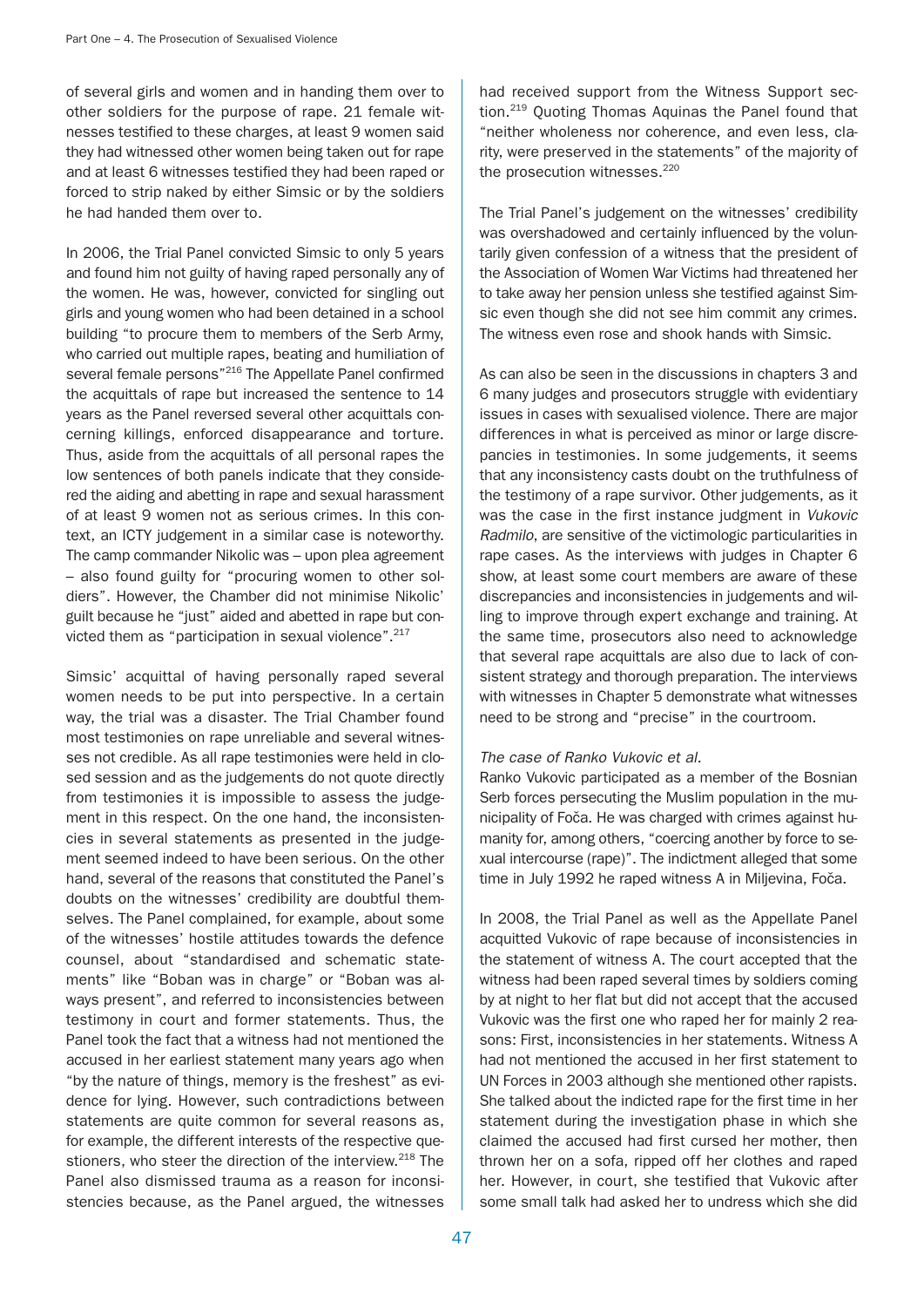of several girls and women and in handing them over to other soldiers for the purpose of rape. 21 female witnesses testified to these charges, at least 9 women said they had witnessed other women being taken out for rape and at least 6 witnesses testified they had been raped or forced to strip naked by either Simsic or by the soldiers he had handed them over to.

In 2006, the Trial Panel convicted Simsic to only 5 years and found him not guilty of having raped personally any of the women. He was, however, convicted for singling out girls and young women who had been detained in a school building "to procure them to members of the Serb Army, who carried out multiple rapes, beating and humiliation of several female persons"[216] The Appellate Panel confirmed the acquittals of rape but increased the sentence to 14 years as the Panel reversed several other acquittals concerning killings, enforced disappearance and torture. Thus, aside from the acquittals of all personal rapes the low sentences of both panels indicate that they considered the aiding and abetting in rape and sexual harassment of at least 9 women not as serious crimes. In this context, an ICTY judgement in a similar case is noteworthy. The camp commander Nikolic was – upon plea agreement – also found guilty for "procuring women to other soldiers". However, the Chamber did not minimise Nikolic' guilt because he "just" aided and abetted in rape but convicted them as "participation in sexual violence".[217]

Simsic' acquittal of having personally raped several women needs to be put into perspective. In a certain way, the trial was a disaster. The Trial Chamber found most testimonies on rape unreliable and several witnesses not credible. As all rape testimonies were held in closed session and as the judgements do not quote directly from testimonies it is impossible to assess the judgement in this respect. On the one hand, the inconsistencies in several statements as presented in the judgement seemed indeed to have been serious. On the other hand, several of the reasons that constituted the Panel's doubts on the witnesses' credibility are doubtful themselves. The Panel complained, for example, about some of the witnesses' hostile attitudes towards the defence counsel, about "standardised and schematic statements" like "Boban was in charge" or "Boban was always present", and referred to inconsistencies between testimony in court and former statements. Thus, the Panel took the fact that a witness had not mentioned the accused in her earliest statement many years ago when "by the nature of things, memory is the freshest" as evidence for lying. However, such contradictions between statements are quite common for several reasons as, for example, the different interests of the respective questioners, who steer the direction of the interview.[218] The Panel also dismissed trauma as a reason for inconsistencies because, as the Panel argued, the witnesses had received support from the Witness Support section.[219] Quoting Thomas Aquinas the Panel found that "neither wholeness nor coherence, and even less, clarity, were preserved in the statements" of the majority of the prosecution witnesses.[220]

The Trial Panel's judgement on the witnesses' credibility was overshadowed and certainly influenced by the voluntarily given confession of a witness that the president of the Association of Women War Victims had threatened her to take away her pension unless she testified against Simsic even though she did not see him commit any crimes. The witness even rose and shook hands with Simsic.

As can also be seen in the discussions in chapters 3 and 6 many judges and prosecutors struggle with evidentiary issues in cases with sexualised violence. There are major differences in what is perceived as minor or large discrepancies in testimonies. In some judgements, it seems that any inconsistency casts doubt on the truthfulness of the testimony of a rape survivor. Other judgements, as it was the case in the first instance judgment in *Vukovic Radmilo*, are sensitive of the victimologic particularities in rape cases. As the interviews with judges in Chapter 6 show, at least some court members are aware of these discrepancies and inconsistencies in judgements and willing to improve through expert exchange and training. At the same time, prosecutors also need to acknowledge that several rape acquittals are also due to lack of consistent strategy and thorough preparation. The interviews with witnesses in Chapter 5 demonstrate what witnesses need to be strong and "precise" in the courtroom.

*The case of Ranko Vukovic et al.*

Ranko Vukovic participated as a member of the Bosnian Serb forces persecuting the Muslim population in the municipality of Foča. He was charged with crimes against humanity for, among others, "coercing another by force to sexual intercourse (rape)". The indictment alleged that some time in July 1992 he raped witness A in Miljevina, Foča.

In 2008, the Trial Panel as well as the Appellate Panel acquitted Vukovic of rape because of inconsistencies in the statement of witness A. The court accepted that the witness had been raped several times by soldiers coming by at night to her flat but did not accept that the accused Vukovic was the first one who raped her for mainly 2 reasons: First, inconsistencies in her statements. Witness A had not mentioned the accused in her first statement to UN Forces in 2003 although she mentioned other rapists. She talked about the indicted rape for the first time in her statement during the investigation phase in which she claimed the accused had first cursed her mother, then thrown her on a sofa, ripped off her clothes and raped her. However, in court, she testified that Vukovic after some small talk had asked her to undress which she did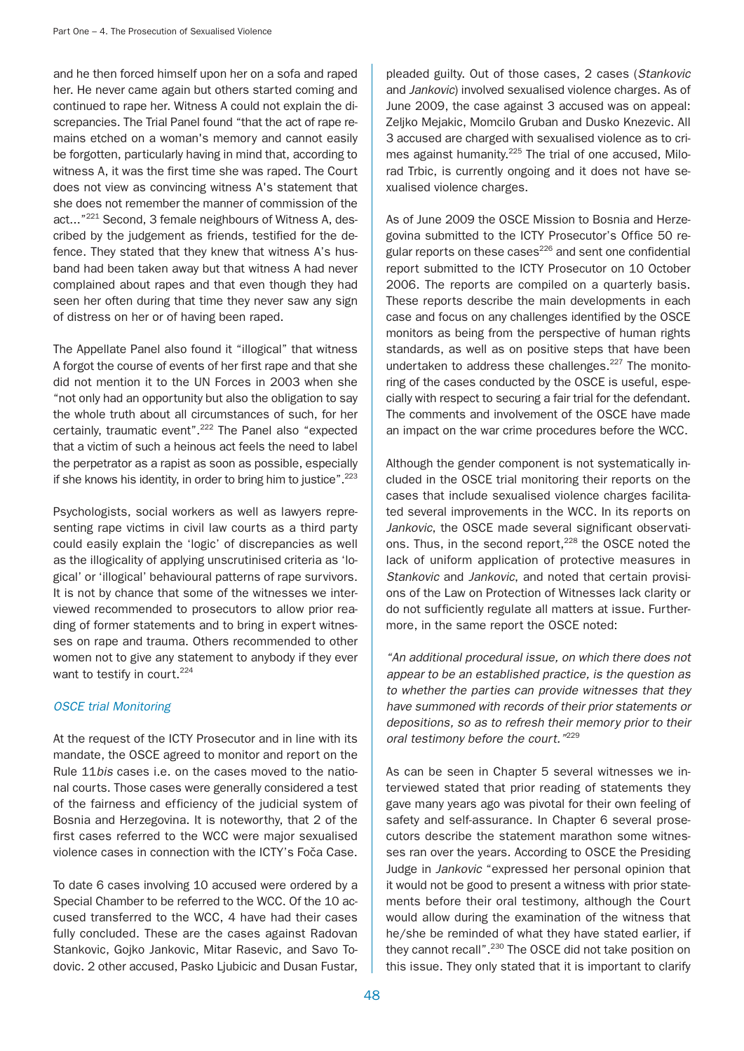and he then forced himself upon her on a sofa and raped her. He never came again but others started coming and continued to rape her. Witness A could not explain the discrepancies. The Trial Panel found "that the act of rape remains etched on a woman's memory and cannot easily be forgotten, particularly having in mind that, according to witness A, it was the first time she was raped. The Court does not view as convincing witness A's statement that she does not remember the manner of commission of the act…"[221] Second, 3 female neighbours of Witness A, described by the judgement as friends, testified for the defence. They stated that they knew that witness A's husband had been taken away but that witness A had never complained about rapes and that even though they had seen her often during that time they never saw any sign of distress on her or of having been raped.

The Appellate Panel also found it "illogical" that witness A forgot the course of events of her first rape and that she did not mention it to the UN Forces in 2003 when she "not only had an opportunity but also the obligation to say the whole truth about all circumstances of such, for her certainly, traumatic event".[222] The Panel also "expected that a victim of such a heinous act feels the need to label the perpetrator as a rapist as soon as possible, especially if she knows his identity, in order to bring him to justice".[223]

Psychologists, social workers as well as lawyers representing rape victims in civil law courts as a third party could easily explain the 'logic' of discrepancies as well as the illogicality of applying unscrutinised criteria as 'logical' or 'illogical' behavioural patterns of rape survivors. It is not by chance that some of the witnesses we interviewed recommended to prosecutors to allow prior reading of former statements and to bring in expert witnesses on rape and trauma. Others recommended to other women not to give any statement to anybody if they ever want to testify in court.[224]

### *OSCE trial Monitoring*

At the request of the ICTY Prosecutor and in line with its mandate, the OSCE agreed to monitor and report on the Rule 11*bis* cases i.e. on the cases moved to the national courts. Those cases were generally considered a test of the fairness and efficiency of the judicial system of Bosnia and Herzegovina. It is noteworthy, that 2 of the first cases referred to the WCC were major sexualised violence cases in connection with the ICTY's Foča Case.

To date 6 cases involving 10 accused were ordered by a Special Chamber to be referred to the WCC. Of the 10 accused transferred to the WCC, 4 have had their cases fully concluded. These are the cases against Radovan Stankovic, Gojko Jankovic, Mitar Rasevic, and Savo Todovic. 2 other accused, Pasko Ljubicic and Dusan Fustar, pleaded guilty. Out of those cases, 2 cases (*Stankovic* and *Jankovic*) involved sexualised violence charges. As of June 2009, the case against 3 accused was on appeal: Zeljko Mejakic, Momcilo Gruban and Dusko Knezevic. All 3 accused are charged with sexualised violence as to crimes against humanity.[225] The trial of one accused, Milorad Trbic, is currently ongoing and it does not have sexualised violence charges.

As of June 2009 the OSCE Mission to Bosnia and Herzegovina submitted to the ICTY Prosecutor's Office 50 regular reports on these cases[226] and sent one confidential report submitted to the ICTY Prosecutor on 10 October 2006. The reports are compiled on a quarterly basis. These reports describe the main developments in each case and focus on any challenges identified by the OSCE monitors as being from the perspective of human rights standards, as well as on positive steps that have been undertaken to address these challenges.[227] The monitoring of the cases conducted by the OSCE is useful, especially with respect to securing a fair trial for the defendant. The comments and involvement of the OSCE have made an impact on the war crime procedures before the WCC.

Although the gender component is not systematically included in the OSCE trial monitoring their reports on the cases that include sexualised violence charges facilitated several improvements in the WCC. In its reports on *Jankovic*, the OSCE made several significant observations. Thus, in the second report,[228] the OSCE noted the lack of uniform application of protective measures in *Stankovic* and *Jankovic*, and noted that certain provisions of the Law on Protection of Witnesses lack clarity or do not sufficiently regulate all matters at issue. Furthermore, in the same report the OSCE noted:

*"An additional procedural issue, on which there does not appear to be an established practice, is the question as to whether the parties can provide witnesses that they have summoned with records of their prior statements or depositions, so as to refresh their memory prior to their oral testimony before the court."*[229]

As can be seen in Chapter 5 several witnesses we interviewed stated that prior reading of statements they gave many years ago was pivotal for their own feeling of safety and self-assurance. In Chapter 6 several prosecutors describe the statement marathon some witnesses ran over the years. According to OSCE the Presiding Judge in *Jankovic* "expressed her personal opinion that it would not be good to present a witness with prior statements before their oral testimony, although the Court would allow during the examination of the witness that he/she be reminded of what they have stated earlier, if they cannot recall".[230] The OSCE did not take position on this issue. They only stated that it is important to clarify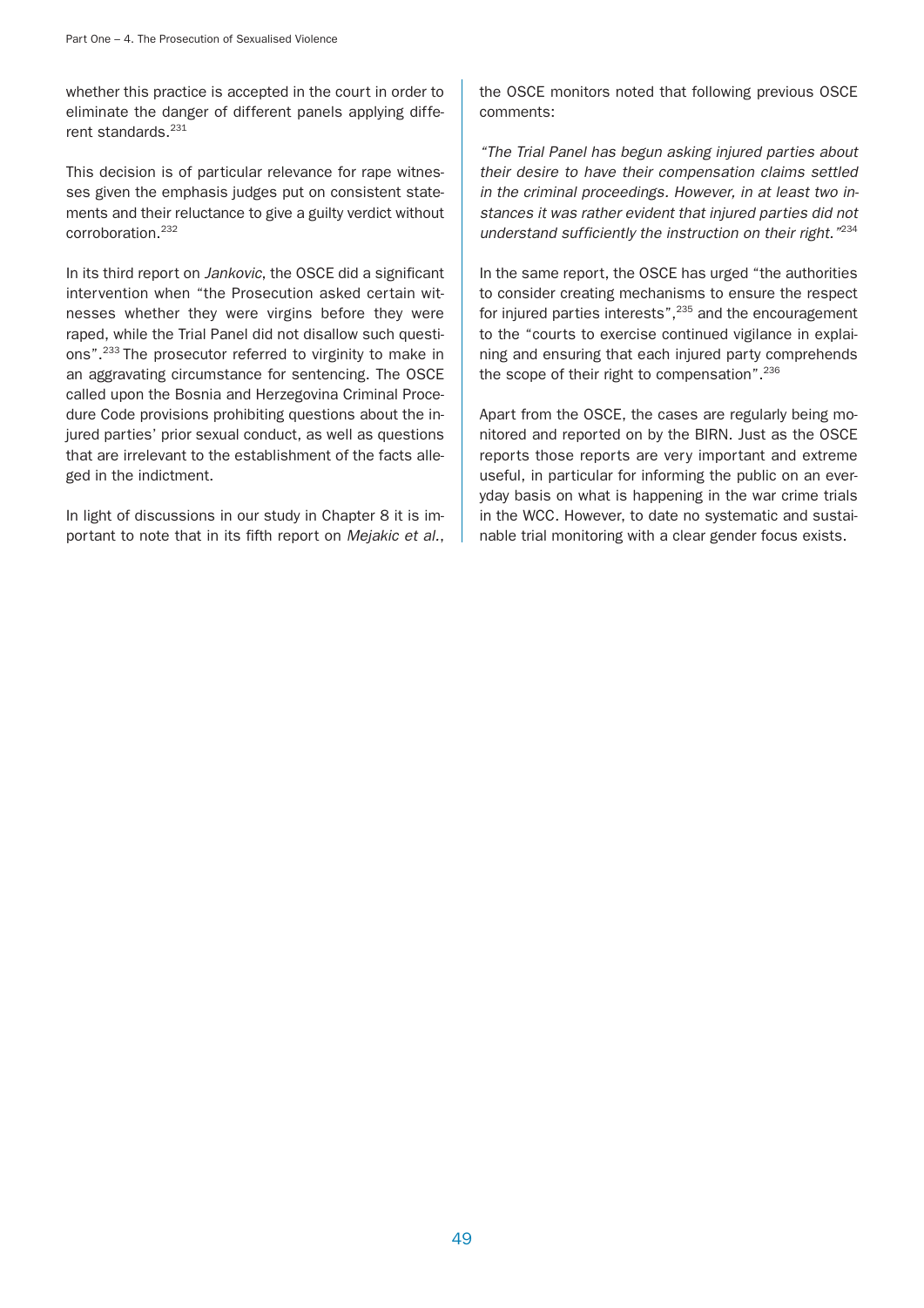whether this practice is accepted in the court in order to eliminate the danger of different panels applying different standards.[231]

This decision is of particular relevance for rape witnesses given the emphasis judges put on consistent statements and their reluctance to give a guilty verdict without corroboration.[232]

In its third report on *Jankovic*, the OSCE did a significant intervention when "the Prosecution asked certain witnesses whether they were virgins before they were raped, while the Trial Panel did not disallow such questions".[233] The prosecutor referred to virginity to make in an aggravating circumstance for sentencing. The OSCE called upon the Bosnia and Herzegovina Criminal Procedure Code provisions prohibiting questions about the injured parties' prior sexual conduct, as well as questions that are irrelevant to the establishment of the facts alleged in the indictment.

In light of discussions in our study in Chapter 8 it is important to note that in its fifth report on *Mejakic et al.*, the OSCE monitors noted that following previous OSCE comments:

*"The Trial Panel has begun asking injured parties about their desire to have their compensation claims settled in the criminal proceedings. However, in at least two instances it was rather evident that injured parties did not understand sufficiently the instruction on their right."*[234]

In the same report, the OSCE has urged "the authorities to consider creating mechanisms to ensure the respect for injured parties interests",[235] and the encouragement to the "courts to exercise continued vigilance in explaining and ensuring that each injured party comprehends the scope of their right to compensation".[236]

Apart from the OSCE, the cases are regularly being monitored and reported on by the BIRN. Just as the OSCE reports those reports are very important and extreme useful, in particular for informing the public on an everyday basis on what is happening in the war crime trials in the WCC. However, to date no systematic and sustainable trial monitoring with a clear gender focus exists.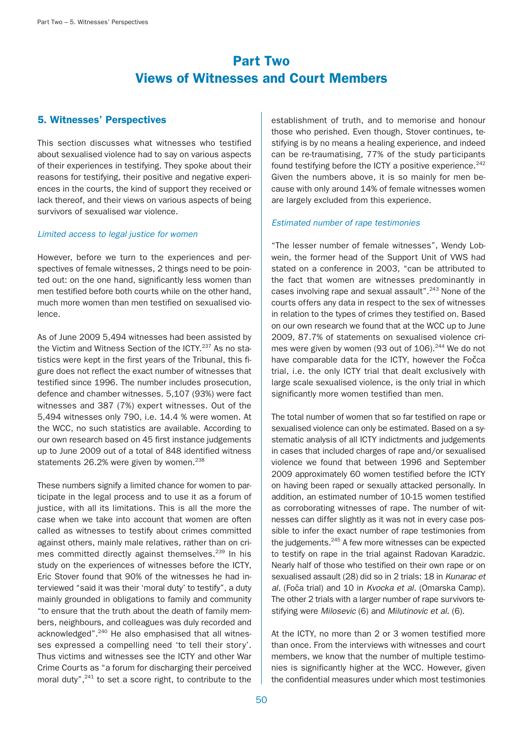# Part Two
# Views of Witnesses and Court Members

## 5. Witnesses' Perspectives

This section discusses what witnesses who testified about sexualised violence had to say on various aspects of their experiences in testifying. They spoke about their reasons for testifying, their positive and negative experiences in the courts, the kind of support they received or lack thereof, and their views on various aspects of being survivors of sexualised war violence.

*Limited access to legal justice for women*

However, before we turn to the experiences and perspectives of female witnesses, 2 things need to be pointed out: on the one hand, significantly less women than men testified before both courts while on the other hand, much more women than men testified on sexualised violence.

As of June 2009 5,494 witnesses had been assisted by the Victim and Witness Section of the ICTY.[237] As no statistics were kept in the first years of the Tribunal, this figure does not reflect the exact number of witnesses that testified since 1996. The number includes prosecution, defence and chamber witnesses. 5,107 (93%) were fact witnesses and 387 (7%) expert witnesses. Out of the 5,494 witnesses only 790, i.e. 14.4 % were women. At the WCC, no such statistics are available. According to our own research based on 45 first instance judgements up to June 2009 out of a total of 848 identified witness statements 26.2% were given by women.[238]

These numbers signify a limited chance for women to participate in the legal process and to use it as a forum of justice, with all its limitations. This is all the more the case when we take into account that women are often called as witnesses to testify about crimes committed against others, mainly male relatives, rather than on crimes committed directly against themselves.[239] In his study on the experiences of witnesses before the ICTY, Eric Stover found that 90% of the witnesses he had interviewed "said it was their 'moral duty' to testify", a duty mainly grounded in obligations to family and community "to ensure that the truth about the death of family members, neighbours, and colleagues was duly recorded and acknowledged".[240] He also emphasised that all witnesses expressed a compelling need 'to tell their story'. Thus victims and witnesses see the ICTY and other War Crime Courts as "a forum for discharging their perceived moral duty",[241] to set a score right, to contribute to the establishment of truth, and to memorise and honour those who perished. Even though, Stover continues, testifying is by no means a healing experience, and indeed can be re-traumatising, 77% of the study participants found testifying before the ICTY a positive experience.[242] Given the numbers above, it is so mainly for men because with only around 14% of female witnesses women are largely excluded from this experience.

*Estimated number of rape testimonies*

"The lesser number of female witnesses", Wendy Lobwein, the former head of the Support Unit of VWS had stated on a conference in 2003, "can be attributed to the fact that women are witnesses predominantly in cases involving rape and sexual assault".[243] None of the courts offers any data in respect to the sex of witnesses in relation to the types of crimes they testified on. Based on our own research we found that at the WCC up to June 2009, 87.7% of statements on sexualised violence crimes were given by women (93 out of 106).[244] We do not have comparable data for the ICTY, however the Fočca trial, i.e. the only ICTY trial that dealt exclusively with large scale sexualised violence, is the only trial in which significantly more women testified than men.

The total number of women that so far testified on rape or sexualised violence can only be estimated. Based on a systematic analysis of all ICTY indictments and judgements in cases that included charges of rape and/or sexualised violence we found that between 1996 and September 2009 approximately 60 women testified before the ICTY on having been raped or sexually attacked personally. In addition, an estimated number of 10-15 women testified as corroborating witnesses of rape. The number of witnesses can differ slightly as it was not in every case possible to infer the exact number of rape testimonies from the judgements.[245] A few more witnesses can be expected to testify on rape in the trial against Radovan Karadzic. Nearly half of those who testified on their own rape or on sexualised assault (28) did so in 2 trials: 18 in *Kunarac et al.* (Foča trial) and 10 in *Kvocka et al.* (Omarska Camp). The other 2 trials with a larger number of rape survivors testifying were *Milosevic* (6) and *Milutinovic et al.* (6).

At the ICTY, no more than 2 or 3 women testified more than once. From the interviews with witnesses and court members, we know that the number of multiple testimonies is significantly higher at the WCC. However, given the confidential measures under which most testimonies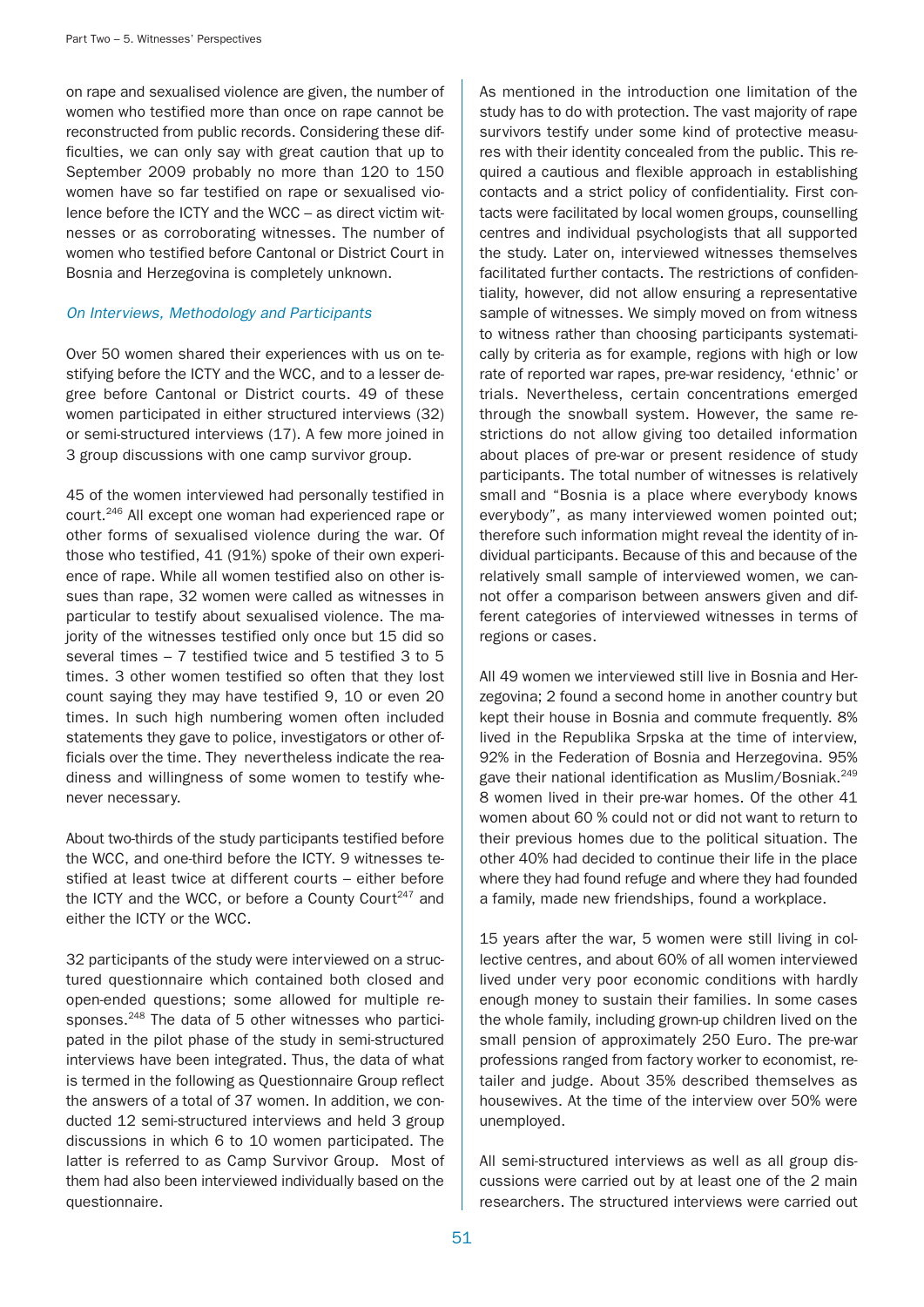on rape and sexualised violence are given, the number of women who testified more than once on rape cannot be reconstructed from public records. Considering these difficulties, we can only say with great caution that up to September 2009 probably no more than 120 to 150 women have so far testified on rape or sexualised violence before the ICTY and the WCC – as direct victim witnesses or as corroborating witnesses. The number of women who testified before Cantonal or District Court in Bosnia and Herzegovina is completely unknown.

### *On Interviews, Methodology and Participants*

Over 50 women shared their experiences with us on testifying before the ICTY and the WCC, and to a lesser degree before Cantonal or District courts. 49 of these women participated in either structured interviews (32) or semi-structured interviews (17). A few more joined in 3 group discussions with one camp survivor group.

45 of the women interviewed had personally testified in court.[246] All except one woman had experienced rape or other forms of sexualised violence during the war. Of those who testified, 41 (91%) spoke of their own experience of rape. While all women testified also on other issues than rape, 32 women were called as witnesses in particular to testify about sexualised violence. The majority of the witnesses testified only once but 15 did so several times – 7 testified twice and 5 testified 3 to 5 times. 3 other women testified so often that they lost count saying they may have testified 9, 10 or even 20 times. In such high numbering women often included statements they gave to police, investigators or other officials over the time. They nevertheless indicate the readiness and willingness of some women to testify whenever necessary.

About two-thirds of the study participants testified before the WCC, and one-third before the ICTY. 9 witnesses testified at least twice at different courts – either before the ICTY and the WCC, or before a County Court[247] and either the ICTY or the WCC.

32 participants of the study were interviewed on a structured questionnaire which contained both closed and open-ended questions; some allowed for multiple responses.[248] The data of 5 other witnesses who participated in the pilot phase of the study in semi-structured interviews have been integrated. Thus, the data of what is termed in the following as Questionnaire Group reflect the answers of a total of 37 women. In addition, we conducted 12 semi-structured interviews and held 3 group discussions in which 6 to 10 women participated. The latter is referred to as Camp Survivor Group. Most of them had also been interviewed individually based on the questionnaire.

As mentioned in the introduction one limitation of the study has to do with protection. The vast majority of rape survivors testify under some kind of protective measures with their identity concealed from the public. This required a cautious and flexible approach in establishing contacts and a strict policy of confidentiality. First contacts were facilitated by local women groups, counselling centres and individual psychologists that all supported the study. Later on, interviewed witnesses themselves facilitated further contacts. The restrictions of confidentiality, however, did not allow ensuring a representative sample of witnesses. We simply moved on from witness to witness rather than choosing participants systematically by criteria as for example, regions with high or low rate of reported war rapes, pre-war residency, 'ethnic' or trials. Nevertheless, certain concentrations emerged through the snowball system. However, the same restrictions do not allow giving too detailed information about places of pre-war or present residence of study participants. The total number of witnesses is relatively small and "Bosnia is a place where everybody knows everybody", as many interviewed women pointed out; therefore such information might reveal the identity of individual participants. Because of this and because of the relatively small sample of interviewed women, we cannot offer a comparison between answers given and different categories of interviewed witnesses in terms of regions or cases.

All 49 women we interviewed still live in Bosnia and Herzegovina; 2 found a second home in another country but kept their house in Bosnia and commute frequently. 8% lived in the Republika Srpska at the time of interview, 92% in the Federation of Bosnia and Herzegovina. 95% gave their national identification as Muslim/Bosniak.[249] 8 women lived in their pre-war homes. Of the other 41 women about 60 % could not or did not want to return to their previous homes due to the political situation. The other 40% had decided to continue their life in the place where they had found refuge and where they had founded a family, made new friendships, found a workplace.

15 years after the war, 5 women were still living in collective centres, and about 60% of all women interviewed lived under very poor economic conditions with hardly enough money to sustain their families. In some cases the whole family, including grown-up children lived on the small pension of approximately 250 Euro. The pre-war professions ranged from factory worker to economist, retailer and judge. About 35% described themselves as housewives. At the time of the interview over 50% were unemployed.

All semi-structured interviews as well as all group discussions were carried out by at least one of the 2 main researchers. The structured interviews were carried out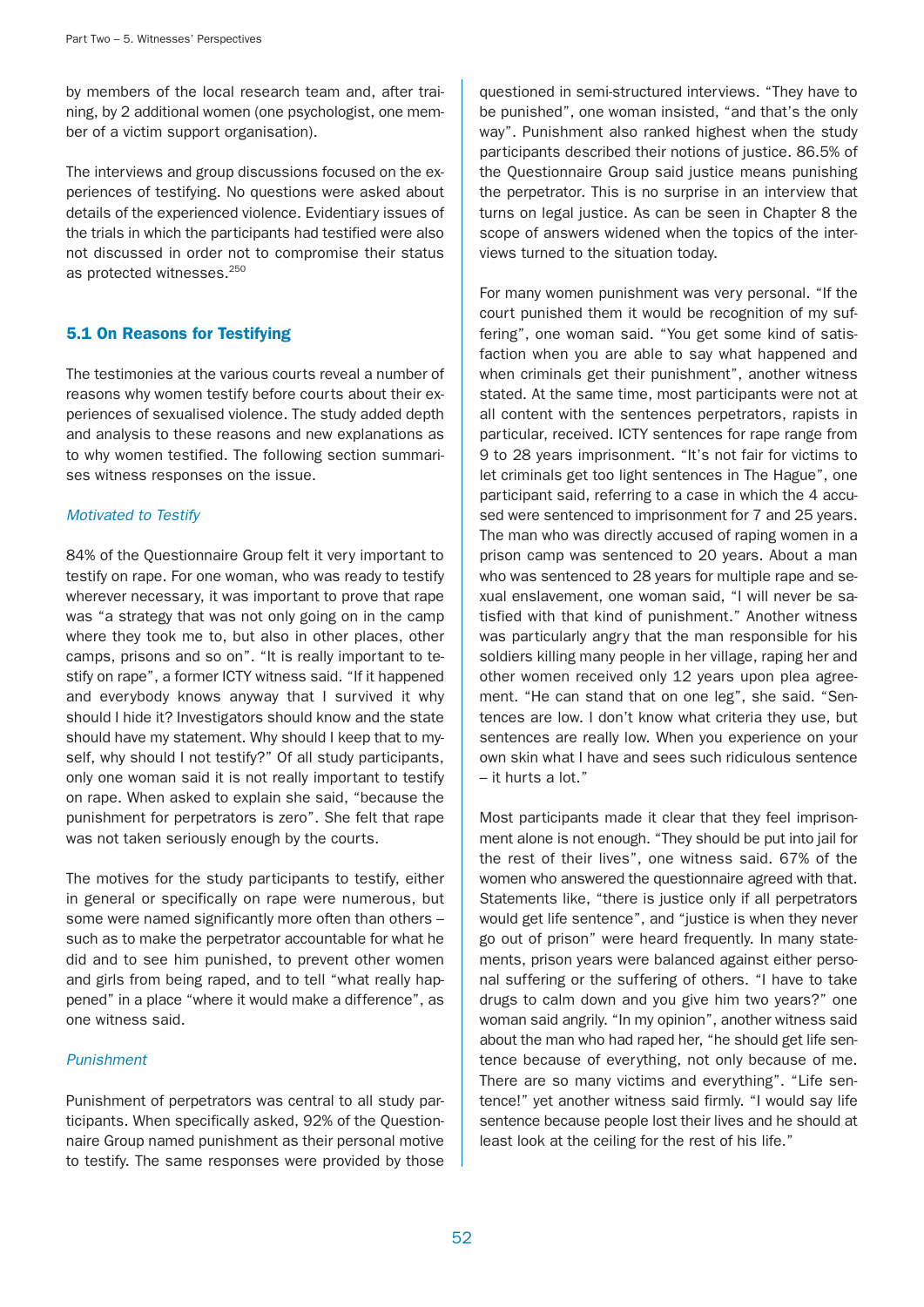by members of the local research team and, after training, by 2 additional women (one psychologist, one member of a victim support organisation).

The interviews and group discussions focused on the experiences of testifying. No questions were asked about details of the experienced violence. Evidentiary issues of the trials in which the participants had testified were also not discussed in order not to compromise their status as protected witnesses.[250]

## 5.1 On Reasons for Testifying

The testimonies at the various courts reveal a number of reasons why women testify before courts about their experiences of sexualised violence. The study added depth and analysis to these reasons and new explanations as to why women testified. The following section summarises witness responses on the issue.

### *Motivated to Testify*

84% of the Questionnaire Group felt it very important to testify on rape. For one woman, who was ready to testify wherever necessary, it was important to prove that rape was "a strategy that was not only going on in the camp where they took me to, but also in other places, other camps, prisons and so on". "It is really important to testify on rape", a former ICTY witness said. "If it happened and everybody knows anyway that I survived it why should I hide it? Investigators should know and the state should have my statement. Why should I keep that to myself, why should I not testify?" Of all study participants, only one woman said it is not really important to testify on rape. When asked to explain she said, "because the punishment for perpetrators is zero". She felt that rape was not taken seriously enough by the courts.

The motives for the study participants to testify, either in general or specifically on rape were numerous, but some were named significantly more often than others – such as to make the perpetrator accountable for what he did and to see him punished, to prevent other women and girls from being raped, and to tell "what really happened" in a place "where it would make a difference", as one witness said.

### *Punishment*

Punishment of perpetrators was central to all study participants. When specifically asked, 92% of the Questionnaire Group named punishment as their personal motive to testify. The same responses were provided by those questioned in semi-structured interviews. "They have to be punished", one woman insisted, "and that's the only way". Punishment also ranked highest when the study participants described their notions of justice. 86.5% of the Questionnaire Group said justice means punishing the perpetrator. This is no surprise in an interview that turns on legal justice. As can be seen in Chapter 8 the scope of answers widened when the topics of the interviews turned to the situation today.

For many women punishment was very personal. "If the court punished them it would be recognition of my suffering", one woman said. "You get some kind of satisfaction when you are able to say what happened and when criminals get their punishment", another witness stated. At the same time, most participants were not at all content with the sentences perpetrators, rapists in particular, received. ICTY sentences for rape range from 9 to 28 years imprisonment. "It's not fair for victims to let criminals get too light sentences in The Hague", one participant said, referring to a case in which the 4 accused were sentenced to imprisonment for 7 and 25 years. The man who was directly accused of raping women in a prison camp was sentenced to 20 years. About a man who was sentenced to 28 years for multiple rape and sexual enslavement, one woman said, "I will never be satisfied with that kind of punishment." Another witness was particularly angry that the man responsible for his soldiers killing many people in her village, raping her and other women received only 12 years upon plea agreement. "He can stand that on one leg", she said. "Sentences are low. I don't know what criteria they use, but sentences are really low. When you experience on your own skin what I have and sees such ridiculous sentence – it hurts a lot."

Most participants made it clear that they feel imprisonment alone is not enough. "They should be put into jail for the rest of their lives", one witness said. 67% of the women who answered the questionnaire agreed with that. Statements like, "there is justice only if all perpetrators would get life sentence", and "justice is when they never go out of prison" were heard frequently. In many statements, prison years were balanced against either personal suffering or the suffering of others. "I have to take drugs to calm down and you give him two years?" one woman said angrily. "In my opinion", another witness said about the man who had raped her, "he should get life sentence because of everything, not only because of me. There are so many victims and everything". "Life sentence!" yet another witness said firmly. "I would say life sentence because people lost their lives and he should at least look at the ceiling for the rest of his life."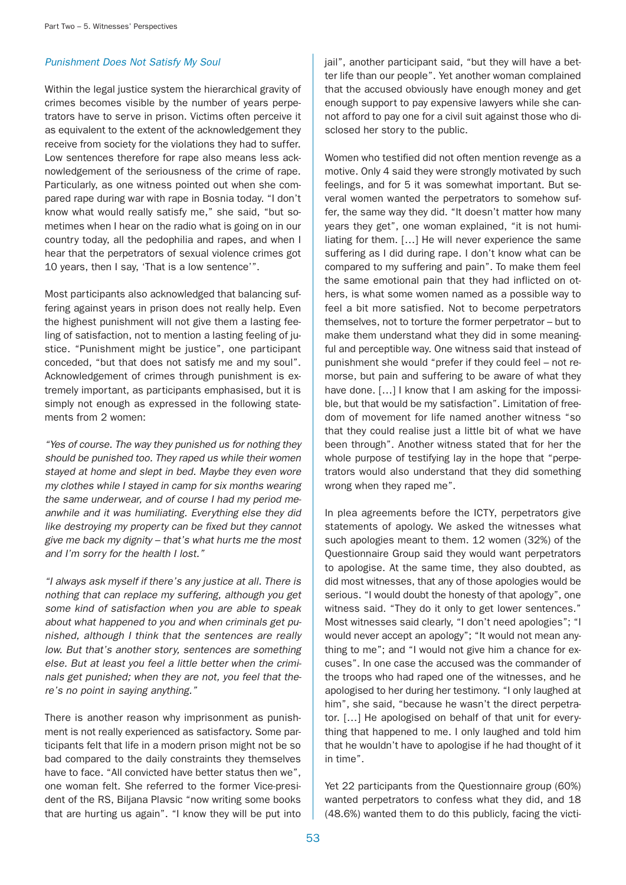### *Punishment Does Not Satisfy My Soul*

Within the legal justice system the hierarchical gravity of crimes becomes visible by the number of years perpetrators have to serve in prison. Victims often perceive it as equivalent to the extent of the acknowledgement they receive from society for the violations they had to suffer. Low sentences therefore for rape also means less acknowledgement of the seriousness of the crime of rape. Particularly, as one witness pointed out when she compared rape during war with rape in Bosnia today. "I don't know what would really satisfy me," she said, "but sometimes when I hear on the radio what is going on in our country today, all the pedophilia and rapes, and when I hear that the perpetrators of sexual violence crimes got 10 years, then I say, 'That is a low sentence'".

Most participants also acknowledged that balancing suffering against years in prison does not really help. Even the highest punishment will not give them a lasting feeling of satisfaction, not to mention a lasting feeling of justice. "Punishment might be justice", one participant conceded, "but that does not satisfy me and my soul". Acknowledgement of crimes through punishment is extremely important, as participants emphasised, but it is simply not enough as expressed in the following statements from 2 women:

*"Yes of course. The way they punished us for nothing they should be punished too. They raped us while their women stayed at home and slept in bed. Maybe they even wore my clothes while I stayed in camp for six months wearing the same underwear, and of course I had my period meanwhile and it was humiliating. Everything else they did like destroying my property can be fixed but they cannot give me back my dignity – that's what hurts me the most and I'm sorry for the health I lost."*

*"I always ask myself if there's any justice at all. There is nothing that can replace my suffering, although you get some kind of satisfaction when you are able to speak about what happened to you and when criminals get punished, although I think that the sentences are really low. But that's another story, sentences are something else. But at least you feel a little better when the criminals get punished; when they are not, you feel that there's no point in saying anything."*

There is another reason why imprisonment as punishment is not really experienced as satisfactory. Some participants felt that life in a modern prison might not be so bad compared to the daily constraints they themselves have to face. "All convicted have better status then we", one woman felt. She referred to the former Vice-president of the RS, Biljana Plavsic "now writing some books that are hurting us again". "I know they will be put into jail", another participant said, "but they will have a better life than our people". Yet another woman complained that the accused obviously have enough money and get enough support to pay expensive lawyers while she cannot afford to pay one for a civil suit against those who disclosed her story to the public.

Women who testified did not often mention revenge as a motive. Only 4 said they were strongly motivated by such feelings, and for 5 it was somewhat important. But several women wanted the perpetrators to somehow suffer, the same way they did. "It doesn't matter how many years they get", one woman explained, "it is not humiliating for them. [...] He will never experience the same suffering as I did during rape. I don't know what can be compared to my suffering and pain". To make them feel the same emotional pain that they had inflicted on others, is what some women named as a possible way to feel a bit more satisfied. Not to become perpetrators themselves, not to torture the former perpetrator – but to make them understand what they did in some meaningful and perceptible way. One witness said that instead of punishment she would "prefer if they could feel – not remorse, but pain and suffering to be aware of what they have done. [...] I know that I am asking for the impossible, but that would be my satisfaction". Limitation of freedom of movement for life named another witness "so that they could realise just a little bit of what we have been through". Another witness stated that for her the whole purpose of testifying lay in the hope that "perpetrators would also understand that they did something wrong when they raped me".

In plea agreements before the ICTY, perpetrators give statements of apology. We asked the witnesses what such apologies meant to them. 12 women (32%) of the Questionnaire Group said they would want perpetrators to apologise. At the same time, they also doubted, as did most witnesses, that any of those apologies would be serious. "I would doubt the honesty of that apology", one witness said. "They do it only to get lower sentences." Most witnesses said clearly, "I don't need apologies"; "I would never accept an apology"; "It would not mean anything to me"; and "I would not give him a chance for excuses". In one case the accused was the commander of the troops who had raped one of the witnesses, and he apologised to her during her testimony. "I only laughed at him", she said, "because he wasn't the direct perpetrator. [...] He apologised on behalf of that unit for everything that happened to me. I only laughed and told him that he wouldn't have to apologise if he had thought of it in time".

Yet 22 participants from the Questionnaire group (60%) wanted perpetrators to confess what they did, and 18 (48.6%) wanted them to do this publicly, facing the victi-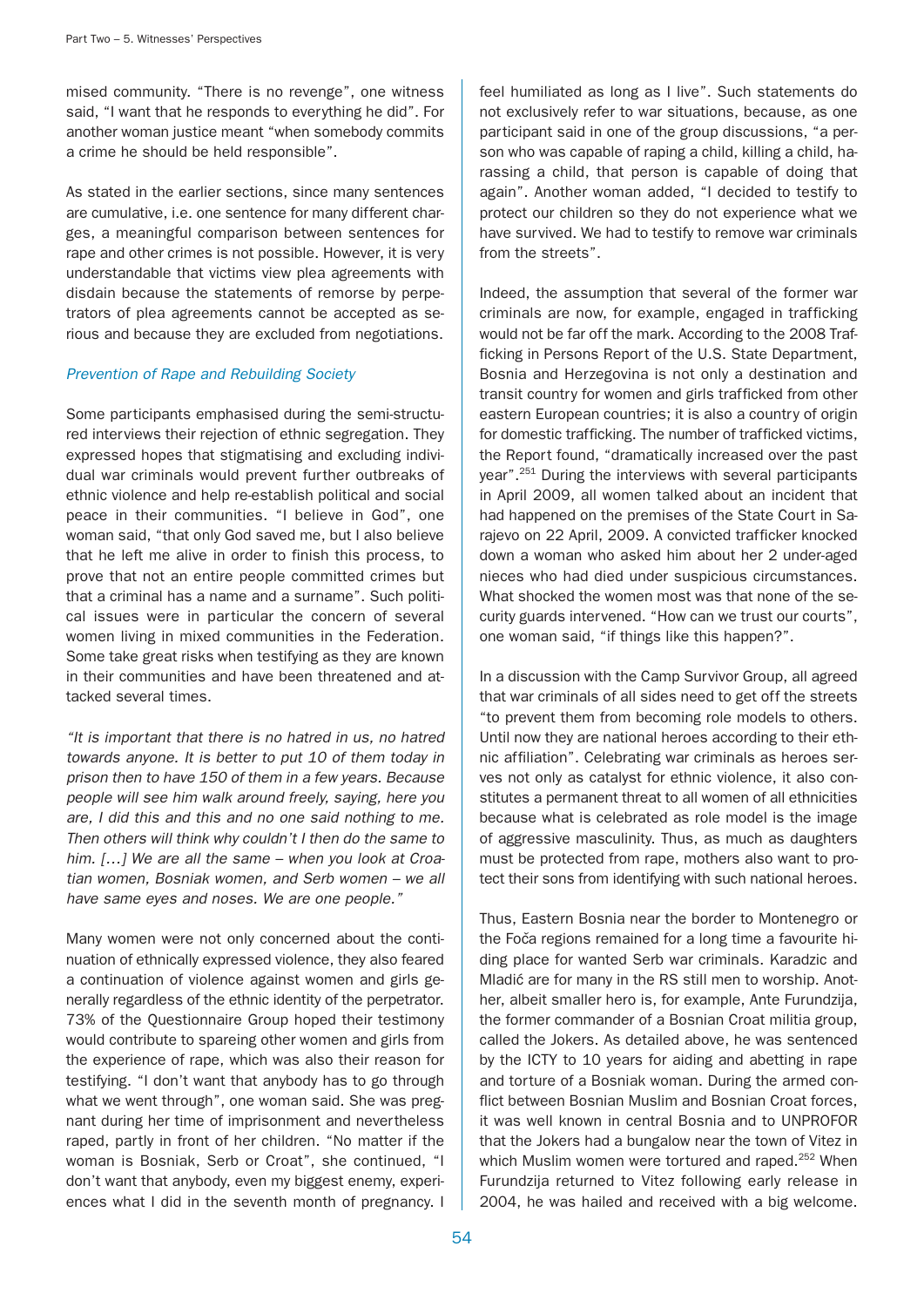mised community. "There is no revenge", one witness said, "I want that he responds to everything he did". For another woman justice meant "when somebody commits a crime he should be held responsible".

As stated in the earlier sections, since many sentences are cumulative, i.e. one sentence for many different charges, a meaningful comparison between sentences for rape and other crimes is not possible. However, it is very understandable that victims view plea agreements with disdain because the statements of remorse by perpetrators of plea agreements cannot be accepted as serious and because they are excluded from negotiations.

### *Prevention of Rape and Rebuilding Society*

Some participants emphasised during the semi-structured interviews their rejection of ethnic segregation. They expressed hopes that stigmatising and excluding individual war criminals would prevent further outbreaks of ethnic violence and help re-establish political and social peace in their communities. "I believe in God", one woman said, "that only God saved me, but I also believe that he left me alive in order to finish this process, to prove that not an entire people committed crimes but that a criminal has a name and a surname". Such political issues were in particular the concern of several women living in mixed communities in the Federation. Some take great risks when testifying as they are known in their communities and have been threatened and attacked several times.

*"It is important that there is no hatred in us, no hatred towards anyone. It is better to put 10 of them today in prison then to have 150 of them in a few years. Because people will see him walk around freely, saying, here you are, I did this and this and no one said nothing to me. Then others will think why couldn't I then do the same to him. […] We are all the same – when you look at Croatian women, Bosniak women, and Serb women – we all have same eyes and noses. We are one people."*

Many women were not only concerned about the continuation of ethnically expressed violence, they also feared a continuation of violence against women and girls generally regardless of the ethnic identity of the perpetrator. 73% of the Questionnaire Group hoped their testimony would contribute to spareing other women and girls from the experience of rape, which was also their reason for testifying. "I don't want that anybody has to go through what we went through", one woman said. She was pregnant during her time of imprisonment and nevertheless raped, partly in front of her children. "No matter if the woman is Bosniak, Serb or Croat", she continued, "I don't want that anybody, even my biggest enemy, experiences what I did in the seventh month of pregnancy. I feel humiliated as long as I live". Such statements do not exclusively refer to war situations, because, as one participant said in one of the group discussions, "a person who was capable of raping a child, killing a child, harassing a child, that person is capable of doing that again". Another woman added, "I decided to testify to protect our children so they do not experience what we have survived. We had to testify to remove war criminals from the streets".

Indeed, the assumption that several of the former war criminals are now, for example, engaged in trafficking would not be far off the mark. According to the 2008 Trafficking in Persons Report of the U.S. State Department, Bosnia and Herzegovina is not only a destination and transit country for women and girls trafficked from other eastern European countries; it is also a country of origin for domestic trafficking. The number of trafficked victims, the Report found, "dramatically increased over the past year".[251] During the interviews with several participants in April 2009, all women talked about an incident that had happened on the premises of the State Court in Sarajevo on 22 April, 2009. A convicted trafficker knocked down a woman who asked him about her 2 under-aged nieces who had died under suspicious circumstances. What shocked the women most was that none of the security guards intervened. "How can we trust our courts", one woman said, "if things like this happen?".

In a discussion with the Camp Survivor Group, all agreed that war criminals of all sides need to get off the streets "to prevent them from becoming role models to others. Until now they are national heroes according to their ethnic affiliation". Celebrating war criminals as heroes serves not only as catalyst for ethnic violence, it also constitutes a permanent threat to all women of all ethnicities because what is celebrated as role model is the image of aggressive masculinity. Thus, as much as daughters must be protected from rape, mothers also want to protect their sons from identifying with such national heroes.

Thus, Eastern Bosnia near the border to Montenegro or the Foča regions remained for a long time a favourite hiding place for wanted Serb war criminals. Karadzic and Mladić are for many in the RS still men to worship. Another, albeit smaller hero is, for example, Ante Furundzija, the former commander of a Bosnian Croat militia group, called the Jokers. As detailed above, he was sentenced by the ICTY to 10 years for aiding and abetting in rape and torture of a Bosniak woman. During the armed conflict between Bosnian Muslim and Bosnian Croat forces, it was well known in central Bosnia and to UNPROFOR that the Jokers had a bungalow near the town of Vitez in which Muslim women were tortured and raped.[252] When Furundzija returned to Vitez following early release in 2004, he was hailed and received with a big welcome.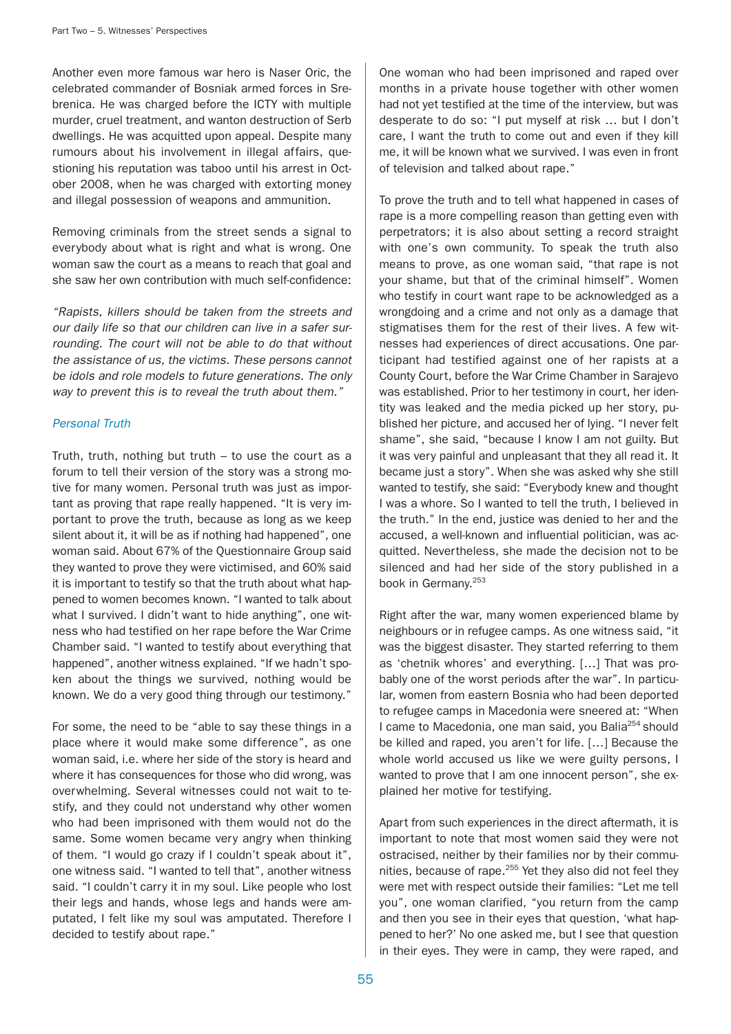Another even more famous war hero is Naser Oric, the celebrated commander of Bosniak armed forces in Srebrenica. He was charged before the ICTY with multiple murder, cruel treatment, and wanton destruction of Serb dwellings. He was acquitted upon appeal. Despite many rumours about his involvement in illegal affairs, questioning his reputation was taboo until his arrest in October 2008, when he was charged with extorting money and illegal possession of weapons and ammunition.

Removing criminals from the street sends a signal to everybody about what is right and what is wrong. One woman saw the court as a means to reach that goal and she saw her own contribution with much self-confidence:

*"Rapists, killers should be taken from the streets and our daily life so that our children can live in a safer surrounding. The court will not be able to do that without the assistance of us, the victims. These persons cannot be idols and role models to future generations. The only way to prevent this is to reveal the truth about them."*

### *Personal Truth*

Truth, truth, nothing but truth – to use the court as a forum to tell their version of the story was a strong motive for many women. Personal truth was just as important as proving that rape really happened. "It is very important to prove the truth, because as long as we keep silent about it, it will be as if nothing had happened", one woman said. About 67% of the Questionnaire Group said they wanted to prove they were victimised, and 60% said it is important to testify so that the truth about what happened to women becomes known. "I wanted to talk about what I survived. I didn't want to hide anything", one witness who had testified on her rape before the War Crime Chamber said. "I wanted to testify about everything that happened", another witness explained. "If we hadn't spoken about the things we survived, nothing would be known. We do a very good thing through our testimony."

For some, the need to be "able to say these things in a place where it would make some difference", as one woman said, i.e. where her side of the story is heard and where it has consequences for those who did wrong, was overwhelming. Several witnesses could not wait to testify, and they could not understand why other women who had been imprisoned with them would not do the same. Some women became very angry when thinking of them. "I would go crazy if I couldn't speak about it", one witness said. "I wanted to tell that", another witness said. "I couldn't carry it in my soul. Like people who lost their legs and hands, whose legs and hands were amputated, I felt like my soul was amputated. Therefore I decided to testify about rape."

One woman who had been imprisoned and raped over months in a private house together with other women had not yet testified at the time of the interview, but was desperate to do so: "I put myself at risk … but I don't care, I want the truth to come out and even if they kill me, it will be known what we survived. I was even in front of television and talked about rape."

To prove the truth and to tell what happened in cases of rape is a more compelling reason than getting even with perpetrators; it is also about setting a record straight with one's own community. To speak the truth also means to prove, as one woman said, "that rape is not your shame, but that of the criminal himself". Women who testify in court want rape to be acknowledged as a wrongdoing and a crime and not only as a damage that stigmatises them for the rest of their lives. A few witnesses had experiences of direct accusations. One participant had testified against one of her rapists at a County Court, before the War Crime Chamber in Sarajevo was established. Prior to her testimony in court, her identity was leaked and the media picked up her story, published her picture, and accused her of lying. "I never felt shame", she said, "because I know I am not guilty. But it was very painful and unpleasant that they all read it. It became just a story". When she was asked why she still wanted to testify, she said: "Everybody knew and thought I was a whore. So I wanted to tell the truth, I believed in the truth." In the end, justice was denied to her and the accused, a well-known and influential politician, was acquitted. Nevertheless, she made the decision not to be silenced and had her side of the story published in a book in Germany.[253]

Right after the war, many women experienced blame by neighbours or in refugee camps. As one witness said, "it was the biggest disaster. They started referring to them as 'chetnik whores' and everything. […] That was probably one of the worst periods after the war". In particular, women from eastern Bosnia who had been deported to refugee camps in Macedonia were sneered at: "When I came to Macedonia, one man said, you Balia[254] should be killed and raped, you aren't for life. […] Because the whole world accused us like we were guilty persons, I wanted to prove that I am one innocent person", she explained her motive for testifying.

Apart from such experiences in the direct aftermath, it is important to note that most women said they were not ostracised, neither by their families nor by their communities, because of rape.[255] Yet they also did not feel they were met with respect outside their families: "Let me tell you", one woman clarified, "you return from the camp and then you see in their eyes that question, 'what happened to her?' No one asked me, but I see that question in their eyes. They were in camp, they were raped, and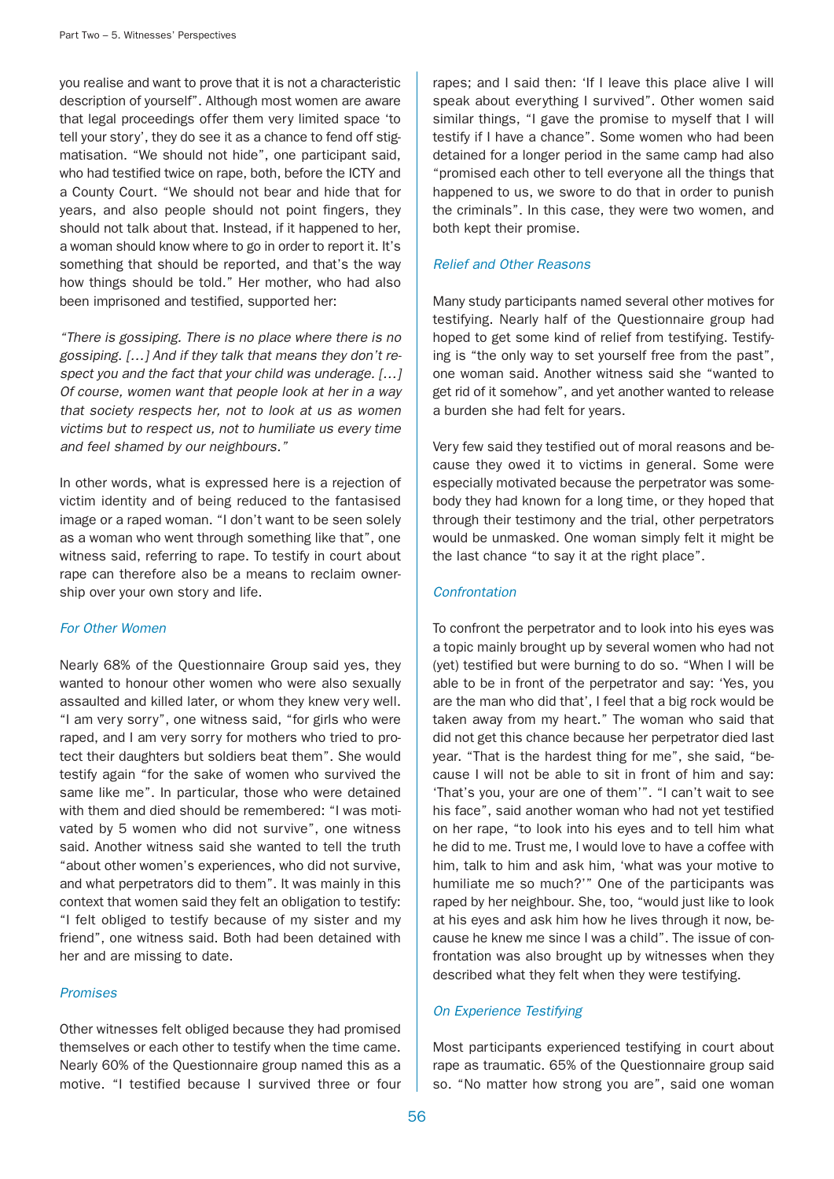you realise and want to prove that it is not a characteristic description of yourself". Although most women are aware that legal proceedings offer them very limited space 'to tell your story', they do see it as a chance to fend off stigmatisation. "We should not hide", one participant said, who had testified twice on rape, both, before the ICTY and a County Court. "We should not bear and hide that for years, and also people should not point fingers, they should not talk about that. Instead, if it happened to her, a woman should know where to go in order to report it. It's something that should be reported, and that's the way how things should be told." Her mother, who had also been imprisoned and testified, supported her:

*"There is gossiping. There is no place where there is no gossiping. […] And if they talk that means they don't respect you and the fact that your child was underage. […] Of course, women want that people look at her in a way that society respects her, not to look at us as women victims but to respect us, not to humiliate us every time and feel shamed by our neighbours."*

In other words, what is expressed here is a rejection of victim identity and of being reduced to the fantasised image or a raped woman. "I don't want to be seen solely as a woman who went through something like that", one witness said, referring to rape. To testify in court about rape can therefore also be a means to reclaim ownership over your own story and life.

### *For Other Women*

Nearly 68% of the Questionnaire Group said yes, they wanted to honour other women who were also sexually assaulted and killed later, or whom they knew very well. "I am very sorry", one witness said, "for girls who were raped, and I am very sorry for mothers who tried to protect their daughters but soldiers beat them". She would testify again "for the sake of women who survived the same like me". In particular, those who were detained with them and died should be remembered: "I was motivated by 5 women who did not survive", one witness said. Another witness said she wanted to tell the truth "about other women's experiences, who did not survive, and what perpetrators did to them". It was mainly in this context that women said they felt an obligation to testify: "I felt obliged to testify because of my sister and my friend", one witness said. Both had been detained with her and are missing to date.

### *Promises*

Other witnesses felt obliged because they had promised themselves or each other to testify when the time came. Nearly 60% of the Questionnaire group named this as a motive. "I testified because I survived three or four rapes; and I said then: 'If I leave this place alive I will speak about everything I survived". Other women said similar things, "I gave the promise to myself that I will testify if I have a chance". Some women who had been detained for a longer period in the same camp had also "promised each other to tell everyone all the things that happened to us, we swore to do that in order to punish the criminals". In this case, they were two women, and both kept their promise.

### *Relief and Other Reasons*

Many study participants named several other motives for testifying. Nearly half of the Questionnaire group had hoped to get some kind of relief from testifying. Testifying is "the only way to set yourself free from the past", one woman said. Another witness said she "wanted to get rid of it somehow", and yet another wanted to release a burden she had felt for years.

Very few said they testified out of moral reasons and because they owed it to victims in general. Some were especially motivated because the perpetrator was somebody they had known for a long time, or they hoped that through their testimony and the trial, other perpetrators would be unmasked. One woman simply felt it might be the last chance "to say it at the right place".

### *Confrontation*

To confront the perpetrator and to look into his eyes was a topic mainly brought up by several women who had not (yet) testified but were burning to do so. "When I will be able to be in front of the perpetrator and say: 'Yes, you are the man who did that', I feel that a big rock would be taken away from my heart." The woman who said that did not get this chance because her perpetrator died last year. "That is the hardest thing for me", she said, "because I will not be able to sit in front of him and say: 'That's you, your are one of them'". "I can't wait to see his face", said another woman who had not yet testified on her rape, "to look into his eyes and to tell him what he did to me. Trust me, I would love to have a coffee with him, talk to him and ask him, 'what was your motive to humiliate me so much?'" One of the participants was raped by her neighbour. She, too, "would just like to look at his eyes and ask him how he lives through it now, because he knew me since I was a child". The issue of confrontation was also brought up by witnesses when they described what they felt when they were testifying.

### *On Experience Testifying*

Most participants experienced testifying in court about rape as traumatic. 65% of the Questionnaire group said so. "No matter how strong you are", said one woman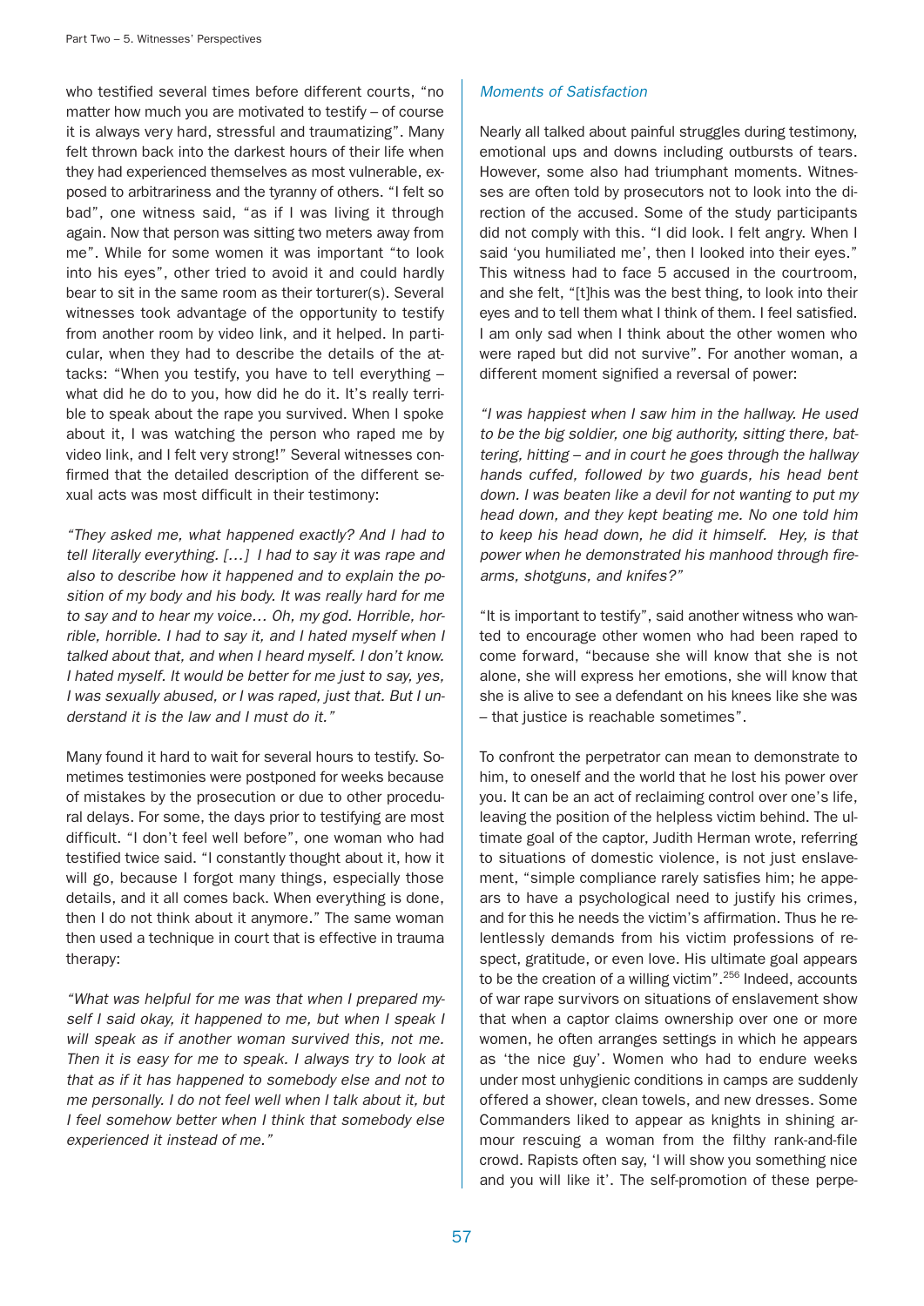who testified several times before different courts, "no matter how much you are motivated to testify – of course it is always very hard, stressful and traumatizing". Many felt thrown back into the darkest hours of their life when they had experienced themselves as most vulnerable, exposed to arbitrariness and the tyranny of others. "I felt so bad", one witness said, "as if I was living it through again. Now that person was sitting two meters away from me". While for some women it was important "to look into his eyes", other tried to avoid it and could hardly bear to sit in the same room as their torturer(s). Several witnesses took advantage of the opportunity to testify from another room by video link, and it helped. In particular, when they had to describe the details of the attacks: "When you testify, you have to tell everything – what did he do to you, how did he do it. It's really terrible to speak about the rape you survived. When I spoke about it, I was watching the person who raped me by video link, and I felt very strong!" Several witnesses confirmed that the detailed description of the different sexual acts was most difficult in their testimony:

*"They asked me, what happened exactly? And I had to tell literally everything. […] I had to say it was rape and also to describe how it happened and to explain the position of my body and his body. It was really hard for me to say and to hear my voice… Oh, my god. Horrible, horrible, horrible. I had to say it, and I hated myself when I talked about that, and when I heard myself. I don't know. I hated myself. It would be better for me just to say, yes, I was sexually abused, or I was raped, just that. But I understand it is the law and I must do it."*

Many found it hard to wait for several hours to testify. Sometimes testimonies were postponed for weeks because of mistakes by the prosecution or due to other procedural delays. For some, the days prior to testifying are most difficult. "I don't feel well before", one woman who had testified twice said. "I constantly thought about it, how it will go, because I forgot many things, especially those details, and it all comes back. When everything is done, then I do not think about it anymore." The same woman then used a technique in court that is effective in trauma therapy:

*"What was helpful for me was that when I prepared myself I said okay, it happened to me, but when I speak I will speak as if another woman survived this, not me. Then it is easy for me to speak. I always try to look at that as if it has happened to somebody else and not to me personally. I do not feel well when I talk about it, but I feel somehow better when I think that somebody else experienced it instead of me."*

### *Moments of Satisfaction*

Nearly all talked about painful struggles during testimony, emotional ups and downs including outbursts of tears. However, some also had triumphant moments. Witnesses are often told by prosecutors not to look into the direction of the accused. Some of the study participants did not comply with this. "I did look. I felt angry. When I said 'you humiliated me', then I looked into their eyes." This witness had to face 5 accused in the courtroom, and she felt, "[t]his was the best thing, to look into their eyes and to tell them what I think of them. I feel satisfied. I am only sad when I think about the other women who were raped but did not survive". For another woman, a different moment signified a reversal of power:

*"I was happiest when I saw him in the hallway. He used to be the big soldier, one big authority, sitting there, battering, hitting – and in court he goes through the hallway hands cuffed, followed by two guards, his head bent down. I was beaten like a devil for not wanting to put my head down, and they kept beating me. No one told him to keep his head down, he did it himself. Hey, is that power when he demonstrated his manhood through firearms, shotguns, and knifes?"*

"It is important to testify", said another witness who wanted to encourage other women who had been raped to come forward, "because she will know that she is not alone, she will express her emotions, she will know that she is alive to see a defendant on his knees like she was – that justice is reachable sometimes".

To confront the perpetrator can mean to demonstrate to him, to oneself and the world that he lost his power over you. It can be an act of reclaiming control over one's life, leaving the position of the helpless victim behind. The ultimate goal of the captor, Judith Herman wrote, referring to situations of domestic violence, is not just enslavement, "simple compliance rarely satisfies him; he appears to have a psychological need to justify his crimes, and for this he needs the victim's affirmation. Thus he relentlessly demands from his victim professions of respect, gratitude, or even love. His ultimate goal appears to be the creation of a willing victim".[256] Indeed, accounts of war rape survivors on situations of enslavement show that when a captor claims ownership over one or more women, he often arranges settings in which he appears as 'the nice guy'. Women who had to endure weeks under most unhygienic conditions in camps are suddenly offered a shower, clean towels, and new dresses. Some Commanders liked to appear as knights in shining armour rescuing a woman from the filthy rank-and-file crowd. Rapists often say, 'I will show you something nice and you will like it'. The self-promotion of these perpe-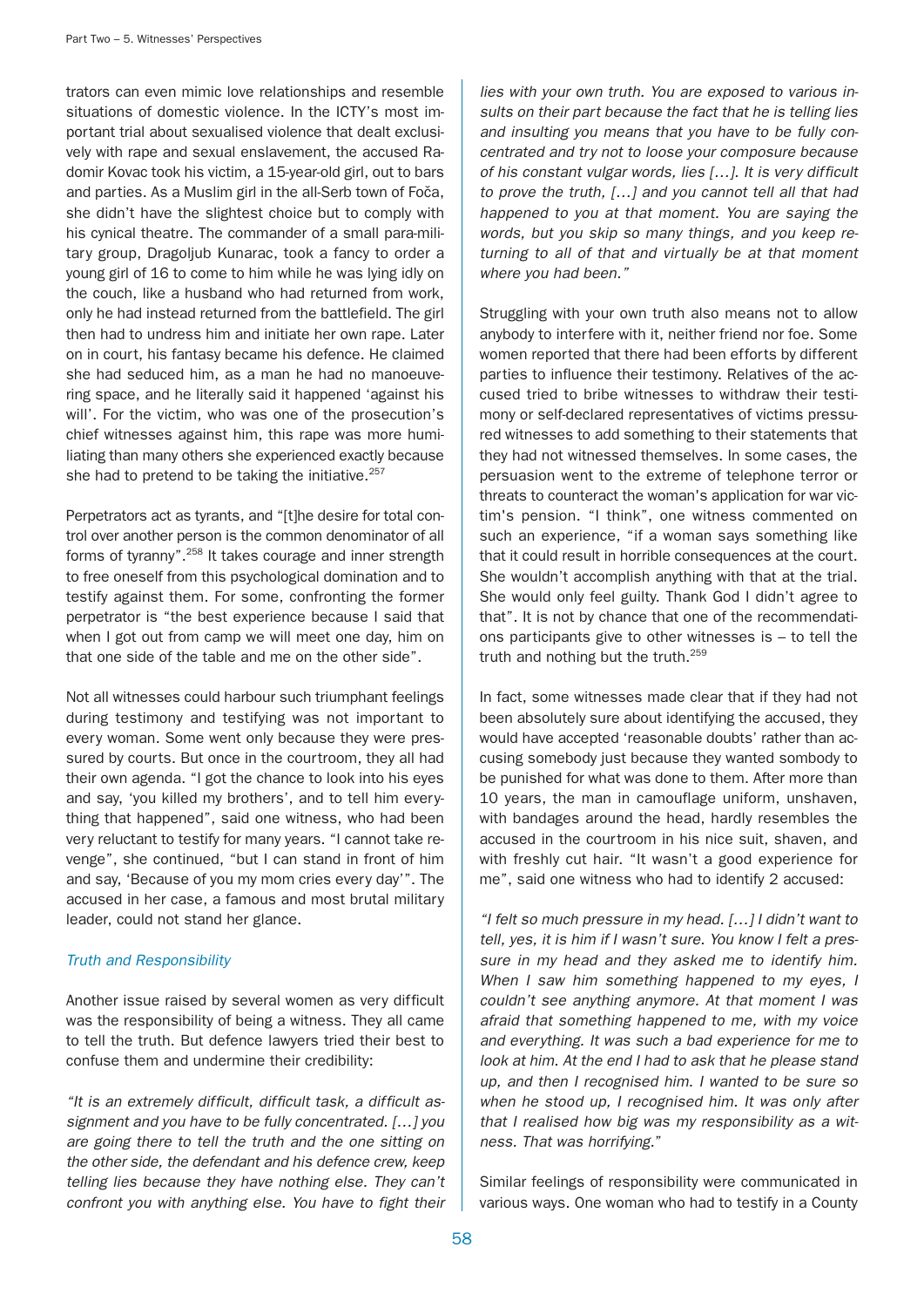trators can even mimic love relationships and resemble situations of domestic violence. In the ICTY's most important trial about sexualised violence that dealt exclusively with rape and sexual enslavement, the accused Radomir Kovac took his victim, a 15-year-old girl, out to bars and parties. As a Muslim girl in the all-Serb town of Foča, she didn't have the slightest choice but to comply with his cynical theatre. The commander of a small para-military group, Dragoljub Kunarac, took a fancy to order a young girl of 16 to come to him while he was lying idly on the couch, like a husband who had returned from work, only he had instead returned from the battlefield. The girl then had to undress him and initiate her own rape. Later on in court, his fantasy became his defence. He claimed she had seduced him, as a man he had no manoeuvering space, and he literally said it happened 'against his will'. For the victim, who was one of the prosecution's chief witnesses against him, this rape was more humiliating than many others she experienced exactly because she had to pretend to be taking the initiative.[257]

Perpetrators act as tyrants, and "[t]he desire for total control over another person is the common denominator of all forms of tyranny".[258] It takes courage and inner strength to free oneself from this psychological domination and to testify against them. For some, confronting the former perpetrator is "the best experience because I said that when I got out from camp we will meet one day, him on that one side of the table and me on the other side".

Not all witnesses could harbour such triumphant feelings during testimony and testifying was not important to every woman. Some went only because they were pressured by courts. But once in the courtroom, they all had their own agenda. "I got the chance to look into his eyes and say, 'you killed my brothers', and to tell him everything that happened", said one witness, who had been very reluctant to testify for many years. "I cannot take revenge", she continued, "but I can stand in front of him and say, 'Because of you my mom cries every day'". The accused in her case, a famous and most brutal military leader, could not stand her glance.

### *Truth and Responsibility*

Another issue raised by several women as very difficult was the responsibility of being a witness. They all came to tell the truth. But defence lawyers tried their best to confuse them and undermine their credibility:

*"It is an extremely difficult, difficult task, a difficult assignment and you have to be fully concentrated. […] you are going there to tell the truth and the one sitting on the other side, the defendant and his defence crew, keep telling lies because they have nothing else. They can't confront you with anything else. You have to fight their lies with your own truth. You are exposed to various insults on their part because the fact that he is telling lies and insulting you means that you have to be fully concentrated and try not to loose your composure because of his constant vulgar words, lies […]. It is very difficult to prove the truth, […] and you cannot tell all that had happened to you at that moment. You are saying the words, but you skip so many things, and you keep returning to all of that and virtually be at that moment where you had been."*

Struggling with your own truth also means not to allow anybody to interfere with it, neither friend nor foe. Some women reported that there had been efforts by different parties to influence their testimony. Relatives of the accused tried to bribe witnesses to withdraw their testimony or self-declared representatives of victims pressured witnesses to add something to their statements that they had not witnessed themselves. In some cases, the persuasion went to the extreme of telephone terror or threats to counteract the woman's application for war victim's pension. "I think", one witness commented on such an experience, "if a woman says something like that it could result in horrible consequences at the court. She wouldn't accomplish anything with that at the trial. She would only feel guilty. Thank God I didn't agree to that". It is not by chance that one of the recommendations participants give to other witnesses is – to tell the truth and nothing but the truth.[259]

In fact, some witnesses made clear that if they had not been absolutely sure about identifying the accused, they would have accepted 'reasonable doubts' rather than accusing somebody just because they wanted sombody to be punished for what was done to them. After more than 10 years, the man in camouflage uniform, unshaven, with bandages around the head, hardly resembles the accused in the courtroom in his nice suit, shaven, and with freshly cut hair. "It wasn't a good experience for me", said one witness who had to identify 2 accused:

*"I felt so much pressure in my head. […] I didn't want to tell, yes, it is him if I wasn't sure. You know I felt a pressure in my head and they asked me to identify him. When I saw him something happened to my eyes, I couldn't see anything anymore. At that moment I was afraid that something happened to me, with my voice and everything. It was such a bad experience for me to look at him. At the end I had to ask that he please stand up, and then I recognised him. I wanted to be sure so when he stood up, I recognised him. It was only after that I realised how big was my responsibility as a witness. That was horrifying."*

Similar feelings of responsibility were communicated in various ways. One woman who had to testify in a County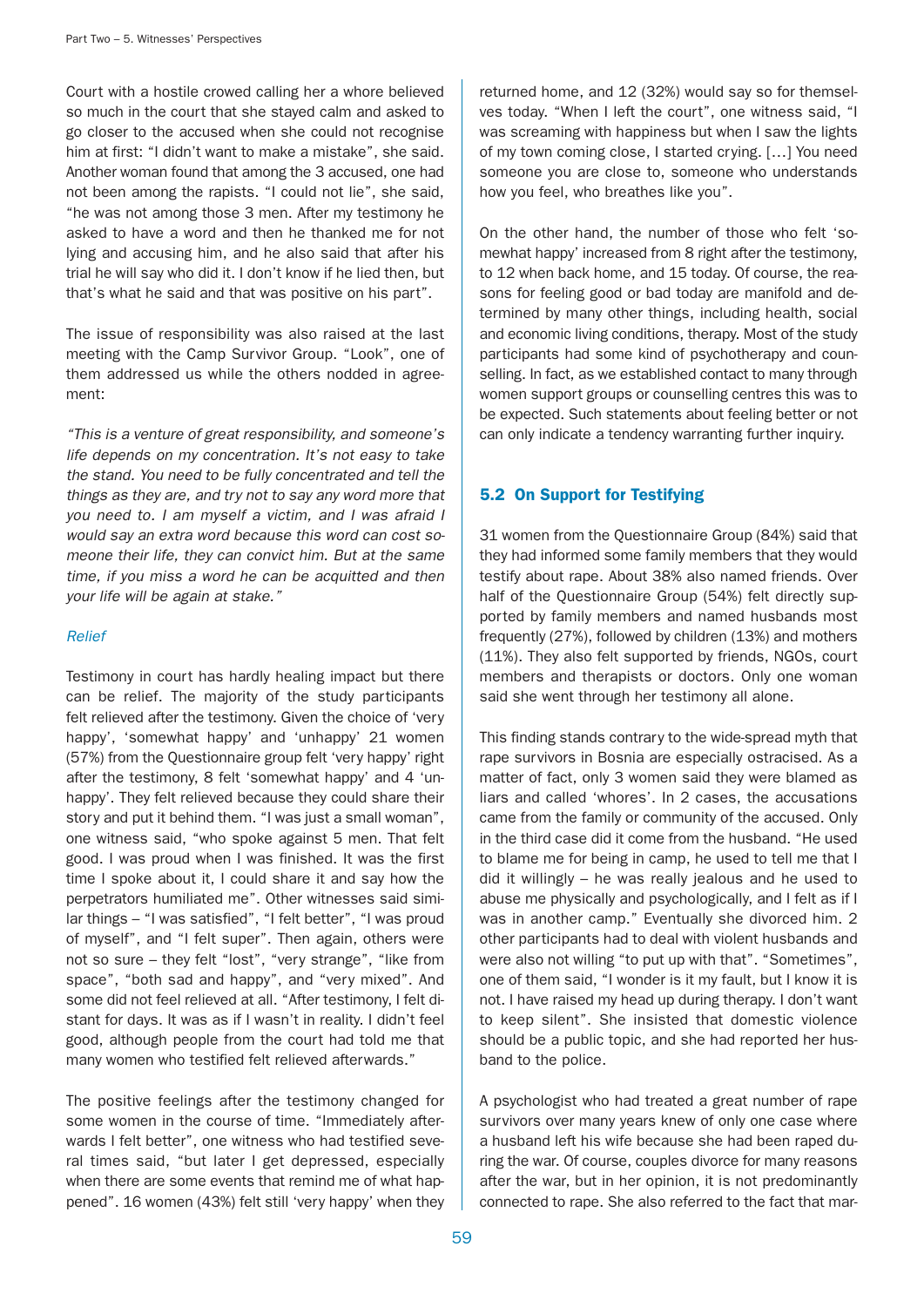Court with a hostile crowed calling her a whore believed so much in the court that she stayed calm and asked to go closer to the accused when she could not recognise him at first: "I didn't want to make a mistake", she said. Another woman found that among the 3 accused, one had not been among the rapists. "I could not lie", she said, "he was not among those 3 men. After my testimony he asked to have a word and then he thanked me for not lying and accusing him, and he also said that after his trial he will say who did it. I don't know if he lied then, but that's what he said and that was positive on his part".

The issue of responsibility was also raised at the last meeting with the Camp Survivor Group. "Look", one of them addressed us while the others nodded in agreement:

*"This is a venture of great responsibility, and someone's life depends on my concentration. It's not easy to take the stand. You need to be fully concentrated and tell the things as they are, and try not to say any word more that you need to. I am myself a victim, and I was afraid I would say an extra word because this word can cost someone their life, they can convict him. But at the same time, if you miss a word he can be acquitted and then your life will be again at stake."*

### *Relief*

Testimony in court has hardly healing impact but there can be relief. The majority of the study participants felt relieved after the testimony. Given the choice of 'very happy', 'somewhat happy' and 'unhappy' 21 women (57%) from the Questionnaire group felt 'very happy' right after the testimony, 8 felt 'somewhat happy' and 4 'unhappy'. They felt relieved because they could share their story and put it behind them. "I was just a small woman", one witness said, "who spoke against 5 men. That felt good. I was proud when I was finished. It was the first time I spoke about it, I could share it and say how the perpetrators humiliated me". Other witnesses said similar things – "I was satisfied", "I felt better", "I was proud of myself", and "I felt super". Then again, others were not so sure – they felt "lost", "very strange", "like from space", "both sad and happy", and "very mixed". And some did not feel relieved at all. "After testimony, I felt distant for days. It was as if I wasn't in reality. I didn't feel good, although people from the court had told me that many women who testified felt relieved afterwards."

The positive feelings after the testimony changed for some women in the course of time. "Immediately afterwards I felt better", one witness who had testified several times said, "but later I get depressed, especially when there are some events that remind me of what happened". 16 women (43%) felt still 'very happy' when they returned home, and 12 (32%) would say so for themselves today. "When I left the court", one witness said, "I was screaming with happiness but when I saw the lights of my town coming close, I started crying. […] You need someone you are close to, someone who understands how you feel, who breathes like you".

On the other hand, the number of those who felt 'somewhat happy' increased from 8 right after the testimony, to 12 when back home, and 15 today. Of course, the reasons for feeling good or bad today are manifold and determined by many other things, including health, social and economic living conditions, therapy. Most of the study participants had some kind of psychotherapy and counselling. In fact, as we established contact to many through women support groups or counselling centres this was to be expected. Such statements about feeling better or not can only indicate a tendency warranting further inquiry.

## 5.2 On Support for Testifying

31 women from the Questionnaire Group (84%) said that they had informed some family members that they would testify about rape. About 38% also named friends. Over half of the Questionnaire Group (54%) felt directly supported by family members and named husbands most frequently (27%), followed by children (13%) and mothers (11%). They also felt supported by friends, NGOs, court members and therapists or doctors. Only one woman said she went through her testimony all alone.

This finding stands contrary to the wide-spread myth that rape survivors in Bosnia are especially ostracised. As a matter of fact, only 3 women said they were blamed as liars and called 'whores'. In 2 cases, the accusations came from the family or community of the accused. Only in the third case did it come from the husband. "He used to blame me for being in camp, he used to tell me that I did it willingly – he was really jealous and he used to abuse me physically and psychologically, and I felt as if I was in another camp." Eventually she divorced him. 2 other participants had to deal with violent husbands and were also not willing "to put up with that". "Sometimes", one of them said, "I wonder is it my fault, but I know it is not. I have raised my head up during therapy. I don't want to keep silent". She insisted that domestic violence should be a public topic, and she had reported her husband to the police.

A psychologist who had treated a great number of rape survivors over many years knew of only one case where a husband left his wife because she had been raped during the war. Of course, couples divorce for many reasons after the war, but in her opinion, it is not predominantly connected to rape. She also referred to the fact that mar-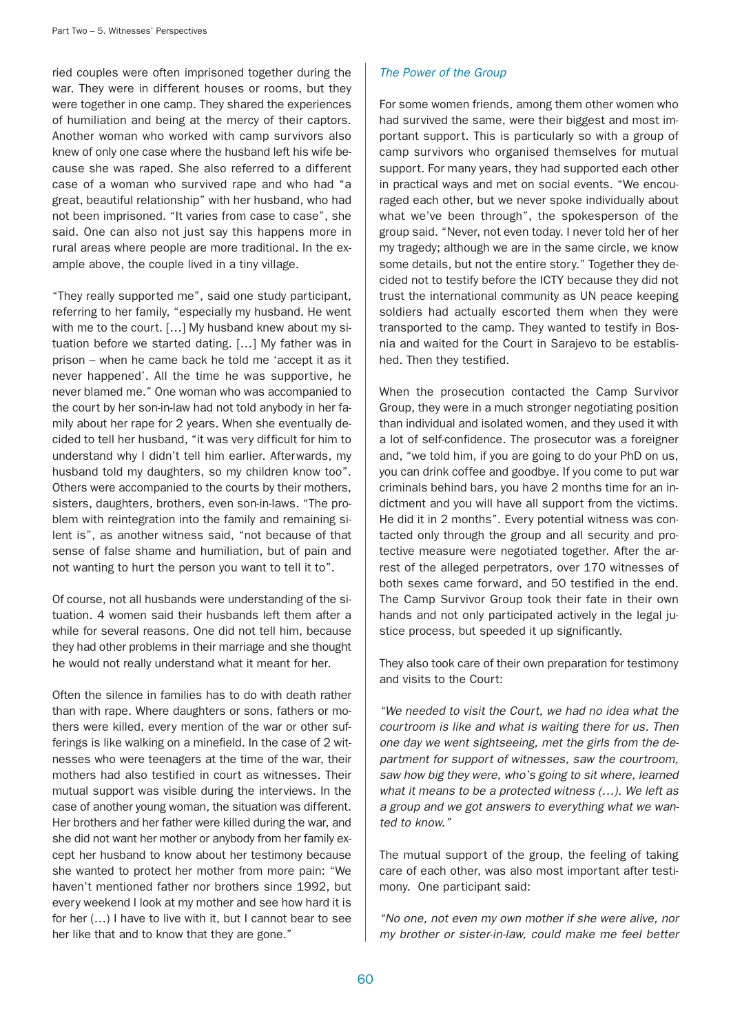ried couples were often imprisoned together during the war. They were in different houses or rooms, but they were together in one camp. They shared the experiences of humiliation and being at the mercy of their captors. Another woman who worked with camp survivors also knew of only one case where the husband left his wife because she was raped. She also referred to a different case of a woman who survived rape and who had "a great, beautiful relationship" with her husband, who had not been imprisoned. "It varies from case to case", she said. One can also not just say this happens more in rural areas where people are more traditional. In the example above, the couple lived in a tiny village.

"They really supported me", said one study participant, referring to her family, "especially my husband. He went with me to the court. […] My husband knew about my situation before we started dating. […] My father was in prison – when he came back he told me 'accept it as it never happened'. All the time he was supportive, he never blamed me." One woman who was accompanied to the court by her son-in-law had not told anybody in her family about her rape for 2 years. When she eventually decided to tell her husband, "it was very difficult for him to understand why I didn't tell him earlier. Afterwards, my husband told my daughters, so my children know too". Others were accompanied to the courts by their mothers, sisters, daughters, brothers, even son-in-laws. "The problem with reintegration into the family and remaining silent is", as another witness said, "not because of that sense of false shame and humiliation, but of pain and not wanting to hurt the person you want to tell it to".

Of course, not all husbands were understanding of the situation. 4 women said their husbands left them after a while for several reasons. One did not tell him, because they had other problems in their marriage and she thought he would not really understand what it meant for her.

Often the silence in families has to do with death rather than with rape. Where daughters or sons, fathers or mothers were killed, every mention of the war or other sufferings is like walking on a minefield. In the case of 2 witnesses who were teenagers at the time of the war, their mothers had also testified in court as witnesses. Their mutual support was visible during the interviews. In the case of another young woman, the situation was different. Her brothers and her father were killed during the war, and she did not want her mother or anybody from her family except her husband to know about her testimony because she wanted to protect her mother from more pain: "We haven't mentioned father nor brothers since 1992, but every weekend I look at my mother and see how hard it is for her (…) I have to live with it, but I cannot bear to see her like that and to know that they are gone."

### *The Power of the Group*

For some women friends, among them other women who had survived the same, were their biggest and most important support. This is particularly so with a group of camp survivors who organised themselves for mutual support. For many years, they had supported each other in practical ways and met on social events. "We encouraged each other, but we never spoke individually about what we've been through", the spokesperson of the group said. "Never, not even today. I never told her of her my tragedy; although we are in the same circle, we know some details, but not the entire story." Together they decided not to testify before the ICTY because they did not trust the international community as UN peace keeping soldiers had actually escorted them when they were transported to the camp. They wanted to testify in Bosnia and waited for the Court in Sarajevo to be established. Then they testified.

When the prosecution contacted the Camp Survivor Group, they were in a much stronger negotiating position than individual and isolated women, and they used it with a lot of self-confidence. The prosecutor was a foreigner and, "we told him, if you are going to do your PhD on us, you can drink coffee and goodbye. If you come to put war criminals behind bars, you have 2 months time for an indictment and you will have all support from the victims. He did it in 2 months". Every potential witness was contacted only through the group and all security and protective measure were negotiated together. After the arrest of the alleged perpetrators, over 170 witnesses of both sexes came forward, and 50 testified in the end. The Camp Survivor Group took their fate in their own hands and not only participated actively in the legal justice process, but speeded it up significantly.

They also took care of their own preparation for testimony and visits to the Court:

*"We needed to visit the Court, we had no idea what the courtroom is like and what is waiting there for us. Then one day we went sightseeing, met the girls from the department for support of witnesses, saw the courtroom, saw how big they were, who's going to sit where, learned what it means to be a protected witness (…). We left as a group and we got answers to everything what we wanted to know."*

The mutual support of the group, the feeling of taking care of each other, was also most important after testimony. One participant said:

*"No one, not even my own mother if she were alive, nor my brother or sister-in-law, could make me feel better*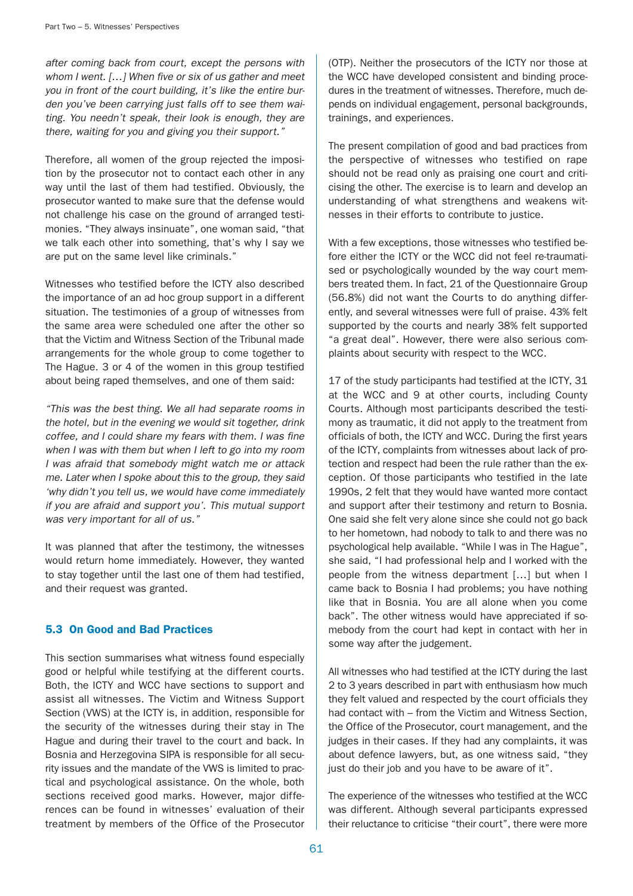*after coming back from court, except the persons with whom I went. […] When five or six of us gather and meet you in front of the court building, it's like the entire burden you've been carrying just falls off to see them waiting. You needn't speak, their look is enough, they are there, waiting for you and giving you their support."*

Therefore, all women of the group rejected the imposition by the prosecutor not to contact each other in any way until the last of them had testified. Obviously, the prosecutor wanted to make sure that the defense would not challenge his case on the ground of arranged testimonies. "They always insinuate", one woman said, "that we talk each other into something, that's why I say we are put on the same level like criminals."

Witnesses who testified before the ICTY also described the importance of an ad hoc group support in a different situation. The testimonies of a group of witnesses from the same area were scheduled one after the other so that the Victim and Witness Section of the Tribunal made arrangements for the whole group to come together to The Hague. 3 or 4 of the women in this group testified about being raped themselves, and one of them said:

*"This was the best thing. We all had separate rooms in the hotel, but in the evening we would sit together, drink coffee, and I could share my fears with them. I was fine when I was with them but when I left to go into my room I was afraid that somebody might watch me or attack me. Later when I spoke about this to the group, they said 'why didn't you tell us, we would have come immediately if you are afraid and support you'. This mutual support was very important for all of us."*

It was planned that after the testimony, the witnesses would return home immediately. However, they wanted to stay together until the last one of them had testified, and their request was granted.

### 5.3 On Good and Bad Practices

This section summarises what witness found especially good or helpful while testifying at the different courts. Both, the ICTY and WCC have sections to support and assist all witnesses. The Victim and Witness Support Section (VWS) at the ICTY is, in addition, responsible for the security of the witnesses during their stay in The Hague and during their travel to the court and back. In Bosnia and Herzegovina SIPA is responsible for all security issues and the mandate of the VWS is limited to practical and psychological assistance. On the whole, both sections received good marks. However, major differences can be found in witnesses' evaluation of their treatment by members of the Office of the Prosecutor (OTP). Neither the prosecutors of the ICTY nor those at the WCC have developed consistent and binding procedures in the treatment of witnesses. Therefore, much depends on individual engagement, personal backgrounds, trainings, and experiences.

The present compilation of good and bad practices from the perspective of witnesses who testified on rape should not be read only as praising one court and criticising the other. The exercise is to learn and develop an understanding of what strengthens and weakens witnesses in their efforts to contribute to justice.

With a few exceptions, those witnesses who testified before either the ICTY or the WCC did not feel re-traumatised or psychologically wounded by the way court members treated them. In fact, 21 of the Questionnaire Group (56.8%) did not want the Courts to do anything differently, and several witnesses were full of praise. 43% felt supported by the courts and nearly 38% felt supported "a great deal". However, there were also serious complaints about security with respect to the WCC.

17 of the study participants had testified at the ICTY, 31 at the WCC and 9 at other courts, including County Courts. Although most participants described the testimony as traumatic, it did not apply to the treatment from officials of both, the ICTY and WCC. During the first years of the ICTY, complaints from witnesses about lack of protection and respect had been the rule rather than the exception. Of those participants who testified in the late 1990s, 2 felt that they would have wanted more contact and support after their testimony and return to Bosnia. One said she felt very alone since she could not go back to her hometown, had nobody to talk to and there was no psychological help available. "While I was in The Hague", she said, "I had professional help and I worked with the people from the witness department […] but when I came back to Bosnia I had problems; you have nothing like that in Bosnia. You are all alone when you come back". The other witness would have appreciated if somebody from the court had kept in contact with her in some way after the judgement.

All witnesses who had testified at the ICTY during the last 2 to 3 years described in part with enthusiasm how much they felt valued and respected by the court officials they had contact with – from the Victim and Witness Section, the Office of the Prosecutor, court management, and the judges in their cases. If they had any complaints, it was about defence lawyers, but, as one witness said, "they just do their job and you have to be aware of it".

The experience of the witnesses who testified at the WCC was different. Although several participants expressed their reluctance to criticise "their court", there were more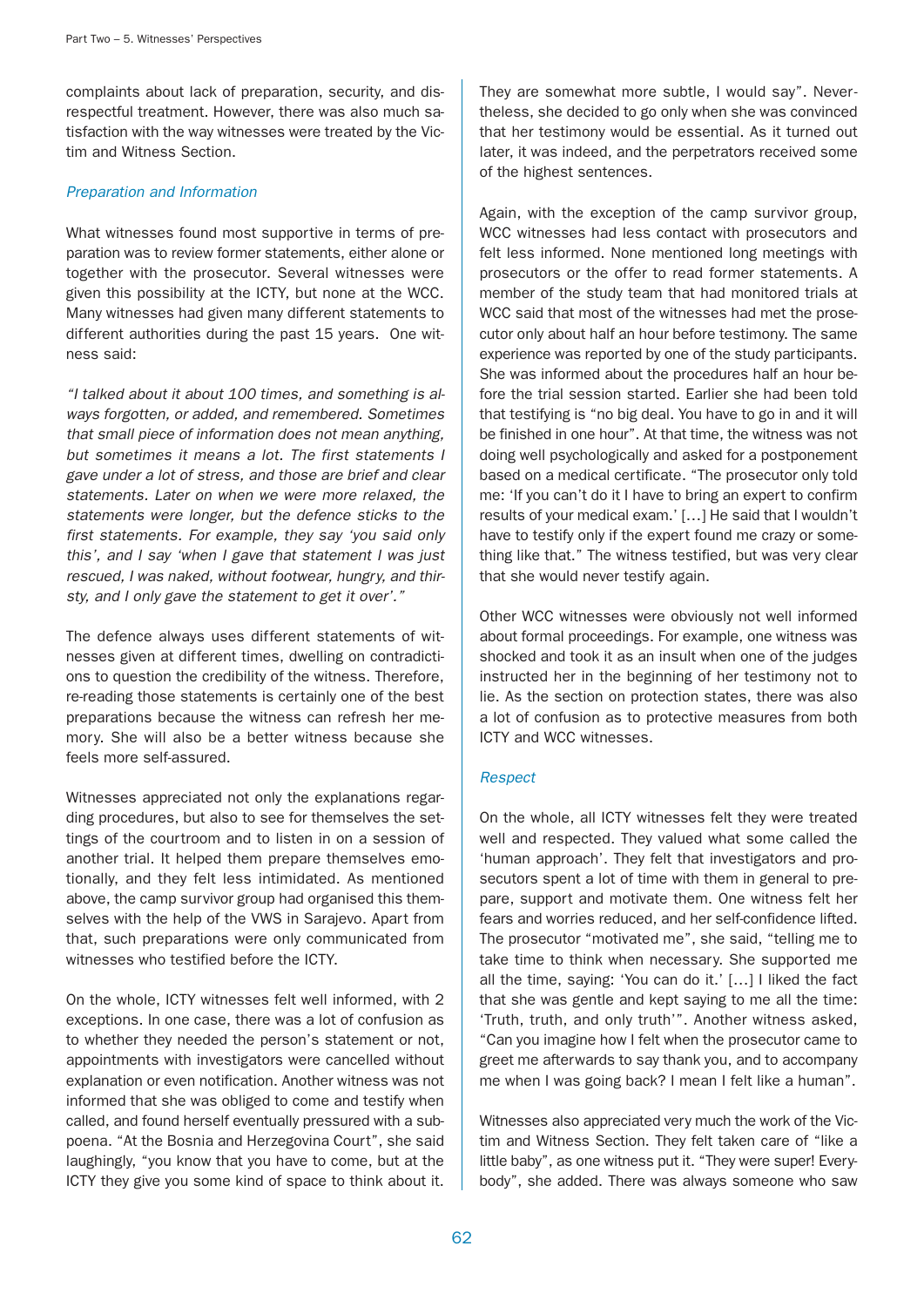complaints about lack of preparation, security, and disrespectful treatment. However, there was also much satisfaction with the way witnesses were treated by the Victim and Witness Section.

### *Preparation and Information*

What witnesses found most supportive in terms of preparation was to review former statements, either alone or together with the prosecutor. Several witnesses were given this possibility at the ICTY, but none at the WCC. Many witnesses had given many different statements to different authorities during the past 15 years. One witness said:

*"I talked about it about 100 times, and something is always forgotten, or added, and remembered. Sometimes that small piece of information does not mean anything, but sometimes it means a lot. The first statements I gave under a lot of stress, and those are brief and clear statements. Later on when we were more relaxed, the statements were longer, but the defence sticks to the first statements. For example, they say 'you said only this', and I say 'when I gave that statement I was just rescued, I was naked, without footwear, hungry, and thirsty, and I only gave the statement to get it over'."*

The defence always uses different statements of witnesses given at different times, dwelling on contradictions to question the credibility of the witness. Therefore, re-reading those statements is certainly one of the best preparations because the witness can refresh her memory. She will also be a better witness because she feels more self-assured.

Witnesses appreciated not only the explanations regarding procedures, but also to see for themselves the settings of the courtroom and to listen in on a session of another trial. It helped them prepare themselves emotionally, and they felt less intimidated. As mentioned above, the camp survivor group had organised this themselves with the help of the VWS in Sarajevo. Apart from that, such preparations were only communicated from witnesses who testified before the ICTY.

On the whole, ICTY witnesses felt well informed, with 2 exceptions. In one case, there was a lot of confusion as to whether they needed the person's statement or not, appointments with investigators were cancelled without explanation or even notification. Another witness was not informed that she was obliged to come and testify when called, and found herself eventually pressured with a subpoena. "At the Bosnia and Herzegovina Court", she said laughingly, "you know that you have to come, but at the ICTY they give you some kind of space to think about it. They are somewhat more subtle, I would say". Nevertheless, she decided to go only when she was convinced that her testimony would be essential. As it turned out later, it was indeed, and the perpetrators received some of the highest sentences.

Again, with the exception of the camp survivor group, WCC witnesses had less contact with prosecutors and felt less informed. None mentioned long meetings with prosecutors or the offer to read former statements. A member of the study team that had monitored trials at WCC said that most of the witnesses had met the prosecutor only about half an hour before testimony. The same experience was reported by one of the study participants. She was informed about the procedures half an hour before the trial session started. Earlier she had been told that testifying is "no big deal. You have to go in and it will be finished in one hour". At that time, the witness was not doing well psychologically and asked for a postponement based on a medical certificate. "The prosecutor only told me: 'If you can't do it I have to bring an expert to confirm results of your medical exam.' […] He said that I wouldn't have to testify only if the expert found me crazy or something like that." The witness testified, but was very clear that she would never testify again.

Other WCC witnesses were obviously not well informed about formal proceedings. For example, one witness was shocked and took it as an insult when one of the judges instructed her in the beginning of her testimony not to lie. As the section on protection states, there was also a lot of confusion as to protective measures from both ICTY and WCC witnesses.

### *Respect*

On the whole, all ICTY witnesses felt they were treated well and respected. They valued what some called the 'human approach'. They felt that investigators and prosecutors spent a lot of time with them in general to prepare, support and motivate them. One witness felt her fears and worries reduced, and her self-confidence lifted. The prosecutor "motivated me", she said, "telling me to take time to think when necessary. She supported me all the time, saying: 'You can do it.' […] I liked the fact that she was gentle and kept saying to me all the time: 'Truth, truth, and only truth'". Another witness asked, "Can you imagine how I felt when the prosecutor came to greet me afterwards to say thank you, and to accompany me when I was going back? I mean I felt like a human".

Witnesses also appreciated very much the work of the Victim and Witness Section. They felt taken care of "like a little baby", as one witness put it. "They were super! Everybody", she added. There was always someone who saw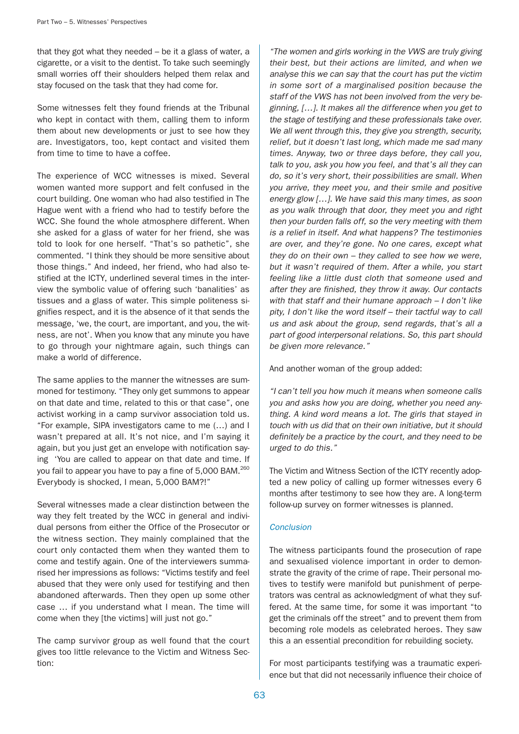that they got what they needed – be it a glass of water, a cigarette, or a visit to the dentist. To take such seemingly small worries off their shoulders helped them relax and stay focused on the task that they had come for.

Some witnesses felt they found friends at the Tribunal who kept in contact with them, calling them to inform them about new developments or just to see how they are. Investigators, too, kept contact and visited them from time to time to have a coffee.

The experience of WCC witnesses is mixed. Several women wanted more support and felt confused in the court building. One woman who had also testified in The Hague went with a friend who had to testify before the WCC. She found the whole atmosphere different. When she asked for a glass of water for her friend, she was told to look for one herself. "That's so pathetic", she commented. "I think they should be more sensitive about those things." And indeed, her friend, who had also testified at the ICTY, underlined several times in the interview the symbolic value of offering such 'banalities' as tissues and a glass of water. This simple politeness signifies respect, and it is the absence of it that sends the message, 'we, the court, are important, and you, the witness, are not'. When you know that any minute you have to go through your nightmare again, such things can make a world of difference.

The same applies to the manner the witnesses are summoned for testimony. "They only get summons to appear on that date and time, related to this or that case", one activist working in a camp survivor association told us. "For example, SIPA investigators came to me (…) and I wasn't prepared at all. It's not nice, and I'm saying it again, but you just get an envelope with notification saying 'You are called to appear on that date and time. If you fail to appear you have to pay a fine of 5,000 BAM.[260] Everybody is shocked, I mean, 5,000 BAM?!"

Several witnesses made a clear distinction between the way they felt treated by the WCC in general and individual persons from either the Office of the Prosecutor or the witness section. They mainly complained that the court only contacted them when they wanted them to come and testify again. One of the interviewers summarised her impressions as follows: "Victims testify and feel abused that they were only used for testifying and then abandoned afterwards. Then they open up some other case … if you understand what I mean. The time will come when they [the victims] will just not go."

The camp survivor group as well found that the court gives too little relevance to the Victim and Witness Section:

*"The women and girls working in the VWS are truly giving their best, but their actions are limited, and when we analyse this we can say that the court has put the victim in some sort of a marginalised position because the staff of the VWS has not been involved from the very beginning, […]. It makes all the difference when you get to the stage of testifying and these professionals take over. We all went through this, they give you strength, security, relief, but it doesn't last long, which made me sad many times. Anyway, two or three days before, they call you, talk to you, ask you how you feel, and that's all they can do, so it's very short, their possibilities are small. When you arrive, they meet you, and their smile and positive energy glow […]. We have said this many times, as soon as you walk through that door, they meet you and right then your burden falls off, so the very meeting with them is a relief in itself. And what happens? The testimonies are over, and they're gone. No one cares, except what they do on their own – they called to see how we were, but it wasn't required of them. After a while, you start feeling like a little dust cloth that someone used and after they are finished, they throw it away. Our contacts with that staff and their humane approach – I don't like pity, I don't like the word itself – their tactful way to call us and ask about the group, send regards, that's all a part of good interpersonal relations. So, this part should be given more relevance."*

And another woman of the group added:

*"I can't tell you how much it means when someone calls you and asks how you are doing, whether you need anything. A kind word means a lot. The girls that stayed in touch with us did that on their own initiative, but it should definitely be a practice by the court, and they need to be urged to do this."*

The Victim and Witness Section of the ICTY recently adopted a new policy of calling up former witnesses every 6 months after testimony to see how they are. A long-term follow-up survey on former witnesses is planned.

### *Conclusion*

The witness participants found the prosecution of rape and sexualised violence important in order to demonstrate the gravity of the crime of rape. Their personal motives to testify were manifold but punishment of perpetrators was central as acknowledgment of what they suffered. At the same time, for some it was important "to get the criminals off the street" and to prevent them from becoming role models as celebrated heroes. They saw this a an essential precondition for rebuilding society.

For most participants testifying was a traumatic experience but that did not necessarily influence their choice of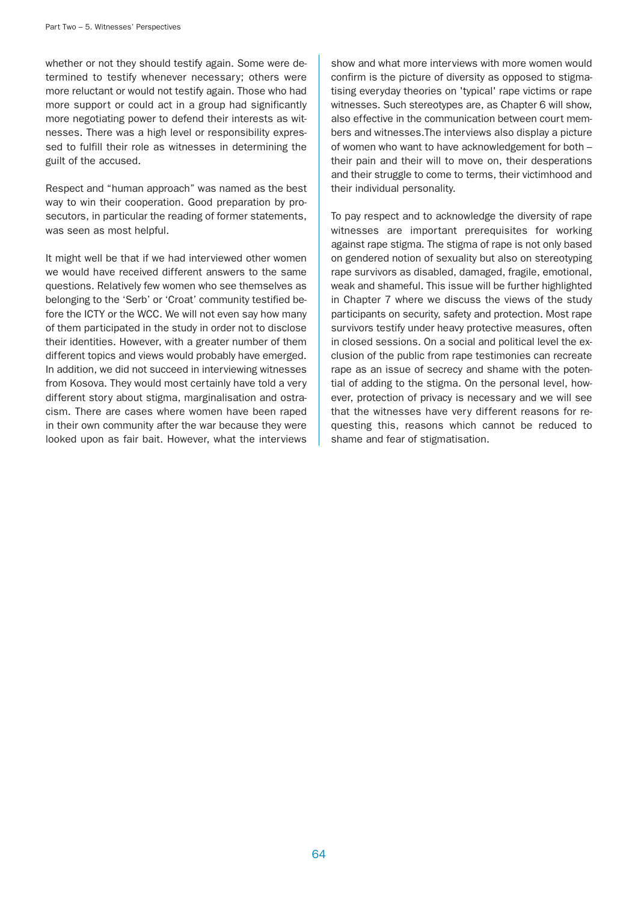whether or not they should testify again. Some were determined to testify whenever necessary; others were more reluctant or would not testify again. Those who had more support or could act in a group had significantly more negotiating power to defend their interests as witnesses. There was a high level or responsibility expressed to fulfill their role as witnesses in determining the guilt of the accused.

Respect and "human approach" was named as the best way to win their cooperation. Good preparation by prosecutors, in particular the reading of former statements, was seen as most helpful.

It might well be that if we had interviewed other women we would have received different answers to the same questions. Relatively few women who see themselves as belonging to the 'Serb' or 'Croat' community testified before the ICTY or the WCC. We will not even say how many of them participated in the study in order not to disclose their identities. However, with a greater number of them different topics and views would probably have emerged. In addition, we did not succeed in interviewing witnesses from Kosova. They would most certainly have told a very different story about stigma, marginalisation and ostracism. There are cases where women have been raped in their own community after the war because they were looked upon as fair bait. However, what the interviews show and what more interviews with more women would confirm is the picture of diversity as opposed to stigmatising everyday theories on 'typical' rape victims or rape witnesses. Such stereotypes are, as Chapter 6 will show, also effective in the communication between court members and witnesses.The interviews also display a picture of women who want to have acknowledgement for both – their pain and their will to move on, their desperations and their struggle to come to terms, their victimhood and their individual personality.

To pay respect and to acknowledge the diversity of rape witnesses are important prerequisites for working against rape stigma. The stigma of rape is not only based on gendered notion of sexuality but also on stereotyping rape survivors as disabled, damaged, fragile, emotional, weak and shameful. This issue will be further highlighted in Chapter 7 where we discuss the views of the study participants on security, safety and protection. Most rape survivors testify under heavy protective measures, often in closed sessions. On a social and political level the exclusion of the public from rape testimonies can recreate rape as an issue of secrecy and shame with the potential of adding to the stigma. On the personal level, however, protection of privacy is necessary and we will see that the witnesses have very different reasons for requesting this, reasons which cannot be reduced to shame and fear of stigmatisation.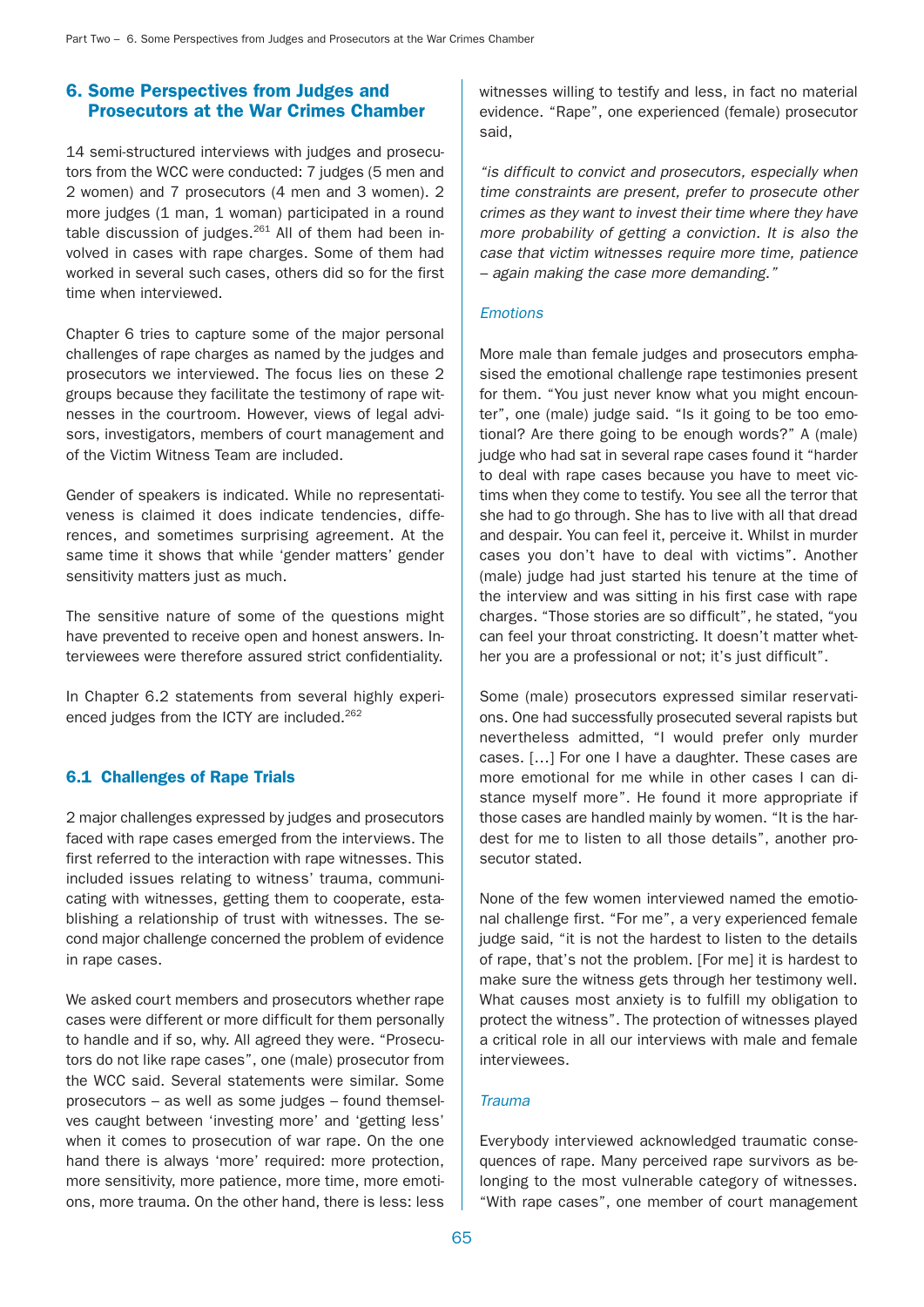## 6. Some Perspectives from Judges and Prosecutors at the War Crimes Chamber

14 semi-structured interviews with judges and prosecutors from the WCC were conducted: 7 judges (5 men and 2 women) and 7 prosecutors (4 men and 3 women). 2 more judges (1 man, 1 woman) participated in a round table discussion of judges.[261] All of them had been involved in cases with rape charges. Some of them had worked in several such cases, others did so for the first time when interviewed.

Chapter 6 tries to capture some of the major personal challenges of rape charges as named by the judges and prosecutors we interviewed. The focus lies on these 2 groups because they facilitate the testimony of rape witnesses in the courtroom. However, views of legal advisors, investigators, members of court management and of the Victim Witness Team are included.

Gender of speakers is indicated. While no representativeness is claimed it does indicate tendencies, differences, and sometimes surprising agreement. At the same time it shows that while 'gender matters' gender sensitivity matters just as much.

The sensitive nature of some of the questions might have prevented to receive open and honest answers. Interviewees were therefore assured strict confidentiality.

In Chapter 6.2 statements from several highly experienced judges from the ICTY are included.[262]

### 6.1 Challenges of Rape Trials

2 major challenges expressed by judges and prosecutors faced with rape cases emerged from the interviews. The first referred to the interaction with rape witnesses. This included issues relating to witness' trauma, communicating with witnesses, getting them to cooperate, establishing a relationship of trust with witnesses. The second major challenge concerned the problem of evidence in rape cases.

We asked court members and prosecutors whether rape cases were different or more difficult for them personally to handle and if so, why. All agreed they were. "Prosecutors do not like rape cases", one (male) prosecutor from the WCC said. Several statements were similar. Some prosecutors – as well as some judges – found themselves caught between 'investing more' and 'getting less' when it comes to prosecution of war rape. On the one hand there is always 'more' required: more protection, more sensitivity, more patience, more time, more emotions, more trauma. On the other hand, there is less: less witnesses willing to testify and less, in fact no material evidence. "Rape", one experienced (female) prosecutor said,

*"is difficult to convict and prosecutors, especially when time constraints are present, prefer to prosecute other crimes as they want to invest their time where they have more probability of getting a conviction. It is also the case that victim witnesses require more time, patience – again making the case more demanding."*

#### *Emotions*

More male than female judges and prosecutors emphasised the emotional challenge rape testimonies present for them. "You just never know what you might encounter", one (male) judge said. "Is it going to be too emotional? Are there going to be enough words?" A (male) judge who had sat in several rape cases found it "harder to deal with rape cases because you have to meet victims when they come to testify. You see all the terror that she had to go through. She has to live with all that dread and despair. You can feel it, perceive it. Whilst in murder cases you don't have to deal with victims". Another (male) judge had just started his tenure at the time of the interview and was sitting in his first case with rape charges. "Those stories are so difficult", he stated, "you can feel your throat constricting. It doesn't matter whether you are a professional or not; it's just difficult".

Some (male) prosecutors expressed similar reservations. One had successfully prosecuted several rapists but nevertheless admitted, "I would prefer only murder cases. […] For one I have a daughter. These cases are more emotional for me while in other cases I can distance myself more". He found it more appropriate if those cases are handled mainly by women. "It is the hardest for me to listen to all those details", another prosecutor stated.

None of the few women interviewed named the emotional challenge first. "For me", a very experienced female judge said, "it is not the hardest to listen to the details of rape, that's not the problem. [For me] it is hardest to make sure the witness gets through her testimony well. What causes most anxiety is to fulfill my obligation to protect the witness". The protection of witnesses played a critical role in all our interviews with male and female interviewees.

#### *Trauma*

Everybody interviewed acknowledged traumatic consequences of rape. Many perceived rape survivors as belonging to the most vulnerable category of witnesses. "With rape cases", one member of court management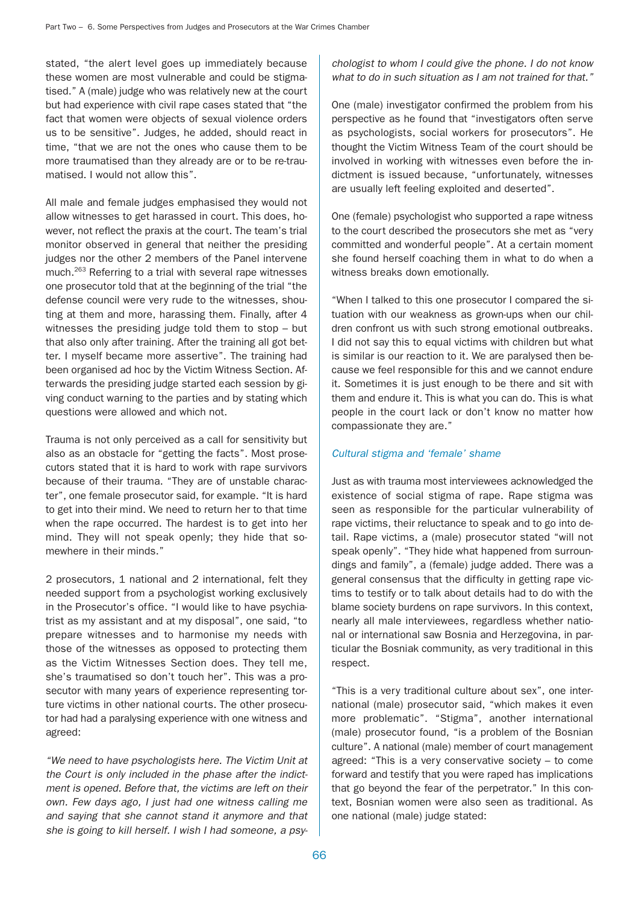stated, "the alert level goes up immediately because these women are most vulnerable and could be stigmatised." A (male) judge who was relatively new at the court but had experience with civil rape cases stated that "the fact that women were objects of sexual violence orders us to be sensitive". Judges, he added, should react in time, "that we are not the ones who cause them to be more traumatised than they already are or to be re-traumatised. I would not allow this".

All male and female judges emphasised they would not allow witnesses to get harassed in court. This does, however, not reflect the praxis at the court. The team's trial monitor observed in general that neither the presiding judges nor the other 2 members of the Panel intervene much.[263] Referring to a trial with several rape witnesses one prosecutor told that at the beginning of the trial "the defense council were very rude to the witnesses, shouting at them and more, harassing them. Finally, after 4 witnesses the presiding judge told them to stop – but that also only after training. After the training all got better. I myself became more assertive". The training had been organised ad hoc by the Victim Witness Section. Afterwards the presiding judge started each session by giving conduct warning to the parties and by stating which questions were allowed and which not.

Trauma is not only perceived as a call for sensitivity but also as an obstacle for "getting the facts". Most prosecutors stated that it is hard to work with rape survivors because of their trauma. "They are of unstable character", one female prosecutor said, for example. "It is hard to get into their mind. We need to return her to that time when the rape occurred. The hardest is to get into her mind. They will not speak openly; they hide that somewhere in their minds."

2 prosecutors, 1 national and 2 international, felt they needed support from a psychologist working exclusively in the Prosecutor's office. "I would like to have psychiatrist as my assistant and at my disposal", one said, "to prepare witnesses and to harmonise my needs with those of the witnesses as opposed to protecting them as the Victim Witnesses Section does. They tell me, she's traumatised so don't touch her". This was a prosecutor with many years of experience representing torture victims in other national courts. The other prosecutor had had a paralysing experience with one witness and agreed:

*"We need to have psychologists here. The Victim Unit at the Court is only included in the phase after the indictment is opened. Before that, the victims are left on their own. Few days ago, I just had one witness calling me and saying that she cannot stand it anymore and that she is going to kill herself. I wish I had someone, a psychologist to whom I could give the phone. I do not know what to do in such situation as I am not trained for that."*

One (male) investigator confirmed the problem from his perspective as he found that "investigators often serve as psychologists, social workers for prosecutors". He thought the Victim Witness Team of the court should be involved in working with witnesses even before the indictment is issued because, "unfortunately, witnesses are usually left feeling exploited and deserted".

One (female) psychologist who supported a rape witness to the court described the prosecutors she met as "very committed and wonderful people". At a certain moment she found herself coaching them in what to do when a witness breaks down emotionally.

"When I talked to this one prosecutor I compared the situation with our weakness as grown-ups when our children confront us with such strong emotional outbreaks. I did not say this to equal victims with children but what is similar is our reaction to it. We are paralysed then because we feel responsible for this and we cannot endure it. Sometimes it is just enough to be there and sit with them and endure it. This is what you can do. This is what people in the court lack or don't know no matter how compassionate they are."

### *Cultural stigma and 'female' shame*

Just as with trauma most interviewees acknowledged the existence of social stigma of rape. Rape stigma was seen as responsible for the particular vulnerability of rape victims, their reluctance to speak and to go into detail. Rape victims, a (male) prosecutor stated "will not speak openly". "They hide what happened from surroundings and family", a (female) judge added. There was a general consensus that the difficulty in getting rape victims to testify or to talk about details had to do with the blame society burdens on rape survivors. In this context, nearly all male interviewees, regardless whether national or international saw Bosnia and Herzegovina, in particular the Bosniak community, as very traditional in this respect.

"This is a very traditional culture about sex", one international (male) prosecutor said, "which makes it even more problematic". "Stigma", another international (male) prosecutor found, "is a problem of the Bosnian culture". A national (male) member of court management agreed: "This is a very conservative society – to come forward and testify that you were raped has implications that go beyond the fear of the perpetrator." In this context, Bosnian women were also seen as traditional. As one national (male) judge stated: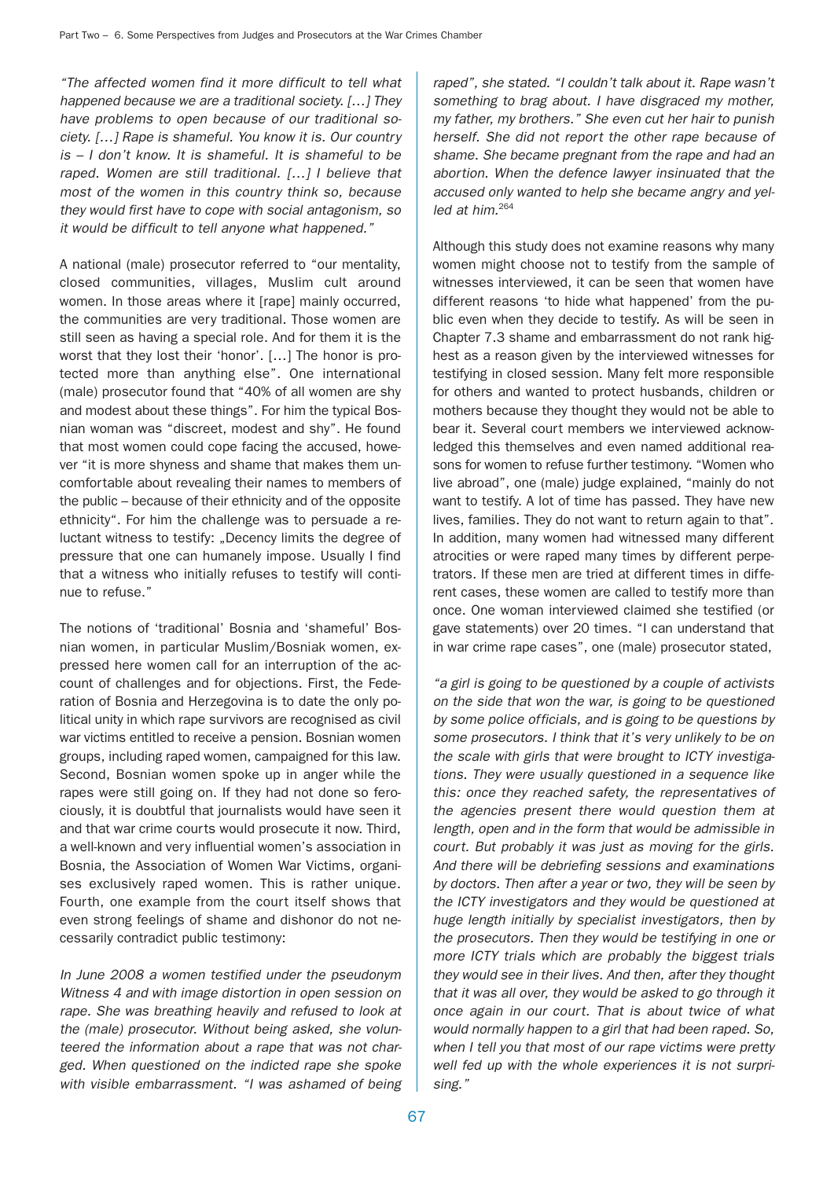*"The affected women find it more difficult to tell what happened because we are a traditional society. […] They have problems to open because of our traditional society. […] Rape is shameful. You know it is. Our country is – I don't know. It is shameful. It is shameful to be raped. Women are still traditional. […] I believe that most of the women in this country think so, because they would first have to cope with social antagonism, so it would be difficult to tell anyone what happened."*

A national (male) prosecutor referred to "our mentality, closed communities, villages, Muslim cult around women. In those areas where it [rape] mainly occurred, the communities are very traditional. Those women are still seen as having a special role. And for them it is the worst that they lost their 'honor'. […] The honor is protected more than anything else". One international (male) prosecutor found that "40% of all women are shy and modest about these things". For him the typical Bosnian woman was "discreet, modest and shy". He found that most women could cope facing the accused, however "it is more shyness and shame that makes them uncomfortable about revealing their names to members of the public – because of their ethnicity and of the opposite ethnicity". For him the challenge was to persuade a reluctant witness to testify: „Decency limits the degree of pressure that one can humanely impose. Usually I find that a witness who initially refuses to testify will continue to refuse."

The notions of 'traditional' Bosnia and 'shameful' Bosnian women, in particular Muslim/Bosniak women, expressed here women call for an interruption of the account of challenges and for objections. First, the Federation of Bosnia and Herzegovina is to date the only political unity in which rape survivors are recognised as civil war victims entitled to receive a pension. Bosnian women groups, including raped women, campaigned for this law. Second, Bosnian women spoke up in anger while the rapes were still going on. If they had not done so ferociously, it is doubtful that journalists would have seen it and that war crime courts would prosecute it now. Third, a well-known and very influential women's association in Bosnia, the Association of Women War Victims, organises exclusively raped women. This is rather unique. Fourth, one example from the court itself shows that even strong feelings of shame and dishonor do not necessarily contradict public testimony:

*In June 2008 a women testified under the pseudonym Witness 4 and with image distortion in open session on rape. She was breathing heavily and refused to look at the (male) prosecutor. Without being asked, she volunteered the information about a rape that was not charged. When questioned on the indicted rape she spoke with visible embarrassment. "I was ashamed of being raped", she stated. "I couldn't talk about it. Rape wasn't something to brag about. I have disgraced my mother, my father, my brothers." She even cut her hair to punish herself. She did not report the other rape because of shame. She became pregnant from the rape and had an abortion. When the defence lawyer insinuated that the accused only wanted to help she became angry and yelled at him.*[264]

Although this study does not examine reasons why many women might choose not to testify from the sample of witnesses interviewed, it can be seen that women have different reasons 'to hide what happened' from the public even when they decide to testify. As will be seen in Chapter 7.3 shame and embarrassment do not rank highest as a reason given by the interviewed witnesses for testifying in closed session. Many felt more responsible for others and wanted to protect husbands, children or mothers because they thought they would not be able to bear it. Several court members we interviewed acknowledged this themselves and even named additional reasons for women to refuse further testimony. "Women who live abroad", one (male) judge explained, "mainly do not want to testify. A lot of time has passed. They have new lives, families. They do not want to return again to that". In addition, many women had witnessed many different atrocities or were raped many times by different perpetrators. If these men are tried at different times in different cases, these women are called to testify more than once. One woman interviewed claimed she testified (or gave statements) over 20 times. "I can understand that in war crime rape cases", one (male) prosecutor stated,

*"a girl is going to be questioned by a couple of activists on the side that won the war, is going to be questioned by some police officials, and is going to be questions by some prosecutors. I think that it's very unlikely to be on the scale with girls that were brought to ICTY investigations. They were usually questioned in a sequence like this: once they reached safety, the representatives of the agencies present there would question them at length, open and in the form that would be admissible in court. But probably it was just as moving for the girls. And there will be debriefing sessions and examinations by doctors. Then after a year or two, they will be seen by the ICTY investigators and they would be questioned at huge length initially by specialist investigators, then by the prosecutors. Then they would be testifying in one or more ICTY trials which are probably the biggest trials they would see in their lives. And then, after they thought that it was all over, they would be asked to go through it once again in our court. That is about twice of what would normally happen to a girl that had been raped. So, when I tell you that most of our rape victims were pretty well fed up with the whole experiences it is not surprising."*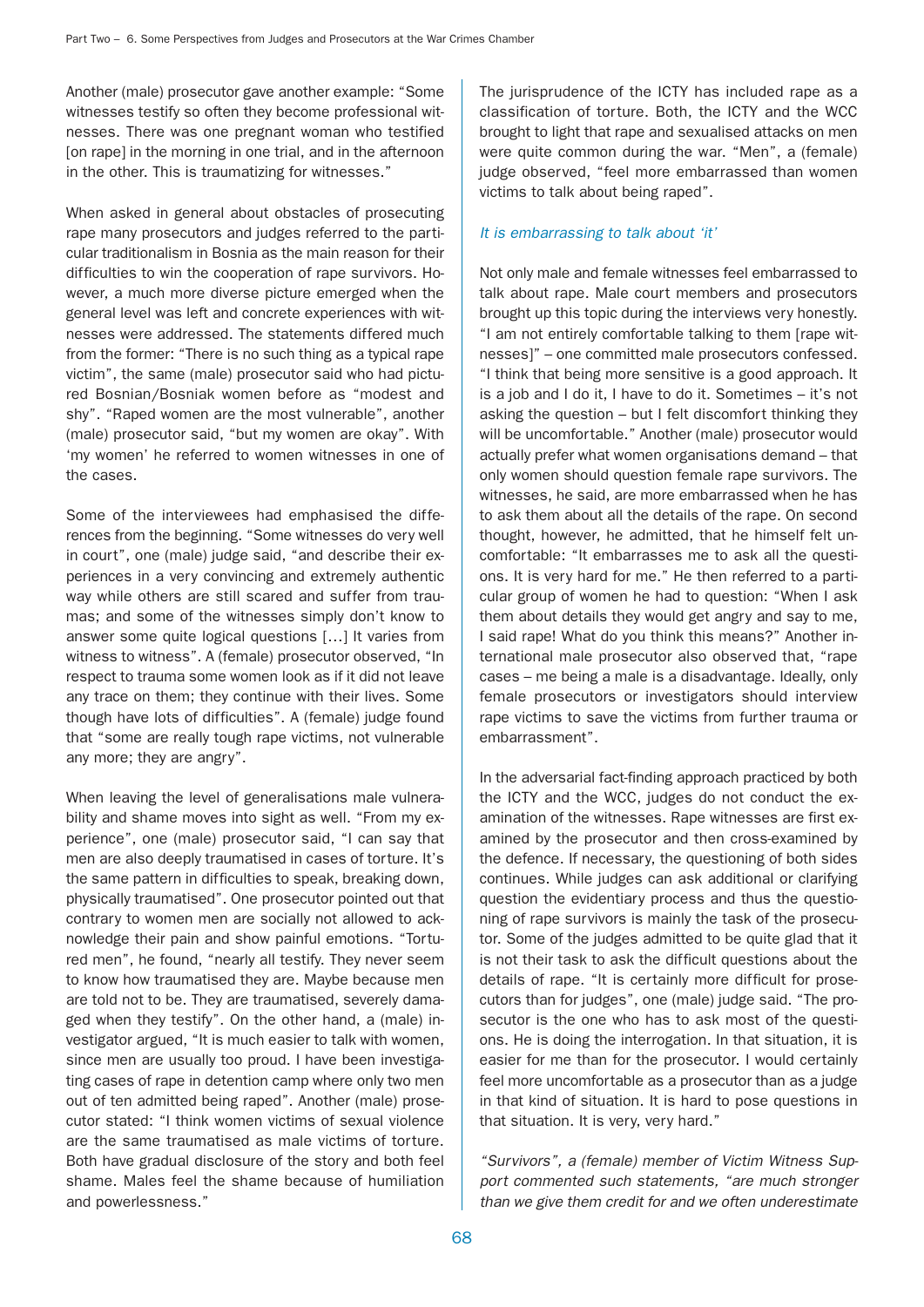Another (male) prosecutor gave another example: "Some witnesses testify so often they become professional witnesses. There was one pregnant woman who testified [on rape] in the morning in one trial, and in the afternoon in the other. This is traumatizing for witnesses."

When asked in general about obstacles of prosecuting rape many prosecutors and judges referred to the particular traditionalism in Bosnia as the main reason for their difficulties to win the cooperation of rape survivors. However, a much more diverse picture emerged when the general level was left and concrete experiences with witnesses were addressed. The statements differed much from the former: "There is no such thing as a typical rape victim", the same (male) prosecutor said who had pictured Bosnian/Bosniak women before as "modest and shy". "Raped women are the most vulnerable", another (male) prosecutor said, "but my women are okay". With 'my women' he referred to women witnesses in one of the cases.

Some of the interviewees had emphasised the differences from the beginning. "Some witnesses do very well in court", one (male) judge said, "and describe their experiences in a very convincing and extremely authentic way while others are still scared and suffer from traumas; and some of the witnesses simply don't know to answer some quite logical questions […] It varies from witness to witness". A (female) prosecutor observed, "In respect to trauma some women look as if it did not leave any trace on them; they continue with their lives. Some though have lots of difficulties". A (female) judge found that "some are really tough rape victims, not vulnerable any more; they are angry".

When leaving the level of generalisations male vulnerability and shame moves into sight as well. "From my experience", one (male) prosecutor said, "I can say that men are also deeply traumatised in cases of torture. It's the same pattern in difficulties to speak, breaking down, physically traumatised". One prosecutor pointed out that contrary to women men are socially not allowed to acknowledge their pain and show painful emotions. "Tortured men", he found, "nearly all testify. They never seem to know how traumatised they are. Maybe because men are told not to be. They are traumatised, severely damaged when they testify". On the other hand, a (male) investigator argued, "It is much easier to talk with women, since men are usually too proud. I have been investigating cases of rape in detention camp where only two men out of ten admitted being raped". Another (male) prosecutor stated: "I think women victims of sexual violence are the same traumatised as male victims of torture. Both have gradual disclosure of the story and both feel shame. Males feel the shame because of humiliation and powerlessness."

The jurisprudence of the ICTY has included rape as a classification of torture. Both, the ICTY and the WCC brought to light that rape and sexualised attacks on men were quite common during the war. "Men", a (female) judge observed, "feel more embarrassed than women victims to talk about being raped".

*It is embarrassing to talk about 'it'*

Not only male and female witnesses feel embarrassed to talk about rape. Male court members and prosecutors brought up this topic during the interviews very honestly. "I am not entirely comfortable talking to them [rape witnesses]" – one committed male prosecutors confessed. "I think that being more sensitive is a good approach. It is a job and I do it, I have to do it. Sometimes – it's not asking the question – but I felt discomfort thinking they will be uncomfortable." Another (male) prosecutor would actually prefer what women organisations demand – that only women should question female rape survivors. The witnesses, he said, are more embarrassed when he has to ask them about all the details of the rape. On second thought, however, he admitted, that he himself felt uncomfortable: "It embarrasses me to ask all the questions. It is very hard for me." He then referred to a particular group of women he had to question: "When I ask them about details they would get angry and say to me, I said rape! What do you think this means?" Another international male prosecutor also observed that, "rape cases – me being a male is a disadvantage. Ideally, only female prosecutors or investigators should interview rape victims to save the victims from further trauma or embarrassment".

In the adversarial fact-finding approach practiced by both the ICTY and the WCC, judges do not conduct the examination of the witnesses. Rape witnesses are first examined by the prosecutor and then cross-examined by the defence. If necessary, the questioning of both sides continues. While judges can ask additional or clarifying question the evidentiary process and thus the questioning of rape survivors is mainly the task of the prosecutor. Some of the judges admitted to be quite glad that it is not their task to ask the difficult questions about the details of rape. "It is certainly more difficult for prosecutors than for judges", one (male) judge said. "The prosecutor is the one who has to ask most of the questions. He is doing the interrogation. In that situation, it is easier for me than for the prosecutor. I would certainly feel more uncomfortable as a prosecutor than as a judge in that kind of situation. It is hard to pose questions in that situation. It is very, very hard."

*"Survivors", a (female) member of Victim Witness Support commented such statements, "are much stronger than we give them credit for and we often underestimate*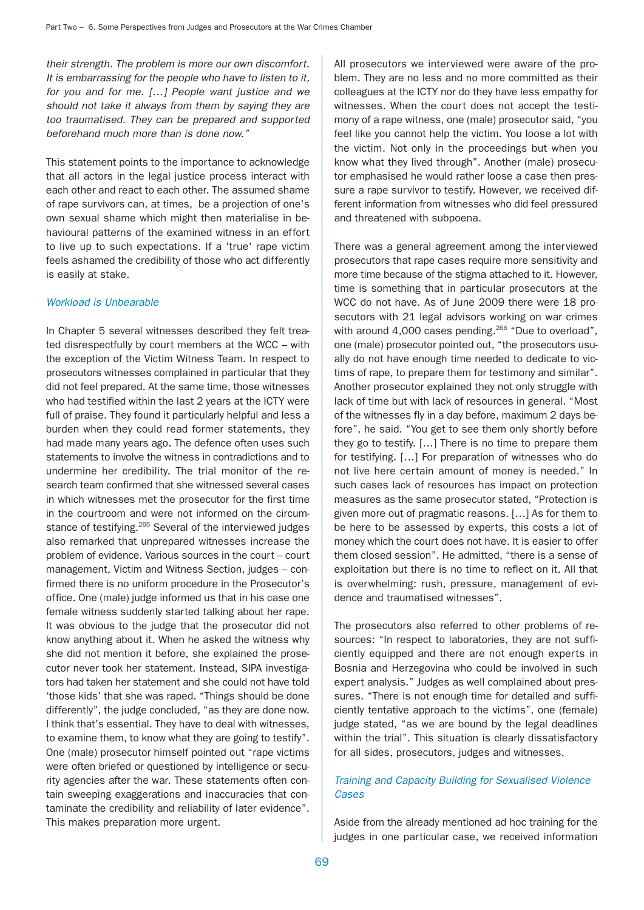*their strength. The problem is more our own discomfort. It is embarrassing for the people who have to listen to it, for you and for me. […] People want justice and we should not take it always from them by saying they are too traumatised. They can be prepared and supported beforehand much more than is done now."*

This statement points to the importance to acknowledge that all actors in the legal justice process interact with each other and react to each other. The assumed shame of rape survivors can, at times, be a projection of one's own sexual shame which might then materialise in behavioural patterns of the examined witness in an effort to live up to such expectations. If a 'true' rape victim feels ashamed the credibility of those who act differently is easily at stake.

### *Workload is Unbearable*

In Chapter 5 several witnesses described they felt treated disrespectfully by court members at the WCC – with the exception of the Victim Witness Team. In respect to prosecutors witnesses complained in particular that they did not feel prepared. At the same time, those witnesses who had testified within the last 2 years at the ICTY were full of praise. They found it particularly helpful and less a burden when they could read former statements, they had made many years ago. The defence often uses such statements to involve the witness in contradictions and to undermine her credibility. The trial monitor of the research team confirmed that she witnessed several cases in which witnesses met the prosecutor for the first time in the courtroom and were not informed on the circumstance of testifying.[265] Several of the interviewed judges also remarked that unprepared witnesses increase the problem of evidence. Various sources in the court – court management, Victim and Witness Section, judges – confirmed there is no uniform procedure in the Prosecutor's office. One (male) judge informed us that in his case one female witness suddenly started talking about her rape. It was obvious to the judge that the prosecutor did not know anything about it. When he asked the witness why she did not mention it before, she explained the prosecutor never took her statement. Instead, SIPA investigators had taken her statement and she could not have told 'those kids' that she was raped. "Things should be done differently", the judge concluded, "as they are done now. I think that's essential. They have to deal with witnesses, to examine them, to know what they are going to testify". One (male) prosecutor himself pointed out "rape victims were often briefed or questioned by intelligence or security agencies after the war. These statements often contain sweeping exaggerations and inaccuracies that contaminate the credibility and reliability of later evidence". This makes preparation more urgent.

All prosecutors we interviewed were aware of the problem. They are no less and no more committed as their colleagues at the ICTY nor do they have less empathy for witnesses. When the court does not accept the testimony of a rape witness, one (male) prosecutor said, "you feel like you cannot help the victim. You loose a lot with the victim. Not only in the proceedings but when you know what they lived through". Another (male) prosecutor emphasised he would rather loose a case then pressure a rape survivor to testify. However, we received different information from witnesses who did feel pressured and threatened with subpoena.

There was a general agreement among the interviewed prosecutors that rape cases require more sensitivity and more time because of the stigma attached to it. However, time is something that in particular prosecutors at the WCC do not have. As of June 2009 there were 18 prosecutors with 21 legal advisors working on war crimes with around 4,000 cases pending.[266] "Due to overload", one (male) prosecutor pointed out, "the prosecutors usually do not have enough time needed to dedicate to victims of rape, to prepare them for testimony and similar". Another prosecutor explained they not only struggle with lack of time but with lack of resources in general. "Most of the witnesses fly in a day before, maximum 2 days before", he said. "You get to see them only shortly before they go to testify. […] There is no time to prepare them for testifying. […] For preparation of witnesses who do not live here certain amount of money is needed." In such cases lack of resources has impact on protection measures as the same prosecutor stated, "Protection is given more out of pragmatic reasons. […] As for them to be here to be assessed by experts, this costs a lot of money which the court does not have. It is easier to offer them closed session". He admitted, "there is a sense of exploitation but there is no time to reflect on it. All that is overwhelming: rush, pressure, management of evidence and traumatised witnesses".

The prosecutors also referred to other problems of resources: "In respect to laboratories, they are not sufficiently equipped and there are not enough experts in Bosnia and Herzegovina who could be involved in such expert analysis." Judges as well complained about pressures. "There is not enough time for detailed and sufficiently tentative approach to the victims", one (female) judge stated, "as we are bound by the legal deadlines within the trial". This situation is clearly dissatisfactory for all sides, prosecutors, judges and witnesses.

### *Training and Capacity Building for Sexualised Violence Cases*

Aside from the already mentioned ad hoc training for the judges in one particular case, we received information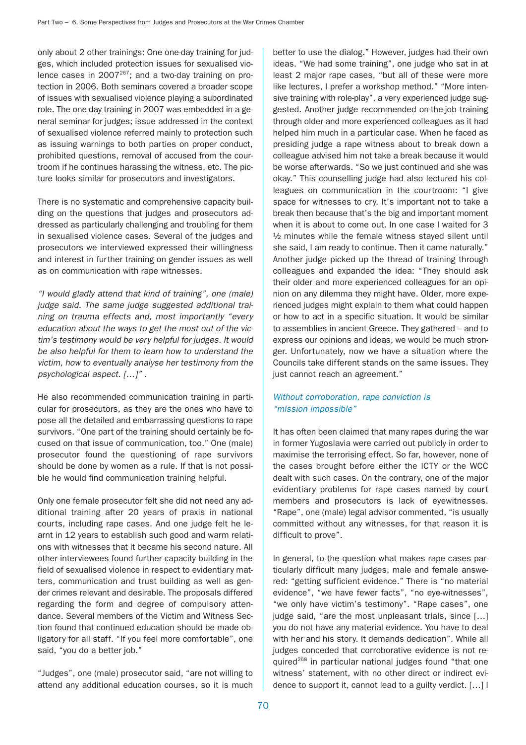only about 2 other trainings: One one-day training for judges, which included protection issues for sexualised violence cases in 2007[267]; and a two-day training on protection in 2006. Both seminars covered a broader scope of issues with sexualised violence playing a subordinated role. The one-day training in 2007 was embedded in a general seminar for judges; issue addressed in the context of sexualised violence referred mainly to protection such as issuing warnings to both parties on proper conduct, prohibited questions, removal of accused from the courtroom if he continues harassing the witness, etc. The picture looks similar for prosecutors and investigators.

There is no systematic and comprehensive capacity building on the questions that judges and prosecutors addressed as particularly challenging and troubling for them in sexualised violence cases. Several of the judges and prosecutors we interviewed expressed their willingness and interest in further training on gender issues as well as on communication with rape witnesses.

*"I would gladly attend that kind of training", one (male) judge said. The same judge suggested additional training on trauma effects and, most importantly "every education about the ways to get the most out of the victim's testimony would be very helpful for judges. It would be also helpful for them to learn how to understand the victim, how to eventually analyse her testimony from the psychological aspect. […]" .*

He also recommended communication training in particular for prosecutors, as they are the ones who have to pose all the detailed and embarrassing questions to rape survivors. "One part of the training should certainly be focused on that issue of communication, too." One (male) prosecutor found the questioning of rape survivors should be done by women as a rule. If that is not possible he would find communication training helpful.

Only one female prosecutor felt she did not need any additional training after 20 years of praxis in national courts, including rape cases. And one judge felt he learnt in 12 years to establish such good and warm relations with witnesses that it became his second nature. All other interviewees found further capacity building in the field of sexualised violence in respect to evidentiary matters, communication and trust building as well as gender crimes relevant and desirable. The proposals differed regarding the form and degree of compulsory attendance. Several members of the Victim and Witness Section found that continued education should be made obligatory for all staff. "If you feel more comfortable", one said, "you do a better job."

"Judges", one (male) prosecutor said, "are not willing to attend any additional education courses, so it is much better to use the dialog." However, judges had their own ideas. "We had some training", one judge who sat in at least 2 major rape cases, "but all of these were more like lectures, I prefer a workshop method." "More intensive training with role-play", a very experienced judge suggested. Another judge recommended on-the-job training through older and more experienced colleagues as it had helped him much in a particular case. When he faced as presiding judge a rape witness about to break down a colleague advised him not take a break because it would be worse afterwards. "So we just continued and she was okay." This counselling judge had also lectured his colleagues on communication in the courtroom: "I give space for witnesses to cry. It's important not to take a break then because that's the big and important moment when it is about to come out. In one case I waited for 3 ½ minutes while the female witness stayed silent until she said, I am ready to continue. Then it came naturally." Another judge picked up the thread of training through colleagues and expanded the idea: "They should ask their older and more experienced colleagues for an opinion on any dilemma they might have. Older, more experienced judges might explain to them what could happen or how to act in a specific situation. It would be similar to assemblies in ancient Greece. They gathered – and to express our opinions and ideas, we would be much stronger. Unfortunately, now we have a situation where the Councils take different stands on the same issues. They just cannot reach an agreement."

### Without corroboration, rape conviction is "mission impossible"

It has often been claimed that many rapes during the war in former Yugoslavia were carried out publicly in order to maximise the terrorising effect. So far, however, none of the cases brought before either the ICTY or the WCC dealt with such cases. On the contrary, one of the major evidentiary problems for rape cases named by court members and prosecutors is lack of eyewitnesses. "Rape", one (male) legal advisor commented, "is usually committed without any witnesses, for that reason it is difficult to prove".

In general, to the question what makes rape cases particularly difficult many judges, male and female answered: "getting sufficient evidence." There is "no material evidence", "we have fewer facts", "no eye-witnesses", "we only have victim's testimony". "Rape cases", one judge said, "are the most unpleasant trials, since […] you do not have any material evidence. You have to deal with her and his story. It demands dedication". While all judges conceded that corroborative evidence is not required[268] in particular national judges found "that one witness' statement, with no other direct or indirect evidence to support it, cannot lead to a guilty verdict. […] I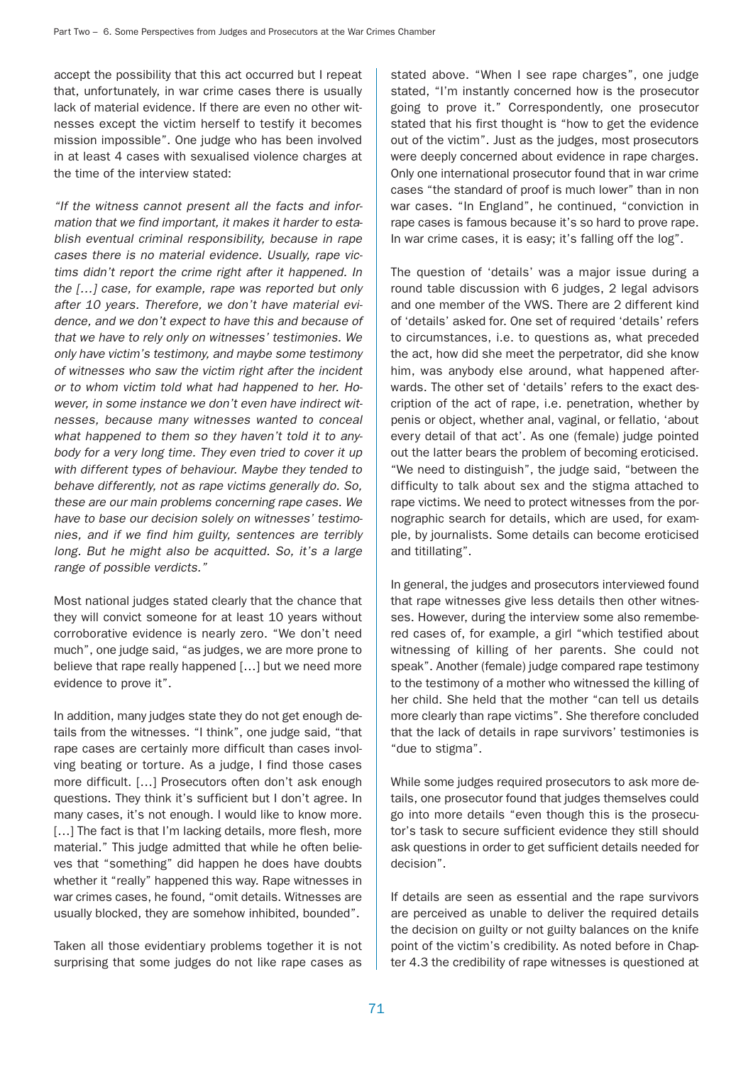accept the possibility that this act occurred but I repeat that, unfortunately, in war crime cases there is usually lack of material evidence. If there are even no other witnesses except the victim herself to testify it becomes mission impossible". One judge who has been involved in at least 4 cases with sexualised violence charges at the time of the interview stated:

*"If the witness cannot present all the facts and information that we find important, it makes it harder to establish eventual criminal responsibility, because in rape cases there is no material evidence. Usually, rape victims didn't report the crime right after it happened. In the […] case, for example, rape was reported but only after 10 years. Therefore, we don't have material evidence, and we don't expect to have this and because of that we have to rely only on witnesses' testimonies. We only have victim's testimony, and maybe some testimony of witnesses who saw the victim right after the incident or to whom victim told what had happened to her. However, in some instance we don't even have indirect witnesses, because many witnesses wanted to conceal what happened to them so they haven't told it to anybody for a very long time. They even tried to cover it up with different types of behaviour. Maybe they tended to behave differently, not as rape victims generally do. So, these are our main problems concerning rape cases. We have to base our decision solely on witnesses' testimonies, and if we find him guilty, sentences are terribly long. But he might also be acquitted. So, it's a large range of possible verdicts."*

Most national judges stated clearly that the chance that they will convict someone for at least 10 years without corroborative evidence is nearly zero. "We don't need much", one judge said, "as judges, we are more prone to believe that rape really happened […] but we need more evidence to prove it".

In addition, many judges state they do not get enough details from the witnesses. "I think", one judge said, "that rape cases are certainly more difficult than cases involving beating or torture. As a judge, I find those cases more difficult. […] Prosecutors often don't ask enough questions. They think it's sufficient but I don't agree. In many cases, it's not enough. I would like to know more. […] The fact is that I'm lacking details, more flesh, more material." This judge admitted that while he often believes that "something" did happen he does have doubts whether it "really" happened this way. Rape witnesses in war crimes cases, he found, "omit details. Witnesses are usually blocked, they are somehow inhibited, bounded".

Taken all those evidentiary problems together it is not surprising that some judges do not like rape cases as stated above. "When I see rape charges", one judge stated, "I'm instantly concerned how is the prosecutor going to prove it." Correspondently, one prosecutor stated that his first thought is "how to get the evidence out of the victim". Just as the judges, most prosecutors were deeply concerned about evidence in rape charges. Only one international prosecutor found that in war crime cases "the standard of proof is much lower" than in non war cases. "In England", he continued, "conviction in rape cases is famous because it's so hard to prove rape. In war crime cases, it is easy; it's falling off the log".

The question of 'details' was a major issue during a round table discussion with 6 judges, 2 legal advisors and one member of the VWS. There are 2 different kind of 'details' asked for. One set of required 'details' refers to circumstances, i.e. to questions as, what preceded the act, how did she meet the perpetrator, did she know him, was anybody else around, what happened afterwards. The other set of 'details' refers to the exact description of the act of rape, i.e. penetration, whether by penis or object, whether anal, vaginal, or fellatio, 'about every detail of that act'. As one (female) judge pointed out the latter bears the problem of becoming eroticised. "We need to distinguish", the judge said, "between the difficulty to talk about sex and the stigma attached to rape victims. We need to protect witnesses from the pornographic search for details, which are used, for example, by journalists. Some details can become eroticised and titillating".

In general, the judges and prosecutors interviewed found that rape witnesses give less details then other witnesses. However, during the interview some also remembered cases of, for example, a girl "which testified about witnessing of killing of her parents. She could not speak". Another (female) judge compared rape testimony to the testimony of a mother who witnessed the killing of her child. She held that the mother "can tell us details more clearly than rape victims". She therefore concluded that the lack of details in rape survivors' testimonies is "due to stigma".

While some judges required prosecutors to ask more details, one prosecutor found that judges themselves could go into more details "even though this is the prosecutor's task to secure sufficient evidence they still should ask questions in order to get sufficient details needed for decision".

If details are seen as essential and the rape survivors are perceived as unable to deliver the required details the decision on guilty or not guilty balances on the knife point of the victim's credibility. As noted before in Chapter 4.3 the credibility of rape witnesses is questioned at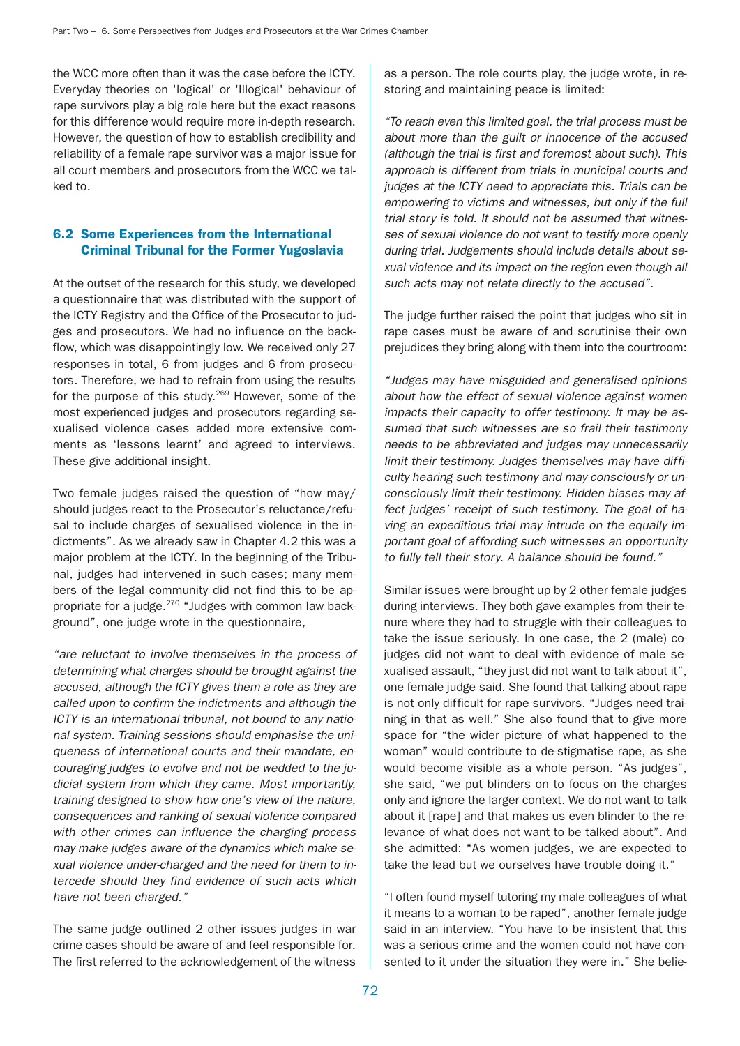the WCC more often than it was the case before the ICTY. Everyday theories on 'logical' or 'Illogical' behaviour of rape survivors play a big role here but the exact reasons for this difference would require more in-depth research. However, the question of how to establish credibility and reliability of a female rape survivor was a major issue for all court members and prosecutors from the WCC we talked to.

### 6.2 Some Experiences from the International Criminal Tribunal for the Former Yugoslavia

At the outset of the research for this study, we developed a questionnaire that was distributed with the support of the ICTY Registry and the Office of the Prosecutor to judges and prosecutors. We had no influence on the backflow, which was disappointingly low. We received only 27 responses in total, 6 from judges and 6 from prosecutors. Therefore, we had to refrain from using the results for the purpose of this study.[269] However, some of the most experienced judges and prosecutors regarding sexualised violence cases added more extensive comments as 'lessons learnt' and agreed to interviews. These give additional insight.

Two female judges raised the question of "how may/should judges react to the Prosecutor's reluctance/refusal to include charges of sexualised violence in the indictments". As we already saw in Chapter 4.2 this was a major problem at the ICTY. In the beginning of the Tribunal, judges had intervened in such cases; many members of the legal community did not find this to be appropriate for a judge.[270] "Judges with common law background", one judge wrote in the questionnaire,

*"are reluctant to involve themselves in the process of determining what charges should be brought against the accused, although the ICTY gives them a role as they are called upon to confirm the indictments and although the ICTY is an international tribunal, not bound to any national system. Training sessions should emphasise the uniqueness of international courts and their mandate, encouraging judges to evolve and not be wedded to the judicial system from which they came. Most importantly, training designed to show how one's view of the nature, consequences and ranking of sexual violence compared with other crimes can influence the charging process may make judges aware of the dynamics which make sexual violence under-charged and the need for them to intercede should they find evidence of such acts which have not been charged."*

The same judge outlined 2 other issues judges in war crime cases should be aware of and feel responsible for. The first referred to the acknowledgement of the witness as a person. The role courts play, the judge wrote, in restoring and maintaining peace is limited:

*"To reach even this limited goal, the trial process must be about more than the guilt or innocence of the accused (although the trial is first and foremost about such). This approach is different from trials in municipal courts and judges at the ICTY need to appreciate this. Trials can be empowering to victims and witnesses, but only if the full trial story is told. It should not be assumed that witnesses of sexual violence do not want to testify more openly during trial. Judgements should include details about sexual violence and its impact on the region even though all such acts may not relate directly to the accused".*

The judge further raised the point that judges who sit in rape cases must be aware of and scrutinise their own prejudices they bring along with them into the courtroom:

*"Judges may have misguided and generalised opinions about how the effect of sexual violence against women impacts their capacity to offer testimony. It may be assumed that such witnesses are so frail their testimony needs to be abbreviated and judges may unnecessarily limit their testimony. Judges themselves may have difficulty hearing such testimony and may consciously or unconsciously limit their testimony. Hidden biases may affect judges' receipt of such testimony. The goal of having an expeditious trial may intrude on the equally important goal of affording such witnesses an opportunity to fully tell their story. A balance should be found."*

Similar issues were brought up by 2 other female judges during interviews. They both gave examples from their tenure where they had to struggle with their colleagues to take the issue seriously. In one case, the 2 (male) co-judges did not want to deal with evidence of male sexualised assault, "they just did not want to talk about it", one female judge said. She found that talking about rape is not only difficult for rape survivors. "Judges need training in that as well." She also found that to give more space for "the wider picture of what happened to the woman" would contribute to de-stigmatise rape, as she would become visible as a whole person. "As judges", she said, "we put blinders on to focus on the charges only and ignore the larger context. We do not want to talk about it [rape] and that makes us even blinder to the relevance of what does not want to be talked about". And she admitted: "As women judges, we are expected to take the lead but we ourselves have trouble doing it."

"I often found myself tutoring my male colleagues of what it means to a woman to be raped", another female judge said in an interview. "You have to be insistent that this was a serious crime and the women could not have consented to it under the situation they were in." She belie-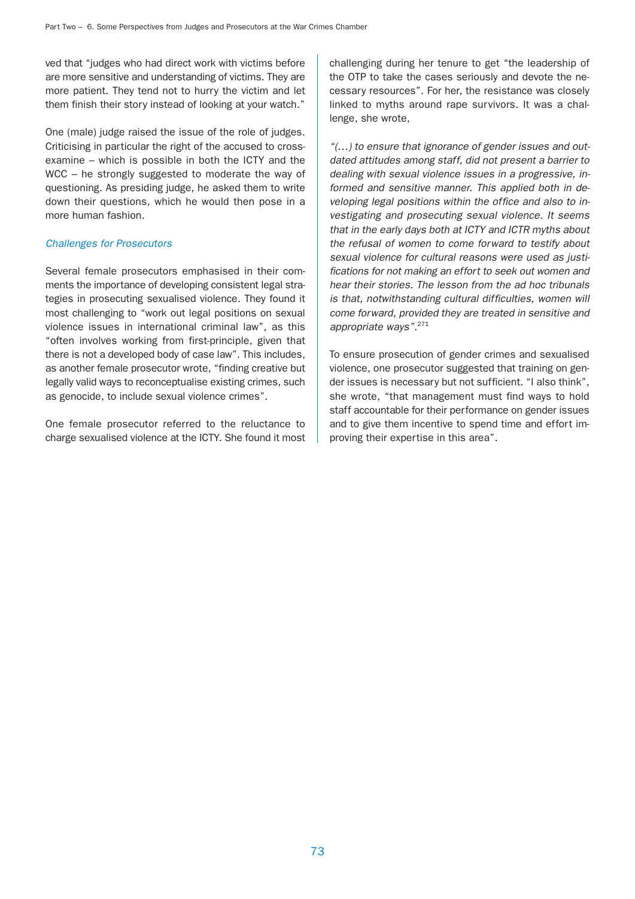ved that "judges who had direct work with victims before are more sensitive and understanding of victims. They are more patient. They tend not to hurry the victim and let them finish their story instead of looking at your watch."

One (male) judge raised the issue of the role of judges. Criticising in particular the right of the accused to cross-examine – which is possible in both the ICTY and the WCC – he strongly suggested to moderate the way of questioning. As presiding judge, he asked them to write down their questions, which he would then pose in a more human fashion.

### *Challenges for Prosecutors*

Several female prosecutors emphasised in their comments the importance of developing consistent legal strategies in prosecuting sexualised violence. They found it most challenging to "work out legal positions on sexual violence issues in international criminal law", as this "often involves working from first-principle, given that there is not a developed body of case law". This includes, as another female prosecutor wrote, "finding creative but legally valid ways to reconceptualise existing crimes, such as genocide, to include sexual violence crimes".

One female prosecutor referred to the reluctance to charge sexualised violence at the ICTY. She found it most challenging during her tenure to get "the leadership of the OTP to take the cases seriously and devote the necessary resources". For her, the resistance was closely linked to myths around rape survivors. It was a challenge, she wrote,

*"(…) to ensure that ignorance of gender issues and outdated attitudes among staff, did not present a barrier to dealing with sexual violence issues in a progressive, informed and sensitive manner. This applied both in developing legal positions within the office and also to investigating and prosecuting sexual violence. It seems that in the early days both at ICTY and ICTR myths about the refusal of women to come forward to testify about sexual violence for cultural reasons were used as justifications for not making an effort to seek out women and hear their stories. The lesson from the ad hoc tribunals is that, notwithstanding cultural difficulties, women will come forward, provided they are treated in sensitive and appropriate ways".*[271]

To ensure prosecution of gender crimes and sexualised violence, one prosecutor suggested that training on gender issues is necessary but not sufficient. "I also think", she wrote, "that management must find ways to hold staff accountable for their performance on gender issues and to give them incentive to spend time and effort improving their expertise in this area".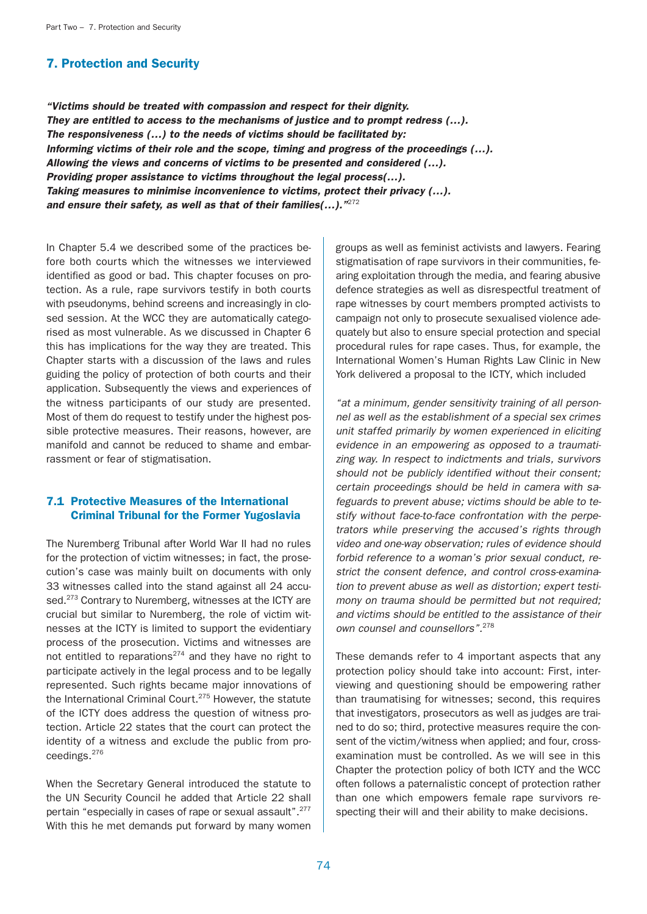## 7. Protection and Security

***"Victims should be treated with compassion and respect for their dignity.***
***They are entitled to access to the mechanisms of justice and to prompt redress (…).***
***The responsiveness (…) to the needs of victims should be facilitated by:***
***Informing victims of their role and the scope, timing and progress of the proceedings (…).***
***Allowing the views and concerns of victims to be presented and considered (…).***
***Providing proper assistance to victims throughout the legal process(…).***
***Taking measures to minimise inconvenience to victims, protect their privacy (…).***
***and ensure their safety, as well as that of their families(…)."***[272]

In Chapter 5.4 we described some of the practices before both courts which the witnesses we interviewed identified as good or bad. This chapter focuses on protection. As a rule, rape survivors testify in both courts with pseudonyms, behind screens and increasingly in closed session. At the WCC they are automatically categorised as most vulnerable. As we discussed in Chapter 6 this has implications for the way they are treated. This Chapter starts with a discussion of the laws and rules guiding the policy of protection of both courts and their application. Subsequently the views and experiences of the witness participants of our study are presented. Most of them do request to testify under the highest possible protective measures. Their reasons, however, are manifold and cannot be reduced to shame and embarrassment or fear of stigmatisation.

### 7.1 Protective Measures of the International Criminal Tribunal for the Former Yugoslavia

The Nuremberg Tribunal after World War II had no rules for the protection of victim witnesses; in fact, the prosecution's case was mainly built on documents with only 33 witnesses called into the stand against all 24 accused.[273] Contrary to Nuremberg, witnesses at the ICTY are crucial but similar to Nuremberg, the role of victim witnesses at the ICTY is limited to support the evidentiary process of the prosecution. Victims and witnesses are not entitled to reparations[274] and they have no right to participate actively in the legal process and to be legally represented. Such rights became major innovations of the International Criminal Court.[275] However, the statute of the ICTY does address the question of witness protection. Article 22 states that the court can protect the identity of a witness and exclude the public from proceedings.[276]

When the Secretary General introduced the statute to the UN Security Council he added that Article 22 shall pertain "especially in cases of rape or sexual assault".[277] With this he met demands put forward by many women groups as well as feminist activists and lawyers. Fearing stigmatisation of rape survivors in their communities, fearing exploitation through the media, and fearing abusive defence strategies as well as disrespectful treatment of rape witnesses by court members prompted activists to campaign not only to prosecute sexualised violence adequately but also to ensure special protection and special procedural rules for rape cases. Thus, for example, the International Women's Human Rights Law Clinic in New York delivered a proposal to the ICTY, which included

*"at a minimum, gender sensitivity training of all personnel as well as the establishment of a special sex crimes unit staffed primarily by women experienced in eliciting evidence in an empowering as opposed to a traumatizing way. In respect to indictments and trials, survivors should not be publicly identified without their consent; certain proceedings should be held in camera with safeguards to prevent abuse; victims should be able to testify without face-to-face confrontation with the perpetrators while preserving the accused's rights through video and one-way observation; rules of evidence should forbid reference to a woman's prior sexual conduct, restrict the consent defence, and control cross-examination to prevent abuse as well as distortion; expert testimony on trauma should be permitted but not required; and victims should be entitled to the assistance of their own counsel and counsellors"*.[278]

These demands refer to 4 important aspects that any protection policy should take into account: First, interviewing and questioning should be empowering rather than traumatising for witnesses; second, this requires that investigators, prosecutors as well as judges are trained to do so; third, protective measures require the consent of the victim/witness when applied; and four, cross-examination must be controlled. As we will see in this Chapter the protection policy of both ICTY and the WCC often follows a paternalistic concept of protection rather than one which empowers female rape survivors respecting their will and their ability to make decisions.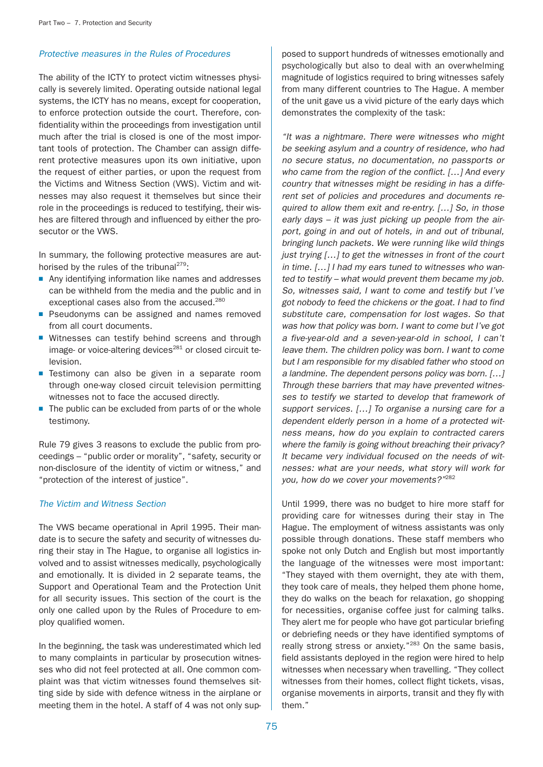### *Protective measures in the Rules of Procedures*

The ability of the ICTY to protect victim witnesses physically is severely limited. Operating outside national legal systems, the ICTY has no means, except for cooperation, to enforce protection outside the court. Therefore, confidentiality within the proceedings from investigation until much after the trial is closed is one of the most important tools of protection. The Chamber can assign different protective measures upon its own initiative, upon the request of either parties, or upon the request from the Victims and Witness Section (VWS). Victim and witnesses may also request it themselves but since their role in the proceedings is reduced to testifying, their wishes are filtered through and influenced by either the prosecutor or the VWS.

In summary, the following protective measures are authorised by the rules of the tribunal[279]:

- Any identifying information like names and addresses can be withheld from the media and the public and in exceptional cases also from the accused.[280]
- Pseudonyms can be assigned and names removed from all court documents.
- Witnesses can testify behind screens and through image- or voice-altering devices[281] or closed circuit television.
- Testimony can also be given in a separate room through one-way closed circuit television permitting witnesses not to face the accused directly.
- The public can be excluded from parts of or the whole testimony.

Rule 79 gives 3 reasons to exclude the public from proceedings – "public order or morality", "safety, security or non-disclosure of the identity of victim or witness," and "protection of the interest of justice".

### *The Victim and Witness Section*

The VWS became operational in April 1995. Their mandate is to secure the safety and security of witnesses during their stay in The Hague, to organise all logistics involved and to assist witnesses medically, psychologically and emotionally. It is divided in 2 separate teams, the Support and Operational Team and the Protection Unit for all security issues. This section of the court is the only one called upon by the Rules of Procedure to employ qualified women.

In the beginning, the task was underestimated which led to many complaints in particular by prosecution witnesses who did not feel protected at all. One common complaint was that victim witnesses found themselves sitting side by side with defence witness in the airplane or meeting them in the hotel. A staff of 4 was not only supposed to support hundreds of witnesses emotionally and psychologically but also to deal with an overwhelming magnitude of logistics required to bring witnesses safely from many different countries to The Hague. A member of the unit gave us a vivid picture of the early days which demonstrates the complexity of the task:

*"It was a nightmare. There were witnesses who might be seeking asylum and a country of residence, who had no secure status, no documentation, no passports or who came from the region of the conflict. […] And every country that witnesses might be residing in has a different set of policies and procedures and documents required to allow them exit and re-entry. […] So, in those early days – it was just picking up people from the airport, going in and out of hotels, in and out of tribunal, bringing lunch packets. We were running like wild things just trying […] to get the witnesses in front of the court in time. […] I had my ears tuned to witnesses who wanted to testify – what would prevent them became my job. So, witnesses said, I want to come and testify but I've got nobody to feed the chickens or the goat. I had to find substitute care, compensation for lost wages. So that was how that policy was born. I want to come but I've got a five-year-old and a seven-year-old in school, I can't leave them. The children policy was born. I want to come but I am responsible for my disabled father who stood on a landmine. The dependent persons policy was born. […] Through these barriers that may have prevented witnesses to testify we started to develop that framework of support services. […] To organise a nursing care for a dependent elderly person in a home of a protected witness means, how do you explain to contracted carers where the family is going without breaching their privacy? It became very individual focused on the needs of witnesses: what are your needs, what story will work for you, how do we cover your movements?"*[282]

Until 1999, there was no budget to hire more staff for providing care for witnesses during their stay in The Hague. The employment of witness assistants was only possible through donations. These staff members who spoke not only Dutch and English but most importantly the language of the witnesses were most important: "They stayed with them overnight, they ate with them, they took care of meals, they helped them phone home, they do walks on the beach for relaxation, go shopping for necessities, organise coffee just for calming talks. They alert me for people who have got particular briefing or debriefing needs or they have identified symptoms of really strong stress or anxiety."[283] On the same basis, field assistants deployed in the region were hired to help witnesses when necessary when travelling. "They collect witnesses from their homes, collect flight tickets, visas, organise movements in airports, transit and they fly with them."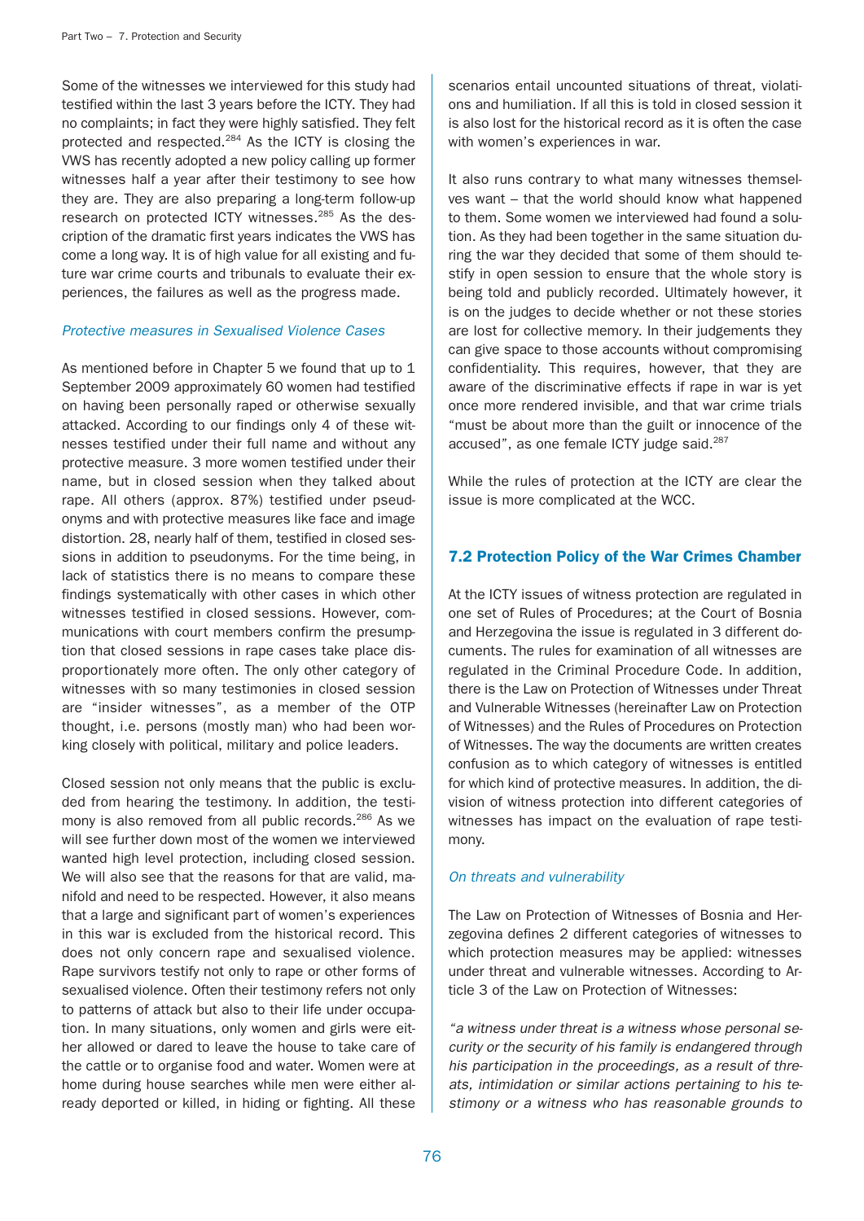Some of the witnesses we interviewed for this study had testified within the last 3 years before the ICTY. They had no complaints; in fact they were highly satisfied. They felt protected and respected.[284] As the ICTY is closing the VWS has recently adopted a new policy calling up former witnesses half a year after their testimony to see how they are. They are also preparing a long-term follow-up research on protected ICTY witnesses.[285] As the description of the dramatic first years indicates the VWS has come a long way. It is of high value for all existing and future war crime courts and tribunals to evaluate their experiences, the failures as well as the progress made.

*Protective measures in Sexualised Violence Cases*

As mentioned before in Chapter 5 we found that up to 1 September 2009 approximately 60 women had testified on having been personally raped or otherwise sexually attacked. According to our findings only 4 of these witnesses testified under their full name and without any protective measure. 3 more women testified under their name, but in closed session when they talked about rape. All others (approx. 87%) testified under pseudonyms and with protective measures like face and image distortion. 28, nearly half of them, testified in closed sessions in addition to pseudonyms. For the time being, in lack of statistics there is no means to compare these findings systematically with other cases in which other witnesses testified in closed sessions. However, communications with court members confirm the presumption that closed sessions in rape cases take place disproportionately more often. The only other category of witnesses with so many testimonies in closed session are "insider witnesses", as a member of the OTP thought, i.e. persons (mostly man) who had been working closely with political, military and police leaders.

Closed session not only means that the public is excluded from hearing the testimony. In addition, the testimony is also removed from all public records.[286] As we will see further down most of the women we interviewed wanted high level protection, including closed session. We will also see that the reasons for that are valid, manifold and need to be respected. However, it also means that a large and significant part of women's experiences in this war is excluded from the historical record. This does not only concern rape and sexualised violence. Rape survivors testify not only to rape or other forms of sexualised violence. Often their testimony refers not only to patterns of attack but also to their life under occupation. In many situations, only women and girls were either allowed or dared to leave the house to take care of the cattle or to organise food and water. Women were at home during house searches while men were either already deported or killed, in hiding or fighting. All these scenarios entail uncounted situations of threat, violations and humiliation. If all this is told in closed session it is also lost for the historical record as it is often the case with women's experiences in war.

It also runs contrary to what many witnesses themselves want – that the world should know what happened to them. Some women we interviewed had found a solution. As they had been together in the same situation during the war they decided that some of them should testify in open session to ensure that the whole story is being told and publicly recorded. Ultimately however, it is on the judges to decide whether or not these stories are lost for collective memory. In their judgements they can give space to those accounts without compromising confidentiality. This requires, however, that they are aware of the discriminative effects if rape in war is yet once more rendered invisible, and that war crime trials "must be about more than the guilt or innocence of the accused", as one female ICTY judge said.[287]

While the rules of protection at the ICTY are clear the issue is more complicated at the WCC.

## 7.2 Protection Policy of the War Crimes Chamber

At the ICTY issues of witness protection are regulated in one set of Rules of Procedures; at the Court of Bosnia and Herzegovina the issue is regulated in 3 different documents. The rules for examination of all witnesses are regulated in the Criminal Procedure Code. In addition, there is the Law on Protection of Witnesses under Threat and Vulnerable Witnesses (hereinafter Law on Protection of Witnesses) and the Rules of Procedures on Protection of Witnesses. The way the documents are written creates confusion as to which category of witnesses is entitled for which kind of protective measures. In addition, the division of witness protection into different categories of witnesses has impact on the evaluation of rape testimony.

*On threats and vulnerability*

The Law on Protection of Witnesses of Bosnia and Herzegovina defines 2 different categories of witnesses to which protection measures may be applied: witnesses under threat and vulnerable witnesses. According to Article 3 of the Law on Protection of Witnesses:

*"a witness under threat is a witness whose personal security or the security of his family is endangered through his participation in the proceedings, as a result of threats, intimidation or similar actions pertaining to his testimony or a witness who has reasonable grounds to*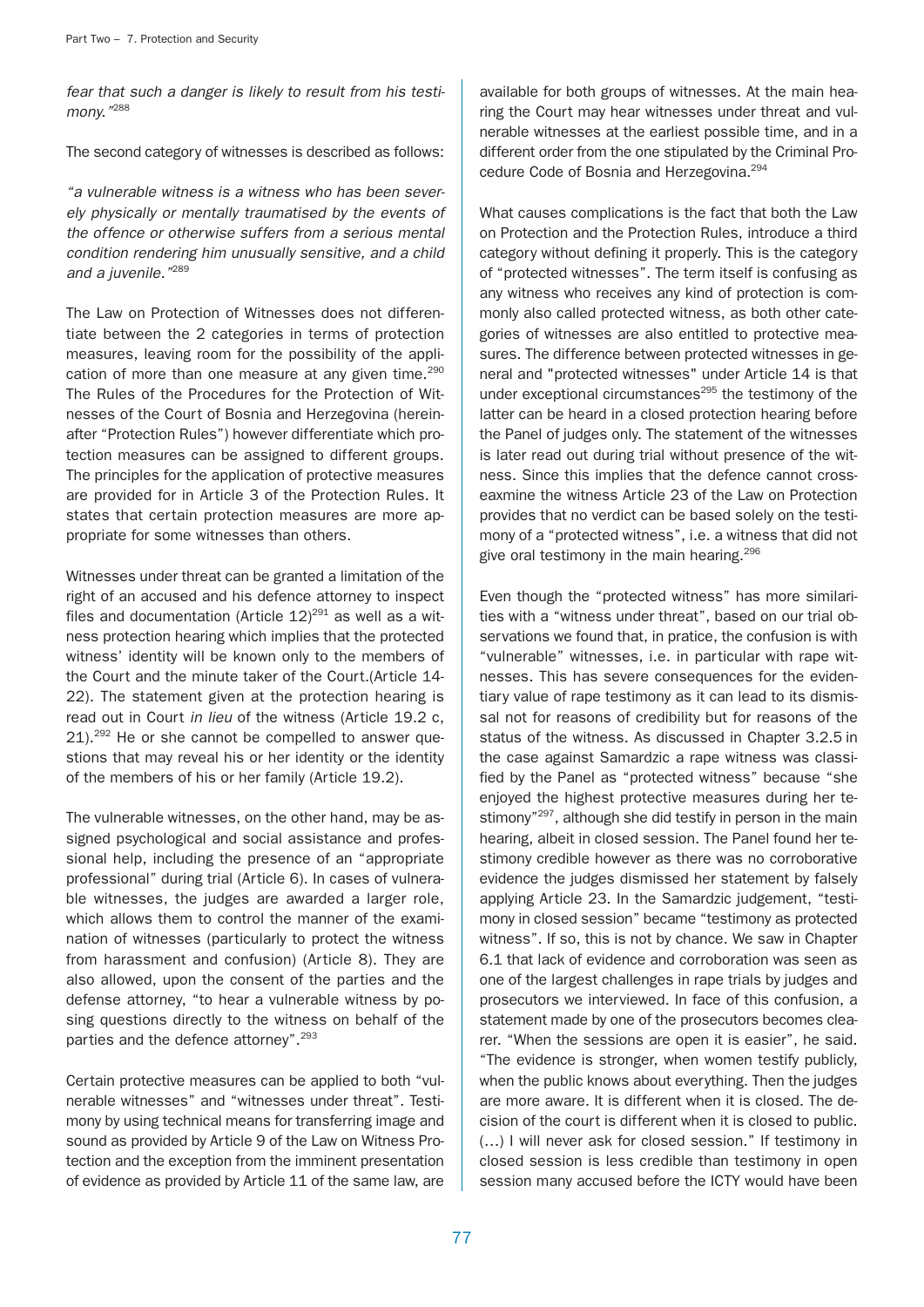*fear that such a danger is likely to result from his testimony."*[288]

The second category of witnesses is described as follows:

*"a vulnerable witness is a witness who has been severely physically or mentally traumatised by the events of the offence or otherwise suffers from a serious mental condition rendering him unusually sensitive, and a child and a juvenile."*[289]

The Law on Protection of Witnesses does not differentiate between the 2 categories in terms of protection measures, leaving room for the possibility of the application of more than one measure at any given time.[290] The Rules of the Procedures for the Protection of Witnesses of the Court of Bosnia and Herzegovina (hereinafter "Protection Rules") however differentiate which protection measures can be assigned to different groups. The principles for the application of protective measures are provided for in Article 3 of the Protection Rules. It states that certain protection measures are more appropriate for some witnesses than others.

Witnesses under threat can be granted a limitation of the right of an accused and his defence attorney to inspect files and documentation (Article 12)[291] as well as a witness protection hearing which implies that the protected witness' identity will be known only to the members of the Court and the minute taker of the Court.(Article 14-22). The statement given at the protection hearing is read out in Court *in lieu* of the witness (Article 19.2 c, 21).[292] He or she cannot be compelled to answer questions that may reveal his or her identity or the identity of the members of his or her family (Article 19.2).

The vulnerable witnesses, on the other hand, may be assigned psychological and social assistance and professional help, including the presence of an "appropriate professional" during trial (Article 6). In cases of vulnerable witnesses, the judges are awarded a larger role, which allows them to control the manner of the examination of witnesses (particularly to protect the witness from harassment and confusion) (Article 8). They are also allowed, upon the consent of the parties and the defense attorney, "to hear a vulnerable witness by posing questions directly to the witness on behalf of the parties and the defence attorney".[293]

Certain protective measures can be applied to both "vulnerable witnesses" and "witnesses under threat". Testimony by using technical means for transferring image and sound as provided by Article 9 of the Law on Witness Protection and the exception from the imminent presentation of evidence as provided by Article 11 of the same law, are available for both groups of witnesses. At the main hearing the Court may hear witnesses under threat and vulnerable witnesses at the earliest possible time, and in a different order from the one stipulated by the Criminal Procedure Code of Bosnia and Herzegovina.[294]

What causes complications is the fact that both the Law on Protection and the Protection Rules, introduce a third category without defining it properly. This is the category of "protected witnesses". The term itself is confusing as any witness who receives any kind of protection is commonly also called protected witness, as both other categories of witnesses are also entitled to protective measures. The difference between protected witnesses in general and "protected witnesses" under Article 14 is that under exceptional circumstances[295] the testimony of the latter can be heard in a closed protection hearing before the Panel of judges only. The statement of the witnesses is later read out during trial without presence of the witness. Since this implies that the defence cannot crosseaxmine the witness Article 23 of the Law on Protection provides that no verdict can be based solely on the testimony of a "protected witness", i.e. a witness that did not give oral testimony in the main hearing.[296]

Even though the "protected witness" has more similarities with a "witness under threat", based on our trial observations we found that, in pratice, the confusion is with "vulnerable" witnesses, i.e. in particular with rape witnesses. This has severe consequences for the evidentiary value of rape testimony as it can lead to its dismissal not for reasons of credibility but for reasons of the status of the witness. As discussed in Chapter 3.2.5 in the case against Samardzic a rape witness was classified by the Panel as "protected witness" because "she enjoyed the highest protective measures during her testimony"[297], although she did testify in person in the main hearing, albeit in closed session. The Panel found her testimony credible however as there was no corroborative evidence the judges dismissed her statement by falsely applying Article 23. In the Samardzic judgement, "testimony in closed session" became "testimony as protected witness". If so, this is not by chance. We saw in Chapter 6.1 that lack of evidence and corroboration was seen as one of the largest challenges in rape trials by judges and prosecutors we interviewed. In face of this confusion, a statement made by one of the prosecutors becomes clearer. "When the sessions are open it is easier", he said. "The evidence is stronger, when women testify publicly, when the public knows about everything. Then the judges are more aware. It is different when it is closed. The decision of the court is different when it is closed to public. (…) I will never ask for closed session." If testimony in closed session is less credible than testimony in open session many accused before the ICTY would have been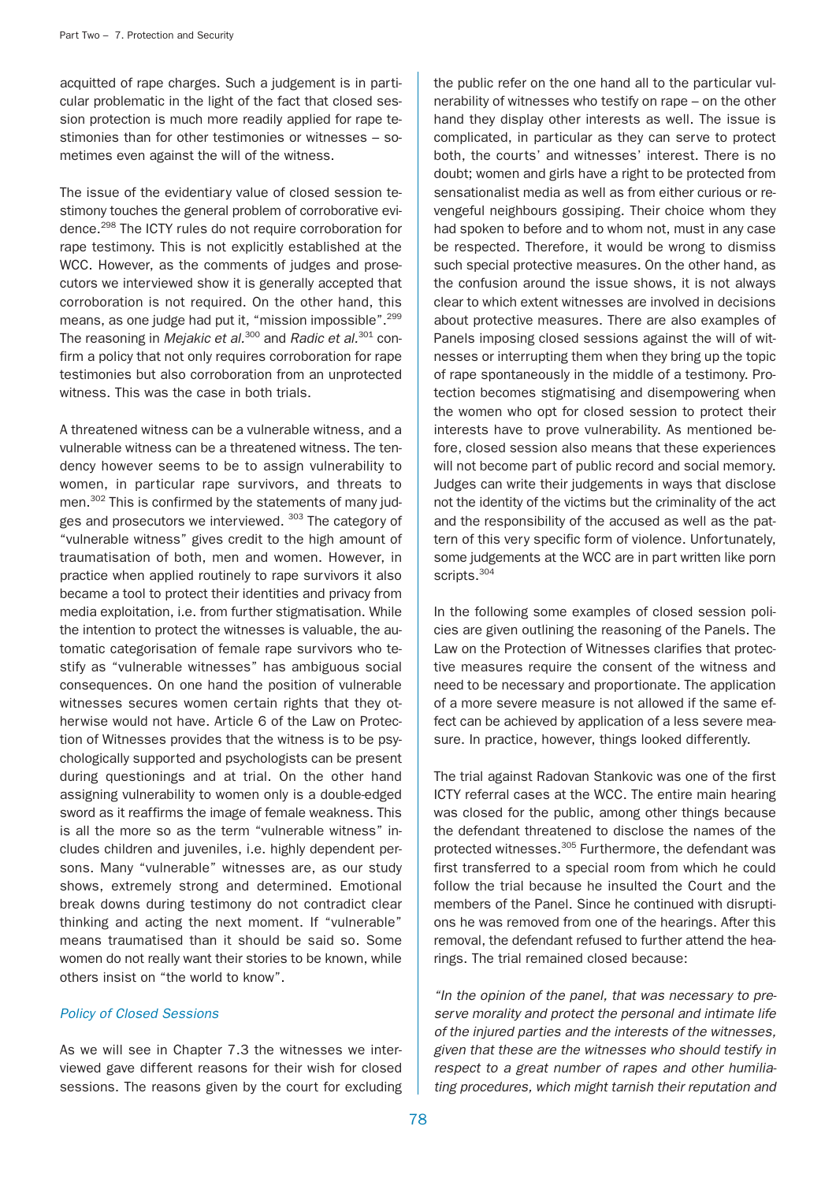acquitted of rape charges. Such a judgement is in particular problematic in the light of the fact that closed session protection is much more readily applied for rape testimonies than for other testimonies or witnesses – sometimes even against the will of the witness.

The issue of the evidentiary value of closed session testimony touches the general problem of corroborative evidence.[298] The ICTY rules do not require corroboration for rape testimony. This is not explicitly established at the WCC. However, as the comments of judges and prosecutors we interviewed show it is generally accepted that corroboration is not required. On the other hand, this means, as one judge had put it, "mission impossible".[299] The reasoning in *Mejakic et al.*[300] and *Radic et al.*[301] confirm a policy that not only requires corroboration for rape testimonies but also corroboration from an unprotected witness. This was the case in both trials.

A threatened witness can be a vulnerable witness, and a vulnerable witness can be a threatened witness. The tendency however seems to be to assign vulnerability to women, in particular rape survivors, and threats to men.[302] This is confirmed by the statements of many judges and prosecutors we interviewed. [303] The category of "vulnerable witness" gives credit to the high amount of traumatisation of both, men and women. However, in practice when applied routinely to rape survivors it also became a tool to protect their identities and privacy from media exploitation, i.e. from further stigmatisation. While the intention to protect the witnesses is valuable, the automatic categorisation of female rape survivors who testify as "vulnerable witnesses" has ambiguous social consequences. On one hand the position of vulnerable witnesses secures women certain rights that they otherwise would not have. Article 6 of the Law on Protection of Witnesses provides that the witness is to be psychologically supported and psychologists can be present during questionings and at trial. On the other hand assigning vulnerability to women only is a double-edged sword as it reaffirms the image of female weakness. This is all the more so as the term "vulnerable witness" includes children and juveniles, i.e. highly dependent persons. Many "vulnerable" witnesses are, as our study shows, extremely strong and determined. Emotional break downs during testimony do not contradict clear thinking and acting the next moment. If "vulnerable" means traumatised than it should be said so. Some women do not really want their stories to be known, while others insist on "the world to know".

### *Policy of Closed Sessions*

As we will see in Chapter 7.3 the witnesses we interviewed gave different reasons for their wish for closed sessions. The reasons given by the court for excluding the public refer on the one hand all to the particular vulnerability of witnesses who testify on rape – on the other hand they display other interests as well. The issue is complicated, in particular as they can serve to protect both, the courts' and witnesses' interest. There is no doubt; women and girls have a right to be protected from sensationalist media as well as from either curious or revengeful neighbours gossiping. Their choice whom they had spoken to before and to whom not, must in any case be respected. Therefore, it would be wrong to dismiss such special protective measures. On the other hand, as the confusion around the issue shows, it is not always clear to which extent witnesses are involved in decisions about protective measures. There are also examples of Panels imposing closed sessions against the will of witnesses or interrupting them when they bring up the topic of rape spontaneously in the middle of a testimony. Protection becomes stigmatising and disempowering when the women who opt for closed session to protect their interests have to prove vulnerability. As mentioned before, closed session also means that these experiences will not become part of public record and social memory. Judges can write their judgements in ways that disclose not the identity of the victims but the criminality of the act and the responsibility of the accused as well as the pattern of this very specific form of violence. Unfortunately, some judgements at the WCC are in part written like porn scripts.[304]

In the following some examples of closed session policies are given outlining the reasoning of the Panels. The Law on the Protection of Witnesses clarifies that protective measures require the consent of the witness and need to be necessary and proportionate. The application of a more severe measure is not allowed if the same effect can be achieved by application of a less severe measure. In practice, however, things looked differently.

The trial against Radovan Stankovic was one of the first ICTY referral cases at the WCC. The entire main hearing was closed for the public, among other things because the defendant threatened to disclose the names of the protected witnesses.[305] Furthermore, the defendant was first transferred to a special room from which he could follow the trial because he insulted the Court and the members of the Panel. Since he continued with disruptions he was removed from one of the hearings. After this removal, the defendant refused to further attend the hearings. The trial remained closed because:

*"In the opinion of the panel, that was necessary to preserve morality and protect the personal and intimate life of the injured parties and the interests of the witnesses, given that these are the witnesses who should testify in respect to a great number of rapes and other humiliating procedures, which might tarnish their reputation and*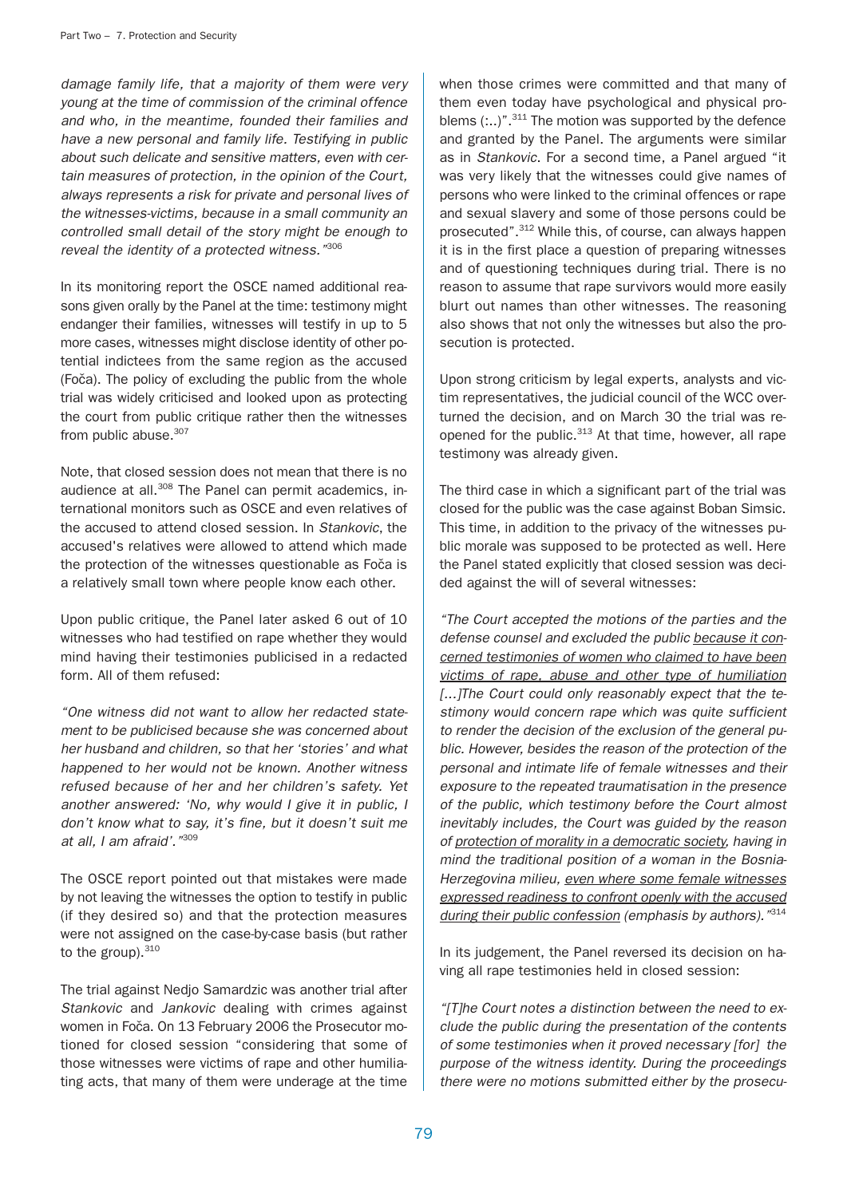*damage family life, that a majority of them were very young at the time of commission of the criminal offence and who, in the meantime, founded their families and have a new personal and family life. Testifying in public about such delicate and sensitive matters, even with certain measures of protection, in the opinion of the Court, always represents a risk for private and personal lives of the witnesses-victims, because in a small community an controlled small detail of the story might be enough to reveal the identity of a protected witness."*[306]

In its monitoring report the OSCE named additional reasons given orally by the Panel at the time: testimony might endanger their families, witnesses will testify in up to 5 more cases, witnesses might disclose identity of other potential indictees from the same region as the accused (Foča). The policy of excluding the public from the whole trial was widely criticised and looked upon as protecting the court from public critique rather then the witnesses from public abuse.[307]

Note, that closed session does not mean that there is no audience at all.[308] The Panel can permit academics, international monitors such as OSCE and even relatives of the accused to attend closed session. In *Stankovic*, the accused's relatives were allowed to attend which made the protection of the witnesses questionable as Foča is a relatively small town where people know each other.

Upon public critique, the Panel later asked 6 out of 10 witnesses who had testified on rape whether they would mind having their testimonies publicised in a redacted form. All of them refused:

*"One witness did not want to allow her redacted statement to be publicised because she was concerned about her husband and children, so that her 'stories' and what happened to her would not be known. Another witness refused because of her and her children's safety. Yet another answered: 'No, why would I give it in public, I don't know what to say, it's fine, but it doesn't suit me at all, I am afraid'."*[309]

The OSCE report pointed out that mistakes were made by not leaving the witnesses the option to testify in public (if they desired so) and that the protection measures were not assigned on the case-by-case basis (but rather to the group).[310]

The trial against Nedjo Samardzic was another trial after *Stankovic* and *Jankovic* dealing with crimes against women in Foča. On 13 February 2006 the Prosecutor motioned for closed session "considering that some of those witnesses were victims of rape and other humiliating acts, that many of them were underage at the time when those crimes were committed and that many of them even today have psychological and physical problems (:..)".[311] The motion was supported by the defence and granted by the Panel. The arguments were similar as in *Stankovic*. For a second time, a Panel argued "it was very likely that the witnesses could give names of persons who were linked to the criminal offences or rape and sexual slavery and some of those persons could be prosecuted".[312] While this, of course, can always happen it is in the first place a question of preparing witnesses and of questioning techniques during trial. There is no reason to assume that rape survivors would more easily blurt out names than other witnesses. The reasoning also shows that not only the witnesses but also the prosecution is protected.

Upon strong criticism by legal experts, analysts and victim representatives, the judicial council of the WCC overturned the decision, and on March 30 the trial was reopened for the public.[313] At that time, however, all rape testimony was already given.

The third case in which a significant part of the trial was closed for the public was the case against Boban Simsic. This time, in addition to the privacy of the witnesses public morale was supposed to be protected as well. Here the Panel stated explicitly that closed session was decided against the will of several witnesses:

*"The Court accepted the motions of the parties and the defense counsel and excluded the public <u>because it concerned testimonies of women who claimed to have been victims of rape, abuse and other type of humiliation</u> [...]The Court could only reasonably expect that the testimony would concern rape which was quite sufficient to render the decision of the exclusion of the general public. However, besides the reason of the protection of the personal and intimate life of female witnesses and their exposure to the repeated traumatisation in the presence of the public, which testimony before the Court almost inevitably includes, the Court was guided by the reason of <u>protection of morality in a democratic society</u>, having in mind the traditional position of a woman in the Bosnia-Herzegovina milieu, <u>even where some female witnesses expressed readiness to confront openly with the accused during their public confession</u> (emphasis by authors)."*[314]

In its judgement, the Panel reversed its decision on having all rape testimonies held in closed session:

*"[T]he Court notes a distinction between the need to exclude the public during the presentation of the contents of some testimonies when it proved necessary [for] the purpose of the witness identity. During the proceedings there were no motions submitted either by the prosecu-*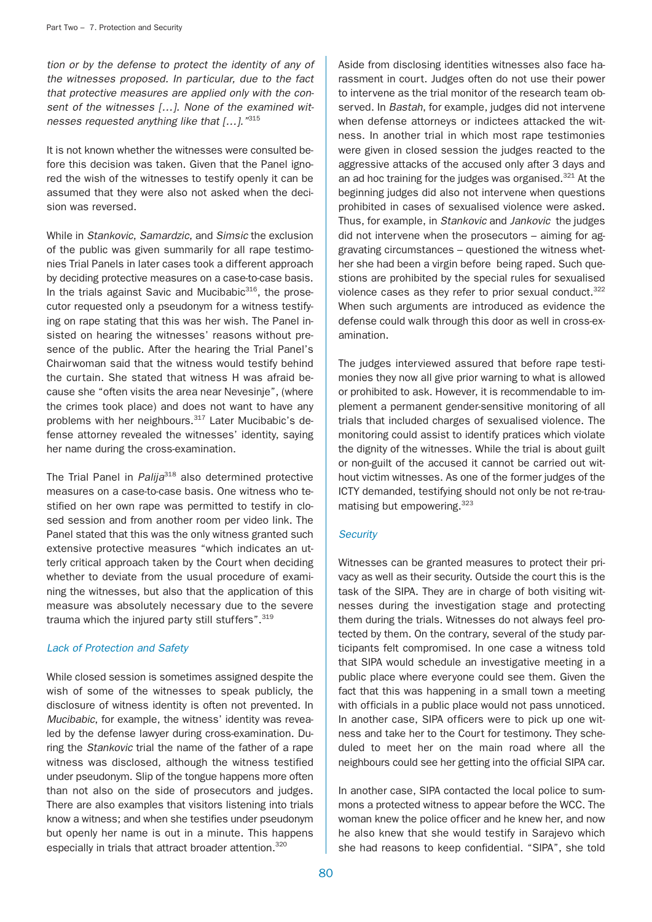*tion or by the defense to protect the identity of any of the witnesses proposed. In particular, due to the fact that protective measures are applied only with the consent of the witnesses […]. None of the examined witnesses requested anything like that […]."*[315]

It is not known whether the witnesses were consulted before this decision was taken. Given that the Panel ignored the wish of the witnesses to testify openly it can be assumed that they were also not asked when the decision was reversed.

While in *Stankovic*, *Samardzic*, and *Simsic* the exclusion of the public was given summarily for all rape testimonies Trial Panels in later cases took a different approach by deciding protective measures on a case-to-case basis. In the trials against Savic and Mucibabic[316], the prosecutor requested only a pseudonym for a witness testifying on rape stating that this was her wish. The Panel insisted on hearing the witnesses' reasons without presence of the public. After the hearing the Trial Panel's Chairwoman said that the witness would testify behind the curtain. She stated that witness H was afraid because she "often visits the area near Nevesinje", (where the crimes took place) and does not want to have any problems with her neighbours.[317] Later Mucibabic's defense attorney revealed the witnesses' identity, saying her name during the cross-examination.

The Trial Panel in *Palija*[318] also determined protective measures on a case-to-case basis. One witness who testified on her own rape was permitted to testify in closed session and from another room per video link. The Panel stated that this was the only witness granted such extensive protective measures "which indicates an utterly critical approach taken by the Court when deciding whether to deviate from the usual procedure of examining the witnesses, but also that the application of this measure was absolutely necessary due to the severe trauma which the injured party still stuffers".[319]

### Lack of Protection and Safety

While closed session is sometimes assigned despite the wish of some of the witnesses to speak publicly, the disclosure of witness identity is often not prevented. In *Mucibabic*, for example, the witness' identity was revealed by the defense lawyer during cross-examination. During the *Stankovic* trial the name of the father of a rape witness was disclosed, although the witness testified under pseudonym. Slip of the tongue happens more often than not also on the side of prosecutors and judges. There are also examples that visitors listening into trials know a witness; and when she testifies under pseudonym but openly her name is out in a minute. This happens especially in trials that attract broader attention.[320]

Aside from disclosing identities witnesses also face harassment in court. Judges often do not use their power to intervene as the trial monitor of the research team observed. In *Bastah*, for example, judges did not intervene when defense attorneys or indictees attacked the witness. In another trial in which most rape testimonies were given in closed session the judges reacted to the aggressive attacks of the accused only after 3 days and an ad hoc training for the judges was organised.[321] At the beginning judges did also not intervene when questions prohibited in cases of sexualised violence were asked. Thus, for example, in *Stankovic* and *Jankovic* the judges did not intervene when the prosecutors – aiming for aggravating circumstances – questioned the witness whether she had been a virgin before being raped. Such questions are prohibited by the special rules for sexualised violence cases as they refer to prior sexual conduct.[322] When such arguments are introduced as evidence the defense could walk through this door as well in cross-examination.

The judges interviewed assured that before rape testimonies they now all give prior warning to what is allowed or prohibited to ask. However, it is recommendable to implement a permanent gender-sensitive monitoring of all trials that included charges of sexualised violence. The monitoring could assist to identify pratices which violate the dignity of the witnesses. While the trial is about guilt or non-guilt of the accused it cannot be carried out without victim witnesses. As one of the former judges of the ICTY demanded, testifying should not only be not re-traumatising but empowering.[323]

### Security

Witnesses can be granted measures to protect their privacy as well as their security. Outside the court this is the task of the SIPA. They are in charge of both visiting witnesses during the investigation stage and protecting them during the trials. Witnesses do not always feel protected by them. On the contrary, several of the study participants felt compromised. In one case a witness told that SIPA would schedule an investigative meeting in a public place where everyone could see them. Given the fact that this was happening in a small town a meeting with officials in a public place would not pass unnoticed. In another case, SIPA officers were to pick up one witness and take her to the Court for testimony. They scheduled to meet her on the main road where all the neighbours could see her getting into the official SIPA car.

In another case, SIPA contacted the local police to summons a protected witness to appear before the WCC. The woman knew the police officer and he knew her, and now he also knew that she would testify in Sarajevo which she had reasons to keep confidential. "SIPA", she told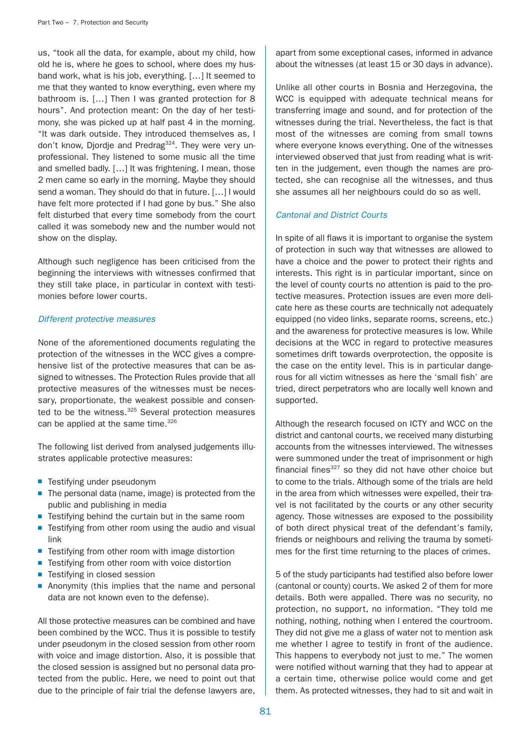us, “took all the data, for example, about my child, how old he is, where he goes to school, where does my husband work, what is his job, everything. […] It seemed to me that they wanted to know everything, even where my bathroom is. […] Then I was granted protection for 8 hours”. And protection meant: On the day of her testimony, she was picked up at half past 4 in the morning. “It was dark outside. They introduced themselves as, I don’t know, Djordje and Predrag[324]. They were very unprofessional. They listened to some music all the time and smelled badly. […] It was frightening. I mean, those 2 men came so early in the morning. Maybe they should send a woman. They should do that in future. […] I would have felt more protected if I had gone by bus.” She also felt disturbed that every time somebody from the court called it was somebody new and the number would not show on the display.

Although such negligence has been criticised from the beginning the interviews with witnesses confirmed that they still take place, in particular in context with testimonies before lower courts.

### *Different protective measures*

None of the aforementioned documents regulating the protection of the witnesses in the WCC gives a comprehensive list of the protective measures that can be assigned to witnesses. The Protection Rules provide that all protective measures of the witnesses must be necessary, proportionate, the weakest possible and consented to be the witness.[325] Several protection measures can be applied at the same time.[326]

The following list derived from analysed judgements illustrates applicable protective measures:

- Testifying under pseudonym
- The personal data (name, image) is protected from the public and publishing in media
- Testifying behind the curtain but in the same room
- Testifying from other room using the audio and visual link
- Testifying from other room with image distortion
- Testifying from other room with voice distortion
- Testifying in closed session
- Anonymity (this implies that the name and personal data are not known even to the defense).

All those protective measures can be combined and have been combined by the WCC. Thus it is possible to testify under pseudonym in the closed session from other room with voice and image distortion. Also, it is possible that the closed session is assigned but no personal data protected from the public. Here, we need to point out that due to the principle of fair trial the defense lawyers are, apart from some exceptional cases, informed in advance about the witnesses (at least 15 or 30 days in advance).

Unlike all other courts in Bosnia and Herzegovina, the WCC is equipped with adequate technical means for transferring image and sound, and for protection of the witnesses during the trial. Nevertheless, the fact is that most of the witnesses are coming from small towns where everyone knows everything. One of the witnesses interviewed observed that just from reading what is written in the judgement, even though the names are protected, she can recognise all the witnesses, and thus she assumes all her neighbours could do so as well.

### *Cantonal and District Courts*

In spite of all flaws it is important to organise the system of protection in such way that witnesses are allowed to have a choice and the power to protect their rights and interests. This right is in particular important, since on the level of county courts no attention is paid to the protective measures. Protection issues are even more delicate here as these courts are technically not adequately equipped (no video links, separate rooms, screens, etc.) and the awareness for protective measures is low. While decisions at the WCC in regard to protective measures sometimes drift towards overprotection, the opposite is the case on the entity level. This is in particular dangerous for all victim witnesses as here the ‘small fish’ are tried, direct perpetrators who are locally well known and supported.

Although the research focused on ICTY and WCC on the district and cantonal courts, we received many disturbing accounts from the witnesses interviewed. The witnesses were summoned under the treat of imprisonment or high financial fines[327] so they did not have other choice but to come to the trials. Although some of the trials are held in the area from which witnesses were expelled, their travel is not facilitated by the courts or any other security agency. Those witnesses are exposed to the possibility of both direct physical treat of the defendant’s family, friends or neighbours and reliving the trauma by sometimes for the first time returning to the places of crimes.

5 of the study participants had testified also before lower (cantonal or county) courts. We asked 2 of them for more details. Both were appalled. There was no security, no protection, no support, no information. “They told me nothing, nothing, nothing when I entered the courtroom. They did not give me a glass of water not to mention ask me whether I agree to testify in front of the audience. This happens to everybody not just to me.” The women were notified without warning that they had to appear at a certain time, otherwise police would come and get them. As protected witnesses, they had to sit and wait in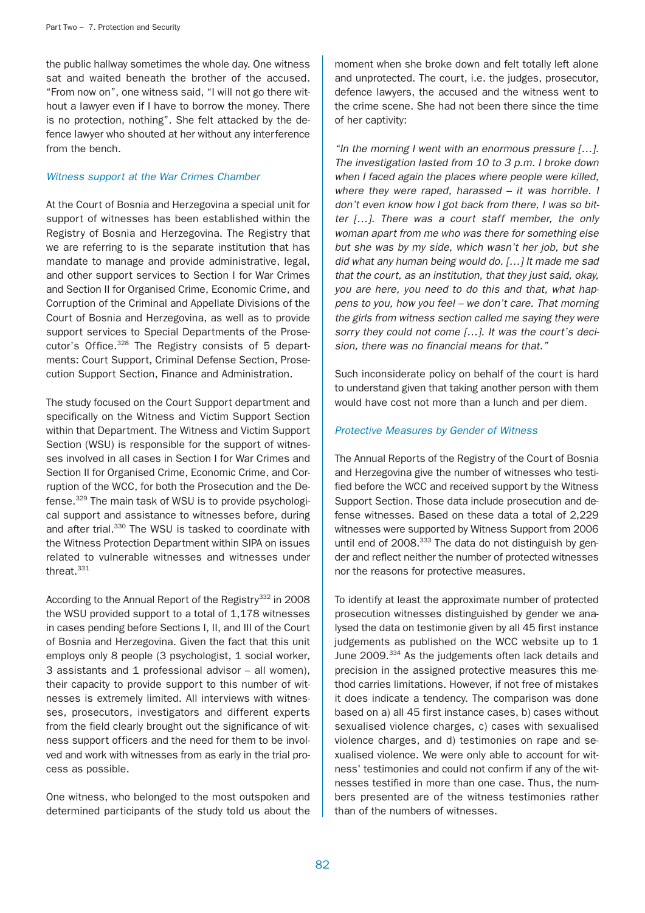the public hallway sometimes the whole day. One witness sat and waited beneath the brother of the accused. "From now on", one witness said, "I will not go there without a lawyer even if I have to borrow the money. There is no protection, nothing". She felt attacked by the defence lawyer who shouted at her without any interference from the bench.

### *Witness support at the War Crimes Chamber*

At the Court of Bosnia and Herzegovina a special unit for support of witnesses has been established within the Registry of Bosnia and Herzegovina. The Registry that we are referring to is the separate institution that has mandate to manage and provide administrative, legal, and other support services to Section I for War Crimes and Section II for Organised Crime, Economic Crime, and Corruption of the Criminal and Appellate Divisions of the Court of Bosnia and Herzegovina, as well as to provide support services to Special Departments of the Prosecutor's Office.[328] The Registry consists of 5 departments: Court Support, Criminal Defense Section, Prosecution Support Section, Finance and Administration.

The study focused on the Court Support department and specifically on the Witness and Victim Support Section within that Department. The Witness and Victim Support Section (WSU) is responsible for the support of witnesses involved in all cases in Section I for War Crimes and Section II for Organised Crime, Economic Crime, and Corruption of the WCC, for both the Prosecution and the Defense.[329] The main task of WSU is to provide psychological support and assistance to witnesses before, during and after trial.[330] The WSU is tasked to coordinate with the Witness Protection Department within SIPA on issues related to vulnerable witnesses and witnesses under threat.[331]

According to the Annual Report of the Registry[332] in 2008 the WSU provided support to a total of 1,178 witnesses in cases pending before Sections I, II, and III of the Court of Bosnia and Herzegovina. Given the fact that this unit employs only 8 people (3 psychologist, 1 social worker, 3 assistants and 1 professional advisor – all women), their capacity to provide support to this number of witnesses is extremely limited. All interviews with witnesses, prosecutors, investigators and different experts from the field clearly brought out the significance of witness support officers and the need for them to be involved and work with witnesses from as early in the trial process as possible.

One witness, who belonged to the most outspoken and determined participants of the study told us about the moment when she broke down and felt totally left alone and unprotected. The court, i.e. the judges, prosecutor, defence lawyers, the accused and the witness went to the crime scene. She had not been there since the time of her captivity:

*"In the morning I went with an enormous pressure […]. The investigation lasted from 10 to 3 p.m. I broke down when I faced again the places where people were killed, where they were raped, harassed – it was horrible. I don't even know how I got back from there, I was so bitter […]. There was a court staff member, the only woman apart from me who was there for something else but she was by my side, which wasn't her job, but she did what any human being would do. […] It made me sad that the court, as an institution, that they just said, okay, you are here, you need to do this and that, what happens to you, how you feel – we don't care. That morning the girls from witness section called me saying they were sorry they could not come […]. It was the court's decision, there was no financial means for that."*

Such inconsiderate policy on behalf of the court is hard to understand given that taking another person with them would have cost not more than a lunch and per diem.

### *Protective Measures by Gender of Witness*

The Annual Reports of the Registry of the Court of Bosnia and Herzegovina give the number of witnesses who testified before the WCC and received support by the Witness Support Section. Those data include prosecution and defense witnesses. Based on these data a total of 2,229 witnesses were supported by Witness Support from 2006 until end of 2008.[333] The data do not distinguish by gender and reflect neither the number of protected witnesses nor the reasons for protective measures.

To identify at least the approximate number of protected prosecution witnesses distinguished by gender we analysed the data on testimonie given by all 45 first instance judgements as published on the WCC website up to 1 June 2009.[334] As the judgements often lack details and precision in the assigned protective measures this method carries limitations. However, if not free of mistakes it does indicate a tendency. The comparison was done based on a) all 45 first instance cases, b) cases without sexualised violence charges, c) cases with sexualised violence charges, and d) testimonies on rape and sexualised violence. We were only able to account for witness' testimonies and could not confirm if any of the witnesses testified in more than one case. Thus, the numbers presented are of the witness testimonies rather than of the numbers of witnesses.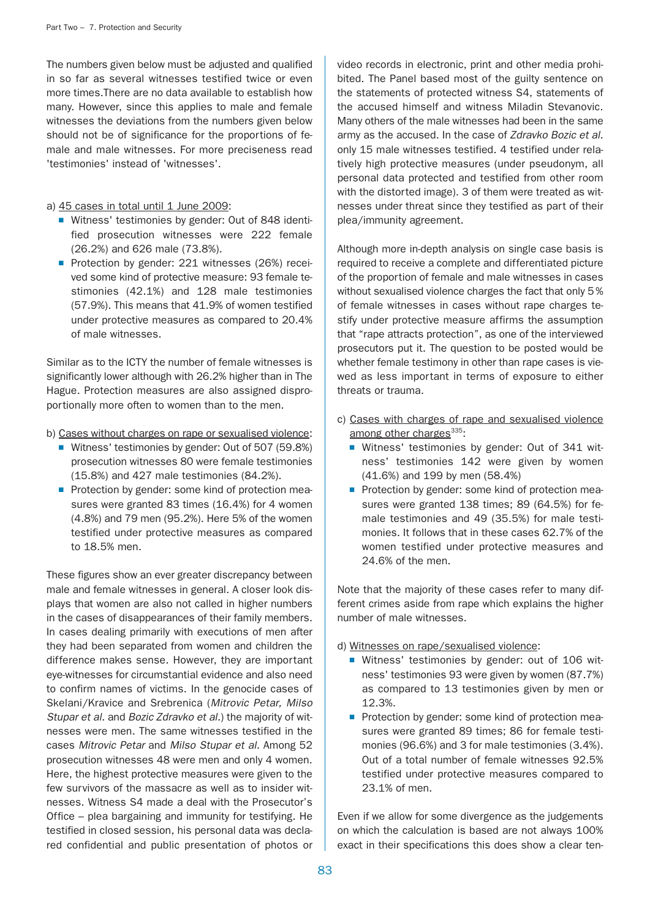The numbers given below must be adjusted and qualified in so far as several witnesses testified twice or even more times.There are no data available to establish how many. However, since this applies to male and female witnesses the deviations from the numbers given below should not be of significance for the proportions of female and male witnesses. For more preciseness read 'testimonies' instead of 'witnesses'.

a) <u>45 cases in total until 1 June 2009</u>:

- Witness' testimonies by gender: Out of 848 identified prosecution witnesses were 222 female (26.2%) and 626 male (73.8%).
- Protection by gender: 221 witnesses (26%) received some kind of protective measure: 93 female testimonies (42.1%) and 128 male testimonies (57.9%). This means that 41.9% of women testified under protective measures as compared to 20.4% of male witnesses.

Similar as to the ICTY the number of female witnesses is significantly lower although with 26.2% higher than in The Hague. Protection measures are also assigned disproportionally more often to women than to the men.

b) <u>Cases without charges on rape or sexualised violence</u>:

- Witness' testimonies by gender: Out of 507 (59.8%) prosecution witnesses 80 were female testimonies (15.8%) and 427 male testimonies (84.2%).
- Protection by gender: some kind of protection measures were granted 83 times (16.4%) for 4 women (4.8%) and 79 men (95.2%). Here 5% of the women testified under protective measures as compared to 18.5% men.

These figures show an ever greater discrepancy between male and female witnesses in general. A closer look displays that women are also not called in higher numbers in the cases of disappearances of their family members. In cases dealing primarily with executions of men after they had been separated from women and children the difference makes sense. However, they are important eye-witnesses for circumstantial evidence and also need to confirm names of victims. In the genocide cases of Skelani/Kravice and Srebrenica (*Mitrovic Petar, Milso Stupar et al.* and *Bozic Zdravko et al.*) the majority of witnesses were men. The same witnesses testified in the cases *Mitrovic Petar* and *Milso Stupar et al.* Among 52 prosecution witnesses 48 were men and only 4 women. Here, the highest protective measures were given to the few survivors of the massacre as well as to insider witnesses. Witness S4 made a deal with the Prosecutor's Office – plea bargaining and immunity for testifying. He testified in closed session, his personal data was declared confidential and public presentation of photos or video records in electronic, print and other media prohibited. The Panel based most of the guilty sentence on the statements of protected witness S4, statements of the accused himself and witness Miladin Stevanovic. Many others of the male witnesses had been in the same army as the accused. In the case of *Zdravko Bozic et al.* only 15 male witnesses testified. 4 testified under relatively high protective measures (under pseudonym, all personal data protected and testified from other room with the distorted image). 3 of them were treated as witnesses under threat since they testified as part of their plea/immunity agreement.

Although more in-depth analysis on single case basis is required to receive a complete and differentiated picture of the proportion of female and male witnesses in cases without sexualised violence charges the fact that only 5% of female witnesses in cases without rape charges testify under protective measure affirms the assumption that “rape attracts protection”, as one of the interviewed prosecutors put it. The question to be posted would be whether female testimony in other than rape cases is viewed as less important in terms of exposure to either threats or trauma.

c) <u>Cases with charges of rape and sexualised violence among other charges</u>[335]:

- Witness' testimonies by gender: Out of 341 witness' testimonies 142 were given by women (41.6%) and 199 by men (58.4%)
- Protection by gender: some kind of protection measures were granted 138 times; 89 (64.5%) for female testimonies and 49 (35.5%) for male testimonies. It follows that in these cases 62.7% of the women testified under protective measures and 24.6% of the men.

Note that the majority of these cases refer to many different crimes aside from rape which explains the higher number of male witnesses.

d) <u>Witnesses on rape/sexualised violence</u>:

- Witness' testimonies by gender: out of 106 witness' testimonies 93 were given by women (87.7%) as compared to 13 testimonies given by men or 12.3%.
- Protection by gender: some kind of protection measures were granted 89 times; 86 for female testimonies (96.6%) and 3 for male testimonies (3.4%). Out of a total number of female witnesses 92.5% testified under protective measures compared to 23.1% of men.

Even if we allow for some divergence as the judgements on which the calculation is based are not always 100% exact in their specifications this does show a clear ten-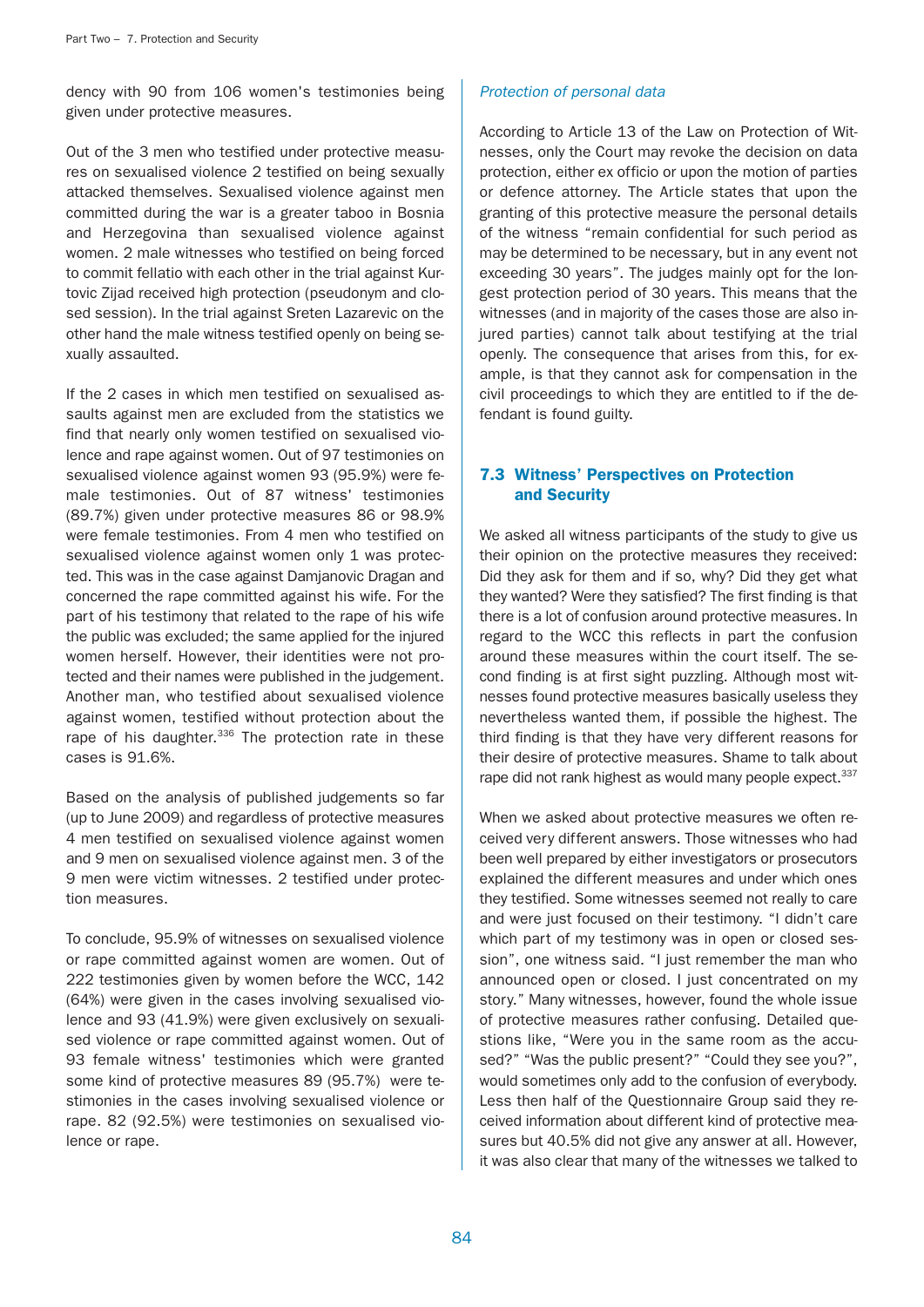dency with 90 from 106 women's testimonies being given under protective measures.

Out of the 3 men who testified under protective measures on sexualised violence 2 testified on being sexually attacked themselves. Sexualised violence against men committed during the war is a greater taboo in Bosnia and Herzegovina than sexualised violence against women. 2 male witnesses who testified on being forced to commit fellatio with each other in the trial against Kurtovic Zijad received high protection (pseudonym and closed session). In the trial against Sreten Lazarevic on the other hand the male witness testified openly on being sexually assaulted.

If the 2 cases in which men testified on sexualised assaults against men are excluded from the statistics we find that nearly only women testified on sexualised violence and rape against women. Out of 97 testimonies on sexualised violence against women 93 (95.9%) were female testimonies. Out of 87 witness' testimonies (89.7%) given under protective measures 86 or 98.9% were female testimonies. From 4 men who testified on sexualised violence against women only 1 was protected. This was in the case against Damjanovic Dragan and concerned the rape committed against his wife. For the part of his testimony that related to the rape of his wife the public was excluded; the same applied for the injured women herself. However, their identities were not protected and their names were published in the judgement. Another man, who testified about sexualised violence against women, testified without protection about the rape of his daughter.[336] The protection rate in these cases is 91.6%.

Based on the analysis of published judgements so far (up to June 2009) and regardless of protective measures 4 men testified on sexualised violence against women and 9 men on sexualised violence against men. 3 of the 9 men were victim witnesses. 2 testified under protection measures.

To conclude, 95.9% of witnesses on sexualised violence or rape committed against women are women. Out of 222 testimonies given by women before the WCC, 142 (64%) were given in the cases involving sexualised violence and 93 (41.9%) were given exclusively on sexualised violence or rape committed against women. Out of 93 female witness' testimonies which were granted some kind of protective measures 89 (95.7%) were testimonies in the cases involving sexualised violence or rape. 82 (92.5%) were testimonies on sexualised violence or rape.

*Protection of personal data*

According to Article 13 of the Law on Protection of Witnesses, only the Court may revoke the decision on data protection, either ex officio or upon the motion of parties or defence attorney. The Article states that upon the granting of this protective measure the personal details of the witness "remain confidential for such period as may be determined to be necessary, but in any event not exceeding 30 years". The judges mainly opt for the longest protection period of 30 years. This means that the witnesses (and in majority of the cases those are also injured parties) cannot talk about testifying at the trial openly. The consequence that arises from this, for example, is that they cannot ask for compensation in the civil proceedings to which they are entitled to if the defendant is found guilty.

## 7.3 Witness' Perspectives on Protection and Security

We asked all witness participants of the study to give us their opinion on the protective measures they received: Did they ask for them and if so, why? Did they get what they wanted? Were they satisfied? The first finding is that there is a lot of confusion around protective measures. In regard to the WCC this reflects in part the confusion around these measures within the court itself. The second finding is at first sight puzzling. Although most witnesses found protective measures basically useless they nevertheless wanted them, if possible the highest. The third finding is that they have very different reasons for their desire of protective measures. Shame to talk about rape did not rank highest as would many people expect.[337]

When we asked about protective measures we often received very different answers. Those witnesses who had been well prepared by either investigators or prosecutors explained the different measures and under which ones they testified. Some witnesses seemed not really to care and were just focused on their testimony. "I didn't care which part of my testimony was in open or closed session", one witness said. "I just remember the man who announced open or closed. I just concentrated on my story." Many witnesses, however, found the whole issue of protective measures rather confusing. Detailed questions like, "Were you in the same room as the accused?" "Was the public present?" "Could they see you?", would sometimes only add to the confusion of everybody. Less then half of the Questionnaire Group said they received information about different kind of protective measures but 40.5% did not give any answer at all. However, it was also clear that many of the witnesses we talked to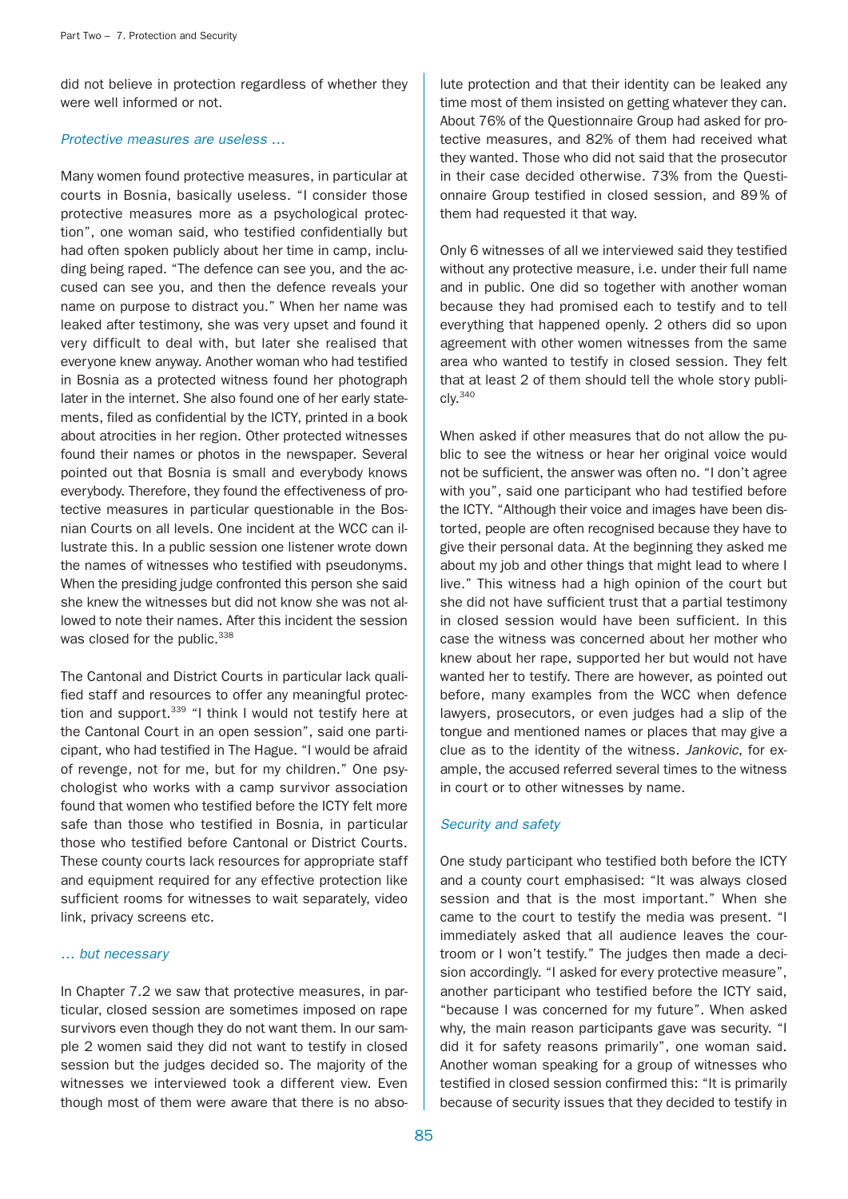did not believe in protection regardless of whether they were well informed or not.

*Protective measures are useless …*

Many women found protective measures, in particular at courts in Bosnia, basically useless. "I consider those protective measures more as a psychological protection", one woman said, who testified confidentially but had often spoken publicly about her time in camp, including being raped. "The defence can see you, and the accused can see you, and then the defence reveals your name on purpose to distract you." When her name was leaked after testimony, she was very upset and found it very difficult to deal with, but later she realised that everyone knew anyway. Another woman who had testified in Bosnia as a protected witness found her photograph later in the internet. She also found one of her early statements, filed as confidential by the ICTY, printed in a book about atrocities in her region. Other protected witnesses found their names or photos in the newspaper. Several pointed out that Bosnia is small and everybody knows everybody. Therefore, they found the effectiveness of protective measures in particular questionable in the Bosnian Courts on all levels. One incident at the WCC can illustrate this. In a public session one listener wrote down the names of witnesses who testified with pseudonyms. When the presiding judge confronted this person she said she knew the witnesses but did not know she was not allowed to note their names. After this incident the session was closed for the public.[338]

The Cantonal and District Courts in particular lack qualified staff and resources to offer any meaningful protection and support.[339] "I think I would not testify here at the Cantonal Court in an open session", said one participant, who had testified in The Hague. "I would be afraid of revenge, not for me, but for my children." One psychologist who works with a camp survivor association found that women who testified before the ICTY felt more safe than those who testified in Bosnia, in particular those who testified before Cantonal or District Courts. These county courts lack resources for appropriate staff and equipment required for any effective protection like sufficient rooms for witnesses to wait separately, video link, privacy screens etc.

*… but necessary*

In Chapter 7.2 we saw that protective measures, in particular, closed session are sometimes imposed on rape survivors even though they do not want them. In our sample 2 women said they did not want to testify in closed session but the judges decided so. The majority of the witnesses we interviewed took a different view. Even though most of them were aware that there is no absolute protection and that their identity can be leaked any time most of them insisted on getting whatever they can. About 76% of the Questionnaire Group had asked for protective measures, and 82% of them had received what they wanted. Those who did not said that the prosecutor in their case decided otherwise. 73% from the Questionnaire Group testified in closed session, and 89% of them had requested it that way.

Only 6 witnesses of all we interviewed said they testified without any protective measure, i.e. under their full name and in public. One did so together with another woman because they had promised each to testify and to tell everything that happened openly. 2 others did so upon agreement with other women witnesses from the same area who wanted to testify in closed session. They felt that at least 2 of them should tell the whole story publicly.[340]

When asked if other measures that do not allow the public to see the witness or hear her original voice would not be sufficient, the answer was often no. "I don't agree with you", said one participant who had testified before the ICTY. "Although their voice and images have been distorted, people are often recognised because they have to give their personal data. At the beginning they asked me about my job and other things that might lead to where I live." This witness had a high opinion of the court but she did not have sufficient trust that a partial testimony in closed session would have been sufficient. In this case the witness was concerned about her mother who knew about her rape, supported her but would not have wanted her to testify. There are however, as pointed out before, many examples from the WCC when defence lawyers, prosecutors, or even judges had a slip of the tongue and mentioned names or places that may give a clue as to the identity of the witness. *Jankovic*, for example, the accused referred several times to the witness in court or to other witnesses by name.

*Security and safety*

One study participant who testified both before the ICTY and a county court emphasised: "It was always closed session and that is the most important." When she came to the court to testify the media was present. "I immediately asked that all audience leaves the courtroom or I won't testify." The judges then made a decision accordingly. "I asked for every protective measure", another participant who testified before the ICTY said, "because I was concerned for my future". When asked why, the main reason participants gave was security. "I did it for safety reasons primarily", one woman said. Another woman speaking for a group of witnesses who testified in closed session confirmed this: "It is primarily because of security issues that they decided to testify in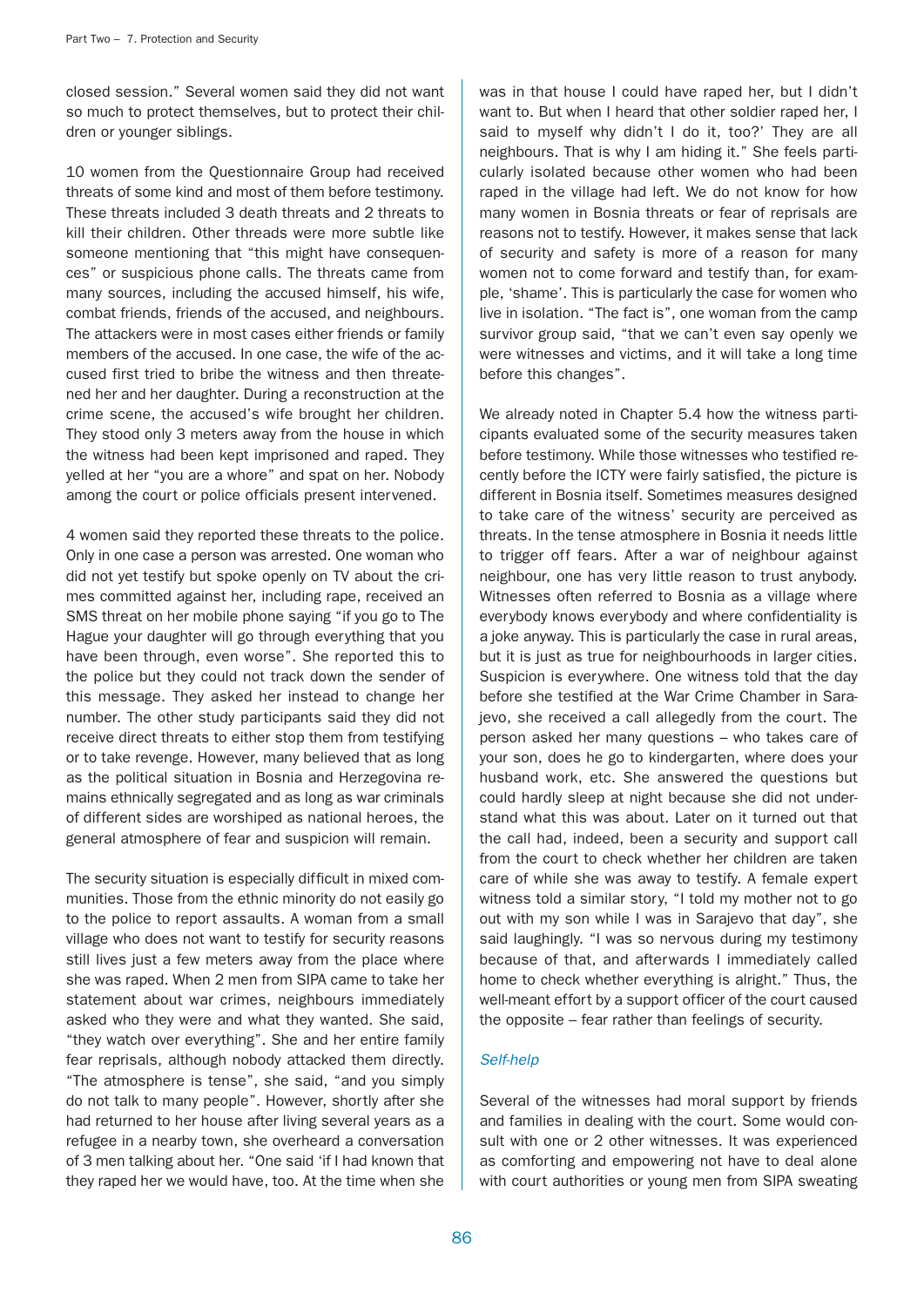closed session." Several women said they did not want so much to protect themselves, but to protect their children or younger siblings.

10 women from the Questionnaire Group had received threats of some kind and most of them before testimony. These threats included 3 death threats and 2 threats to kill their children. Other threads were more subtle like someone mentioning that "this might have consequences" or suspicious phone calls. The threats came from many sources, including the accused himself, his wife, combat friends, friends of the accused, and neighbours. The attackers were in most cases either friends or family members of the accused. In one case, the wife of the accused first tried to bribe the witness and then threatened her and her daughter. During a reconstruction at the crime scene, the accused's wife brought her children. They stood only 3 meters away from the house in which the witness had been kept imprisoned and raped. They yelled at her "you are a whore" and spat on her. Nobody among the court or police officials present intervened.

4 women said they reported these threats to the police. Only in one case a person was arrested. One woman who did not yet testify but spoke openly on TV about the crimes committed against her, including rape, received an SMS threat on her mobile phone saying "if you go to The Hague your daughter will go through everything that you have been through, even worse". She reported this to the police but they could not track down the sender of this message. They asked her instead to change her number. The other study participants said they did not receive direct threats to either stop them from testifying or to take revenge. However, many believed that as long as the political situation in Bosnia and Herzegovina remains ethnically segregated and as long as war criminals of different sides are worshiped as national heroes, the general atmosphere of fear and suspicion will remain.

The security situation is especially difficult in mixed communities. Those from the ethnic minority do not easily go to the police to report assaults. A woman from a small village who does not want to testify for security reasons still lives just a few meters away from the place where she was raped. When 2 men from SIPA came to take her statement about war crimes, neighbours immediately asked who they were and what they wanted. She said, "they watch over everything". She and her entire family fear reprisals, although nobody attacked them directly. "The atmosphere is tense", she said, "and you simply do not talk to many people". However, shortly after she had returned to her house after living several years as a refugee in a nearby town, she overheard a conversation of 3 men talking about her. "One said 'if I had known that they raped her we would have, too. At the time when she was in that house I could have raped her, but I didn't want to. But when I heard that other soldier raped her, I said to myself why didn't I do it, too?' They are all neighbours. That is why I am hiding it." She feels particularly isolated because other women who had been raped in the village had left. We do not know for how many women in Bosnia threats or fear of reprisals are reasons not to testify. However, it makes sense that lack of security and safety is more of a reason for many women not to come forward and testify than, for example, 'shame'. This is particularly the case for women who live in isolation. "The fact is", one woman from the camp survivor group said, "that we can't even say openly we were witnesses and victims, and it will take a long time before this changes".

We already noted in Chapter 5.4 how the witness participants evaluated some of the security measures taken before testimony. While those witnesses who testified recently before the ICTY were fairly satisfied, the picture is different in Bosnia itself. Sometimes measures designed to take care of the witness' security are perceived as threats. In the tense atmosphere in Bosnia it needs little to trigger off fears. After a war of neighbour against neighbour, one has very little reason to trust anybody. Witnesses often referred to Bosnia as a village where everybody knows everybody and where confidentiality is a joke anyway. This is particularly the case in rural areas, but it is just as true for neighbourhoods in larger cities. Suspicion is everywhere. One witness told that the day before she testified at the War Crime Chamber in Sarajevo, she received a call allegedly from the court. The person asked her many questions – who takes care of your son, does he go to kindergarten, where does your husband work, etc. She answered the questions but could hardly sleep at night because she did not understand what this was about. Later on it turned out that the call had, indeed, been a security and support call from the court to check whether her children are taken care of while she was away to testify. A female expert witness told a similar story, "I told my mother not to go out with my son while I was in Sarajevo that day", she said laughingly. "I was so nervous during my testimony because of that, and afterwards I immediately called home to check whether everything is alright." Thus, the well-meant effort by a support officer of the court caused the opposite – fear rather than feelings of security.

### *Self-help*

Several of the witnesses had moral support by friends and families in dealing with the court. Some would consult with one or 2 other witnesses. It was experienced as comforting and empowering not have to deal alone with court authorities or young men from SIPA sweating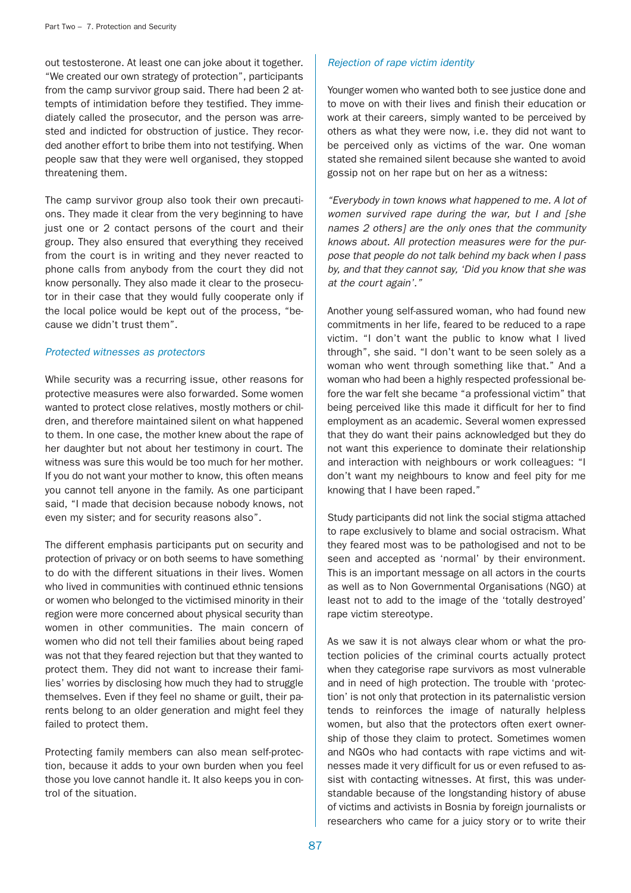out testosterone. At least one can joke about it together. "We created our own strategy of protection", participants from the camp survivor group said. There had been 2 attempts of intimidation before they testified. They immediately called the prosecutor, and the person was arrested and indicted for obstruction of justice. They recorded another effort to bribe them into not testifying. When people saw that they were well organised, they stopped threatening them.

The camp survivor group also took their own precautions. They made it clear from the very beginning to have just one or 2 contact persons of the court and their group. They also ensured that everything they received from the court is in writing and they never reacted to phone calls from anybody from the court they did not know personally. They also made it clear to the prosecutor in their case that they would fully cooperate only if the local police would be kept out of the process, "because we didn't trust them".

### *Protected witnesses as protectors*

While security was a recurring issue, other reasons for protective measures were also forwarded. Some women wanted to protect close relatives, mostly mothers or children, and therefore maintained silent on what happened to them. In one case, the mother knew about the rape of her daughter but not about her testimony in court. The witness was sure this would be too much for her mother. If you do not want your mother to know, this often means you cannot tell anyone in the family. As one participant said, "I made that decision because nobody knows, not even my sister; and for security reasons also".

The different emphasis participants put on security and protection of privacy or on both seems to have something to do with the different situations in their lives. Women who lived in communities with continued ethnic tensions or women who belonged to the victimised minority in their region were more concerned about physical security than women in other communities. The main concern of women who did not tell their families about being raped was not that they feared rejection but that they wanted to protect them. They did not want to increase their families' worries by disclosing how much they had to struggle themselves. Even if they feel no shame or guilt, their parents belong to an older generation and might feel they failed to protect them.

Protecting family members can also mean self-protection, because it adds to your own burden when you feel those you love cannot handle it. It also keeps you in control of the situation.

### *Rejection of rape victim identity*

Younger women who wanted both to see justice done and to move on with their lives and finish their education or work at their careers, simply wanted to be perceived by others as what they were now, i.e. they did not want to be perceived only as victims of the war. One woman stated she remained silent because she wanted to avoid gossip not on her rape but on her as a witness:

*"Everybody in town knows what happened to me. A lot of women survived rape during the war, but I and [she names 2 others] are the only ones that the community knows about. All protection measures were for the purpose that people do not talk behind my back when I pass by, and that they cannot say, 'Did you know that she was at the court again'."*

Another young self-assured woman, who had found new commitments in her life, feared to be reduced to a rape victim. "I don't want the public to know what I lived through", she said. "I don't want to be seen solely as a woman who went through something like that." And a woman who had been a highly respected professional before the war felt she became "a professional victim" that being perceived like this made it difficult for her to find employment as an academic. Several women expressed that they do want their pains acknowledged but they do not want this experience to dominate their relationship and interaction with neighbours or work colleagues: "I don't want my neighbours to know and feel pity for me knowing that I have been raped."

Study participants did not link the social stigma attached to rape exclusively to blame and social ostracism. What they feared most was to be pathologised and not to be seen and accepted as 'normal' by their environment. This is an important message on all actors in the courts as well as to Non Governmental Organisations (NGO) at least not to add to the image of the 'totally destroyed' rape victim stereotype.

As we saw it is not always clear whom or what the protection policies of the criminal courts actually protect when they categorise rape survivors as most vulnerable and in need of high protection. The trouble with 'protection' is not only that protection in its paternalistic version tends to reinforces the image of naturally helpless women, but also that the protectors often exert ownership of those they claim to protect. Sometimes women and NGOs who had contacts with rape victims and witnesses made it very difficult for us or even refused to assist with contacting witnesses. At first, this was understandable because of the longstanding history of abuse of victims and activists in Bosnia by foreign journalists or researchers who came for a juicy story or to write their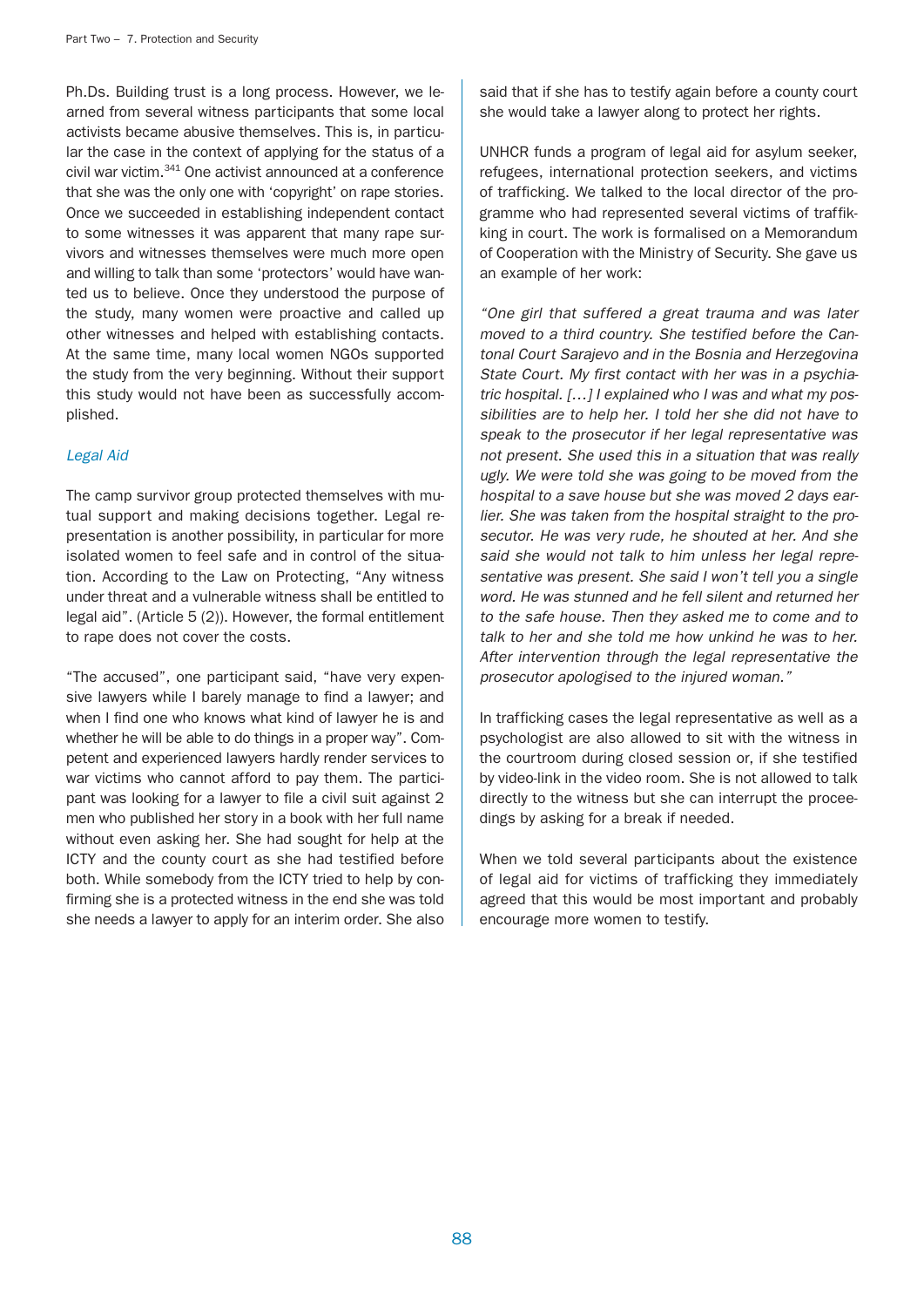Ph.Ds. Building trust is a long process. However, we learned from several witness participants that some local activists became abusive themselves. This is, in particular the case in the context of applying for the status of a civil war victim.[341] One activist announced at a conference that she was the only one with 'copyright' on rape stories. Once we succeeded in establishing independent contact to some witnesses it was apparent that many rape survivors and witnesses themselves were much more open and willing to talk than some 'protectors' would have wanted us to believe. Once they understood the purpose of the study, many women were proactive and called up other witnesses and helped with establishing contacts. At the same time, many local women NGOs supported the study from the very beginning. Without their support this study would not have been as successfully accomplished.

### *Legal Aid*

The camp survivor group protected themselves with mutual support and making decisions together. Legal representation is another possibility, in particular for more isolated women to feel safe and in control of the situation. According to the Law on Protecting, "Any witness under threat and a vulnerable witness shall be entitled to legal aid". (Article 5 (2)). However, the formal entitlement to rape does not cover the costs.

"The accused", one participant said, "have very expensive lawyers while I barely manage to find a lawyer; and when I find one who knows what kind of lawyer he is and whether he will be able to do things in a proper way". Competent and experienced lawyers hardly render services to war victims who cannot afford to pay them. The participant was looking for a lawyer to file a civil suit against 2 men who published her story in a book with her full name without even asking her. She had sought for help at the ICTY and the county court as she had testified before both. While somebody from the ICTY tried to help by confirming she is a protected witness in the end she was told she needs a lawyer to apply for an interim order. She also said that if she has to testify again before a county court she would take a lawyer along to protect her rights.

UNHCR funds a program of legal aid for asylum seeker, refugees, international protection seekers, and victims of trafficking. We talked to the local director of the programme who had represented several victims of trafficking in court. The work is formalised on a Memorandum of Cooperation with the Ministry of Security. She gave us an example of her work:

*"One girl that suffered a great trauma and was later moved to a third country. She testified before the Cantonal Court Sarajevo and in the Bosnia and Herzegovina State Court. My first contact with her was in a psychiatric hospital. […] I explained who I was and what my possibilities are to help her. I told her she did not have to speak to the prosecutor if her legal representative was not present. She used this in a situation that was really ugly. We were told she was going to be moved from the hospital to a save house but she was moved 2 days earlier. She was taken from the hospital straight to the prosecutor. He was very rude, he shouted at her. And she said she would not talk to him unless her legal representative was present. She said I won't tell you a single word. He was stunned and he fell silent and returned her to the safe house. Then they asked me to come and to talk to her and she told me how unkind he was to her. After intervention through the legal representative the prosecutor apologised to the injured woman."*

In trafficking cases the legal representative as well as a psychologist are also allowed to sit with the witness in the courtroom during closed session or, if she testified by video-link in the video room. She is not allowed to talk directly to the witness but she can interrupt the proceedings by asking for a break if needed.

When we told several participants about the existence of legal aid for victims of trafficking they immediately agreed that this would be most important and probably encourage more women to testify.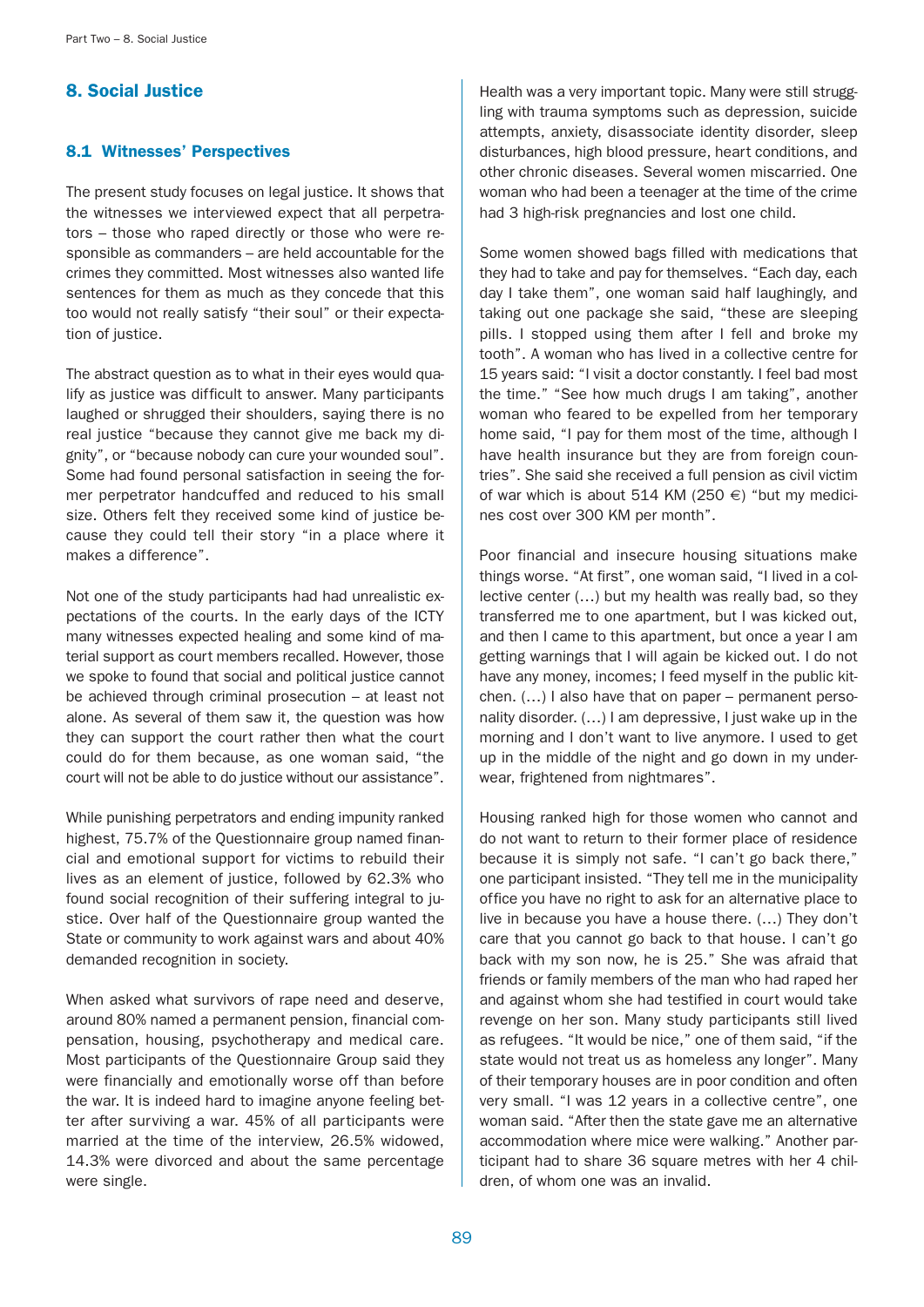## 8. Social Justice

### 8.1 Witnesses' Perspectives

The present study focuses on legal justice. It shows that the witnesses we interviewed expect that all perpetrators – those who raped directly or those who were responsible as commanders – are held accountable for the crimes they committed. Most witnesses also wanted life sentences for them as much as they concede that this too would not really satisfy "their soul" or their expectation of justice.

The abstract question as to what in their eyes would qualify as justice was difficult to answer. Many participants laughed or shrugged their shoulders, saying there is no real justice "because they cannot give me back my dignity", or "because nobody can cure your wounded soul". Some had found personal satisfaction in seeing the former perpetrator handcuffed and reduced to his small size. Others felt they received some kind of justice because they could tell their story "in a place where it makes a difference".

Not one of the study participants had had unrealistic expectations of the courts. In the early days of the ICTY many witnesses expected healing and some kind of material support as court members recalled. However, those we spoke to found that social and political justice cannot be achieved through criminal prosecution – at least not alone. As several of them saw it, the question was how they can support the court rather then what the court could do for them because, as one woman said, "the court will not be able to do justice without our assistance".

While punishing perpetrators and ending impunity ranked highest, 75.7% of the Questionnaire group named financial and emotional support for victims to rebuild their lives as an element of justice, followed by 62.3% who found social recognition of their suffering integral to justice. Over half of the Questionnaire group wanted the State or community to work against wars and about 40% demanded recognition in society.

When asked what survivors of rape need and deserve, around 80% named a permanent pension, financial compensation, housing, psychotherapy and medical care. Most participants of the Questionnaire Group said they were financially and emotionally worse off than before the war. It is indeed hard to imagine anyone feeling better after surviving a war. 45% of all participants were married at the time of the interview, 26.5% widowed, 14.3% were divorced and about the same percentage were single.

Health was a very important topic. Many were still struggling with trauma symptoms such as depression, suicide attempts, anxiety, disassociate identity disorder, sleep disturbances, high blood pressure, heart conditions, and other chronic diseases. Several women miscarried. One woman who had been a teenager at the time of the crime had 3 high-risk pregnancies and lost one child.

Some women showed bags filled with medications that they had to take and pay for themselves. "Each day, each day I take them", one woman said half laughingly, and taking out one package she said, "these are sleeping pills. I stopped using them after I fell and broke my tooth". A woman who has lived in a collective centre for 15 years said: "I visit a doctor constantly. I feel bad most the time." "See how much drugs I am taking", another woman who feared to be expelled from her temporary home said, "I pay for them most of the time, although I have health insurance but they are from foreign countries". She said she received a full pension as civil victim of war which is about 514 KM (250 €) "but my medicines cost over 300 KM per month".

Poor financial and insecure housing situations make things worse. "At first", one woman said, "I lived in a collective center (…) but my health was really bad, so they transferred me to one apartment, but I was kicked out, and then I came to this apartment, but once a year I am getting warnings that I will again be kicked out. I do not have any money, incomes; I feed myself in the public kitchen. (…) I also have that on paper – permanent personality disorder. (…) I am depressive, I just wake up in the morning and I don't want to live anymore. I used to get up in the middle of the night and go down in my underwear, frightened from nightmares".

Housing ranked high for those women who cannot and do not want to return to their former place of residence because it is simply not safe. "I can't go back there," one participant insisted. "They tell me in the municipality office you have no right to ask for an alternative place to live in because you have a house there. (…) They don't care that you cannot go back to that house. I can't go back with my son now, he is 25." She was afraid that friends or family members of the man who had raped her and against whom she had testified in court would take revenge on her son. Many study participants still lived as refugees. "It would be nice," one of them said, "if the state would not treat us as homeless any longer". Many of their temporary houses are in poor condition and often very small. "I was 12 years in a collective centre", one woman said. "After then the state gave me an alternative accommodation where mice were walking." Another participant had to share 36 square metres with her 4 children, of whom one was an invalid.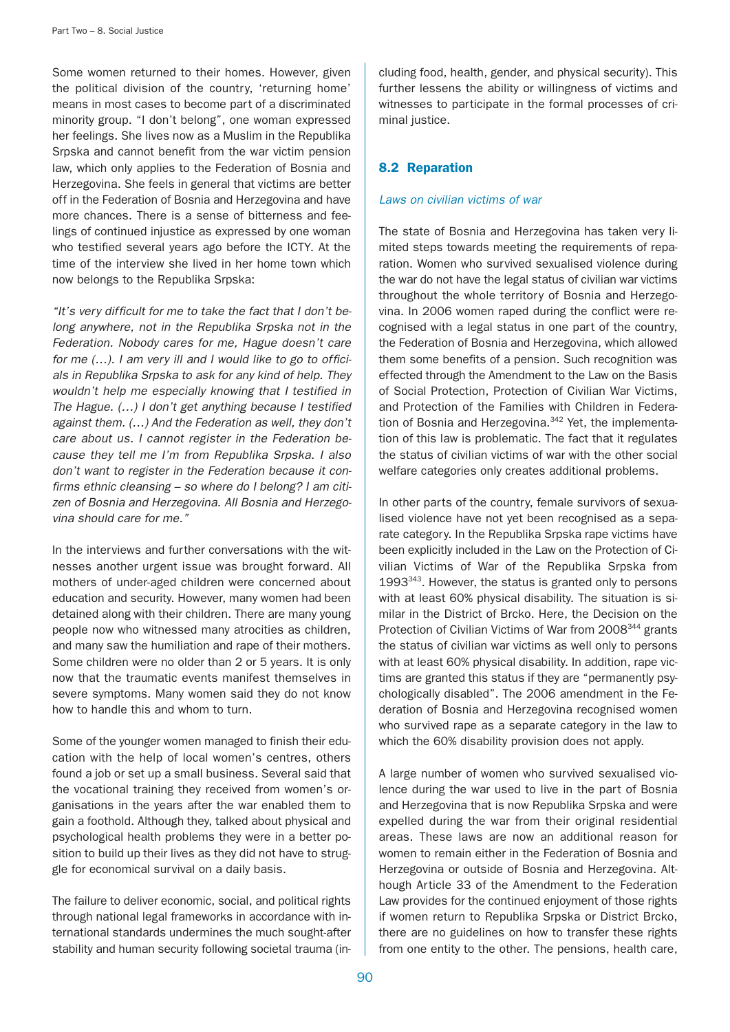Some women returned to their homes. However, given the political division of the country, 'returning home' means in most cases to become part of a discriminated minority group. "I don't belong", one woman expressed her feelings. She lives now as a Muslim in the Republika Srpska and cannot benefit from the war victim pension law, which only applies to the Federation of Bosnia and Herzegovina. She feels in general that victims are better off in the Federation of Bosnia and Herzegovina and have more chances. There is a sense of bitterness and feelings of continued injustice as expressed by one woman who testified several years ago before the ICTY. At the time of the interview she lived in her home town which now belongs to the Republika Srpska:

*"It's very difficult for me to take the fact that I don't belong anywhere, not in the Republika Srpska not in the Federation. Nobody cares for me, Hague doesn't care for me (…). I am very ill and I would like to go to officials in Republika Srpska to ask for any kind of help. They wouldn't help me especially knowing that I testified in The Hague. (…) I don't get anything because I testified against them. (…) And the Federation as well, they don't care about us. I cannot register in the Federation because they tell me I'm from Republika Srpska. I also don't want to register in the Federation because it confirms ethnic cleansing – so where do I belong? I am citizen of Bosnia and Herzegovina. All Bosnia and Herzegovina should care for me."*

In the interviews and further conversations with the witnesses another urgent issue was brought forward. All mothers of under-aged children were concerned about education and security. However, many women had been detained along with their children. There are many young people now who witnessed many atrocities as children, and many saw the humiliation and rape of their mothers. Some children were no older than 2 or 5 years. It is only now that the traumatic events manifest themselves in severe symptoms. Many women said they do not know how to handle this and whom to turn.

Some of the younger women managed to finish their education with the help of local women's centres, others found a job or set up a small business. Several said that the vocational training they received from women's organisations in the years after the war enabled them to gain a foothold. Although they, talked about physical and psychological health problems they were in a better position to build up their lives as they did not have to struggle for economical survival on a daily basis.

The failure to deliver economic, social, and political rights through national legal frameworks in accordance with international standards undermines the much sought-after stability and human security following societal trauma (including food, health, gender, and physical security). This further lessens the ability or willingness of victims and witnesses to participate in the formal processes of criminal justice.

## 8.2 Reparation

*Laws on civilian victims of war*

The state of Bosnia and Herzegovina has taken very limited steps towards meeting the requirements of reparation. Women who survived sexualised violence during the war do not have the legal status of civilian war victims throughout the whole territory of Bosnia and Herzegovina. In 2006 women raped during the conflict were recognised with a legal status in one part of the country, the Federation of Bosnia and Herzegovina, which allowed them some benefits of a pension. Such recognition was effected through the Amendment to the Law on the Basis of Social Protection, Protection of Civilian War Victims, and Protection of the Families with Children in Federation of Bosnia and Herzegovina.[342] Yet, the implementation of this law is problematic. The fact that it regulates the status of civilian victims of war with the other social welfare categories only creates additional problems.

In other parts of the country, female survivors of sexualised violence have not yet been recognised as a separate category. In the Republika Srpska rape victims have been explicitly included in the Law on the Protection of Civilian Victims of War of the Republika Srpska from 1993[343]. However, the status is granted only to persons with at least 60% physical disability. The situation is similar in the District of Brcko. Here, the Decision on the Protection of Civilian Victims of War from 2008[344] grants the status of civilian war victims as well only to persons with at least 60% physical disability. In addition, rape victims are granted this status if they are "permanently psychologically disabled". The 2006 amendment in the Federation of Bosnia and Herzegovina recognised women who survived rape as a separate category in the law to which the 60% disability provision does not apply.

A large number of women who survived sexualised violence during the war used to live in the part of Bosnia and Herzegovina that is now Republika Srpska and were expelled during the war from their original residential areas. These laws are now an additional reason for women to remain either in the Federation of Bosnia and Herzegovina or outside of Bosnia and Herzegovina. Although Article 33 of the Amendment to the Federation Law provides for the continued enjoyment of those rights if women return to Republika Srpska or District Brcko, there are no guidelines on how to transfer these rights from one entity to the other. The pensions, health care,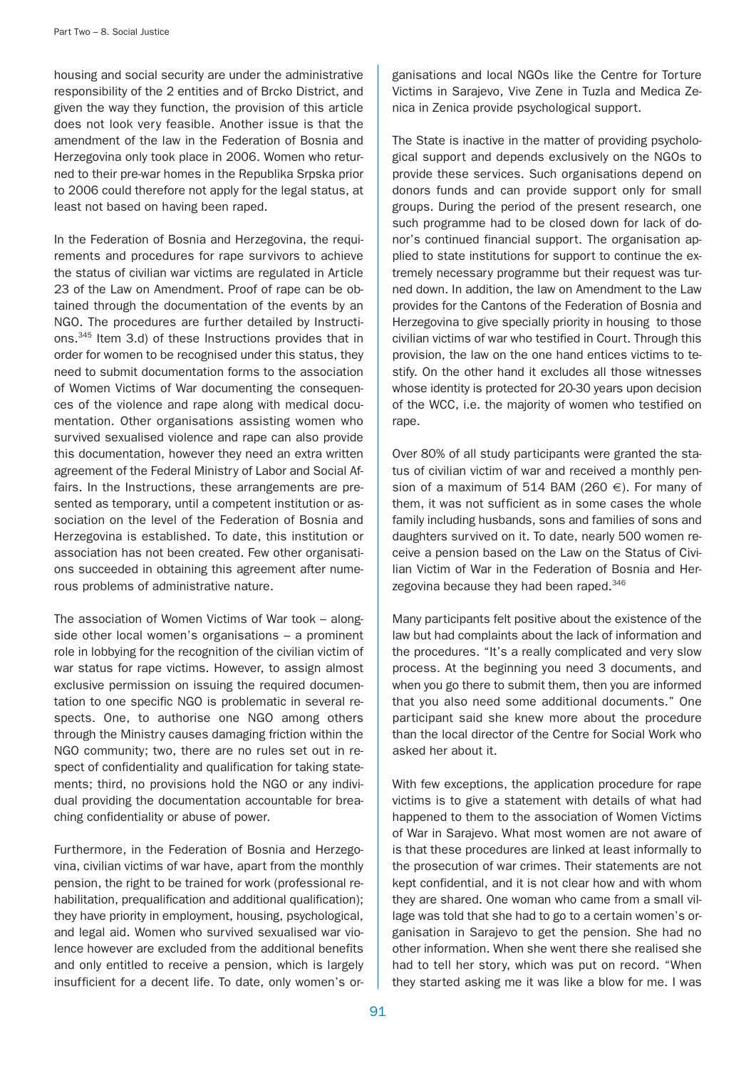housing and social security are under the administrative responsibility of the 2 entities and of Brcko District, and given the way they function, the provision of this article does not look very feasible. Another issue is that the amendment of the law in the Federation of Bosnia and Herzegovina only took place in 2006. Women who returned to their pre-war homes in the Republika Srpska prior to 2006 could therefore not apply for the legal status, at least not based on having been raped.

In the Federation of Bosnia and Herzegovina, the requirements and procedures for rape survivors to achieve the status of civilian war victims are regulated in Article 23 of the Law on Amendment. Proof of rape can be obtained through the documentation of the events by an NGO. The procedures are further detailed by Instructions.[345] Item 3.d) of these Instructions provides that in order for women to be recognised under this status, they need to submit documentation forms to the association of Women Victims of War documenting the consequences of the violence and rape along with medical documentation. Other organisations assisting women who survived sexualised violence and rape can also provide this documentation, however they need an extra written agreement of the Federal Ministry of Labor and Social Affairs. In the Instructions, these arrangements are presented as temporary, until a competent institution or association on the level of the Federation of Bosnia and Herzegovina is established. To date, this institution or association has not been created. Few other organisations succeeded in obtaining this agreement after numerous problems of administrative nature.

The association of Women Victims of War took – alongside other local women's organisations – a prominent role in lobbying for the recognition of the civilian victim of war status for rape victims. However, to assign almost exclusive permission on issuing the required documentation to one specific NGO is problematic in several respects. One, to authorise one NGO among others through the Ministry causes damaging friction within the NGO community; two, there are no rules set out in respect of confidentiality and qualification for taking statements; third, no provisions hold the NGO or any individual providing the documentation accountable for breaching confidentiality or abuse of power.

Furthermore, in the Federation of Bosnia and Herzegovina, civilian victims of war have, apart from the monthly pension, the right to be trained for work (professional rehabilitation, prequalification and additional qualification); they have priority in employment, housing, psychological, and legal aid. Women who survived sexualised war violence however are excluded from the additional benefits and only entitled to receive a pension, which is largely insufficient for a decent life. To date, only women's organisations and local NGOs like the Centre for Torture Victims in Sarajevo, Vive Zene in Tuzla and Medica Zenica in Zenica provide psychological support.

The State is inactive in the matter of providing psychological support and depends exclusively on the NGOs to provide these services. Such organisations depend on donors funds and can provide support only for small groups. During the period of the present research, one such programme had to be closed down for lack of donor's continued financial support. The organisation applied to state institutions for support to continue the extremely necessary programme but their request was turned down. In addition, the law on Amendment to the Law provides for the Cantons of the Federation of Bosnia and Herzegovina to give specially priority in housing to those civilian victims of war who testified in Court. Through this provision, the law on the one hand entices victims to testify. On the other hand it excludes all those witnesses whose identity is protected for 20-30 years upon decision of the WCC, i.e. the majority of women who testified on rape.

Over 80% of all study participants were granted the status of civilian victim of war and received a monthly pension of a maximum of 514 BAM (260 €). For many of them, it was not sufficient as in some cases the whole family including husbands, sons and families of sons and daughters survived on it. To date, nearly 500 women receive a pension based on the Law on the Status of Civilian Victim of War in the Federation of Bosnia and Herzegovina because they had been raped.[346]

Many participants felt positive about the existence of the law but had complaints about the lack of information and the procedures. "It's a really complicated and very slow process. At the beginning you need 3 documents, and when you go there to submit them, then you are informed that you also need some additional documents." One participant said she knew more about the procedure than the local director of the Centre for Social Work who asked her about it.

With few exceptions, the application procedure for rape victims is to give a statement with details of what had happened to them to the association of Women Victims of War in Sarajevo. What most women are not aware of is that these procedures are linked at least informally to the prosecution of war crimes. Their statements are not kept confidential, and it is not clear how and with whom they are shared. One woman who came from a small village was told that she had to go to a certain women's organisation in Sarajevo to get the pension. She had no other information. When she went there she realised she had to tell her story, which was put on record. "When they started asking me it was like a blow for me. I was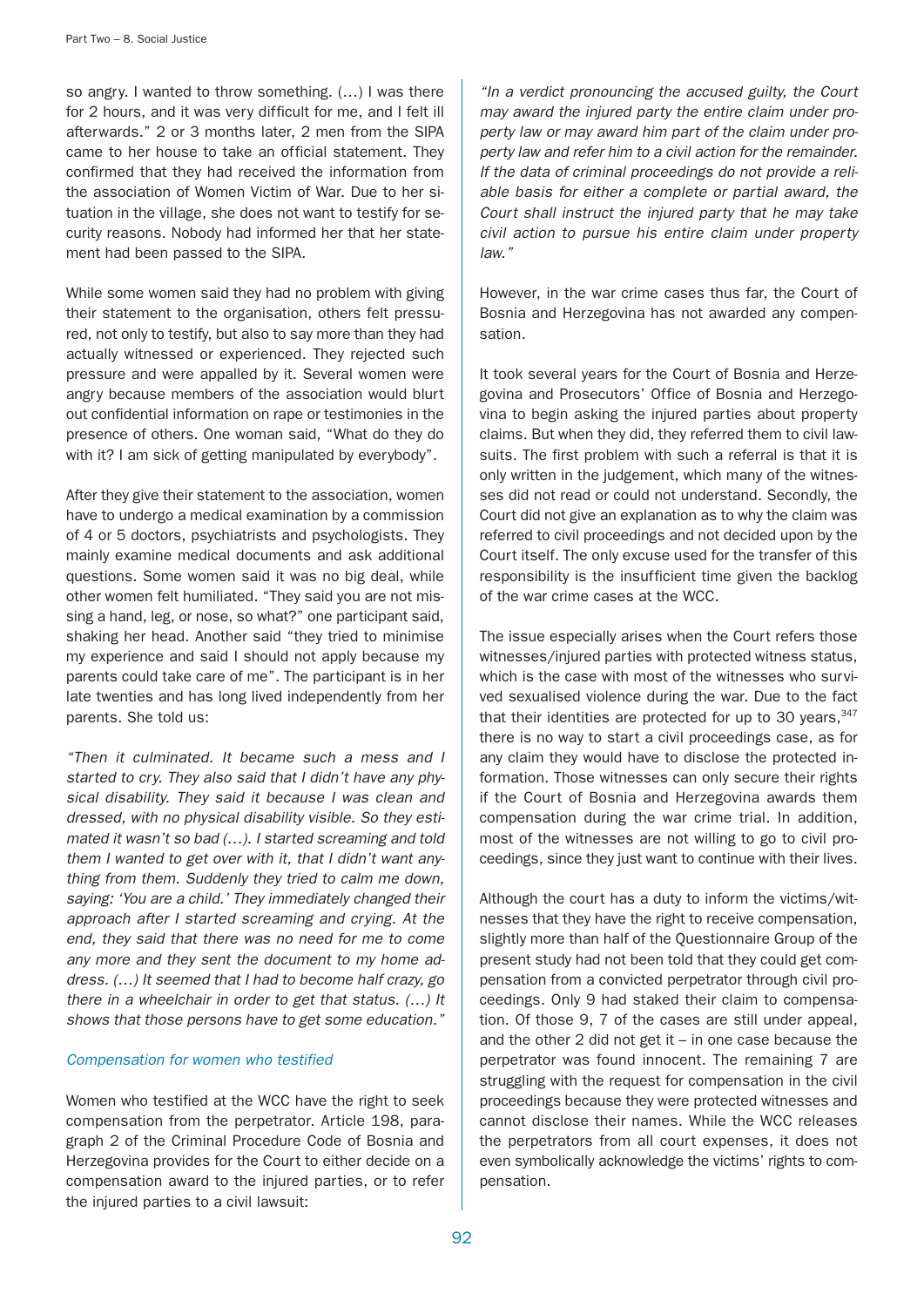so angry. I wanted to throw something. (…) I was there for 2 hours, and it was very difficult for me, and I felt ill afterwards." 2 or 3 months later, 2 men from the SIPA came to her house to take an official statement. They confirmed that they had received the information from the association of Women Victim of War. Due to her situation in the village, she does not want to testify for security reasons. Nobody had informed her that her statement had been passed to the SIPA.

While some women said they had no problem with giving their statement to the organisation, others felt pressured, not only to testify, but also to say more than they had actually witnessed or experienced. They rejected such pressure and were appalled by it. Several women were angry because members of the association would blurt out confidential information on rape or testimonies in the presence of others. One woman said, "What do they do with it? I am sick of getting manipulated by everybody".

After they give their statement to the association, women have to undergo a medical examination by a commission of 4 or 5 doctors, psychiatrists and psychologists. They mainly examine medical documents and ask additional questions. Some women said it was no big deal, while other women felt humiliated. "They said you are not missing a hand, leg, or nose, so what?" one participant said, shaking her head. Another said "they tried to minimise my experience and said I should not apply because my parents could take care of me". The participant is in her late twenties and has long lived independently from her parents. She told us:

*"Then it culminated. It became such a mess and I started to cry. They also said that I didn't have any physical disability. They said it because I was clean and dressed, with no physical disability visible. So they estimated it wasn't so bad (…). I started screaming and told them I wanted to get over with it, that I didn't want anything from them. Suddenly they tried to calm me down, saying: 'You are a child.' They immediately changed their approach after I started screaming and crying. At the end, they said that there was no need for me to come any more and they sent the document to my home address. (…) It seemed that I had to become half crazy, go there in a wheelchair in order to get that status. (…) It shows that those persons have to get some education."*

### *Compensation for women who testified*

Women who testified at the WCC have the right to seek compensation from the perpetrator. Article 198, paragraph 2 of the Criminal Procedure Code of Bosnia and Herzegovina provides for the Court to either decide on a compensation award to the injured parties, or to refer the injured parties to a civil lawsuit:

*"In a verdict pronouncing the accused guilty, the Court may award the injured party the entire claim under property law or may award him part of the claim under property law and refer him to a civil action for the remainder. If the data of criminal proceedings do not provide a reliable basis for either a complete or partial award, the Court shall instruct the injured party that he may take civil action to pursue his entire claim under property law."*

However, in the war crime cases thus far, the Court of Bosnia and Herzegovina has not awarded any compensation.

It took several years for the Court of Bosnia and Herzegovina and Prosecutors' Office of Bosnia and Herzegovina to begin asking the injured parties about property claims. But when they did, they referred them to civil lawsuits. The first problem with such a referral is that it is only written in the judgement, which many of the witnesses did not read or could not understand. Secondly, the Court did not give an explanation as to why the claim was referred to civil proceedings and not decided upon by the Court itself. The only excuse used for the transfer of this responsibility is the insufficient time given the backlog of the war crime cases at the WCC.

The issue especially arises when the Court refers those witnesses/injured parties with protected witness status, which is the case with most of the witnesses who survived sexualised violence during the war. Due to the fact that their identities are protected for up to 30 years,[347] there is no way to start a civil proceedings case, as for any claim they would have to disclose the protected information. Those witnesses can only secure their rights if the Court of Bosnia and Herzegovina awards them compensation during the war crime trial. In addition, most of the witnesses are not willing to go to civil proceedings, since they just want to continue with their lives.

Although the court has a duty to inform the victims/witnesses that they have the right to receive compensation, slightly more than half of the Questionnaire Group of the present study had not been told that they could get compensation from a convicted perpetrator through civil proceedings. Only 9 had staked their claim to compensation. Of those 9, 7 of the cases are still under appeal, and the other 2 did not get it – in one case because the perpetrator was found innocent. The remaining 7 are struggling with the request for compensation in the civil proceedings because they were protected witnesses and cannot disclose their names. While the WCC releases the perpetrators from all court expenses, it does not even symbolically acknowledge the victims' rights to compensation.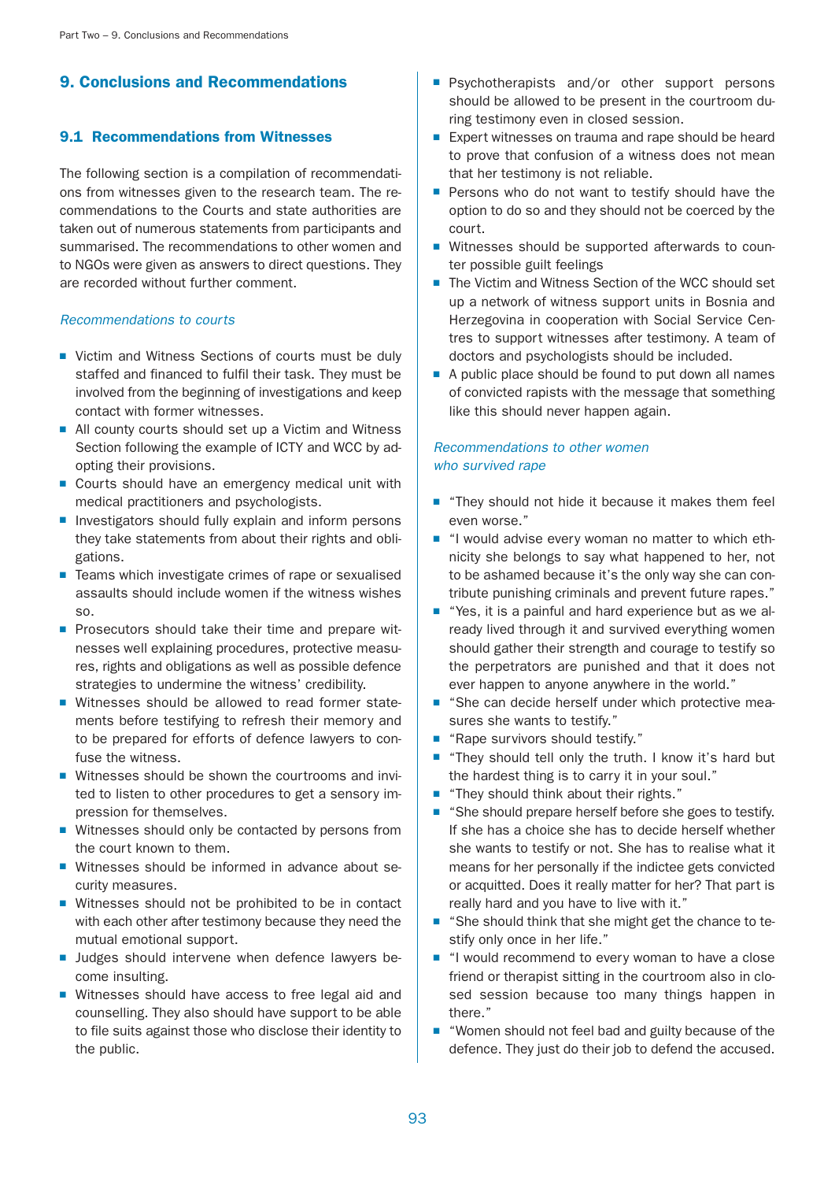## 9. Conclusions and Recommendations

### 9.1 Recommendations from Witnesses

The following section is a compilation of recommendations from witnesses given to the research team. The recommendations to the Courts and state authorities are taken out of numerous statements from participants and summarised. The recommendations to other women and to NGOs were given as answers to direct questions. They are recorded without further comment.

*Recommendations to courts*

- Victim and Witness Sections of courts must be duly staffed and financed to fulfil their task. They must be involved from the beginning of investigations and keep contact with former witnesses.
- All county courts should set up a Victim and Witness Section following the example of ICTY and WCC by adopting their provisions.
- Courts should have an emergency medical unit with medical practitioners and psychologists.
- Investigators should fully explain and inform persons they take statements from about their rights and obligations.
- Teams which investigate crimes of rape or sexualised assaults should include women if the witness wishes so.
- Prosecutors should take their time and prepare witnesses well explaining procedures, protective measures, rights and obligations as well as possible defence strategies to undermine the witness' credibility.
- Witnesses should be allowed to read former statements before testifying to refresh their memory and to be prepared for efforts of defence lawyers to confuse the witness.
- Witnesses should be shown the courtrooms and invited to listen to other procedures to get a sensory impression for themselves.
- Witnesses should only be contacted by persons from the court known to them.
- Witnesses should be informed in advance about security measures.
- Witnesses should not be prohibited to be in contact with each other after testimony because they need the mutual emotional support.
- Judges should intervene when defence lawyers become insulting.
- Witnesses should have access to free legal aid and counselling. They also should have support to be able to file suits against those who disclose their identity to the public.
- Psychotherapists and/or other support persons should be allowed to be present in the courtroom during testimony even in closed session.
- Expert witnesses on trauma and rape should be heard to prove that confusion of a witness does not mean that her testimony is not reliable.
- Persons who do not want to testify should have the option to do so and they should not be coerced by the court.
- Witnesses should be supported afterwards to counter possible guilt feelings
- The Victim and Witness Section of the WCC should set up a network of witness support units in Bosnia and Herzegovina in cooperation with Social Service Centres to support witnesses after testimony. A team of doctors and psychologists should be included.
- A public place should be found to put down all names of convicted rapists with the message that something like this should never happen again.

*Recommendations to other women who survived rape*

- "They should not hide it because it makes them feel even worse."
- "I would advise every woman no matter to which ethnicity she belongs to say what happened to her, not to be ashamed because it's the only way she can contribute punishing criminals and prevent future rapes."
- "Yes, it is a painful and hard experience but as we already lived through it and survived everything women should gather their strength and courage to testify so the perpetrators are punished and that it does not ever happen to anyone anywhere in the world."
- "She can decide herself under which protective measures she wants to testify."
- "Rape survivors should testify."
- "They should tell only the truth. I know it's hard but the hardest thing is to carry it in your soul."
- "They should think about their rights."
- "She should prepare herself before she goes to testify. If she has a choice she has to decide herself whether she wants to testify or not. She has to realise what it means for her personally if the indictee gets convicted or acquitted. Does it really matter for her? That part is really hard and you have to live with it."
- "She should think that she might get the chance to testify only once in her life."
- "I would recommend to every woman to have a close friend or therapist sitting in the courtroom also in closed session because too many things happen in there."
- "Women should not feel bad and guilty because of the defence. They just do their job to defend the accused.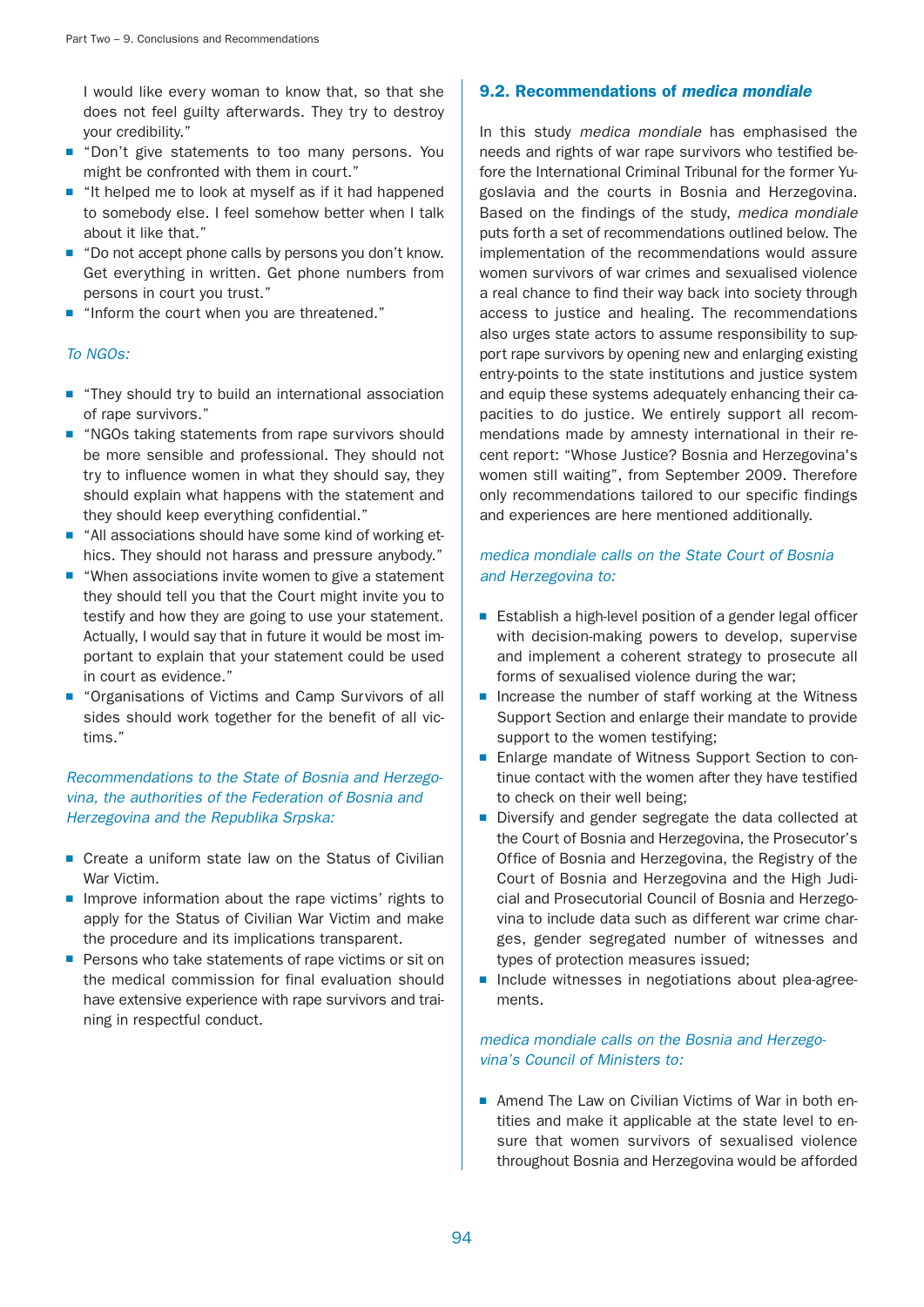I would like every woman to know that, so that she does not feel guilty afterwards. They try to destroy your credibility."

- "Don't give statements to too many persons. You might be confronted with them in court."
- "It helped me to look at myself as if it had happened to somebody else. I feel somehow better when I talk about it like that."
- "Do not accept phone calls by persons you don't know. Get everything in written. Get phone numbers from persons in court you trust."
- "Inform the court when you are threatened."

*To NGOs:*

- "They should try to build an international association of rape survivors."
- "NGOs taking statements from rape survivors should be more sensible and professional. They should not try to influence women in what they should say, they should explain what happens with the statement and they should keep everything confidential."
- "All associations should have some kind of working ethics. They should not harass and pressure anybody."
- "When associations invite women to give a statement they should tell you that the Court might invite you to testify and how they are going to use your statement. Actually, I would say that in future it would be most important to explain that your statement could be used in court as evidence."
- "Organisations of Victims and Camp Survivors of all sides should work together for the benefit of all victims."

*Recommendations to the State of Bosnia and Herzegovina, the authorities of the Federation of Bosnia and Herzegovina and the Republika Srpska:*

- Create a uniform state law on the Status of Civilian War Victim.
- Improve information about the rape victims' rights to apply for the Status of Civilian War Victim and make the procedure and its implications transparent.
- Persons who take statements of rape victims or sit on the medical commission for final evaluation should have extensive experience with rape survivors and training in respectful conduct.

## 9.2. Recommendations of *medica mondiale*

In this study *medica mondiale* has emphasised the needs and rights of war rape survivors who testified before the International Criminal Tribunal for the former Yugoslavia and the courts in Bosnia and Herzegovina. Based on the findings of the study, *medica mondiale* puts forth a set of recommendations outlined below. The implementation of the recommendations would assure women survivors of war crimes and sexualised violence a real chance to find their way back into society through access to justice and healing. The recommendations also urges state actors to assume responsibility to support rape survivors by opening new and enlarging existing entry-points to the state institutions and justice system and equip these systems adequately enhancing their capacities to do justice. We entirely support all recommendations made by amnesty international in their recent report: "Whose Justice? Bosnia and Herzegovina's women still waiting", from September 2009. Therefore only recommendations tailored to our specific findings and experiences are here mentioned additionally.

*medica mondiale calls on the State Court of Bosnia and Herzegovina to:*

- Establish a high-level position of a gender legal officer with decision-making powers to develop, supervise and implement a coherent strategy to prosecute all forms of sexualised violence during the war;
- Increase the number of staff working at the Witness Support Section and enlarge their mandate to provide support to the women testifying;
- Enlarge mandate of Witness Support Section to continue contact with the women after they have testified to check on their well being;
- Diversify and gender segregate the data collected at the Court of Bosnia and Herzegovina, the Prosecutor's Office of Bosnia and Herzegovina, the Registry of the Court of Bosnia and Herzegovina and the High Judicial and Prosecutorial Council of Bosnia and Herzegovina to include data such as different war crime charges, gender segregated number of witnesses and types of protection measures issued;
- Include witnesses in negotiations about plea-agreements.

*medica mondiale calls on the Bosnia and Herzegovina's Council of Ministers to:*

- Amend The Law on Civilian Victims of War in both entities and make it applicable at the state level to ensure that women survivors of sexualised violence throughout Bosnia and Herzegovina would be afforded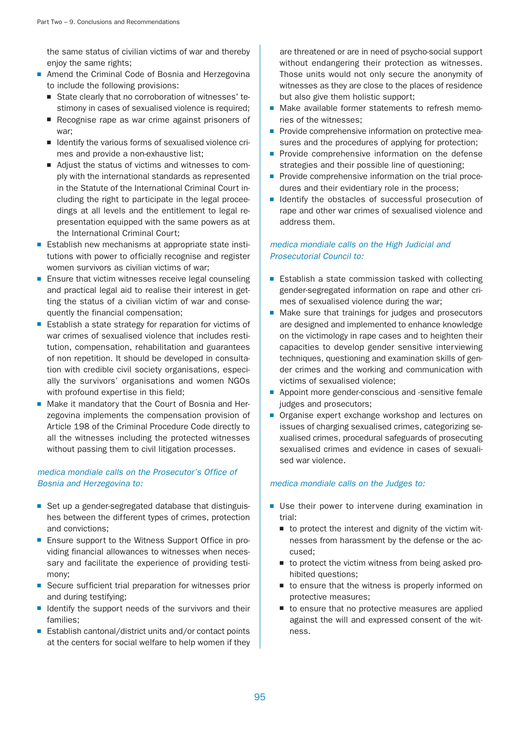the same status of civilian victims of war and thereby enjoy the same rights;

- Amend the Criminal Code of Bosnia and Herzegovina to include the following provisions:
  - State clearly that no corroboration of witnesses' testimony in cases of sexualised violence is required;
  - Recognise rape as war crime against prisoners of war;
  - Identify the various forms of sexualised violence crimes and provide a non-exhaustive list;
  - Adjust the status of victims and witnesses to comply with the international standards as represented in the Statute of the International Criminal Court including the right to participate in the legal proceedings at all levels and the entitlement to legal representation equipped with the same powers as at the International Criminal Court;
- Establish new mechanisms at appropriate state institutions with power to officially recognise and register women survivors as civilian victims of war;
- Ensure that victim witnesses receive legal counseling and practical legal aid to realise their interest in getting the status of a civilian victim of war and consequently the financial compensation;
- Establish a state strategy for reparation for victims of war crimes of sexualised violence that includes restitution, compensation, rehabilitation and guarantees of non repetition. It should be developed in consultation with credible civil society organisations, especially the survivors' organisations and women NGOs with profound expertise in this field;
- Make it mandatory that the Court of Bosnia and Herzegovina implements the compensation provision of Article 198 of the Criminal Procedure Code directly to all the witnesses including the protected witnesses without passing them to civil litigation processes.

*medica mondiale calls on the Prosecutor's Office of Bosnia and Herzegovina to:*

- Set up a gender-segregated database that distinguishes between the different types of crimes, protection and convictions;
- Ensure support to the Witness Support Office in providing financial allowances to witnesses when necessary and facilitate the experience of providing testimony;
- Secure sufficient trial preparation for witnesses prior and during testifying;
- Identify the support needs of the survivors and their families;
- Establish cantonal/district units and/or contact points at the centers for social welfare to help women if they are threatened or are in need of psycho-social support without endangering their protection as witnesses. Those units would not only secure the anonymity of witnesses as they are close to the places of residence but also give them holistic support;
- Make available former statements to refresh memories of the witnesses;
- Provide comprehensive information on protective measures and the procedures of applying for protection;
- Provide comprehensive information on the defense strategies and their possible line of questioning;
- Provide comprehensive information on the trial procedures and their evidentiary role in the process;
- Identify the obstacles of successful prosecution of rape and other war crimes of sexualised violence and address them.

*medica mondiale calls on the High Judicial and Prosecutorial Council to:*

- Establish a state commission tasked with collecting gender-segregated information on rape and other crimes of sexualised violence during the war;
- Make sure that trainings for judges and prosecutors are designed and implemented to enhance knowledge on the victimology in rape cases and to heighten their capacities to develop gender sensitive interviewing techniques, questioning and examination skills of gender crimes and the working and communication with victims of sexualised violence;
- Appoint more gender-conscious and -sensitive female judges and prosecutors;
- Organise expert exchange workshop and lectures on issues of charging sexualised crimes, categorizing sexualised crimes, procedural safeguards of prosecuting sexualised crimes and evidence in cases of sexualised war violence.

*medica mondiale calls on the Judges to:*

- Use their power to intervene during examination in trial:
  - to protect the interest and dignity of the victim witnesses from harassment by the defense or the accused;
  - to protect the victim witness from being asked prohibited questions;
  - to ensure that the witness is properly informed on protective measures;
  - to ensure that no protective measures are applied against the will and expressed consent of the witness.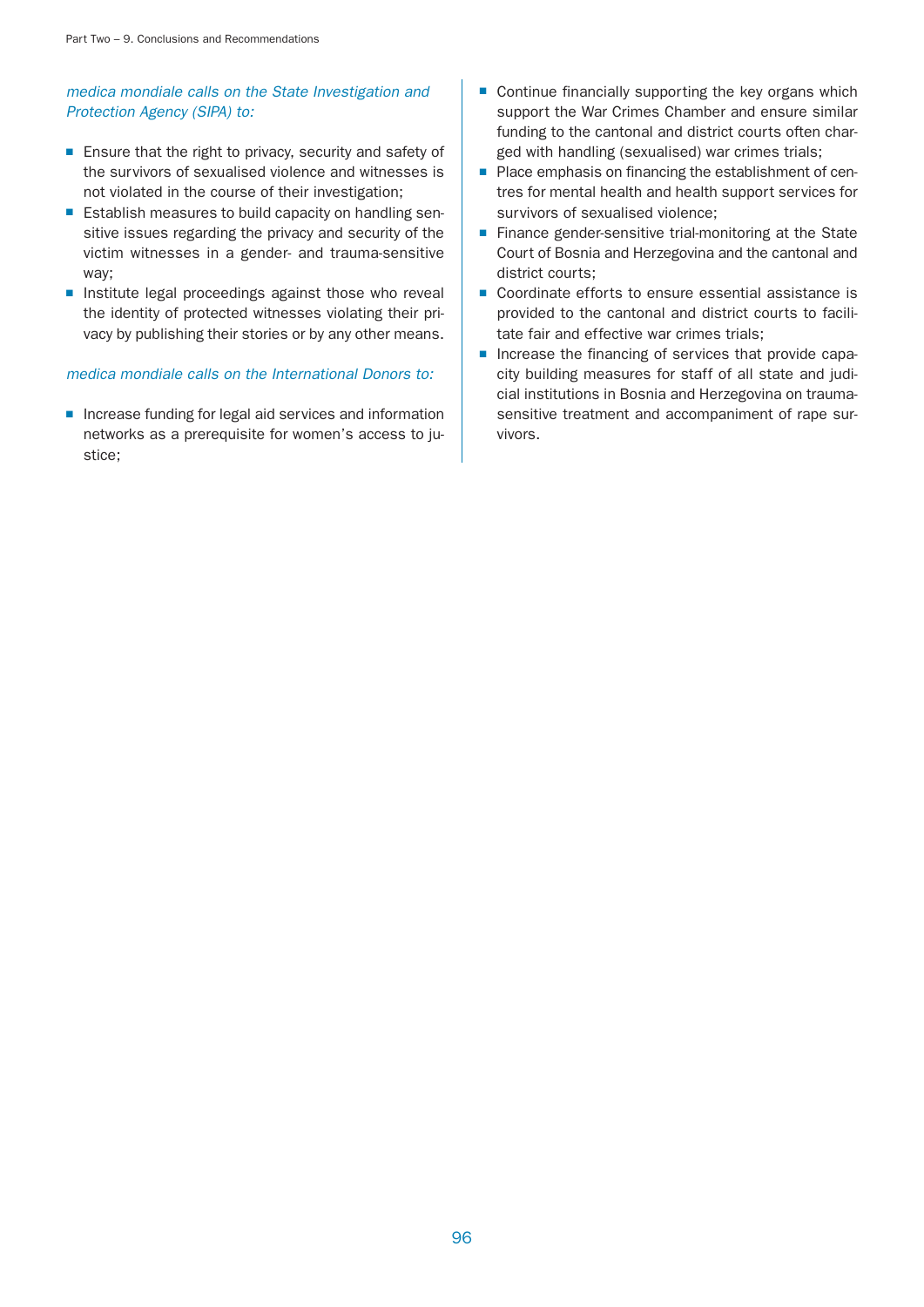*medica mondiale calls on the State Investigation and Protection Agency (SIPA) to:*

- Ensure that the right to privacy, security and safety of the survivors of sexualised violence and witnesses is not violated in the course of their investigation;
- Establish measures to build capacity on handling sensitive issues regarding the privacy and security of the victim witnesses in a gender- and trauma-sensitive way;
- Institute legal proceedings against those who reveal the identity of protected witnesses violating their privacy by publishing their stories or by any other means.

*medica mondiale calls on the International Donors to:*

- Increase funding for legal aid services and information networks as a prerequisite for women's access to justice;
- Continue financially supporting the key organs which support the War Crimes Chamber and ensure similar funding to the cantonal and district courts often charged with handling (sexualised) war crimes trials;
- Place emphasis on financing the establishment of centres for mental health and health support services for survivors of sexualised violence;
- Finance gender-sensitive trial-monitoring at the State Court of Bosnia and Herzegovina and the cantonal and district courts;
- Coordinate efforts to ensure essential assistance is provided to the cantonal and district courts to facilitate fair and effective war crimes trials;
- Increase the financing of services that provide capacity building measures for staff of all state and judicial institutions in Bosnia and Herzegovina on trauma-sensitive treatment and accompaniment of rape survivors.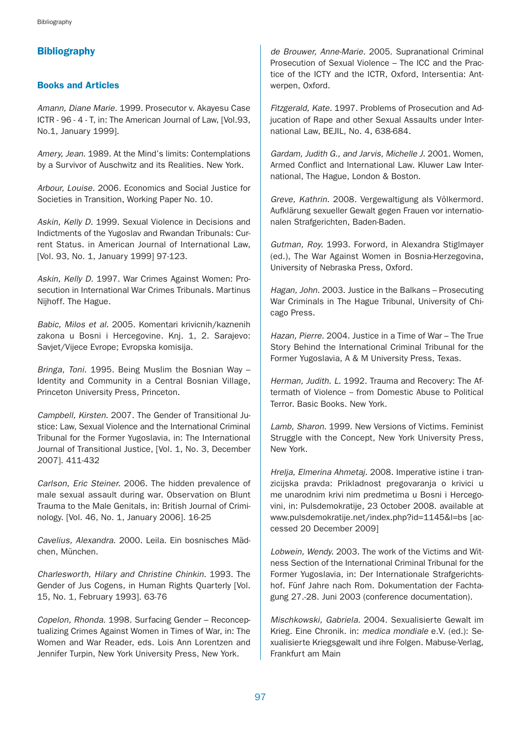# Bibliography

## Books and Articles

*Amann, Diane Marie.* 1999. Prosecutor v. Akayesu Case ICTR - 96 - 4 - T, in: The American Journal of Law, [Vol.93, No.1, January 1999].

*Amery, Jean.* 1989. At the Mind's limits: Contemplations by a Survivor of Auschwitz and its Realities. New York.

*Arbour, Louise.* 2006. Economics and Social Justice for Societies in Transition, Working Paper No. 10.

*Askin, Kelly D.* 1999. Sexual Violence in Decisions and Indictments of the Yugoslav and Rwandan Tribunals: Current Status. in American Journal of International Law, [Vol. 93, No. 1, January 1999] 97-123.

*Askin, Kelly D.* 1997. War Crimes Against Women: Prosecution in International War Crimes Tribunals. Martinus Nijhoff. The Hague.

*Babic, Milos et al.* 2005. Komentari krivicnih/kaznenih zakona u Bosni i Hercegovine. Knj. 1, 2. Sarajevo: Savjet/Vijece Evrope; Evropska komisija.

*Bringa, Toni.* 1995. Being Muslim the Bosnian Way – Identity and Community in a Central Bosnian Village, Princeton University Press, Princeton.

*Campbell, Kirsten.* 2007. The Gender of Transitional Justice: Law, Sexual Violence and the International Criminal Tribunal for the Former Yugoslavia, in: The International Journal of Transitional Justice, [Vol. 1, No. 3, December 2007]. 411-432

*Carlson, Eric Steiner.* 2006. The hidden prevalence of male sexual assault during war. Observation on Blunt Trauma to the Male Genitals, in: British Journal of Criminology. [Vol. 46, No. 1, January 2006]. 16-25

*Cavelius, Alexandra.* 2000. Leila. Ein bosnisches Mädchen, München.

*Charlesworth, Hilary and Christine Chinkin.* 1993. The Gender of Jus Cogens, in Human Rights Quarterly [Vol. 15, No. 1, February 1993]. 63-76

*Copelon, Rhonda.* 1998. Surfacing Gender – Reconceptualizing Crimes Against Women in Times of War, in: The Women and War Reader, eds. Lois Ann Lorentzen and Jennifer Turpin, New York University Press, New York.

*de Brouwer, Anne-Marie.* 2005. Supranational Criminal Prosecution of Sexual Violence – The ICC and the Practice of the ICTY and the ICTR, Oxford, Intersentia: Antwerpen, Oxford.

*Fitzgerald, Kate.* 1997. Problems of Prosecution and Adjucation of Rape and other Sexual Assaults under International Law, BEJIL, No. 4, 638-684.

*Gardam, Judith G., and Jarvis, Michelle J.* 2001. Women, Armed Conflict and International Law. Kluwer Law International, The Hague, London & Boston.

*Greve, Kathrin.* 2008. Vergewaltigung als Völkermord. Aufklärung sexueller Gewalt gegen Frauen vor internationalen Strafgerichten, Baden-Baden.

*Gutman, Roy.* 1993. Forword, in Alexandra Stiglmayer (ed.), The War Against Women in Bosnia-Herzegovina, University of Nebraska Press, Oxford.

*Hagan, John.* 2003. Justice in the Balkans – Prosecuting War Criminals in The Hague Tribunal, University of Chicago Press.

*Hazan, Pierre.* 2004. Justice in a Time of War – The True Story Behind the International Criminal Tribunal for the Former Yugoslavia, A & M University Press, Texas.

*Herman, Judith. L.* 1992. Trauma and Recovery: The Aftermath of Violence – from Domestic Abuse to Political Terror. Basic Books. New York.

*Lamb, Sharon.* 1999. New Versions of Victims. Feminist Struggle with the Concept, New York University Press, New York.

*Hrelja, Elmerina Ahmetaj.* 2008. Imperative istine i tranzicijska pravda: Prikladnost pregovaranja o krivici u me unarodnim krivi nim predmetima u Bosni i Hercegovini, in: Pulsdemokratije, 23 October 2008. available at www.pulsdemokratije.net/index.php?id=1145&l=bs [accessed 20 December 2009]

*Lobwein, Wendy.* 2003. The work of the Victims and Witness Section of the International Criminal Tribunal for the Former Yugoslavia, in: Der Internationale Strafgerichtshof. Fünf Jahre nach Rom. Dokumentation der Fachtagung 27.-28. Juni 2003 (conference documentation).

*Mischkowski, Gabriela.* 2004. Sexualisierte Gewalt im Krieg. Eine Chronik. in: *medica mondiale* e.V. (ed.): Sexualisierte Kriegsgewalt und ihre Folgen. Mabuse-Verlag, Frankfurt am Main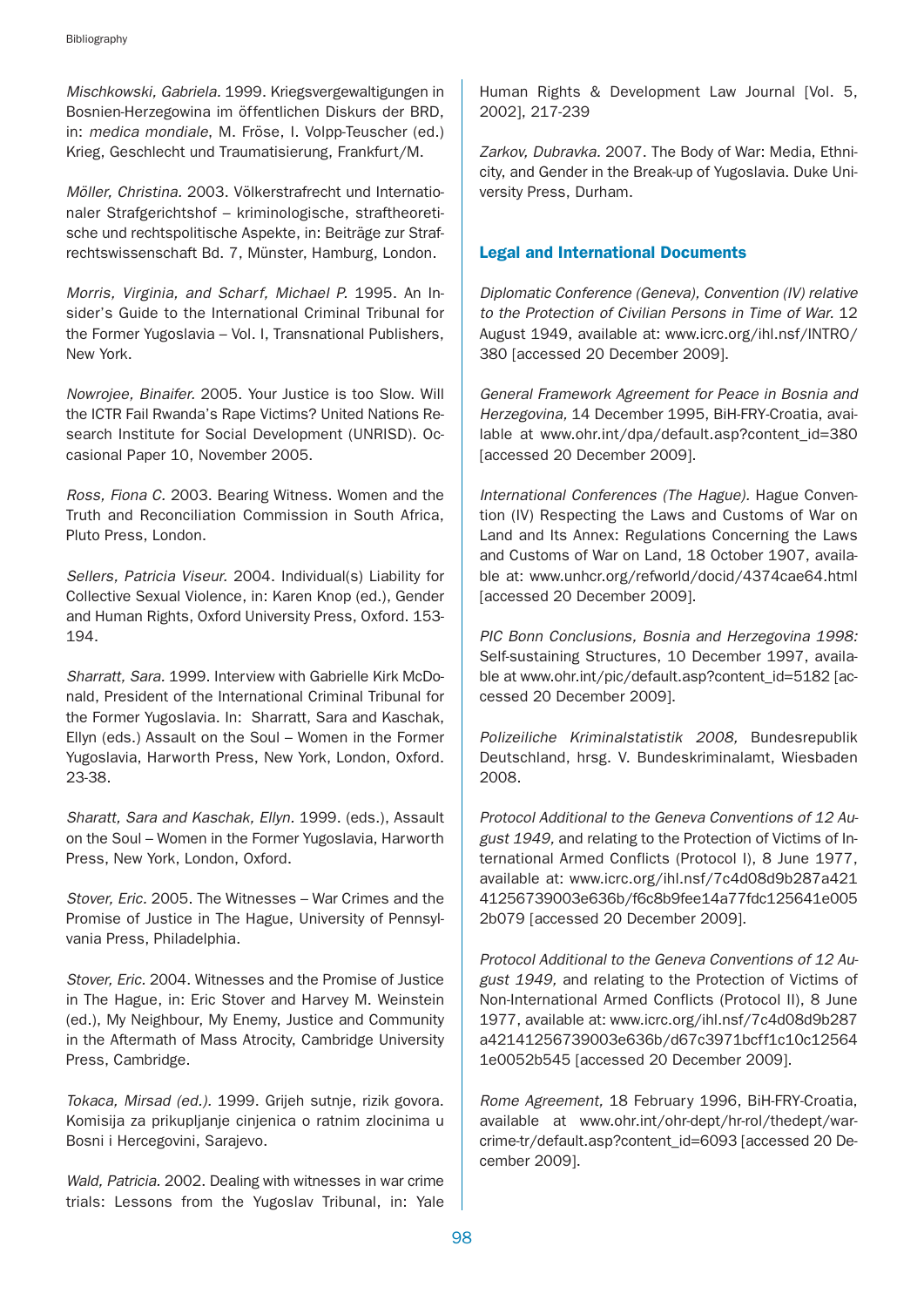*Mischkowski, Gabriela.* 1999. Kriegsvergewaltigungen in Bosnien-Herzegowina im öffentlichen Diskurs der BRD, in: *medica mondiale*, M. Fröse, I. Volpp-Teuscher (ed.) Krieg, Geschlecht und Traumatisierung, Frankfurt/M.

*Möller, Christina.* 2003. Völkerstrafrecht und Internationaler Strafgerichtshof – kriminologische, straftheoretische und rechtspolitische Aspekte, in: Beiträge zur Strafrechtswissenschaft Bd. 7, Münster, Hamburg, London.

*Morris, Virginia, and Scharf, Michael P.* 1995. An Insider's Guide to the International Criminal Tribunal for the Former Yugoslavia – Vol. I, Transnational Publishers, New York.

*Nowrojee, Binaifer.* 2005. Your Justice is too Slow. Will the ICTR Fail Rwanda's Rape Victims? United Nations Research Institute for Social Development (UNRISD). Occasional Paper 10, November 2005.

*Ross, Fiona C.* 2003. Bearing Witness. Women and the Truth and Reconciliation Commission in South Africa, Pluto Press, London.

*Sellers, Patricia Viseur.* 2004. Individual(s) Liability for Collective Sexual Violence, in: Karen Knop (ed.), Gender and Human Rights, Oxford University Press, Oxford. 153-194.

*Sharratt, Sara.* 1999. Interview with Gabrielle Kirk McDonald, President of the International Criminal Tribunal for the Former Yugoslavia. In: Sharratt, Sara and Kaschak, Ellyn (eds.) Assault on the Soul – Women in the Former Yugoslavia, Harworth Press, New York, London, Oxford. 23-38.

*Sharatt, Sara and Kaschak, Ellyn.* 1999. (eds.), Assault on the Soul – Women in the Former Yugoslavia, Harworth Press, New York, London, Oxford.

*Stover, Eric.* 2005. The Witnesses – War Crimes and the Promise of Justice in The Hague, University of Pennsylvania Press, Philadelphia.

*Stover, Eric.* 2004. Witnesses and the Promise of Justice in The Hague, in: Eric Stover and Harvey M. Weinstein (ed.), My Neighbour, My Enemy, Justice and Community in the Aftermath of Mass Atrocity, Cambridge University Press, Cambridge.

*Tokaca, Mirsad (ed.).* 1999. Grijeh sutnje, rizik govora. Komisija za prikupljanje cinjenica o ratnim zlocinima u Bosni i Hercegovini, Sarajevo.

*Wald, Patricia.* 2002. Dealing with witnesses in war crime trials: Lessons from the Yugoslav Tribunal, in: Yale Human Rights & Development Law Journal [Vol. 5, 2002], 217-239

*Zarkov, Dubravka.* 2007. The Body of War: Media, Ethnicity, and Gender in the Break-up of Yugoslavia. Duke University Press, Durham.

## Legal and International Documents

*Diplomatic Conference (Geneva), Convention (IV) relative to the Protection of Civilian Persons in Time of War.* 12 August 1949, available at: www.icrc.org/ihl.nsf/INTRO/380 [accessed 20 December 2009].

*General Framework Agreement for Peace in Bosnia and Herzegovina,* 14 December 1995, BiH-FRY-Croatia, available at www.ohr.int/dpa/default.asp?content_id=380 [accessed 20 December 2009].

*International Conferences (The Hague).* Hague Convention (IV) Respecting the Laws and Customs of War on Land and Its Annex: Regulations Concerning the Laws and Customs of War on Land, 18 October 1907, available at: www.unhcr.org/refworld/docid/4374cae64.html [accessed 20 December 2009].

*PIC Bonn Conclusions, Bosnia and Herzegovina 1998:* Self-sustaining Structures, 10 December 1997, available at www.ohr.int/pic/default.asp?content_id=5182 [accessed 20 December 2009].

*Polizeiliche Kriminalstatistik 2008,* Bundesrepublik Deutschland, hrsg. V. Bundeskriminalamt, Wiesbaden 2008.

*Protocol Additional to the Geneva Conventions of 12 August 1949,* and relating to the Protection of Victims of International Armed Conflicts (Protocol I), 8 June 1977, available at: www.icrc.org/ihl.nsf/7c4d08d9b287a42141256739003e636b/f6c8b9fee14a77fdc125641e0052b079 [accessed 20 December 2009].

*Protocol Additional to the Geneva Conventions of 12 August 1949,* and relating to the Protection of Victims of Non-International Armed Conflicts (Protocol II), 8 June 1977, available at: www.icrc.org/ihl.nsf/7c4d08d9b287a42141256739003e636b/d67c3971bcff1c10c125641e0052b545 [accessed 20 December 2009].

*Rome Agreement,* 18 February 1996, BiH-FRY-Croatia, available at www.ohr.int/ohr-dept/hr-rol/thedept/war-crime-tr/default.asp?content_id=6093 [accessed 20 December 2009].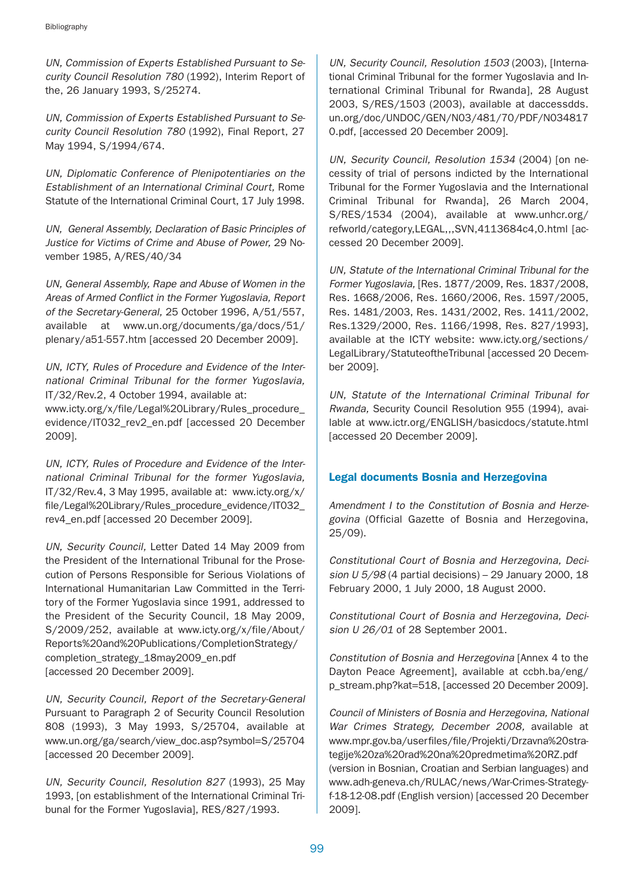*UN, Commission of Experts Established Pursuant to Security Council Resolution 780* (1992), Interim Report of the, 26 January 1993, S/25274.

*UN, Commission of Experts Established Pursuant to Security Council Resolution 780* (1992), Final Report, 27 May 1994, S/1994/674.

*UN, Diplomatic Conference of Plenipotentiaries on the Establishment of an International Criminal Court,* Rome Statute of the International Criminal Court, 17 July 1998.

*UN, General Assembly, Declaration of Basic Principles of Justice for Victims of Crime and Abuse of Power,* 29 November 1985, A/RES/40/34

*UN, General Assembly, Rape and Abuse of Women in the Areas of Armed Conflict in the Former Yugoslavia, Report of the Secretary-General,* 25 October 1996, A/51/557, available at www.un.org/documents/ga/docs/51/plenary/a51-557.htm [accessed 20 December 2009].

*UN, ICTY, Rules of Procedure and Evidence of the International Criminal Tribunal for the former Yugoslavia,* IT/32/Rev.2, 4 October 1994, available at: www.icty.org/x/file/Legal%20Library/Rules_procedure_evidence/IT032_rev2_en.pdf [accessed 20 December 2009].

*UN, ICTY, Rules of Procedure and Evidence of the International Criminal Tribunal for the former Yugoslavia,* IT/32/Rev.4, 3 May 1995, available at: www.icty.org/x/file/Legal%20Library/Rules_procedure_evidence/IT032_rev4_en.pdf [accessed 20 December 2009].

*UN, Security Council,* Letter Dated 14 May 2009 from the President of the International Tribunal for the Prosecution of Persons Responsible for Serious Violations of International Humanitarian Law Committed in the Territory of the Former Yugoslavia since 1991, addressed to the President of the Security Council, 18 May 2009, S/2009/252, available at www.icty.org/x/file/About/Reports%20and%20Publications/CompletionStrategy/completion_strategy_18may2009_en.pdf [accessed 20 December 2009].

*UN, Security Council, Report of the Secretary-General* Pursuant to Paragraph 2 of Security Council Resolution 808 (1993), 3 May 1993, S/25704, available at www.un.org/ga/search/view_doc.asp?symbol=S/25704 [accessed 20 December 2009].

*UN, Security Council, Resolution 827* (1993), 25 May 1993, [on establishment of the International Criminal Tribunal for the Former Yugoslavia], RES/827/1993.

*UN, Security Council, Resolution 1503* (2003), [International Criminal Tribunal for the former Yugoslavia and International Criminal Tribunal for Rwanda], 28 August 2003, S/RES/1503 (2003), available at daccessdds.un.org/doc/UNDOC/GEN/N03/481/70/PDF/N0348170.pdf, [accessed 20 December 2009].

*UN, Security Council, Resolution 1534* (2004) [on necessity of trial of persons indicted by the International Tribunal for the Former Yugoslavia and the International Criminal Tribunal for Rwanda], 26 March 2004, S/RES/1534 (2004), available at www.unhcr.org/refworld/category,LEGAL,,,SVN,4113684c4,0.html [accessed 20 December 2009].

*UN, Statute of the International Criminal Tribunal for the Former Yugoslavia,* [Res. 1877/2009, Res. 1837/2008, Res. 1668/2006, Res. 1660/2006, Res. 1597/2005, Res. 1481/2003, Res. 1431/2002, Res. 1411/2002, Res.1329/2000, Res. 1166/1998, Res. 827/1993], available at the ICTY website: www.icty.org/sections/LegalLibrary/StatuteoftheTribunal [accessed 20 December 2009].

*UN, Statute of the International Criminal Tribunal for Rwanda,* Security Council Resolution 955 (1994), available at www.ictr.org/ENGLISH/basicdocs/statute.html [accessed 20 December 2009].

## Legal documents Bosnia and Herzegovina

*Amendment I to the Constitution of Bosnia and Herzegovina* (Official Gazette of Bosnia and Herzegovina, 25/09).

*Constitutional Court of Bosnia and Herzegovina, Decision U 5/98* (4 partial decisions) – 29 January 2000, 18 February 2000, 1 July 2000, 18 August 2000.

*Constitutional Court of Bosnia and Herzegovina, Decision U 26/01* of 28 September 2001.

*Constitution of Bosnia and Herzegovina* [Annex 4 to the Dayton Peace Agreement], available at ccbh.ba/eng/p_stream.php?kat=518, [accessed 20 December 2009].

*Council of Ministers of Bosnia and Herzegovina, National War Crimes Strategy, December 2008,* available at www.mpr.gov.ba/userfiles/file/Projekti/Drzavna%20strategije%20za%20rad%20na%20predmetima%20RZ.pdf (version in Bosnian, Croatian and Serbian languages) and www.adh-geneva.ch/RULAC/news/War-Crimes-Strategy-f-18-12-08.pdf (English version) [accessed 20 December 2009].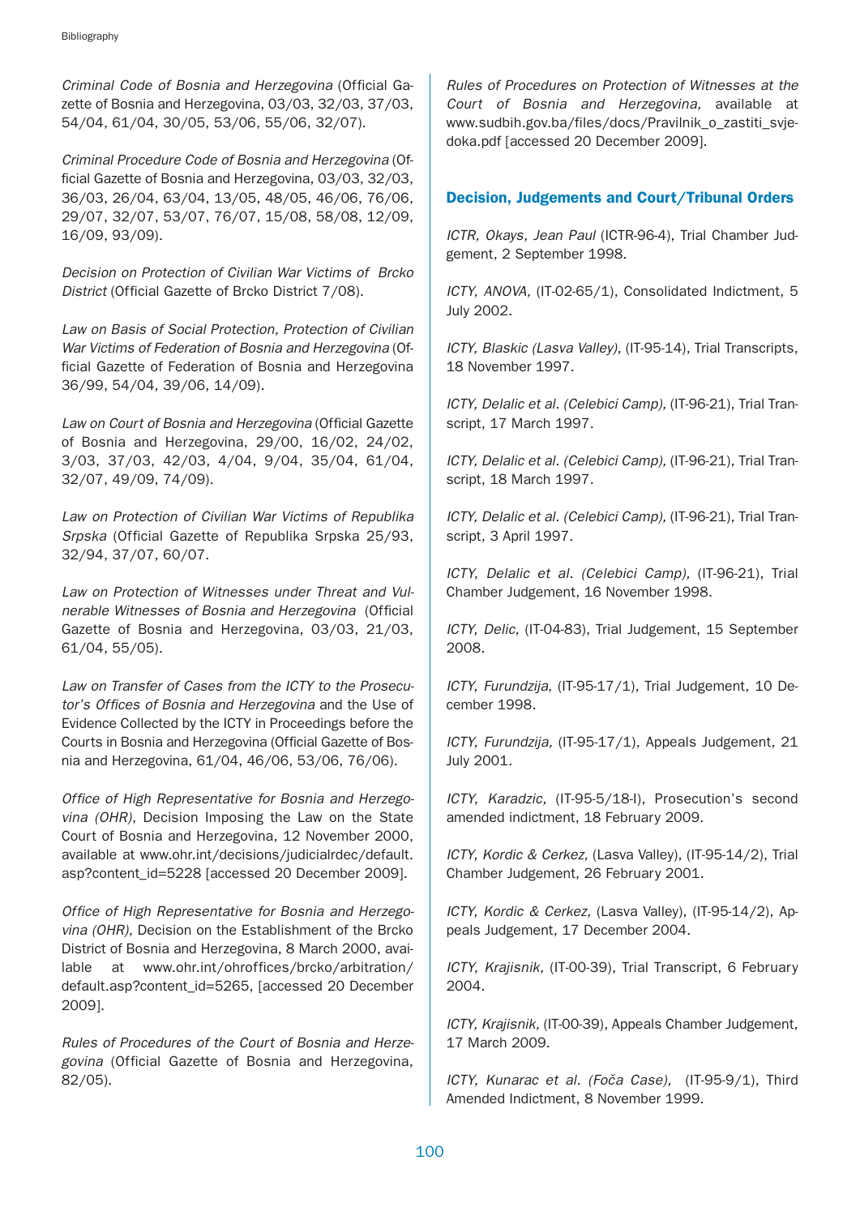*Criminal Code of Bosnia and Herzegovina* (Official Gazette of Bosnia and Herzegovina, 03/03, 32/03, 37/03, 54/04, 61/04, 30/05, 53/06, 55/06, 32/07).

*Criminal Procedure Code of Bosnia and Herzegovina* (Official Gazette of Bosnia and Herzegovina, 03/03, 32/03, 36/03, 26/04, 63/04, 13/05, 48/05, 46/06, 76/06, 29/07, 32/07, 53/07, 76/07, 15/08, 58/08, 12/09, 16/09, 93/09).

*Decision on Protection of Civilian War Victims of Brcko District* (Official Gazette of Brcko District 7/08).

*Law on Basis of Social Protection, Protection of Civilian War Victims of Federation of Bosnia and Herzegovina* (Official Gazette of Federation of Bosnia and Herzegovina 36/99, 54/04, 39/06, 14/09).

*Law on Court of Bosnia and Herzegovina* (Official Gazette of Bosnia and Herzegovina, 29/00, 16/02, 24/02, 3/03, 37/03, 42/03, 4/04, 9/04, 35/04, 61/04, 32/07, 49/09, 74/09).

*Law on Protection of Civilian War Victims of Republika Srpska* (Official Gazette of Republika Srpska 25/93, 32/94, 37/07, 60/07.

*Law on Protection of Witnesses under Threat and Vulnerable Witnesses of Bosnia and Herzegovina* (Official Gazette of Bosnia and Herzegovina, 03/03, 21/03, 61/04, 55/05).

*Law on Transfer of Cases from the ICTY to the Prosecutor's Offices of Bosnia and Herzegovina* and the Use of Evidence Collected by the ICTY in Proceedings before the Courts in Bosnia and Herzegovina (Official Gazette of Bosnia and Herzegovina, 61/04, 46/06, 53/06, 76/06).

*Office of High Representative for Bosnia and Herzegovina (OHR)*, Decision Imposing the Law on the State Court of Bosnia and Herzegovina, 12 November 2000, available at www.ohr.int/decisions/judicialrdec/default.asp?content_id=5228 [accessed 20 December 2009].

*Office of High Representative for Bosnia and Herzegovina (OHR)*, Decision on the Establishment of the Brcko District of Bosnia and Herzegovina, 8 March 2000, available at www.ohr.int/ohroffices/brcko/arbitration/default.asp?content_id=5265, [accessed 20 December 2009].

*Rules of Procedures of the Court of Bosnia and Herzegovina* (Official Gazette of Bosnia and Herzegovina, 82/05).

*Rules of Procedures on Protection of Witnesses at the Court of Bosnia and Herzegovina,* available at www.sudbih.gov.ba/files/docs/Pravilnik_o_zastiti_svjedoka.pdf [accessed 20 December 2009].

## Decision, Judgements and Court/Tribunal Orders

*ICTR, Okays, Jean Paul* (ICTR-96-4), Trial Chamber Judgement, 2 September 1998.

*ICTY, ANOVA,* (IT-02-65/1), Consolidated Indictment, 5 July 2002.

*ICTY, Blaskic (Lasva Valley),* (IT-95-14), Trial Transcripts, 18 November 1997.

*ICTY, Delalic et al. (Celebici Camp),* (IT-96-21), Trial Transcript, 17 March 1997.

*ICTY, Delalic et al. (Celebici Camp),* (IT-96-21), Trial Transcript, 18 March 1997.

*ICTY, Delalic et al. (Celebici Camp),* (IT-96-21), Trial Transcript, 3 April 1997.

*ICTY, Delalic et al. (Celebici Camp),* (IT-96-21), Trial Chamber Judgement, 16 November 1998.

*ICTY, Delic,* (IT-04-83), Trial Judgement, 15 September 2008.

*ICTY, Furundzija,* (IT-95-17/1), Trial Judgement, 10 December 1998.

*ICTY, Furundzija,* (IT-95-17/1), Appeals Judgement, 21 July 2001.

*ICTY, Karadzic,* (IT-95-5/18-I), Prosecution's second amended indictment, 18 February 2009.

*ICTY, Kordic & Cerkez,* (Lasva Valley), (IT-95-14/2), Trial Chamber Judgement, 26 February 2001.

*ICTY, Kordic & Cerkez,* (Lasva Valley), (IT-95-14/2), Appeals Judgement, 17 December 2004.

*ICTY, Krajisnik,* (IT-00-39), Trial Transcript, 6 February 2004.

*ICTY, Krajisnik,* (IT-00-39), Appeals Chamber Judgement, 17 March 2009.

*ICTY, Kunarac et al. (Foča Case),* (IT-95-9/1), Third Amended Indictment, 8 November 1999.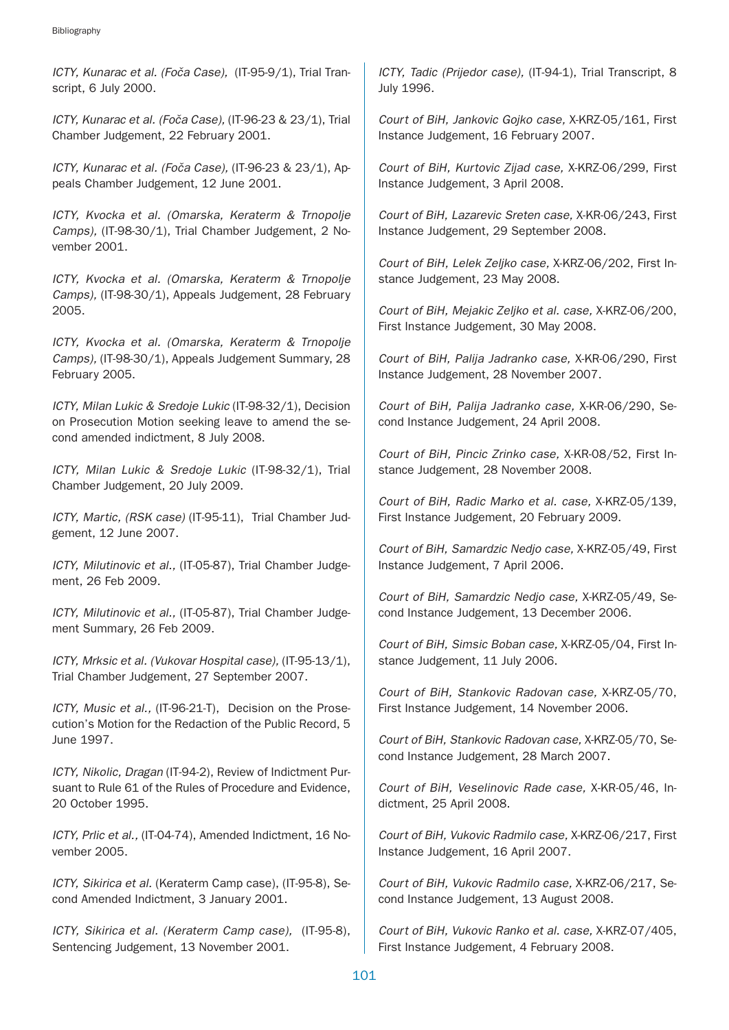*ICTY, Kunarac et al. (Foča Case),* (IT-95-9/1), Trial Transcript, 6 July 2000.

*ICTY, Kunarac et al. (Foča Case),* (IT-96-23 & 23/1), Trial Chamber Judgement, 22 February 2001.

*ICTY, Kunarac et al. (Foča Case),* (IT-96-23 & 23/1), Appeals Chamber Judgement, 12 June 2001.

*ICTY, Kvocka et al. (Omarska, Keraterm & Trnopolje Camps),* (IT-98-30/1), Trial Chamber Judgement, 2 November 2001.

*ICTY, Kvocka et al. (Omarska, Keraterm & Trnopolje Camps),* (IT-98-30/1), Appeals Judgement, 28 February 2005.

*ICTY, Kvocka et al. (Omarska, Keraterm & Trnopolje Camps),* (IT-98-30/1), Appeals Judgement Summary, 28 February 2005.

*ICTY, Milan Lukic & Sredoje Lukic* (IT-98-32/1), Decision on Prosecution Motion seeking leave to amend the second amended indictment, 8 July 2008.

*ICTY, Milan Lukic & Sredoje Lukic* (IT-98-32/1), Trial Chamber Judgement, 20 July 2009.

*ICTY, Martic, (RSK case)* (IT-95-11), Trial Chamber Judgement, 12 June 2007.

*ICTY, Milutinovic et al.,* (IT-05-87), Trial Chamber Judgement, 26 Feb 2009.

*ICTY, Milutinovic et al.,* (IT-05-87), Trial Chamber Judgement Summary, 26 Feb 2009.

*ICTY, Mrksic et al. (Vukovar Hospital case),* (IT-95-13/1), Trial Chamber Judgement, 27 September 2007.

*ICTY, Music et al.,* (IT-96-21-T), Decision on the Prosecution's Motion for the Redaction of the Public Record, 5 June 1997.

*ICTY, Nikolic, Dragan* (IT-94-2), Review of Indictment Pursuant to Rule 61 of the Rules of Procedure and Evidence, 20 October 1995.

*ICTY, Prlic et al.,* (IT-04-74), Amended Indictment, 16 November 2005.

*ICTY, Sikirica et al.* (Keraterm Camp case), (IT-95-8), Second Amended Indictment, 3 January 2001.

*ICTY, Sikirica et al. (Keraterm Camp case),* (IT-95-8), Sentencing Judgement, 13 November 2001.

*ICTY, Tadic (Prijedor case),* (IT-94-1), Trial Transcript, 8 July 1996.

*Court of BiH, Jankovic Gojko case,* X-KRZ-05/161, First Instance Judgement, 16 February 2007.

*Court of BiH, Kurtovic Zijad case,* X-KRZ-06/299, First Instance Judgement, 3 April 2008.

*Court of BiH, Lazarevic Sreten case,* X-KR-06/243, First Instance Judgement, 29 September 2008.

*Court of BiH, Lelek Zeljko case,* X-KRZ-06/202, First Instance Judgement, 23 May 2008.

*Court of BiH, Mejakic Zeljko et al. case,* X-KRZ-06/200, First Instance Judgement, 30 May 2008.

*Court of BiH, Palija Jadranko case,* X-KR-06/290, First Instance Judgement, 28 November 2007.

*Court of BiH, Palija Jadranko case,* X-KR-06/290, Second Instance Judgement, 24 April 2008.

*Court of BiH, Pincic Zrinko case,* X-KR-08/52, First Instance Judgement, 28 November 2008.

*Court of BiH, Radic Marko et al. case,* X-KRZ-05/139, First Instance Judgement, 20 February 2009.

*Court of BiH, Samardzic Nedjo case,* X-KRZ-05/49, First Instance Judgement, 7 April 2006.

*Court of BiH, Samardzic Nedjo case,* X-KRZ-05/49, Second Instance Judgement, 13 December 2006.

*Court of BiH, Simsic Boban case,* X-KRZ-05/04, First Instance Judgement, 11 July 2006.

*Court of BiH, Stankovic Radovan case,* X-KRZ-05/70, First Instance Judgement, 14 November 2006.

*Court of BiH, Stankovic Radovan case,* X-KRZ-05/70, Second Instance Judgement, 28 March 2007.

*Court of BiH, Veselinovic Rade case,* X-KR-05/46, Indictment, 25 April 2008.

*Court of BiH, Vukovic Radmilo case,* X-KRZ-06/217, First Instance Judgement, 16 April 2007.

*Court of BiH, Vukovic Radmilo case,* X-KRZ-06/217, Second Instance Judgement, 13 August 2008.

*Court of BiH, Vukovic Ranko et al. case,* X-KRZ-07/405, First Instance Judgement, 4 February 2008.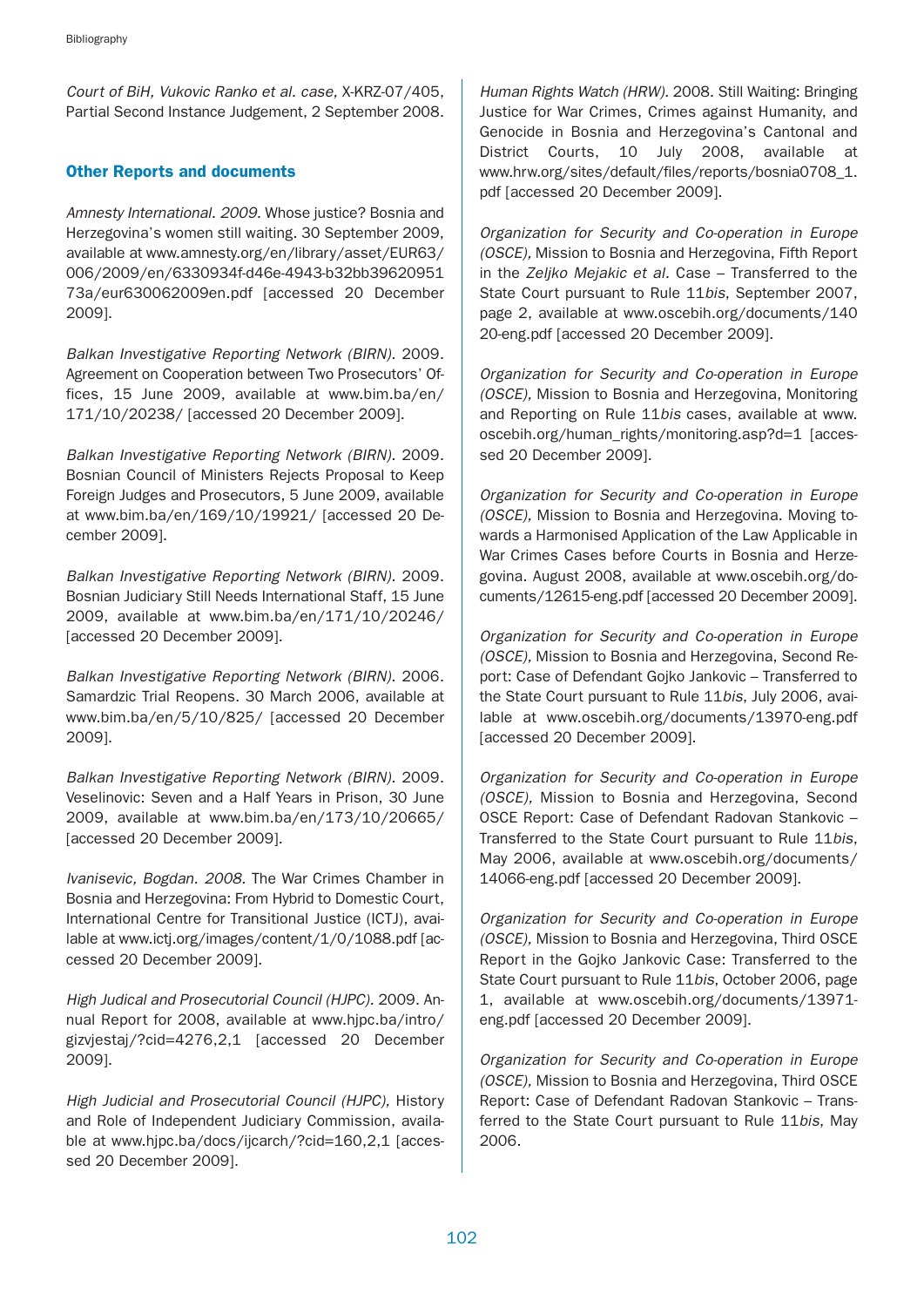*Court of BiH, Vukovic Ranko et al. case,* X-KRZ-07/405, Partial Second Instance Judgement, 2 September 2008.

## Other Reports and documents

*Amnesty International. 2009.* Whose justice? Bosnia and Herzegovina's women still waiting. 30 September 2009, available at www.amnesty.org/en/library/asset/EUR63/006/2009/en/6330934f-d46e-4943-b32bb3962095173a/eur630062009en.pdf [accessed 20 December 2009].

*Balkan Investigative Reporting Network (BIRN).* 2009. Agreement on Cooperation between Two Prosecutors' Offices, 15 June 2009, available at www.bim.ba/en/171/10/20238/ [accessed 20 December 2009].

*Balkan Investigative Reporting Network (BIRN).* 2009. Bosnian Council of Ministers Rejects Proposal to Keep Foreign Judges and Prosecutors, 5 June 2009, available at www.bim.ba/en/169/10/19921/ [accessed 20 December 2009].

*Balkan Investigative Reporting Network (BIRN).* 2009. Bosnian Judiciary Still Needs International Staff, 15 June 2009, available at www.bim.ba/en/171/10/20246/ [accessed 20 December 2009].

*Balkan Investigative Reporting Network (BIRN).* 2006. Samardzic Trial Reopens. 30 March 2006, available at www.bim.ba/en/5/10/825/ [accessed 20 December 2009].

*Balkan Investigative Reporting Network (BIRN).* 2009. Veselinovic: Seven and a Half Years in Prison, 30 June 2009, available at www.bim.ba/en/173/10/20665/ [accessed 20 December 2009].

*Ivanisevic, Bogdan. 2008.* The War Crimes Chamber in Bosnia and Herzegovina: From Hybrid to Domestic Court, International Centre for Transitional Justice (ICTJ), available at www.ictj.org/images/content/1/0/1088.pdf [accessed 20 December 2009].

*High Judical and Prosecutorial Council (HJPC).* 2009. Annual Report for 2008, available at www.hjpc.ba/intro/gizvjestaj/?cid=4276,2,1 [accessed 20 December 2009].

*High Judicial and Prosecutorial Council (HJPC),* History and Role of Independent Judiciary Commission, available at www.hjpc.ba/docs/ijcarch/?cid=160,2,1 [accessed 20 December 2009].

*Human Rights Watch (HRW).* 2008. Still Waiting: Bringing Justice for War Crimes, Crimes against Humanity, and Genocide in Bosnia and Herzegovina's Cantonal and District Courts, 10 July 2008, available at www.hrw.org/sites/default/files/reports/bosnia0708_1.pdf [accessed 20 December 2009].

*Organization for Security and Co-operation in Europe (OSCE),* Mission to Bosnia and Herzegovina, Fifth Report in the *Zeljko Mejakic et al.* Case – Transferred to the State Court pursuant to Rule 11*bis*, September 2007, page 2, available at www.oscebih.org/documents/14020-eng.pdf [accessed 20 December 2009].

*Organization for Security and Co-operation in Europe (OSCE),* Mission to Bosnia and Herzegovina, Monitoring and Reporting on Rule 11*bis* cases, available at www.oscebih.org/human_rights/monitoring.asp?d=1 [accessed 20 December 2009].

*Organization for Security and Co-operation in Europe (OSCE),* Mission to Bosnia and Herzegovina. Moving towards a Harmonised Application of the Law Applicable in War Crimes Cases before Courts in Bosnia and Herzegovina. August 2008, available at www.oscebih.org/documents/12615-eng.pdf [accessed 20 December 2009].

*Organization for Security and Co-operation in Europe (OSCE),* Mission to Bosnia and Herzegovina, Second Report: Case of Defendant Gojko Jankovic – Transferred to the State Court pursuant to Rule 11*bis*, July 2006, available at www.oscebih.org/documents/13970-eng.pdf [accessed 20 December 2009].

*Organization for Security and Co-operation in Europe (OSCE),* Mission to Bosnia and Herzegovina, Second OSCE Report: Case of Defendant Radovan Stankovic – Transferred to the State Court pursuant to Rule 11*bis*, May 2006, available at www.oscebih.org/documents/14066-eng.pdf [accessed 20 December 2009].

*Organization for Security and Co-operation in Europe (OSCE),* Mission to Bosnia and Herzegovina, Third OSCE Report in the Gojko Jankovic Case: Transferred to the State Court pursuant to Rule 11*bis*, October 2006, page 1, available at www.oscebih.org/documents/13971-eng.pdf [accessed 20 December 2009].

*Organization for Security and Co-operation in Europe (OSCE),* Mission to Bosnia and Herzegovina, Third OSCE Report: Case of Defendant Radovan Stankovic – Transferred to the State Court pursuant to Rule 11*bis*, May 2006.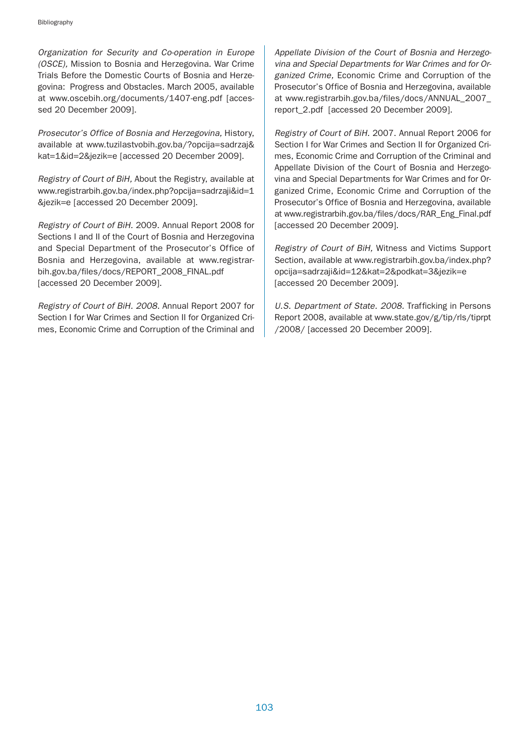*Organization for Security and Co-operation in Europe (OSCE),* Mission to Bosnia and Herzegovina. War Crime Trials Before the Domestic Courts of Bosnia and Herzegovina: Progress and Obstacles. March 2005, available at www.oscebih.org/documents/1407-eng.pdf [accessed 20 December 2009].

*Prosecutor's Office of Bosnia and Herzegovina,* History, available at www.tuzilastvobih.gov.ba/?opcija=sadrzaj&kat=1&id=2&jezik=e [accessed 20 December 2009].

*Registry of Court of BiH,* About the Registry, available at www.registrarbih.gov.ba/index.php?opcija=sadrzaji&id=1&jezik=e [accessed 20 December 2009].

*Registry of Court of BiH.* 2009. Annual Report 2008 for Sections I and II of the Court of Bosnia and Herzegovina and Special Department of the Prosecutor's Office of Bosnia and Herzegovina, available at www.registrarbih.gov.ba/files/docs/REPORT_2008_FINAL.pdf [accessed 20 December 2009].

*Registry of Court of BiH. 2008.* Annual Report 2007 for Section I for War Crimes and Section II for Organized Crimes, Economic Crime and Corruption of the Criminal and *Appellate Division of the Court of Bosnia and Herzegovina and Special Departments for War Crimes and for Organized Crime,* Economic Crime and Corruption of the Prosecutor's Office of Bosnia and Herzegovina, available at www.registrarbih.gov.ba/files/docs/ANNUAL_2007_report_2.pdf [accessed 20 December 2009].

*Registry of Court of BiH.* 2007. Annual Report 2006 for Section I for War Crimes and Section II for Organized Crimes, Economic Crime and Corruption of the Criminal and Appellate Division of the Court of Bosnia and Herzegovina and Special Departments for War Crimes and for Organized Crime, Economic Crime and Corruption of the Prosecutor's Office of Bosnia and Herzegovina, available at www.registrarbih.gov.ba/files/docs/RAR_Eng_Final.pdf [accessed 20 December 2009].

*Registry of Court of BiH,* Witness and Victims Support Section, available at www.registrarbih.gov.ba/index.php?opcija=sadrzaji&id=12&kat=2&podkat=3&jezik=e [accessed 20 December 2009].

*U.S. Department of State. 2008.* Trafficking in Persons Report 2008, available at www.state.gov/g/tip/rls/tiprpt/2008/ [accessed 20 December 2009].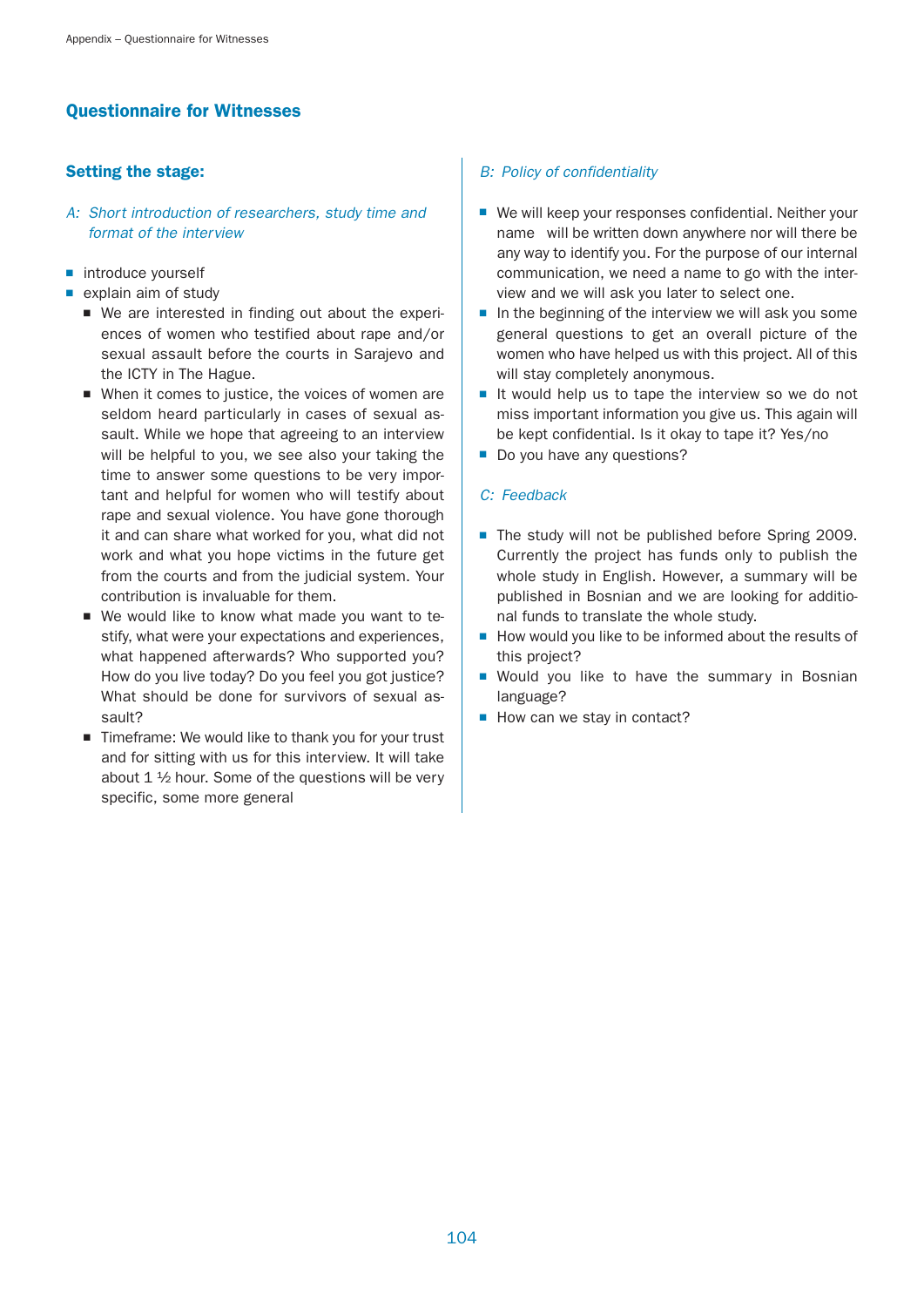## Questionnaire for Witnesses

### Setting the stage:

*A: Short introduction of researchers, study time and format of the interview*

- introduce yourself
- explain aim of study
  - We are interested in finding out about the experiences of women who testified about rape and/or sexual assault before the courts in Sarajevo and the ICTY in The Hague.
  - When it comes to justice, the voices of women are seldom heard particularly in cases of sexual assault. While we hope that agreeing to an interview will be helpful to you, we see also your taking the time to answer some questions to be very important and helpful for women who will testify about rape and sexual violence. You have gone thorough it and can share what worked for you, what did not work and what you hope victims in the future get from the courts and from the judicial system. Your contribution is invaluable for them.
  - We would like to know what made you want to testify, what were your expectations and experiences, what happened afterwards? Who supported you? How do you live today? Do you feel you got justice? What should be done for survivors of sexual assault?
  - Timeframe: We would like to thank you for your trust and for sitting with us for this interview. It will take about 1 ½ hour. Some of the questions will be very specific, some more general

*B: Policy of confidentiality*

- We will keep your responses confidential. Neither your name will be written down anywhere nor will there be any way to identify you. For the purpose of our internal communication, we need a name to go with the interview and we will ask you later to select one.
- In the beginning of the interview we will ask you some general questions to get an overall picture of the women who have helped us with this project. All of this will stay completely anonymous.
- It would help us to tape the interview so we do not miss important information you give us. This again will be kept confidential. Is it okay to tape it? Yes/no
- Do you have any questions?

*C: Feedback*

- The study will not be published before Spring 2009. Currently the project has funds only to publish the whole study in English. However, a summary will be published in Bosnian and we are looking for additional funds to translate the whole study.
- How would you like to be informed about the results of this project?
- Would you like to have the summary in Bosnian language?
- How can we stay in contact?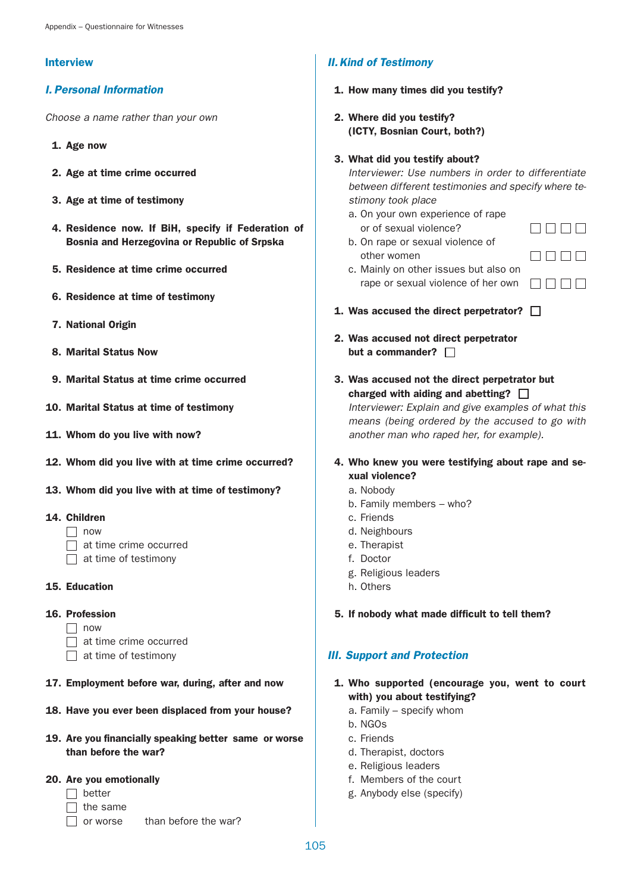## Interview

### *I. Personal Information*

*Choose a name rather than your own*

1. **Age now**
2. **Age at time crime occurred**
3. **Age at time of testimony**
4. **Residence now. If BiH, specify if Federation of Bosnia and Herzegovina or Republic of Srpska**
5. **Residence at time crime occurred**
6. **Residence at time of testimony**
7. **National Origin**
8. **Marital Status Now**
9. **Marital Status at time crime occurred**
10. **Marital Status at time of testimony**
11. **Whom do you live with now?**
12. **Whom did you live with at time crime occurred?**
13. **Whom did you live with at time of testimony?**
14. **Children**
    - ☐ now
    - ☐ at time crime occurred
    - ☐ at time of testimony
15. **Education**
16. **Profession**
    - ☐ now
    - ☐ at time crime occurred
    - ☐ at time of testimony
17. **Employment before war, during, after and now**
18. **Have you ever been displaced from your house?**
19. **Are you financially speaking better same or worse than before the war?**
20. **Are you emotionally**
    - ☐ better
    - ☐ the same
    - ☐ or worse than before the war?

### *II. Kind of Testimony*

1. **How many times did you testify?**
2. **Where did you testify? (ICTY, Bosnian Court, both?)**
3. **What did you testify about?**
   *Interviewer: Use numbers in order to differentiate between different testimonies and specify where testimony took place*
   a. On your own experience of rape or of sexual violence? ☐ ☐ ☐ ☐
   b. On rape or sexual violence of other women ☐ ☐ ☐ ☐
   c. Mainly on other issues but also on rape or sexual violence of her own ☐ ☐ ☐ ☐

1. **Was accused the direct perpetrator?** ☐
2. **Was accused not direct perpetrator but a commander?** ☐
3. **Was accused not the direct perpetrator but charged with aiding and abetting?** ☐
   *Interviewer: Explain and give examples of what this means (being ordered by the accused to go with another man who raped her, for example).*
4. **Who knew you were testifying about rape and sexual violence?**
   a. Nobody
   b. Family members – who?
   c. Friends
   d. Neighbours
   e. Therapist
   f. Doctor
   g. Religious leaders
   h. Others
5. **If nobody what made difficult to tell them?**

### *III. Support and Protection*

1. **Who supported (encourage you, went to court with) you about testifying?**
   a. Family – specify whom
   b. NGOs
   c. Friends
   d. Therapist, doctors
   e. Religious leaders
   f. Members of the court
   g. Anybody else (specify)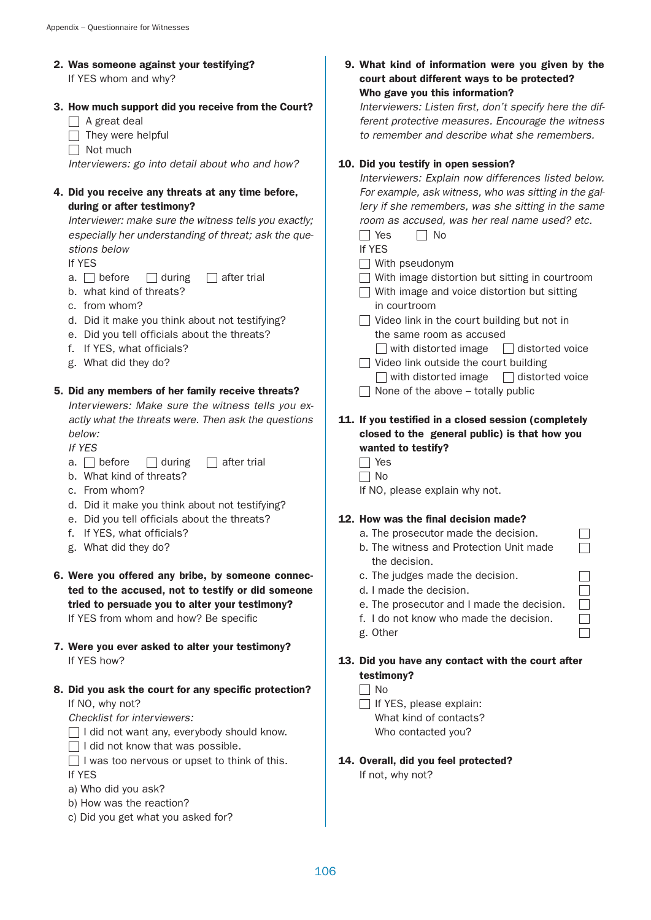**2. Was someone against your testifying?**
If YES whom and why?

**3. How much support did you receive from the Court?**

- ☐ A great deal
- ☐ They were helpful
- ☐ Not much

*Interviewers: go into detail about who and how?*

**4. Did you receive any threats at any time before, during or after testimony?**
*Interviewer: make sure the witness tells you exactly; especially her understanding of threat; ask the questions below*
If YES

a. ☐ before ☐ during ☐ after trial
b. what kind of threats?
c. from whom?
d. Did it make you think about not testifying?
e. Did you tell officials about the threats?
f. If YES, what officials?
g. What did they do?

**5. Did any members of her family receive threats?**
*Interviewers: Make sure the witness tells you exactly what the threats were. Then ask the questions below:*
*If YES*

a. ☐ before ☐ during ☐ after trial
b. What kind of threats?
c. From whom?
d. Did it make you think about not testifying?
e. Did you tell officials about the threats?
f. If YES, what officials?
g. What did they do?

**6. Were you offered any bribe, by someone connected to the accused, not to testify or did someone tried to persuade you to alter your testimony?**
If YES from whom and how? Be specific

**7. Were you ever asked to alter your testimony?**
If YES how?

**8. Did you ask the court for any specific protection?**
If NO, why not?
*Checklist for interviewers:*

- ☐ I did not want any, everybody should know.
- ☐ I did not know that was possible.
- ☐ I was too nervous or upset to think of this.

If YES
a) Who did you ask?
b) How was the reaction?
c) Did you get what you asked for?

**9. What kind of information were you given by the court about different ways to be protected? Who gave you this information?**
*Interviewers: Listen first, don't specify here the different protective measures. Encourage the witness to remember and describe what she remembers.*

**10. Did you testify in open session?**
*Interviewers: Explain now differences listed below. For example, ask witness, who was sitting in the gallery if she remembers, was she sitting in the same room as accused, was her real name used? etc.*
☐ Yes ☐ No
If YES

- ☐ With pseudonym
- ☐ With image distortion but sitting in courtroom
- ☐ With image and voice distortion but sitting in courtroom
- ☐ Video link in the court building but not in the same room as accused
  - ☐ with distorted image ☐ distorted voice
- ☐ Video link outside the court building
  - ☐ with distorted image ☐ distorted voice
- ☐ None of the above – totally public

**11. If you testified in a closed session (completely closed to the general public) is that how you wanted to testify?**

- ☐ Yes
- ☐ No

If NO, please explain why not.

**12. How was the final decision made?**

- a. The prosecutor made the decision. ☐
- b. The witness and Protection Unit made the decision. ☐
- c. The judges made the decision. ☐
- d. I made the decision. ☐
- e. The prosecutor and I made the decision. ☐
- f. I do not know who made the decision. ☐
- g. Other ☐

**13. Did you have any contact with the court after testimony?**

- ☐ No
- ☐ If YES, please explain:
  What kind of contacts?
  Who contacted you?

**14. Overall, did you feel protected?**
If not, why not?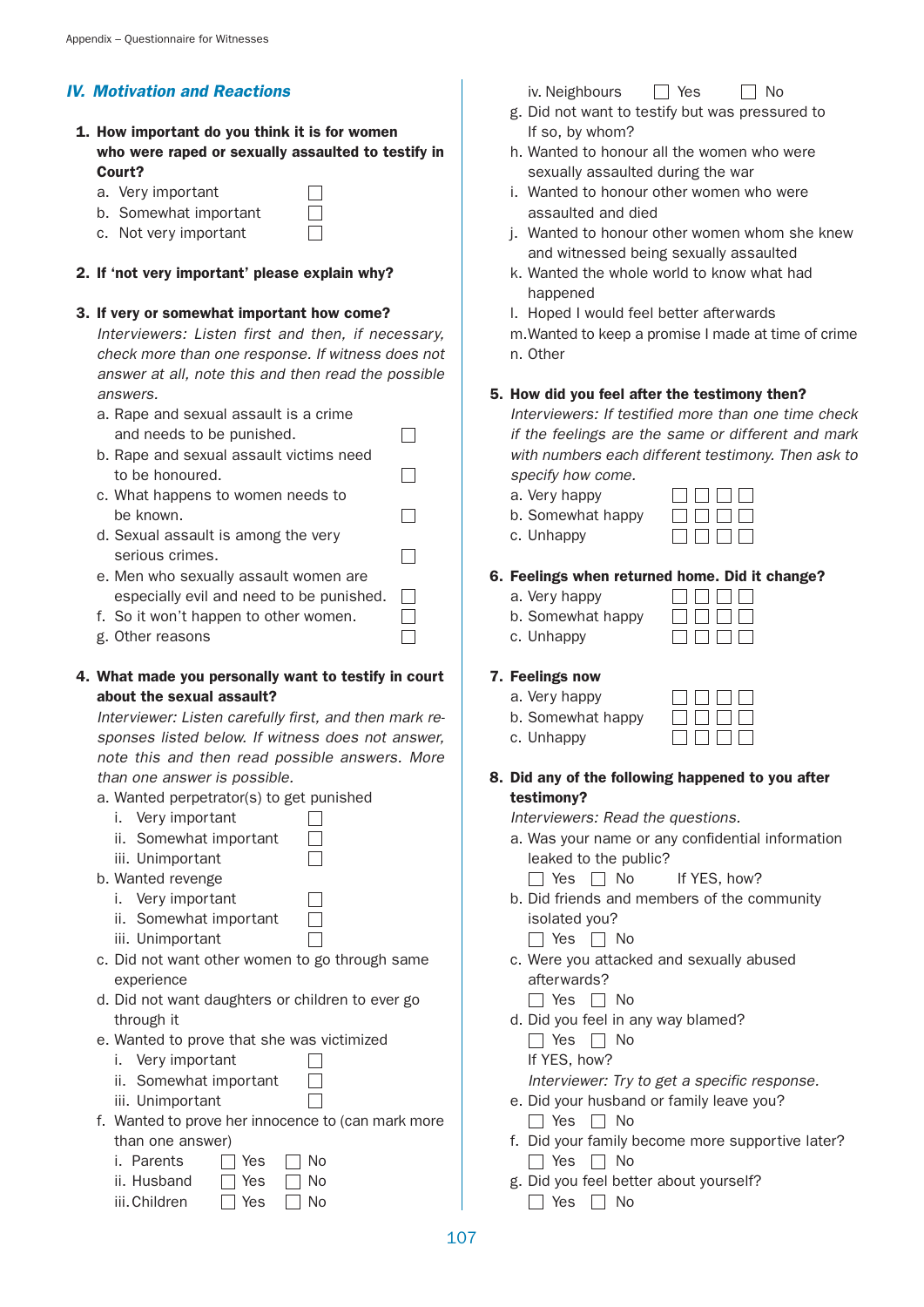## IV. Motivation and Reactions

**1. How important do you think it is for women who were raped or sexually assaulted to testify in Court?**

a. Very important ☐
b. Somewhat important ☐
c. Not very important ☐

**2. If 'not very important' please explain why?**

**3. If very or somewhat important how come?**

*Interviewers: Listen first and then, if necessary, check more than one response. If witness does not answer at all, note this and then read the possible answers.*

a. Rape and sexual assault is a crime and needs to be punished. ☐
b. Rape and sexual assault victims need to be honoured. ☐
c. What happens to women needs to be known. ☐
d. Sexual assault is among the very serious crimes. ☐
e. Men who sexually assault women are especially evil and need to be punished. ☐
f. So it won't happen to other women. ☐
g. Other reasons ☐

**4. What made you personally want to testify in court about the sexual assault?**

*Interviewer: Listen carefully first, and then mark responses listed below. If witness does not answer, note this and then read possible answers. More than one answer is possible.*

a. Wanted perpetrator(s) to get punished
 i. Very important ☐
 ii. Somewhat important ☐
 iii. Unimportant ☐
b. Wanted revenge
 i. Very important ☐
 ii. Somewhat important ☐
 iii. Unimportant ☐
c. Did not want other women to go through same experience
d. Did not want daughters or children to ever go through it
e. Wanted to prove that she was victimized
 i. Very important ☐
 ii. Somewhat important ☐
 iii. Unimportant ☐
f. Wanted to prove her innocence to (can mark more than one answer)
 i. Parents ☐ Yes ☐ No
 ii. Husband ☐ Yes ☐ No
 iii. Children ☐ Yes ☐ No
 iv. Neighbours ☐ Yes ☐ No
g. Did not want to testify but was pressured to
 If so, by whom?
h. Wanted to honour all the women who were sexually assaulted during the war
i. Wanted to honour other women who were assaulted and died
j. Wanted to honour other women whom she knew and witnessed being sexually assaulted
k. Wanted the whole world to know what had happened
l. Hoped I would feel better afterwards
m. Wanted to keep a promise I made at time of crime
n. Other

**5. How did you feel after the testimony then?**

*Interviewers: If testified more than one time check if the feelings are the same or different and mark with numbers each different testimony. Then ask to specify how come.*

a. Very happy ☐ ☐ ☐ ☐
b. Somewhat happy ☐ ☐ ☐ ☐
c. Unhappy ☐ ☐ ☐ ☐

**6. Feelings when returned home. Did it change?**

a. Very happy ☐ ☐ ☐ ☐
b. Somewhat happy ☐ ☐ ☐ ☐
c. Unhappy ☐ ☐ ☐ ☐

**7. Feelings now**

a. Very happy ☐ ☐ ☐ ☐
b. Somewhat happy ☐ ☐ ☐ ☐
c. Unhappy ☐ ☐ ☐ ☐

**8. Did any of the following happened to you after testimony?**

*Interviewers: Read the questions.*

a. Was your name or any confidential information leaked to the public?
 ☐ Yes ☐ No If YES, how?
b. Did friends and members of the community isolated you?
 ☐ Yes ☐ No
c. Were you attacked and sexually abused afterwards?
 ☐ Yes ☐ No
d. Did you feel in any way blamed?
 ☐ Yes ☐ No
 If YES, how?
 *Interviewer: Try to get a specific response.*
e. Did your husband or family leave you?
 ☐ Yes ☐ No
f. Did your family become more supportive later?
 ☐ Yes ☐ No
g. Did you feel better about yourself?
 ☐ Yes ☐ No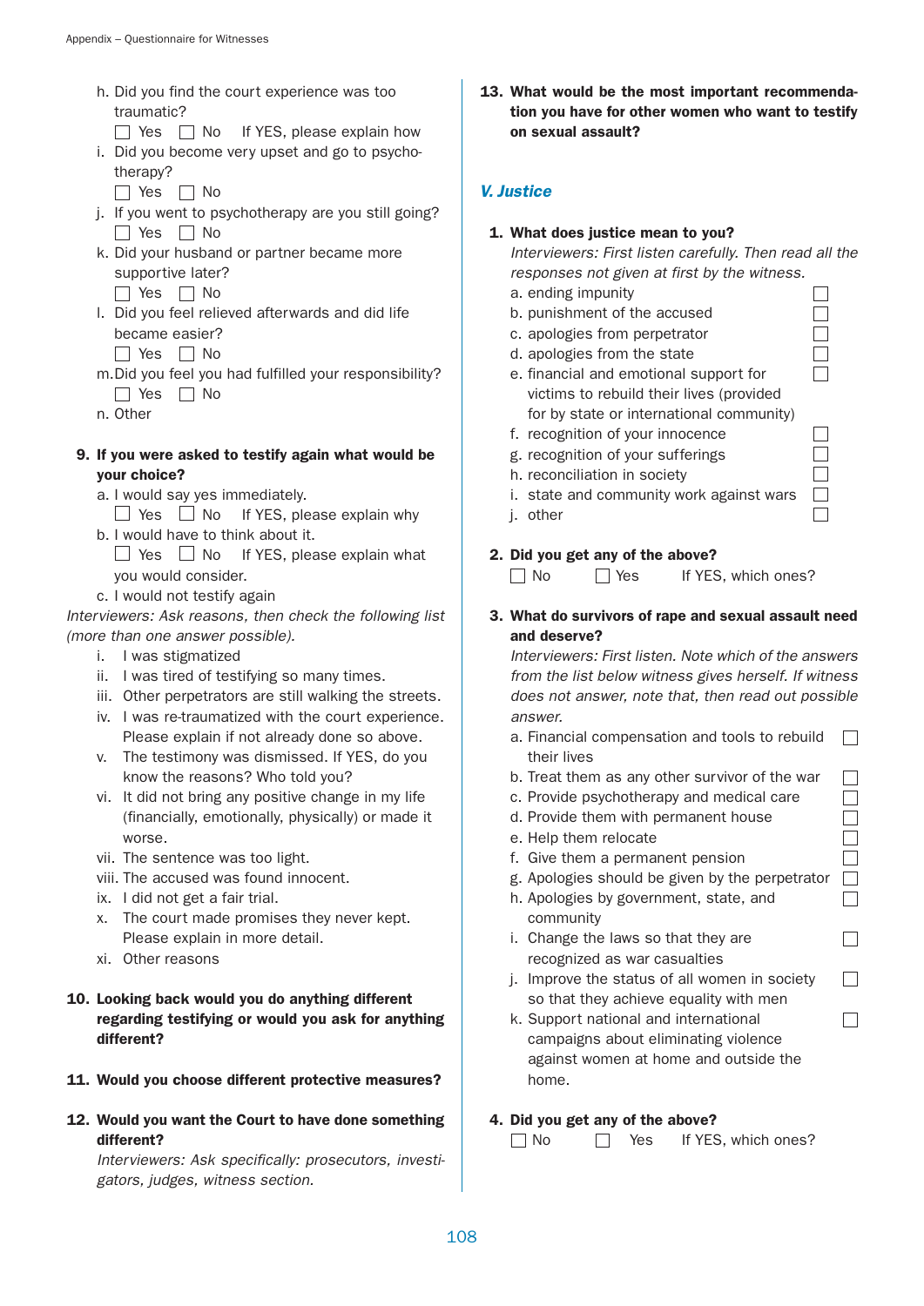h. Did you find the court experience was too traumatic?
☐ Yes ☐ No If YES, please explain how

i. Did you become very upset and go to psychotherapy?
☐ Yes ☐ No

j. If you went to psychotherapy are you still going?
☐ Yes ☐ No

k. Did your husband or partner became more supportive later?
☐ Yes ☐ No

l. Did you feel relieved afterwards and did life became easier?
☐ Yes ☐ No

m. Did you feel you had fulfilled your responsibility?
☐ Yes ☐ No

n. Other

**9. If you were asked to testify again what would be your choice?**

a. I would say yes immediately.
☐ Yes ☐ No If YES, please explain why

b. I would have to think about it.
☐ Yes ☐ No If YES, please explain what you would consider.

c. I would not testify again

*Interviewers: Ask reasons, then check the following list (more than one answer possible).*

i. I was stigmatized
ii. I was tired of testifying so many times.
iii. Other perpetrators are still walking the streets.
iv. I was re-traumatized with the court experience. Please explain if not already done so above.
v. The testimony was dismissed. If YES, do you know the reasons? Who told you?
vi. It did not bring any positive change in my life (financially, emotionally, physically) or made it worse.
vii. The sentence was too light.
viii. The accused was found innocent.
ix. I did not get a fair trial.
x. The court made promises they never kept. Please explain in more detail.
xi. Other reasons

**10. Looking back would you do anything different regarding testifying or would you ask for anything different?**

**11. Would you choose different protective measures?**

**12. Would you want the Court to have done something different?**

*Interviewers: Ask specifically: prosecutors, investigators, judges, witness section.*

**13. What would be the most important recommendation you have for other women who want to testify on sexual assault?**

## *V. Justice*

**1. What does justice mean to you?**

*Interviewers: First listen carefully. Then read all the responses not given at first by the witness.*

a. ending impunity ☐
b. punishment of the accused ☐
c. apologies from perpetrator ☐
d. apologies from the state ☐
e. financial and emotional support for victims to rebuild their lives (provided for by state or international community) ☐
f. recognition of your innocence ☐
g. recognition of your sufferings ☐
h. reconciliation in society ☐
i. state and community work against wars ☐
j. other ☐

**2. Did you get any of the above?**

☐ No ☐ Yes If YES, which ones?

**3. What do survivors of rape and sexual assault need and deserve?**

*Interviewers: First listen. Note which of the answers from the list below witness gives herself. If witness does not answer, note that, then read out possible answer.*

a. Financial compensation and tools to rebuild their lives ☐
b. Treat them as any other survivor of the war ☐
c. Provide psychotherapy and medical care ☐
d. Provide them with permanent house ☐
e. Help them relocate ☐
f. Give them a permanent pension ☐
g. Apologies should be given by the perpetrator ☐
h. Apologies by government, state, and community ☐
i. Change the laws so that they are recognized as war casualties ☐
j. Improve the status of all women in society so that they achieve equality with men ☐
k. Support national and international campaigns about eliminating violence against women at home and outside the home. ☐

**4. Did you get any of the above?**

☐ No ☐ Yes If YES, which ones?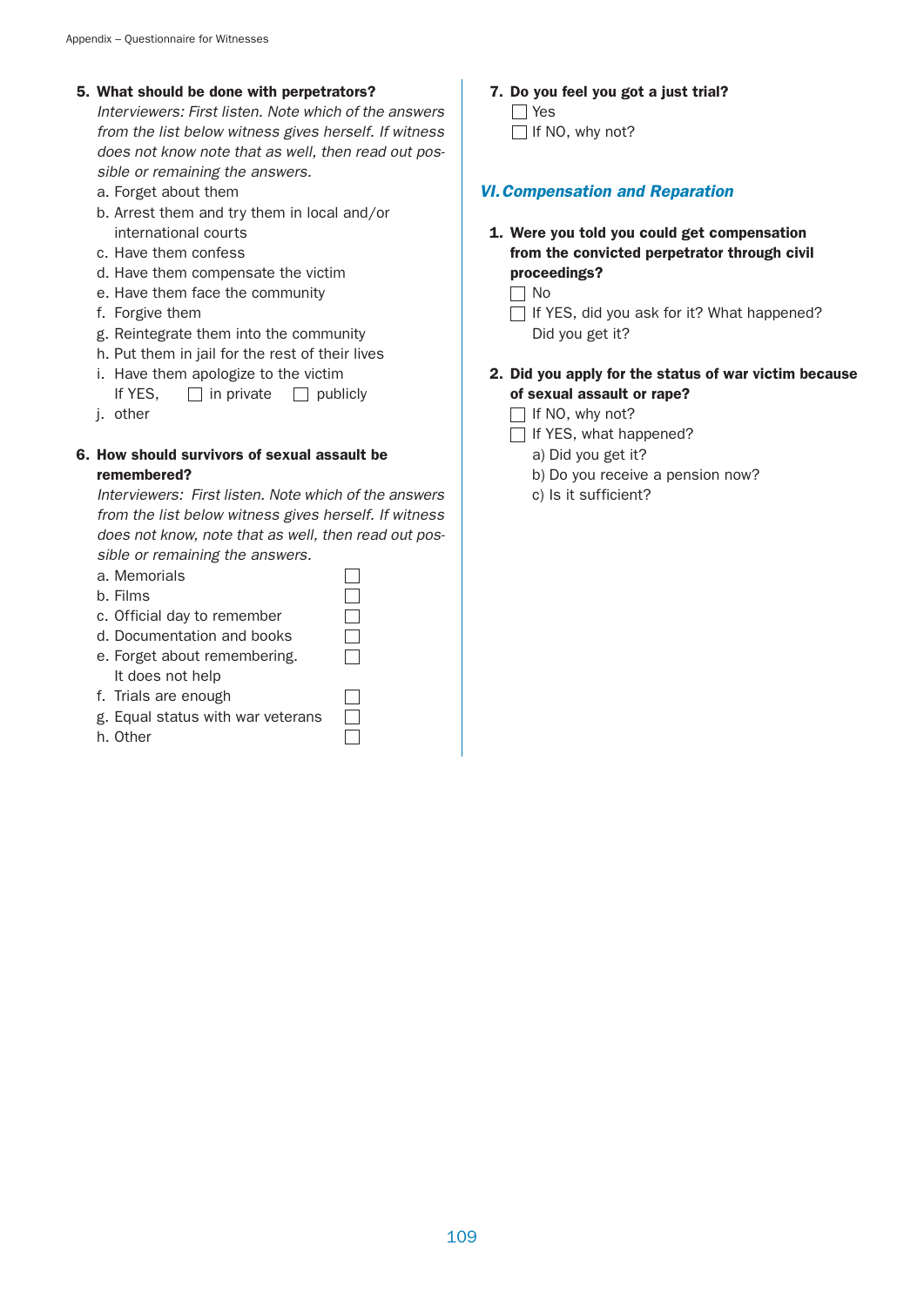**5. What should be done with perpetrators?**

*Interviewers: First listen. Note which of the answers from the list below witness gives herself. If witness does not know note that as well, then read out possible or remaining the answers.*

a. Forget about them
b. Arrest them and try them in local and/or international courts
c. Have them confess
d. Have them compensate the victim
e. Have them face the community
f. Forgive them
g. Reintegrate them into the community
h. Put them in jail for the rest of their lives
i. Have them apologize to the victim
   If YES, ☐ in private ☐ publicly
j. other

**6. How should survivors of sexual assault be remembered?**

*Interviewers: First listen. Note which of the answers from the list below witness gives herself. If witness does not know, note that as well, then read out possible or remaining the answers.*

a. Memorials ☐
b. Films ☐
c. Official day to remember ☐
d. Documentation and books ☐
e. Forget about remembering. It does not help ☐
f. Trials are enough ☐
g. Equal status with war veterans ☐
h. Other ☐

**7. Do you feel you got a just trial?**

☐ Yes
☐ If NO, why not?

## VI. Compensation and Reparation

**1. Were you told you could get compensation from the convicted perpetrator through civil proceedings?**

☐ No
☐ If YES, did you ask for it? What happened? Did you get it?

**2. Did you apply for the status of war victim because of sexual assault or rape?**

☐ If NO, why not?
☐ If YES, what happened?
   a) Did you get it?
   b) Do you receive a pension now?
   c) Is it sufficient?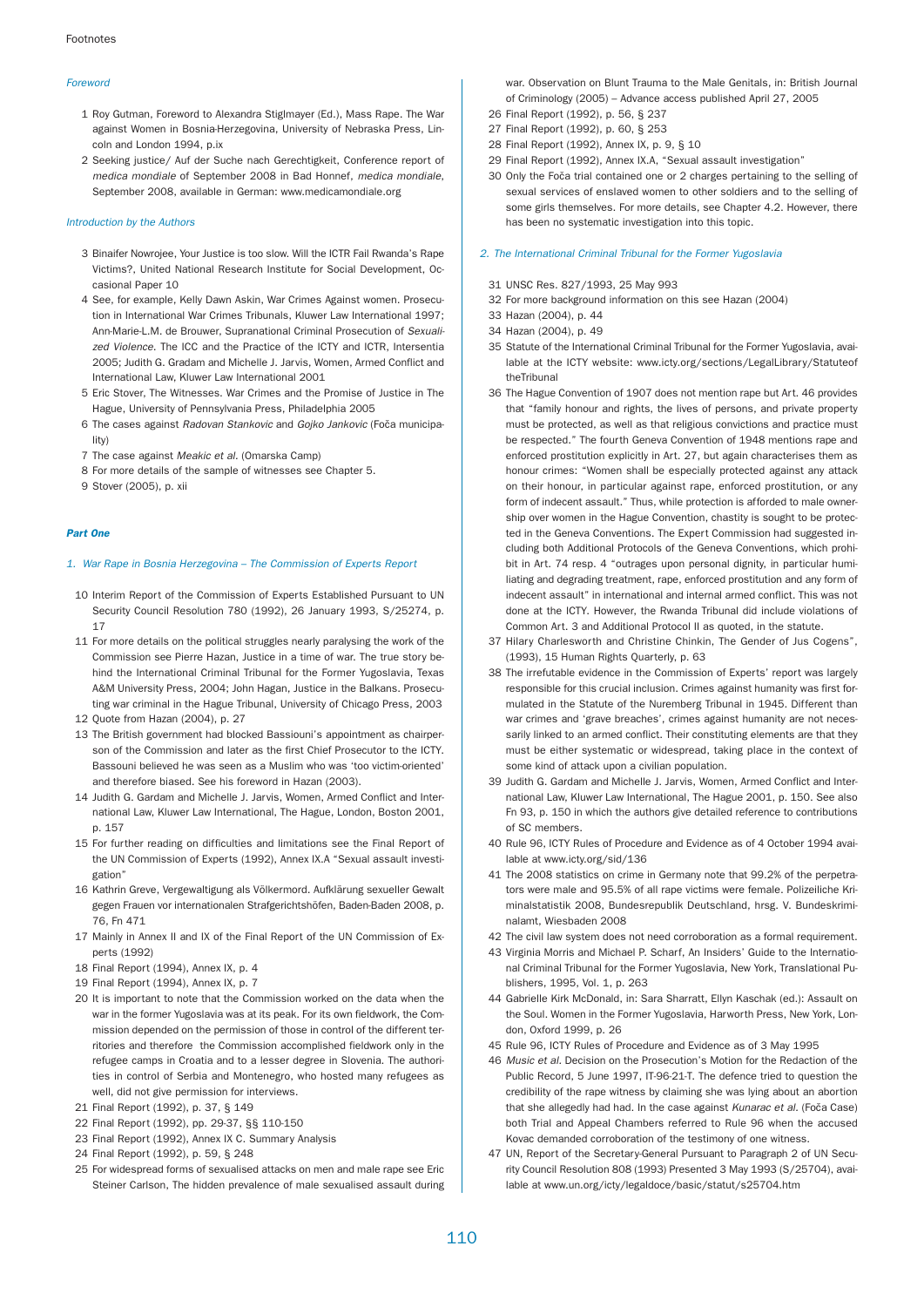Footnotes

*Foreword*

1 Roy Gutman, Foreword to Alexandra Stiglmayer (Ed.), Mass Rape. The War against Women in Bosnia-Herzegovina, University of Nebraska Press, Lincoln and London 1994, p.ix

2 Seeking justice/ Auf der Suche nach Gerechtigkeit, Conference report of *medica mondiale* of September 2008 in Bad Honnef, *medica mondiale*, September 2008, available in German: www.medicamondiale.org

*Introduction by the Authors*

3 Binaifer Nowrojee, Your Justice is too slow. Will the ICTR Fail Rwanda's Rape Victims?, United National Research Institute for Social Development, Occasional Paper 10

4 See, for example, Kelly Dawn Askin, War Crimes Against women. Prosecution in International War Crimes Tribunals, Kluwer Law International 1997; Ann-Marie-L.M. de Brouwer, Supranational Criminal Prosecution of *Sexualized Violence*. The ICC and the Practice of the ICTY and ICTR, Intersentia 2005; Judith G. Gradam and Michelle J. Jarvis, Women, Armed Conflict and International Law, Kluwer Law International 2001

5 Eric Stover, The Witnesses. War Crimes and the Promise of Justice in The Hague, University of Pennsylvania Press, Philadelphia 2005

6 The cases against *Radovan Stankovic* and *Gojko Jankovic* (Foča municipality)

7 The case against *Meakic et al.* (Omarska Camp)

8 For more details of the sample of witnesses see Chapter 5.

9 Stover (2005), p. xii

***Part One***

*1. War Rape in Bosnia Herzegovina – The Commission of Experts Report*

10 Interim Report of the Commission of Experts Established Pursuant to UN Security Council Resolution 780 (1992), 26 January 1993, S/25274, p. 17

11 For more details on the political struggles nearly paralysing the work of the Commission see Pierre Hazan, Justice in a time of war. The true story behind the International Criminal Tribunal for the Former Yugoslavia, Texas A&M University Press, 2004; John Hagan, Justice in the Balkans. Prosecuting war criminal in the Hague Tribunal, University of Chicago Press, 2003

12 Quote from Hazan (2004), p. 27

13 The British government had blocked Bassiouni's appointment as chairperson of the Commission and later as the first Chief Prosecutor to the ICTY. Bassouni believed he was seen as a Muslim who was 'too victim-oriented' and therefore biased. See his foreword in Hazan (2003).

14 Judith G. Gardam and Michelle J. Jarvis, Women, Armed Conflict and International Law, Kluwer Law International, The Hague, London, Boston 2001, p. 157

15 For further reading on difficulties and limitations see the Final Report of the UN Commission of Experts (1992), Annex IX.A "Sexual assault investigation"

16 Kathrin Greve, Vergewaltigung als Völkermord. Aufklärung sexueller Gewalt gegen Frauen vor internationalen Strafgerichtshöfen, Baden-Baden 2008, p. 76, Fn 471

17 Mainly in Annex II and IX of the Final Report of the UN Commission of Experts (1992)

18 Final Report (1994), Annex IX, p. 4

19 Final Report (1994), Annex IX, p. 7

20 It is important to note that the Commission worked on the data when the war in the former Yugoslavia was at its peak. For its own fieldwork, the Commission depended on the permission of those in control of the different territories and therefore the Commission accomplished fieldwork only in the refugee camps in Croatia and to a lesser degree in Slovenia. The authorities in control of Serbia and Montenegro, who hosted many refugees as well, did not give permission for interviews.

21 Final Report (1992), p. 37, § 149

22 Final Report (1992), pp. 29-37, §§ 110-150

23 Final Report (1992), Annex IX C. Summary Analysis

24 Final Report (1992), p. 59, § 248

25 For widespread forms of sexualised attacks on men and male rape see Eric Steiner Carlson, The hidden prevalence of male sexualised assault during war. Observation on Blunt Trauma to the Male Genitals, in: British Journal of Criminology (2005) – Advance access published April 27, 2005

26 Final Report (1992), p. 56, § 237

27 Final Report (1992), p. 60, § 253

28 Final Report (1992), Annex IX, p. 9, § 10

29 Final Report (1992), Annex IX.A, "Sexual assault investigation"

30 Only the Foča trial contained one or 2 charges pertaining to the selling of sexual services of enslaved women to other soldiers and to the selling of some girls themselves. For more details, see Chapter 4.2. However, there has been no systematic investigation into this topic.

*2. The International Criminal Tribunal for the Former Yugoslavia*

31 UNSC Res. 827/1993, 25 May 993

32 For more background information on this see Hazan (2004)

33 Hazan (2004), p. 44

34 Hazan (2004), p. 49

35 Statute of the International Criminal Tribunal for the Former Yugoslavia, available at the ICTY website: www.icty.org/sections/LegalLibrary/StatuteoftheTribunal

36 The Hague Convention of 1907 does not mention rape but Art. 46 provides that "family honour and rights, the lives of persons, and private property must be protected, as well as that religious convictions and practice must be respected." The fourth Geneva Convention of 1948 mentions rape and enforced prostitution explicitly in Art. 27, but again characterises them as honour crimes: "Women shall be especially protected against any attack on their honour, in particular against rape, enforced prostitution, or any form of indecent assault." Thus, while protection is afforded to male ownership over women in the Hague Convention, chastity is sought to be protected in the Geneva Conventions. The Expert Commission had suggested including both Additional Protocols of the Geneva Conventions, which prohibit in Art. 74 resp. 4 "outrages upon personal dignity, in particular humiliating and degrading treatment, rape, enforced prostitution and any form of indecent assault" in international and internal armed conflict. This was not done at the ICTY. However, the Rwanda Tribunal did include violations of Common Art. 3 and Additional Protocol II as quoted, in the statute.

37 Hilary Charlesworth and Christine Chinkin, The Gender of Jus Cogens", (1993), 15 Human Rights Quarterly, p. 63

38 The irrefutable evidence in the Commission of Experts' report was largely responsible for this crucial inclusion. Crimes against humanity was first formulated in the Statute of the Nuremberg Tribunal in 1945. Different than war crimes and 'grave breaches', crimes against humanity are not necessarily linked to an armed conflict. Their constituting elements are that they must be either systematic or widespread, taking place in the context of some kind of attack upon a civilian population.

39 Judith G. Gardam and Michelle J. Jarvis, Women, Armed Conflict and International Law, Kluwer Law International, The Hague 2001, p. 150. See also Fn 93, p. 150 in which the authors give detailed reference to contributions of SC members.

40 Rule 96, ICTY Rules of Procedure and Evidence as of 4 October 1994 available at www.icty.org/sid/136

41 The 2008 statistics on crime in Germany note that 99.2% of the perpetrators were male and 95.5% of all rape victims were female. Polizeiliche Kriminalstatistik 2008, Bundesrepublik Deutschland, hrsg. V. Bundeskriminalamt, Wiesbaden 2008

42 The civil law system does not need corroboration as a formal requirement.

43 Virginia Morris and Michael P. Scharf, An Insiders' Guide to the International Criminal Tribunal for the Former Yugoslavia, New York, Translational Publishers, 1995, Vol. 1, p. 263

44 Gabrielle Kirk McDonald, in: Sara Sharratt, Ellyn Kaschak (ed.): Assault on the Soul. Women in the Former Yugoslavia, Harworth Press, New York, London, Oxford 1999, p. 26

45 Rule 96, ICTY Rules of Procedure and Evidence as of 3 May 1995

46 *Music et al.* Decision on the Prosecution's Motion for the Redaction of the Public Record, 5 June 1997, IT-96-21-T. The defence tried to question the credibility of the rape witness by claiming she was lying about an abortion that she allegedly had had. In the case against *Kunarac et al.* (Foča Case) both Trial and Appeal Chambers referred to Rule 96 when the accused Kovac demanded corroboration of the testimony of one witness.

47 UN, Report of the Secretary-General Pursuant to Paragraph 2 of UN Security Council Resolution 808 (1993) Presented 3 May 1993 (S/25704), available at www.un.org/icty/legaldoce/basic/statut/s25704.htm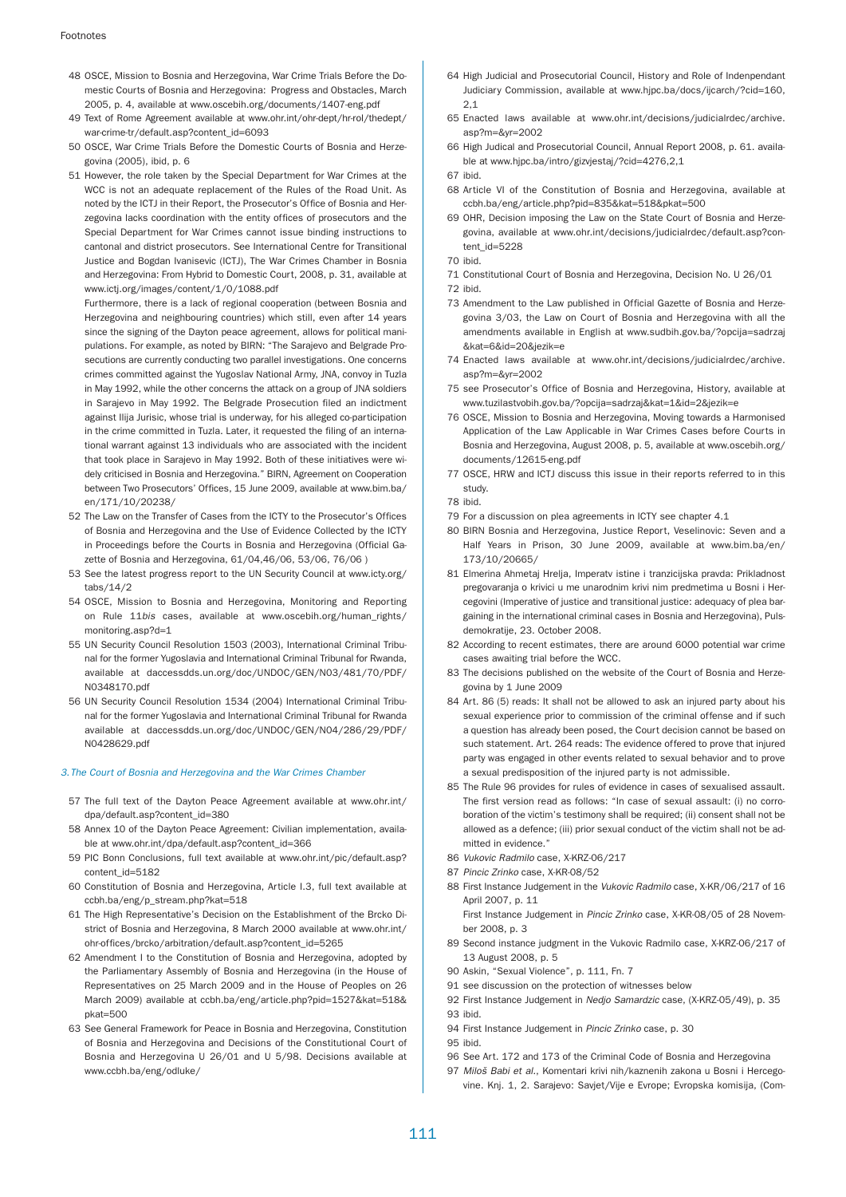Footnotes

48 OSCE, Mission to Bosnia and Herzegovina, War Crime Trials Before the Domestic Courts of Bosnia and Herzegovina: Progress and Obstacles, March 2005, p. 4, available at www.oscebih.org/documents/1407-eng.pdf

49 Text of Rome Agreement available at www.ohr.int/ohr-dept/hr-rol/thedept/war-crime-tr/default.asp?content_id=6093

50 OSCE, War Crime Trials Before the Domestic Courts of Bosnia and Herzegovina (2005), ibid, p. 6

51 However, the role taken by the Special Department for War Crimes at the WCC is not an adequate replacement of the Rules of the Road Unit. As noted by the ICTJ in their Report, the Prosecutor's Office of Bosnia and Herzegovina lacks coordination with the entity offices of prosecutors and the Special Department for War Crimes cannot issue binding instructions to cantonal and district prosecutors. See International Centre for Transitional Justice and Bogdan Ivanisevic (ICTJ), The War Crimes Chamber in Bosnia and Herzegovina: From Hybrid to Domestic Court, 2008, p. 31, available at www.ictj.org/images/content/1/0/1088.pdf

Furthermore, there is a lack of regional cooperation (between Bosnia and Herzegovina and neighbouring countries) which still, even after 14 years since the signing of the Dayton peace agreement, allows for political manipulations. For example, as noted by BIRN: "The Sarajevo and Belgrade Prosecutions are currently conducting two parallel investigations. One concerns crimes committed against the Yugoslav National Army, JNA, convoy in Tuzla in May 1992, while the other concerns the attack on a group of JNA soldiers in Sarajevo in May 1992. The Belgrade Prosecution filed an indictment against Ilija Jurisic, whose trial is underway, for his alleged co-participation in the crime committed in Tuzla. Later, it requested the filing of an international warrant against 13 individuals who are associated with the incident that took place in Sarajevo in May 1992. Both of these initiatives were widely criticised in Bosnia and Herzegovina." BIRN, Agreement on Cooperation between Two Prosecutors' Offices, 15 June 2009, available at www.bim.ba/en/171/10/20238/

52 The Law on the Transfer of Cases from the ICTY to the Prosecutor's Offices of Bosnia and Herzegovina and the Use of Evidence Collected by the ICTY in Proceedings before the Courts in Bosnia and Herzegovina (Official Gazette of Bosnia and Herzegovina, 61/04,46/06, 53/06, 76/06 )

53 See the latest progress report to the UN Security Council at www.icty.org/tabs/14/2

54 OSCE, Mission to Bosnia and Herzegovina, Monitoring and Reporting on Rule 11*bis* cases, available at www.oscebih.org/human_rights/monitoring.asp?d=1

55 UN Security Council Resolution 1503 (2003), International Criminal Tribunal for the former Yugoslavia and International Criminal Tribunal for Rwanda, available at daccessdds.un.org/doc/UNDOC/GEN/N03/481/70/PDF/N0348170.pdf

56 UN Security Council Resolution 1534 (2004) International Criminal Tribunal for the former Yugoslavia and International Criminal Tribunal for Rwanda available at daccessdds.un.org/doc/UNDOC/GEN/N04/286/29/PDF/N0428629.pdf

*3. The Court of Bosnia and Herzegovina and the War Crimes Chamber*

57 The full text of the Dayton Peace Agreement available at www.ohr.int/dpa/default.asp?content_id=380

58 Annex 10 of the Dayton Peace Agreement: Civilian implementation, available at www.ohr.int/dpa/default.asp?content_id=366

59 PIC Bonn Conclusions, full text available at www.ohr.int/pic/default.asp?content_id=5182

60 Constitution of Bosnia and Herzegovina, Article I.3, full text available at ccbh.ba/eng/p_stream.php?kat=518

61 The High Representative's Decision on the Establishment of the Brcko District of Bosnia and Herzegovina, 8 March 2000 available at www.ohr.int/ohr-offices/brcko/arbitration/default.asp?content_id=5265

62 Amendment I to the Constitution of Bosnia and Herzegovina, adopted by the Parliamentary Assembly of Bosnia and Herzegovina (in the House of Representatives on 25 March 2009 and in the House of Peoples on 26 March 2009) available at ccbh.ba/eng/article.php?pid=1527&kat=518&pkat=500

63 See General Framework for Peace in Bosnia and Herzegovina, Constitution of Bosnia and Herzegovina and Decisions of the Constitutional Court of Bosnia and Herzegovina U 26/01 and U 5/98. Decisions available at www.ccbh.ba/eng/odluke/

64 High Judicial and Prosecutorial Council, History and Role of Indenpendant Judiciary Commission, available at www.hjpc.ba/docs/ijcarch/?cid=160,2,1

65 Enacted laws available at www.ohr.int/decisions/judicialrdec/archive.asp?m=&yr=2002

66 High Judical and Prosecutorial Council, Annual Report 2008, p. 61. available at www.hjpc.ba/intro/gizvjestaj/?cid=4276,2,1

67 ibid.

68 Article VI of the Constitution of Bosnia and Herzegovina, available at ccbh.ba/eng/article.php?pid=835&kat=518&pkat=500

69 OHR, Decision imposing the Law on the State Court of Bosnia and Herzegovina, available at www.ohr.int/decisions/judicialrdec/default.asp?content_id=5228

70 ibid.

71 Constitutional Court of Bosnia and Herzegovina, Decision No. U 26/01

72 ibid.

73 Amendment to the Law published in Official Gazette of Bosnia and Herzegovina 3/03, the Law on Court of Bosnia and Herzegovina with all the amendments available in English at www.sudbih.gov.ba/?opcija=sadrzaj&kat=6&id=20&jezik=e

74 Enacted laws available at www.ohr.int/decisions/judicialrdec/archive.asp?m=&yr=2002

75 see Prosecutor's Office of Bosnia and Herzegovina, History, available at www.tuzilastvobih.gov.ba/?opcija=sadrzaj&kat=1&id=2&jezik=e

76 OSCE, Mission to Bosnia and Herzegovina, Moving towards a Harmonised Application of the Law Applicable in War Crimes Cases before Courts in Bosnia and Herzegovina, August 2008, p. 5, available at www.oscebih.org/documents/12615-eng.pdf

77 OSCE, HRW and ICTJ discuss this issue in their reports referred to in this study.

78 ibid.

79 For a discussion on plea agreements in ICTY see chapter 4.1

80 BIRN Bosnia and Herzegovina, Justice Report, Veselinovic: Seven and a Half Years in Prison, 30 June 2009, available at www.bim.ba/en/173/10/20665/

81 Elmerina Ahmetaj Hrelja, Imperatv istine i tranzicijska pravda: Prikladnost pregovaranja o krivici u me unarodnim krivi nim predmetima u Bosni i Hercegovini (Imperative of justice and transitional justice: adequacy of plea bargaining in the international criminal cases in Bosnia and Herzegovina), Pulsdemokratije, 23. October 2008.

82 According to recent estimates, there are around 6000 potential war crime cases awaiting trial before the WCC.

83 The decisions published on the website of the Court of Bosnia and Herzegovina by 1 June 2009

84 Art. 86 (5) reads: It shall not be allowed to ask an injured party about his sexual experience prior to commission of the criminal offense and if such a question has already been posed, the Court decision cannot be based on such statement. Art. 264 reads: The evidence offered to prove that injured party was engaged in other events related to sexual behavior and to prove a sexual predisposition of the injured party is not admissible.

85 The Rule 96 provides for rules of evidence in cases of sexualised assault. The first version read as follows: "In case of sexual assault: (i) no corroboration of the victim's testimony shall be required; (ii) consent shall not be allowed as a defence; (iii) prior sexual conduct of the victim shall not be admitted in evidence."

86 *Vukovic Radmilo* case, X-KRZ-06/217

87 *Pincic Zrinko* case, X-KR-08/52

88 First Instance Judgement in the *Vukovic Radmilo* case, X-KR/06/217 of 16 April 2007, p. 11

First Instance Judgement in *Pincic Zrinko* case, X-KR-08/05 of 28 November 2008, p. 3

89 Second instance judgment in the Vukovic Radmilo case, X-KRZ-06/217 of 13 August 2008, p. 5

90 Askin, "Sexual Violence", p. 111, Fn. 7

91 see discussion on the protection of witnesses below

92 First Instance Judgement in *Nedjo Samardzic* case, (X-KRZ-05/49), p. 35

93 ibid.

94 First Instance Judgement in *Pincic Zrinko* case, p. 30

95 ibid.

96 See Art. 172 and 173 of the Criminal Code of Bosnia and Herzegovina

97 *Miloš Babi et al.*, Komentari krivi nih/kaznenih zakona u Bosni i Hercegovine. Knj. 1, 2. Sarajevo: Savjet/Vije e Evrope; Evropska komisija, (Com-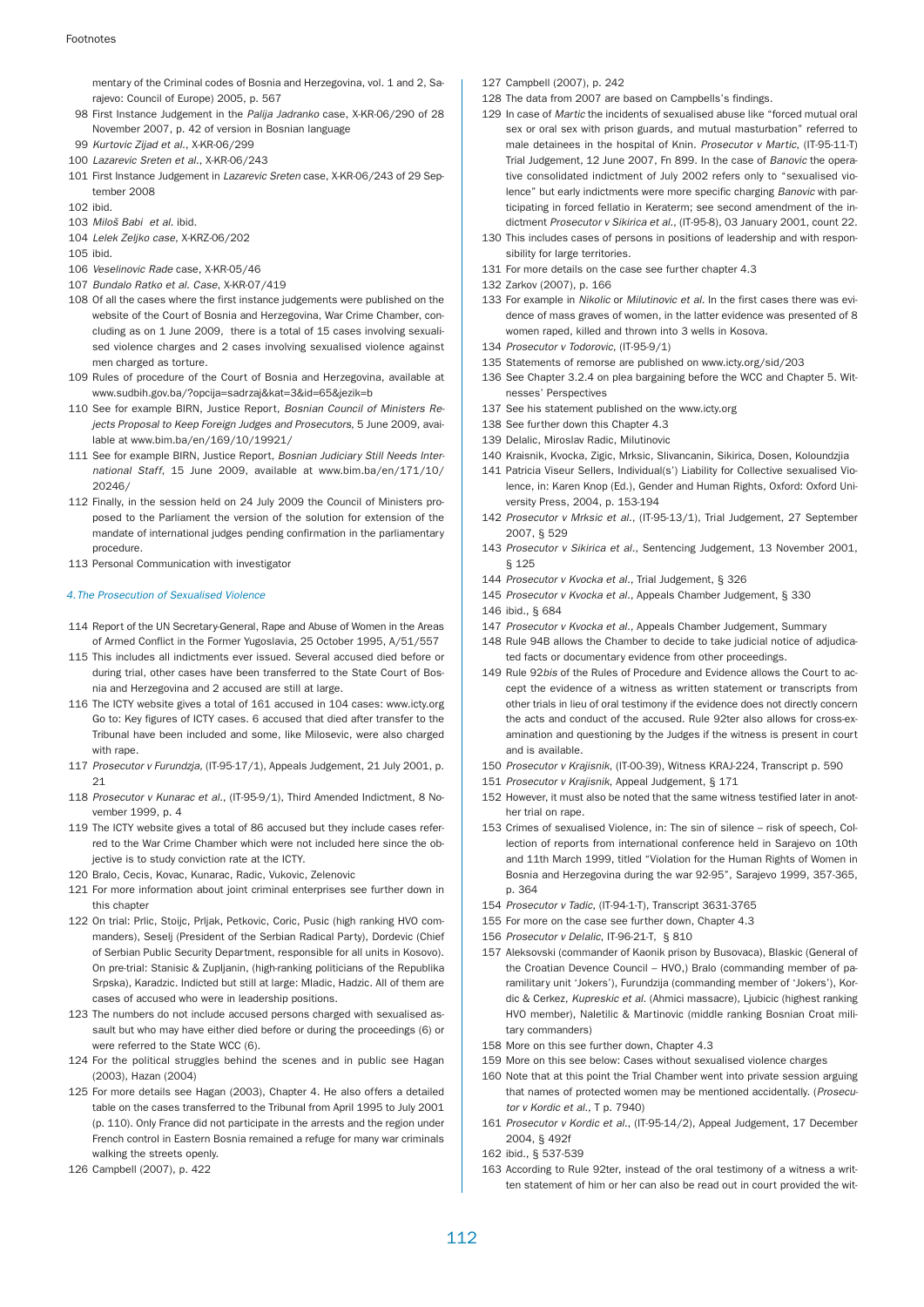mentary of the Criminal codes of Bosnia and Herzegovina, vol. 1 and 2, Sarajevo: Council of Europe) 2005, p. 567

98 First Instance Judgement in the *Palija Jadranko* case, X-KR-06/290 of 28 November 2007, p. 42 of version in Bosnian language

99 *Kurtovic Zijad et al.*, X-KR-06/299

100 *Lazarevic Sreten et al.*, X-KR-06/243

101 First Instance Judgement in *Lazarevic Sreten* case, X-KR-06/243 of 29 September 2008

102 ibid.

103 *Miloš Babi et al.* ibid.

104 *Lelek Zeljko case*, X-KRZ-06/202

105 ibid.

106 *Veselinovic Rade* case, X-KR-05/46

107 *Bundalo Ratko et al. Case*, X-KR-07/419

108 Of all the cases where the first instance judgements were published on the website of the Court of Bosnia and Herzegovina, War Crime Chamber, concluding as on 1 June 2009, there is a total of 15 cases involving sexualised violence charges and 2 cases involving sexualised violence against men charged as torture.

109 Rules of procedure of the Court of Bosnia and Herzegovina, available at www.sudbih.gov.ba/?opcija=sadrzaj&kat=3&id=65&jezik=b

110 See for example BIRN, Justice Report, *Bosnian Council of Ministers Rejects Proposal to Keep Foreign Judges and Prosecutors*, 5 June 2009, available at www.bim.ba/en/169/10/19921/

111 See for example BIRN, Justice Report, *Bosnian Judiciary Still Needs International Staff*, 15 June 2009, available at www.bim.ba/en/171/10/20246/

112 Finally, in the session held on 24 July 2009 the Council of Ministers proposed to the Parliament the version of the solution for extension of the mandate of international judges pending confirmation in the parliamentary procedure.

113 Personal Communication with investigator

### *4. The Prosecution of Sexualised Violence*

114 Report of the UN Secretary-General, Rape and Abuse of Women in the Areas of Armed Conflict in the Former Yugoslavia, 25 October 1995, A/51/557

115 This includes all indictments ever issued. Several accused died before or during trial, other cases have been transferred to the State Court of Bosnia and Herzegovina and 2 accused are still at large.

116 The ICTY website gives a total of 161 accused in 104 cases: www.icty.org Go to: Key figures of ICTY cases. 6 accused that died after transfer to the Tribunal have been included and some, like Milosevic, were also charged with rape.

117 *Prosecutor v Furundzja*, (IT-95-17/1), Appeals Judgement, 21 July 2001, p. 21

118 *Prosecutor v Kunarac et al.*, (IT-95-9/1), Third Amended Indictment, 8 November 1999, p. 4

119 The ICTY website gives a total of 86 accused but they include cases referred to the War Crime Chamber which were not included here since the objective is to study conviction rate at the ICTY.

120 Bralo, Cecis, Kovac, Kunarac, Radic, Vukovic, Zelenovic

121 For more information about joint criminal enterprises see further down in this chapter

122 On trial: Prlic, Stoijc, Prljak, Petkovic, Coric, Pusic (high ranking HVO commanders), Seselj (President of the Serbian Radical Party), Dordevic (Chief of Serbian Public Security Department, responsible for all units in Kosovo). On pre-trial: Stanisic & Zupljanin, (high-ranking politicians of the Republika Srpska), Karadzic. Indicted but still at large: Mladic, Hadzic. All of them are cases of accused who were in leadership positions.

123 The numbers do not include accused persons charged with sexualised assault but who may have either died before or during the proceedings (6) or were referred to the State WCC (6).

124 For the political struggles behind the scenes and in public see Hagan (2003), Hazan (2004)

125 For more details see Hagan (2003), Chapter 4. He also offers a detailed table on the cases transferred to the Tribunal from April 1995 to July 2001 (p. 110). Only France did not participate in the arrests and the region under French control in Eastern Bosnia remained a refuge for many war criminals walking the streets openly.

126 Campbell (2007), p. 422

127 Campbell (2007), p. 242

128 The data from 2007 are based on Campbells's findings.

129 In case of *Martic* the incidents of sexualised abuse like "forced mutual oral sex or oral sex with prison guards, and mutual masturbation" referred to male detainees in the hospital of Knin. *Prosecutor v Martic*, (IT-95-11-T) Trial Judgement, 12 June 2007, Fn 899. In the case of *Banovic* the operative consolidated indictment of July 2002 refers only to "sexualised violence" but early indictments were more specific charging *Banovic* with participating in forced fellatio in Keraterm; see second amendment of the indictment *Prosecutor v Sikirica et al.*, (IT-95-8), 03 January 2001, count 22.

130 This includes cases of persons in positions of leadership and with responsibility for large territories.

131 For more details on the case see further chapter 4.3

132 Zarkov (2007), p. 166

133 For example in *Nikolic* or *Milutinovic et al.* In the first cases there was evidence of mass graves of women, in the latter evidence was presented of 8 women raped, killed and thrown into 3 wells in Kosova.

134 *Prosecutor v Todorovic*, (IT-95-9/1)

135 Statements of remorse are published on www.icty.org/sid/203

136 See Chapter 3.2.4 on plea bargaining before the WCC and Chapter 5. Witnesses' Perspectives

137 See his statement published on the www.icty.org

138 See further down this Chapter 4.3

139 Delalic, Miroslav Radic, Milutinovic

140 Kraisnik, Kvocka, Zigic, Mrksic, Slivancanin, Sikirica, Dosen, Koloundzjia

141 Patricia Viseur Sellers, Individual(s') Liability for Collective sexualised Violence, in: Karen Knop (Ed.), Gender and Human Rights, Oxford: Oxford University Press, 2004, p. 153-194

142 *Prosecutor v Mrksic et al.*, (IT-95-13/1), Trial Judgement, 27 September 2007, § 529

143 *Prosecutor v Sikirica et al.*, Sentencing Judgement, 13 November 2001, § 125

144 *Prosecutor v Kvocka et al.*, Trial Judgement, § 326

145 *Prosecutor v Kvocka et al.*, Appeals Chamber Judgement, § 330

146 ibid., § 684

147 *Prosecutor v Kvocka et al.*, Appeals Chamber Judgement, Summary

148 Rule 94B allows the Chamber to decide to take judicial notice of adjudicated facts or documentary evidence from other proceedings.

149 Rule 92*bis* of the Rules of Procedure and Evidence allows the Court to accept the evidence of a witness as written statement or transcripts from other trials in lieu of oral testimony if the evidence does not directly concern the acts and conduct of the accused. Rule 92ter also allows for cross-examination and questioning by the Judges if the witness is present in court and is available.

150 *Prosecutor v Krajisnik*, (IT-00-39), Witness KRAJ-224, Transcript p. 590

151 *Prosecutor v Krajisnik*, Appeal Judgement, § 171

152 However, it must also be noted that the same witness testified later in another trial on rape.

153 Crimes of sexualised Violence, in: The sin of silence – risk of speech, Collection of reports from international conference held in Sarajevo on 10th and 11th March 1999, titled "Violation for the Human Rights of Women in Bosnia and Herzegovina during the war 92-95", Sarajevo 1999, 357-365, p. 364

154 *Prosecutor v Tadic*, (IT-94-1-T), Transcript 3631-3765

155 For more on the case see further down, Chapter 4.3

156 *Prosecutor v Delalic*, IT-96-21-T, § 810

157 Aleksovski (commander of Kaonik prison by Busovaca), Blaskic (General of the Croatian Devence Council – HVO,) Bralo (commanding member of paramilitary unit 'Jokers'), Furundzija (commanding member of 'Jokers'), Kordic & Cerkez, *Kupreskic et al.* (Ahmici massacre), Ljubicic (highest ranking HVO member), Naletilic & Martinovic (middle ranking Bosnian Croat military commanders)

158 More on this see further down, Chapter 4.3

159 More on this see below: Cases without sexualised violence charges

160 Note that at this point the Trial Chamber went into private session arguing that names of protected women may be mentioned accidentally. (*Prosecutor v Kordic et al.*, T p. 7940)

161 *Prosecutor v Kordic et al.*, (IT-95-14/2), Appeal Judgement, 17 December 2004, § 492f

162 ibid., § 537-539

163 According to Rule 92ter, instead of the oral testimony of a witness a written statement of him or her can also be read out in court provided the wit-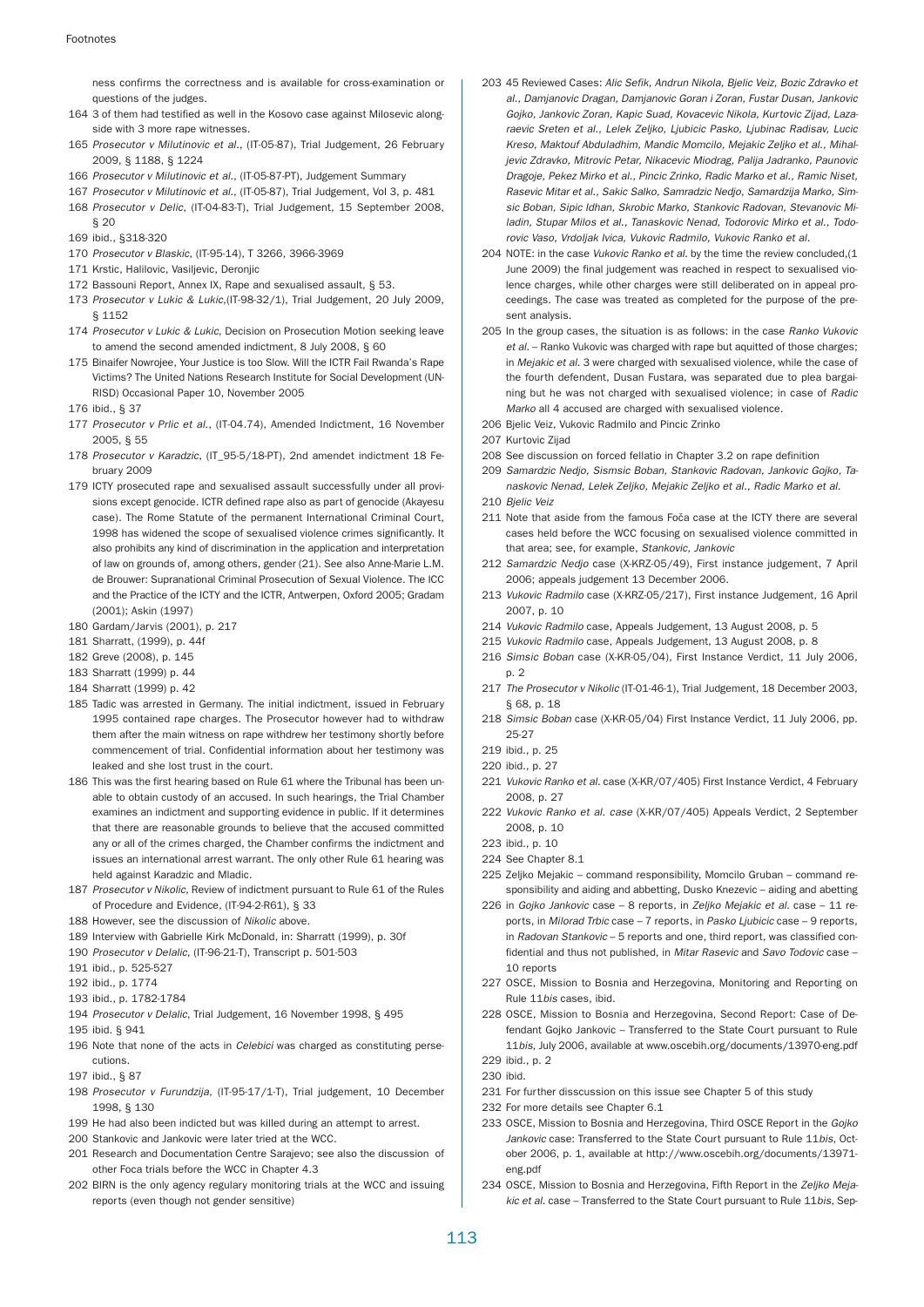ness confirms the correctness and is available for cross-examination or questions of the judges.

164 3 of them had testified as well in the Kosovo case against Milosevic alongside with 3 more rape witnesses.

165 *Prosecutor v Milutinovic et al*., (IT-05-87), Trial Judgement, 26 February 2009, § 1188, § 1224

166 *Prosecutor v Milutinovic et al.*, (IT-05-87-PT), Judgement Summary

167 *Prosecutor v Milutinovic et al.*, (IT-05-87), Trial Judgement, Vol 3, p. 481

168 *Prosecutor v Delic*, (IT-04-83-T), Trial Judgement, 15 September 2008, § 20

169 ibid., §318-320

170 *Prosecutor v Blaskic*, (IT-95-14), T 3266, 3966-3969

171 Krstic, Halilovic, Vasiljevic, Deronjic

172 Bassouni Report, Annex IX, Rape and sexualised assault, § 53.

173 *Prosecutor v Lukic & Lukic*,(IT-98-32/1), Trial Judgement, 20 July 2009, § 1152

174 *Prosecutor v Lukic & Lukic*, Decision on Prosecution Motion seeking leave to amend the second amended indictment, 8 July 2008, § 60

175 Binaifer Nowrojee, Your Justice is too Slow. Will the ICTR Fail Rwanda's Rape Victims? The United Nations Research Institute for Social Development (UNRISD) Occasional Paper 10, November 2005

176 ibid., § 37

177 *Prosecutor v Prlic et al.*, (IT-04.74), Amended Indictment, 16 November 2005, § 55

178 *Prosecutor v Karadzic*, (IT_95-5/18-PT), 2nd amendet indictment 18 February 2009

179 ICTY prosecuted rape and sexualised assault successfully under all provisions except genocide. ICTR defined rape also as part of genocide (Akayesu case). The Rome Statute of the permanent International Criminal Court, 1998 has widened the scope of sexualised violence crimes significantly. It also prohibits any kind of discrimination in the application and interpretation of law on grounds of, among others, gender (21). See also Anne-Marie L.M. de Brouwer: Supranational Criminal Prosecution of Sexual Violence. The ICC and the Practice of the ICTY and the ICTR, Antwerpen, Oxford 2005; Gradam (2001); Askin (1997)

180 Gardam/Jarvis (2001), p. 217

181 Sharratt, (1999), p. 44f

182 Greve (2008), p. 145

183 Sharratt (1999) p. 44

184 Sharratt (1999) p. 42

185 Tadic was arrested in Germany. The initial indictment, issued in February 1995 contained rape charges. The Prosecutor however had to withdraw them after the main witness on rape withdrew her testimony shortly before commencement of trial. Confidential information about her testimony was leaked and she lost trust in the court.

186 This was the first hearing based on Rule 61 where the Tribunal has been unable to obtain custody of an accused. In such hearings, the Trial Chamber examines an indictment and supporting evidence in public. If it determines that there are reasonable grounds to believe that the accused committed any or all of the crimes charged, the Chamber confirms the indictment and issues an international arrest warrant. The only other Rule 61 hearing was held against Karadzic and Mladic.

187 *Prosecutor v Nikolic*, Review of indictment pursuant to Rule 61 of the Rules of Procedure and Evidence, (IT-94-2-R61), § 33

188 However, see the discussion of *Nikolic* above.

189 Interview with Gabrielle Kirk McDonald, in: Sharratt (1999), p. 30f

190 *Prosecutor v Delalic*, (IT-96-21-T), Transcript p. 501-503

191 ibid., p. 525-527

192 ibid., p. 1774

193 ibid., p. 1782-1784

194 *Prosecutor v Delalic*, Trial Judgement, 16 November 1998, § 495

195 ibid. § 941

196 Note that none of the acts in *Celebici* was charged as constituting persecutions.

197 ibid., § 87

198 *Prosecutor v Furundzija*, (IT-95-17/1-T), Trial judgement, 10 December 1998, § 130

199 He had also been indicted but was killed during an attempt to arrest.

200 Stankovic and Jankovic were later tried at the WCC.

201 Research and Documentation Centre Sarajevo; see also the discussion of other Foca trials before the WCC in Chapter 4.3

202 BIRN is the only agency regulary monitoring trials at the WCC and issuing reports (even though not gender sensitive)

203 45 Reviewed Cases: *Alic Sefik, Andrun Nikola, Bjelic Veiz, Bozic Zdravko et al., Damjanovic Dragan, Damjanovic Goran i Zoran, Fustar Dusan, Jankovic Gojko, Jankovic Zoran, Kapic Suad, Kovacevic Nikola, Kurtovic Zijad, Lazaraevic Sreten et al., Lelek Zeljko, Ljubicic Pasko, Ljubinac Radisav, Lucic Kreso, Maktouf Abduladhim, Mandic Momcilo, Mejakic Zeljko et al., Mihaljevic Zdravko, Mitrovic Petar, Nikacevic Miodrag, Palija Jadranko, Paunovic Dragoje, Pekez Mirko et al., Pincic Zrinko, Radic Marko et al., Ramic Niset, Rasevic Mitar et al., Sakic Salko, Samradzic Nedjo, Samardzija Marko, Simsic Boban, Sipic Idhan, Skrobic Marko, Stankovic Radovan, Stevanovic Miladin, Stupar Milos et al., Tanaskovic Nenad, Todorovic Mirko et al., Todorovic Vaso, Vrdoljak Ivica, Vukovic Radmilo, Vukovic Ranko et al.*

204 NOTE: in the case *Vukovic Ranko et al.* by the time the review concluded,(1 June 2009) the final judgement was reached in respect to sexualised violence charges, while other charges were still deliberated on in appeal proceedings. The case was treated as completed for the purpose of the present analysis.

205 In the group cases, the situation is as follows: in the case *Ranko Vukovic et al.* – Ranko Vukovic was charged with rape but aquitted of those charges; in *Mejakic et al.* 3 were charged with sexualised violence, while the case of the fourth defendent, Dusan Fustara, was separated due to plea bargaining but he was not charged with sexualised violence; in case of *Radic Marko* all 4 accused are charged with sexualised violence.

206 Bjelic Veiz, Vukovic Radmilo and Pincic Zrinko

207 Kurtovic Zijad

208 See discussion on forced fellatio in Chapter 3.2 on rape definition

209 *Samardzic Nedjo, Sismsic Boban, Stankovic Radovan, Jankovic Gojko, Tanaskovic Nenad, Lelek Zeljko, Mejakic Zeljko et al., Radic Marko et al.*

210 *Bjelic Veiz*

211 Note that aside from the famous Foča case at the ICTY there are several cases held before the WCC focusing on sexualised violence committed in that area; see, for example, *Stankovic, Jankovic*

212 *Samardzic Nedjo* case (X-KRZ-05/49), First instance judgement, 7 April 2006; appeals judgement 13 December 2006.

213 *Vukovic Radmilo* case (X-KRZ-05/217), First instance Judgement, 16 April 2007, p. 10

214 *Vukovic Radmilo* case, Appeals Judgement, 13 August 2008, p. 5

215 *Vukovic Radmilo* case, Appeals Judgement, 13 August 2008, p. 8

216 *Simsic Boban* case (X-KR-05/04), First Instance Verdict, 11 July 2006, p. 2

217 *The Prosecutor v Nikolic* (IT-01-46-1), Trial Judgement, 18 December 2003, § 68, p. 18

218 *Simsic Boban* case (X-KR-05/04) First Instance Verdict, 11 July 2006, pp. 25-27

219 ibid., p. 25

220 ibid., p. 27

221 *Vukovic Ranko et al.* case (X-KR/07/405) First Instance Verdict, 4 February 2008, p. 27

222 *Vukovic Ranko et al. case* (X-KR/07/405) Appeals Verdict, 2 September 2008, p. 10

223 ibid., p. 10

224 See Chapter 8.1

225 Zeljko Mejakic – command responsibility, Momcilo Gruban – command responsibility and aiding and abbetting, Dusko Knezevic – aiding and abetting

226 in *Gojko Jankovic* case – 8 reports, in *Zeljko Mejakic et al.* case – 11 reports, in *Milorad Trbic* case – 7 reports, in *Pasko Ljubicic* case – 9 reports, in *Radovan Stankovic* – 5 reports and one, third report, was classified confidential and thus not published, in *Mitar Rasevic* and *Savo Todovic* case – 10 reports

227 OSCE, Mission to Bosnia and Herzegovina, Monitoring and Reporting on Rule 11*bis* cases, ibid.

228 OSCE, Mission to Bosnia and Herzegovina, Second Report: Case of Defendant Gojko Jankovic – Transferred to the State Court pursuant to Rule 11*bis*, July 2006, available at www.oscebih.org/documents/13970-eng.pdf

229 ibid., p. 2

230 ibid.

231 For further disscussion on this issue see Chapter 5 of this study

232 For more details see Chapter 6.1

233 OSCE, Mission to Bosnia and Herzegovina, Third OSCE Report in the *Gojko Jankovic* case: Transferred to the State Court pursuant to Rule 11*bis*, October 2006, p. 1, available at http://www.oscebih.org/documents/13971-eng.pdf

234 OSCE, Mission to Bosnia and Herzegovina, Fifth Report in the *Zeljko Mejakic et al.* case – Transferred to the State Court pursuant to Rule 11*bis*, Sep-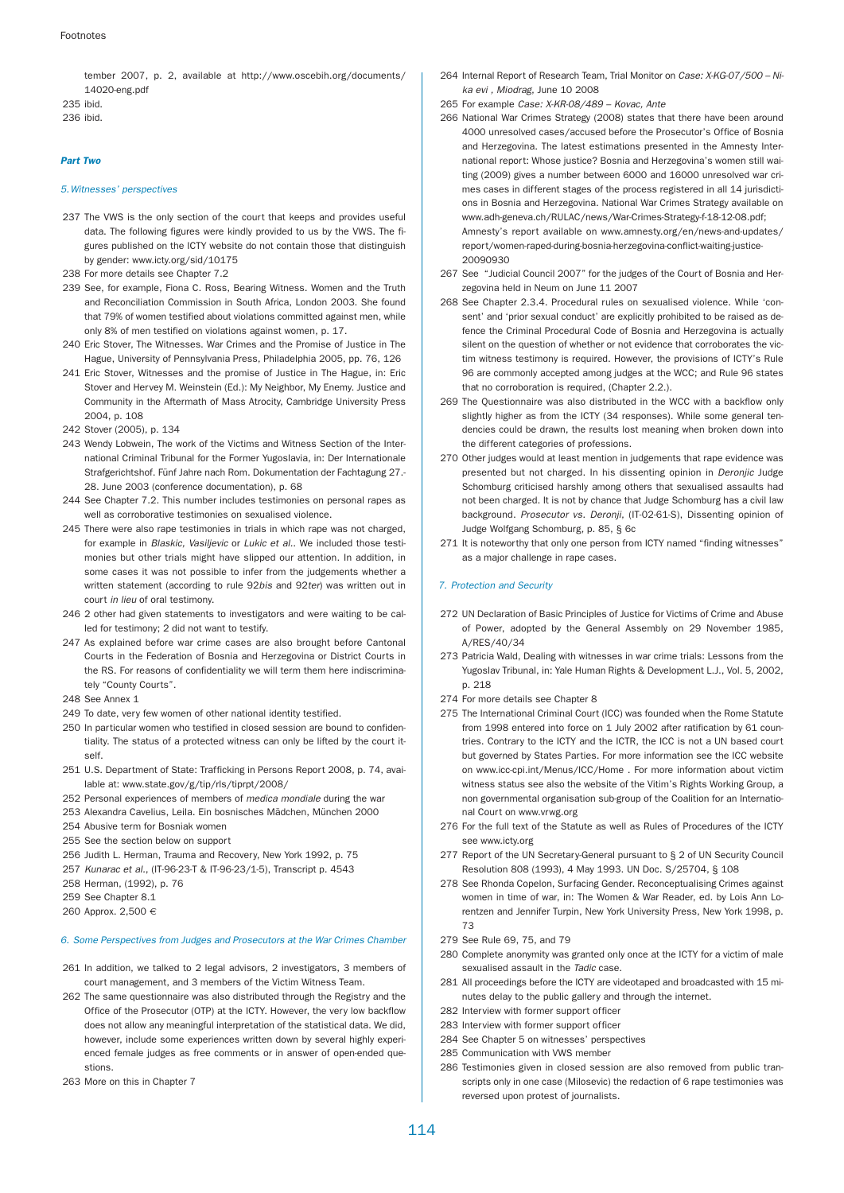tember 2007, p. 2, available at http://www.oscebih.org/documents/14020-eng.pdf

235 ibid.

236 ibid.

### *Part Two*

#### *5. Witnesses' perspectives*

237 The VWS is the only section of the court that keeps and provides useful data. The following figures were kindly provided to us by the VWS. The figures published on the ICTY website do not contain those that distinguish by gender: www.icty.org/sid/10175

238 For more details see Chapter 7.2

239 See, for example, Fiona C. Ross, Bearing Witness. Women and the Truth and Reconciliation Commission in South Africa, London 2003. She found that 79% of women testified about violations committed against men, while only 8% of men testified on violations against women, p. 17.

240 Eric Stover, The Witnesses. War Crimes and the Promise of Justice in The Hague, University of Pennsylvania Press, Philadelphia 2005, pp. 76, 126

241 Eric Stover, Witnesses and the promise of Justice in The Hague, in: Eric Stover and Hervey M. Weinstein (Ed.): My Neighbor, My Enemy. Justice and Community in the Aftermath of Mass Atrocity, Cambridge University Press 2004, p. 108

242 Stover (2005), p. 134

243 Wendy Lobwein, The work of the Victims and Witness Section of the International Criminal Tribunal for the Former Yugoslavia, in: Der Internationale Strafgerichtshof. Fünf Jahre nach Rom. Dokumentation der Fachtagung 27.-28. June 2003 (conference documentation), p. 68

244 See Chapter 7.2. This number includes testimonies on personal rapes as well as corroborative testimonies on sexualised violence.

245 There were also rape testimonies in trials in which rape was not charged, for example in *Blaskic, Vasiljevic* or *Lukic et al.*. We included those testimonies but other trials might have slipped our attention. In addition, in some cases it was not possible to infer from the judgements whether a written statement (according to rule 92*bis* and 92*ter*) was written out in court *in lieu* of oral testimony.

246 2 other had given statements to investigators and were waiting to be called for testimony; 2 did not want to testify.

247 As explained before war crime cases are also brought before Cantonal Courts in the Federation of Bosnia and Herzegovina or District Courts in the RS. For reasons of confidentiality we will term them here indiscriminately "County Courts".

248 See Annex 1

249 To date, very few women of other national identity testified.

250 In particular women who testified in closed session are bound to confidentiality. The status of a protected witness can only be lifted by the court itself.

251 U.S. Department of State: Trafficking in Persons Report 2008, p. 74, available at: www.state.gov/g/tip/rls/tiprpt/2008/

252 Personal experiences of members of *medica mondiale* during the war

253 Alexandra Cavelius, Leila. Ein bosnisches Mädchen, München 2000

254 Abusive term for Bosniak women

255 See the section below on support

256 Judith L. Herman, Trauma and Recovery, New York 1992, p. 75

257 *Kunarac et al.*, (IT-96-23-T & IT-96-23/1-5), Transcript p. 4543

258 Herman, (1992), p. 76

259 See Chapter 8.1

260 Approx. 2,500 €

#### *6. Some Perspectives from Judges and Prosecutors at the War Crimes Chamber*

261 In addition, we talked to 2 legal advisors, 2 investigators, 3 members of court management, and 3 members of the Victim Witness Team.

262 The same questionnaire was also distributed through the Registry and the Office of the Prosecutor (OTP) at the ICTY. However, the very low backflow does not allow any meaningful interpretation of the statistical data. We did, however, include some experiences written down by several highly experienced female judges as free comments or in answer of open-ended questions.

263 More on this in Chapter 7

264 Internal Report of Research Team, Trial Monitor on *Case: X-KG-07/500 – Nika evi , Miodrag,* June 10 2008

265 For example *Case: X-KR-08/489 – Kovac, Ante*

266 National War Crimes Strategy (2008) states that there have been around 4000 unresolved cases/accused before the Prosecutor's Office of Bosnia and Herzegovina. The latest estimations presented in the Amnesty International report: Whose justice? Bosnia and Herzegovina's women still waiting (2009) gives a number between 6000 and 16000 unresolved war crimes cases in different stages of the process registered in all 14 jurisdictions in Bosnia and Herzegovina. National War Crimes Strategy available on www.adh-geneva.ch/RULAC/news/War-Crimes-Strategy-f-18-12-08.pdf; Amnesty's report available on www.amnesty.org/en/news-and-updates/report/women-raped-during-bosnia-herzegovina-conflict-waiting-justice-20090930

267 See "Judicial Council 2007" for the judges of the Court of Bosnia and Herzegovina held in Neum on June 11 2007

268 See Chapter 2.3.4. Procedural rules on sexualised violence. While 'consent' and 'prior sexual conduct' are explicitly prohibited to be raised as defence the Criminal Procedural Code of Bosnia and Herzegovina is actually silent on the question of whether or not evidence that corroborates the victim witness testimony is required. However, the provisions of ICTY's Rule 96 are commonly accepted among judges at the WCC; and Rule 96 states that no corroboration is required, (Chapter 2.2.).

269 The Questionnaire was also distributed in the WCC with a backflow only slightly higher as from the ICTY (34 responses). While some general tendencies could be drawn, the results lost meaning when broken down into the different categories of professions.

270 Other judges would at least mention in judgements that rape evidence was presented but not charged. In his dissenting opinion in *Deronjic* Judge Schomburg criticised harshly among others that sexualised assaults had not been charged. It is not by chance that Judge Schomburg has a civil law background. *Prosecutor vs. Deronji*, (IT-02-61-S), Dissenting opinion of Judge Wolfgang Schomburg, p. 85, § 6c

271 It is noteworthy that only one person from ICTY named "finding witnesses" as a major challenge in rape cases.

#### *7. Protection and Security*

272 UN Declaration of Basic Principles of Justice for Victims of Crime and Abuse of Power, adopted by the General Assembly on 29 November 1985, A/RES/40/34

273 Patricia Wald, Dealing with witnesses in war crime trials: Lessons from the Yugoslav Tribunal, in: Yale Human Rights & Development L.J., Vol. 5, 2002, p. 218

274 For more details see Chapter 8

275 The International Criminal Court (ICC) was founded when the Rome Statute from 1998 entered into force on 1 July 2002 after ratification by 61 countries. Contrary to the ICTY and the ICTR, the ICC is not a UN based court but governed by States Parties. For more information see the ICC website on www.icc-cpi.int/Menus/ICC/Home . For more information about victim witness status see also the website of the Vitim's Rights Working Group, a non governmental organisation sub-group of the Coalition for an International Court on www.vrwg.org

276 For the full text of the Statute as well as Rules of Procedures of the ICTY see www.icty.org

277 Report of the UN Secretary-General pursuant to § 2 of UN Security Council Resolution 808 (1993), 4 May 1993. UN Doc. S/25704, § 108

278 See Rhonda Copelon, Surfacing Gender. Reconceptualising Crimes against women in time of war, in: The Women & War Reader, ed. by Lois Ann Lorentzen and Jennifer Turpin, New York University Press, New York 1998, p. 73

279 See Rule 69, 75, and 79

280 Complete anonymity was granted only once at the ICTY for a victim of male sexualised assault in the *Tadic* case.

281 All proceedings before the ICTY are videotaped and broadcasted with 15 minutes delay to the public gallery and through the internet.

282 Interview with former support officer

283 Interview with former support officer

284 See Chapter 5 on witnesses' perspectives

285 Communication with VWS member

286 Testimonies given in closed session are also removed from public transcripts only in one case (Milosevic) the redaction of 6 rape testimonies was reversed upon protest of journalists.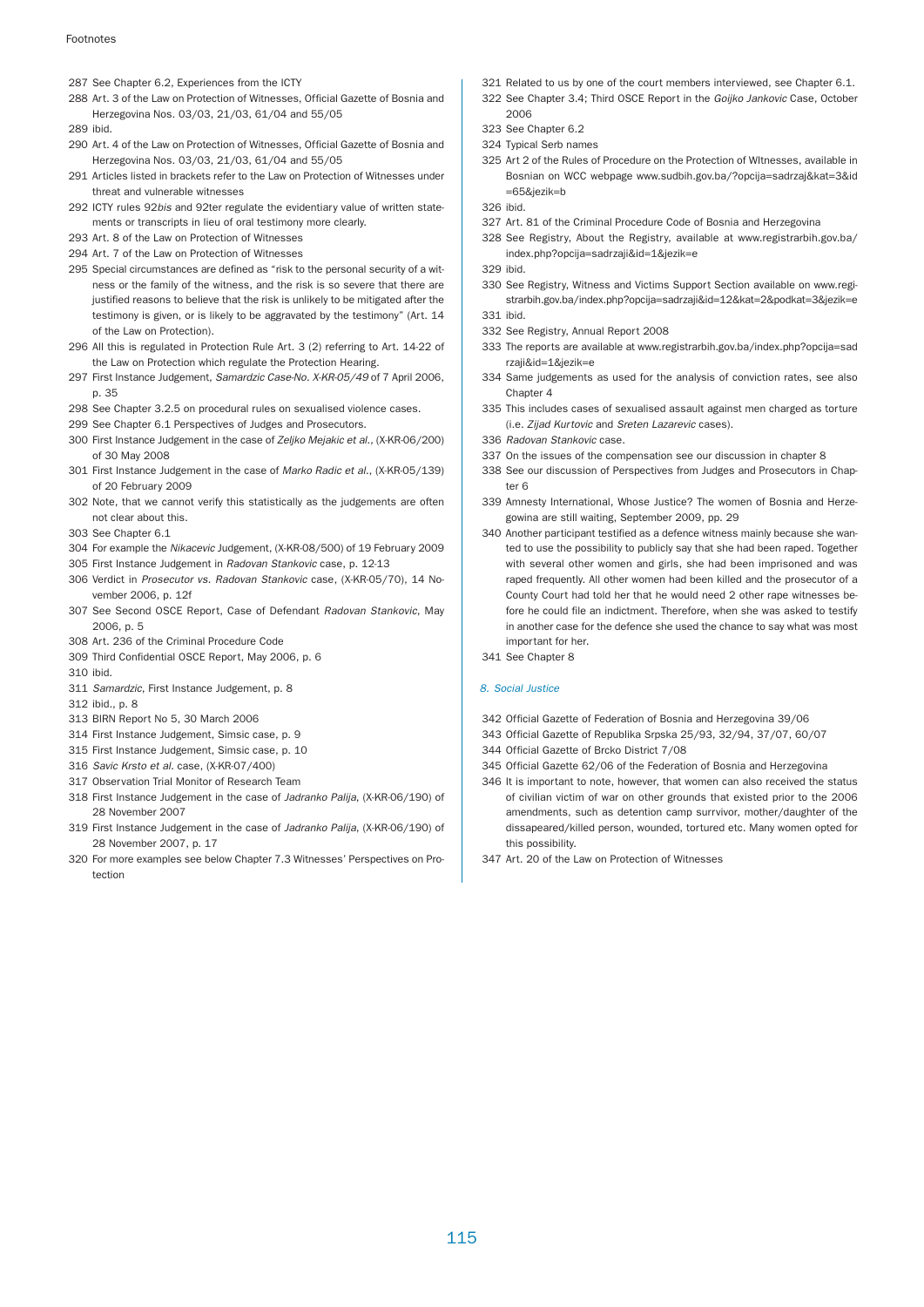Footnotes

287 See Chapter 6.2, Experiences from the ICTY

288 Art. 3 of the Law on Protection of Witnesses, Official Gazette of Bosnia and Herzegovina Nos. 03/03, 21/03, 61/04 and 55/05

289 ibid.

290 Art. 4 of the Law on Protection of Witnesses, Official Gazette of Bosnia and Herzegovina Nos. 03/03, 21/03, 61/04 and 55/05

291 Articles listed in brackets refer to the Law on Protection of Witnesses under threat and vulnerable witnesses

292 ICTY rules 92*bis* and 92ter regulate the evidentiary value of written statements or transcripts in lieu of oral testimony more clearly.

293 Art. 8 of the Law on Protection of Witnesses

294 Art. 7 of the Law on Protection of Witnesses

295 Special circumstances are defined as "risk to the personal security of a witness or the family of the witness, and the risk is so severe that there are justified reasons to believe that the risk is unlikely to be mitigated after the testimony is given, or is likely to be aggravated by the testimony" (Art. 14 of the Law on Protection).

296 All this is regulated in Protection Rule Art. 3 (2) referring to Art. 14-22 of the Law on Protection which regulate the Protection Hearing.

297 First Instance Judgement, *Samardzic Case-No. X-KR-05/49* of 7 April 2006, p. 35

298 See Chapter 3.2.5 on procedural rules on sexualised violence cases.

299 See Chapter 6.1 Perspectives of Judges and Prosecutors.

300 First Instance Judgement in the case of *Zeljko Mejakic et al.*, (X-KR-06/200) of 30 May 2008

301 First Instance Judgement in the case of *Marko Radic et al.*, (X-KR-05/139) of 20 February 2009

302 Note, that we cannot verify this statistically as the judgements are often not clear about this.

303 See Chapter 6.1

304 For example the *Nikacevic* Judgement, (X-KR-08/500) of 19 February 2009

305 First Instance Judgement in *Radovan Stankovic* case, p. 12-13

306 Verdict in *Prosecutor vs. Radovan Stankovic* case, (X-KR-05/70), 14 November 2006, p. 12f

307 See Second OSCE Report, Case of Defendant *Radovan Stankovic*, May 2006, p. 5

308 Art. 236 of the Criminal Procedure Code

309 Third Confidential OSCE Report, May 2006, p. 6

310 ibid.

311 *Samardzic*, First Instance Judgement, p. 8

312 ibid., p. 8

313 BIRN Report No 5, 30 March 2006

314 First Instance Judgement, Simsic case, p. 9

315 First Instance Judgement, Simsic case, p. 10

316 *Savic Krsto et al.* case, (X-KR-07/400)

317 Observation Trial Monitor of Research Team

318 First Instance Judgement in the case of *Jadranko Palija*, (X-KR-06/190) of 28 November 2007

319 First Instance Judgement in the case of *Jadranko Palija*, (X-KR-06/190) of 28 November 2007, p. 17

320 For more examples see below Chapter 7.3 Witnesses' Perspectives on Protection

321 Related to us by one of the court members interviewed, see Chapter 6.1.

322 See Chapter 3.4; Third OSCE Report in the *Goijko Jankovic* Case, October 2006

323 See Chapter 6.2

324 Typical Serb names

325 Art 2 of the Rules of Procedure on the Protection of WItnesses, available in Bosnian on WCC webpage www.sudbih.gov.ba/?opcija=sadrzaj&kat=3&id=65&jezik=b

326 ibid.

327 Art. 81 of the Criminal Procedure Code of Bosnia and Herzegovina

328 See Registry, About the Registry, available at www.registrarbih.gov.ba/index.php?opcija=sadrzaji&id=1&jezik=e

329 ibid.

330 See Registry, Witness and Victims Support Section available on www.registrarbih.gov.ba/index.php?opcija=sadrzaji&id=12&kat=2&podkat=3&jezik=e

331 ibid.

332 See Registry, Annual Report 2008

333 The reports are available at www.registrarbih.gov.ba/index.php?opcija=sadrzaji&id=1&jezik=e

334 Same judgements as used for the analysis of conviction rates, see also Chapter 4

335 This includes cases of sexualised assault against men charged as torture (i.e. *Zijad Kurtovic* and *Sreten Lazarevic* cases).

336 *Radovan Stankovic* case.

337 On the issues of the compensation see our discussion in chapter 8

338 See our discussion of Perspectives from Judges and Prosecutors in Chapter 6

339 Amnesty International, Whose Justice? The women of Bosnia and Herzegowina are still waiting, September 2009, pp. 29

340 Another participant testified as a defence witness mainly because she wanted to use the possibility to publicly say that she had been raped. Together with several other women and girls, she had been imprisoned and was raped frequently. All other women had been killed and the prosecutor of a County Court had told her that he would need 2 other rape witnesses before he could file an indictment. Therefore, when she was asked to testify in another case for the defence she used the chance to say what was most important for her.

341 See Chapter 8

*8. Social Justice*

342 Official Gazette of Federation of Bosnia and Herzegovina 39/06

343 Official Gazette of Republika Srpska 25/93, 32/94, 37/07, 60/07

344 Official Gazette of Brcko District 7/08

345 Official Gazette 62/06 of the Federation of Bosnia and Herzegovina

346 It is important to note, however, that women can also received the status of civilian victim of war on other grounds that existed prior to the 2006 amendments, such as detention camp surrvivor, mother/daughter of the dissapeared/killed person, wounded, tortured etc. Many women opted for this possibility.

347 Art. 20 of the Law on Protection of Witnesses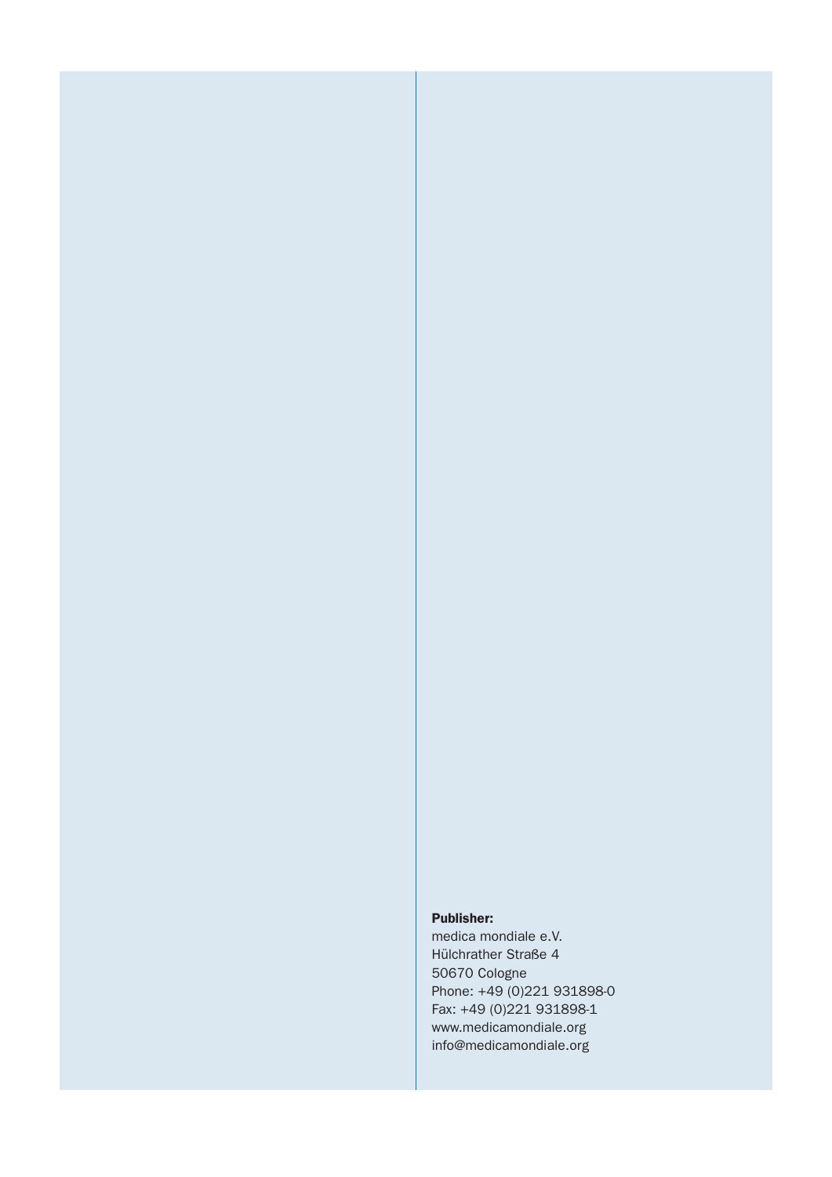**Publisher:**
medica mondiale e.V.
Hülchrather Straße 4
50670 Cologne
Phone: +49 (0)221 931898-0
Fax: +49 (0)221 931898-1
www.medicamondiale.org
info@medicamondiale.org